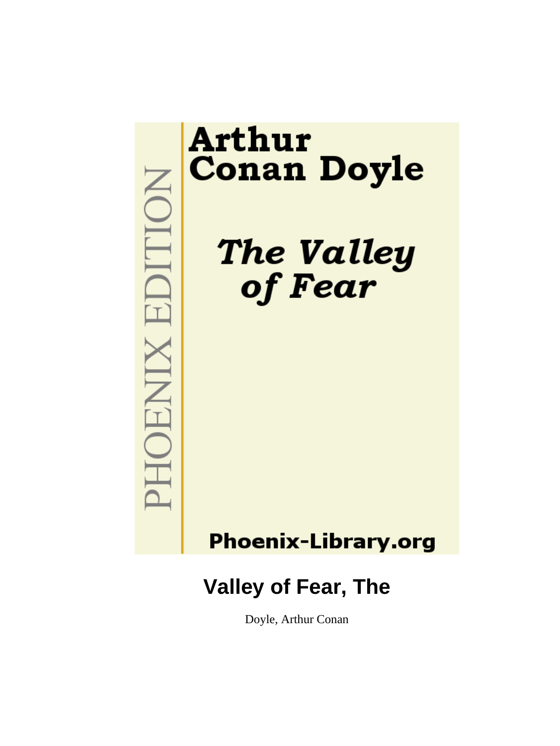PHOENIX EDITION

# Arthur Conan Doyle

## *The Valley of Fear*

Phoenix-Library.org

# Valley of Fear, The

Doyle, Arthur Conan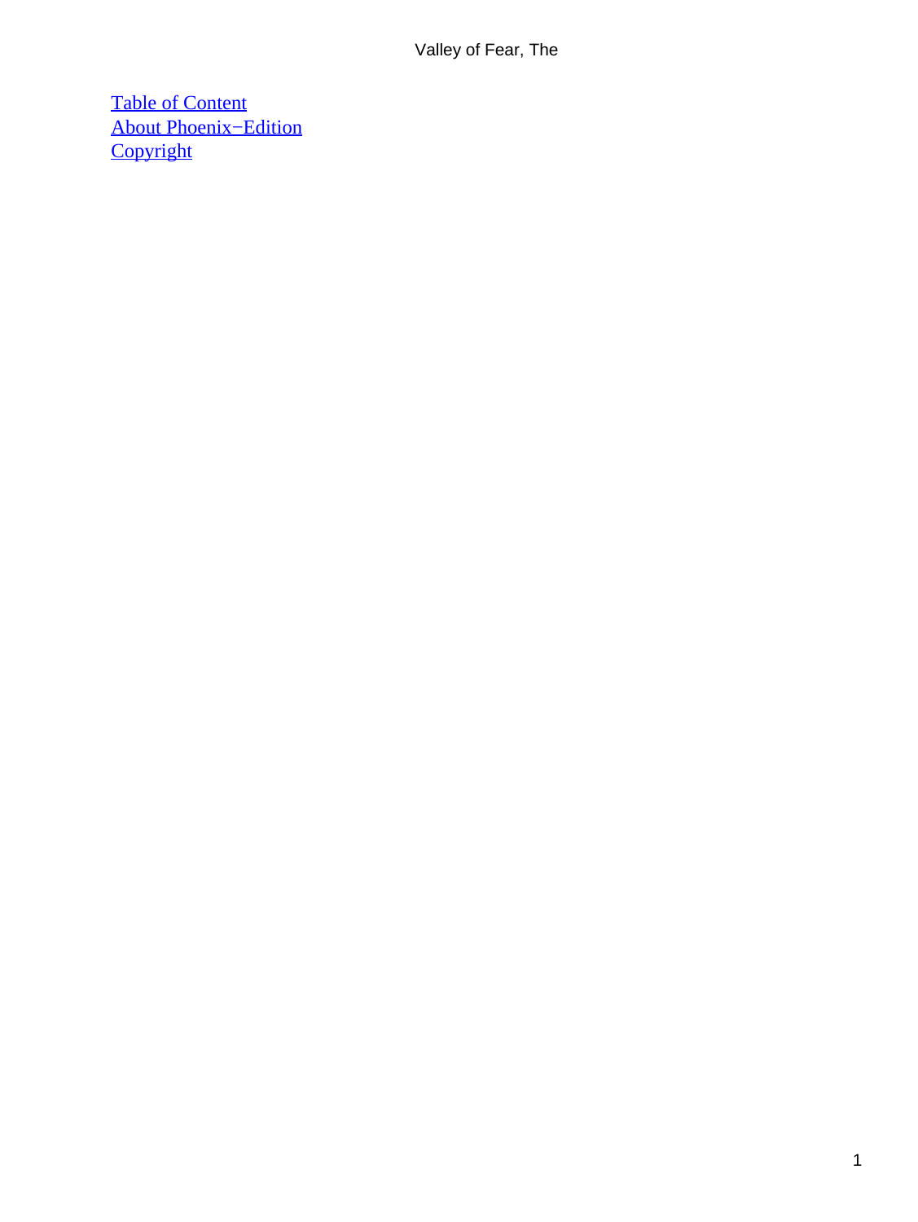[Table of Content](#)
[About Phoenix−Edition](#)
[Copyright](#)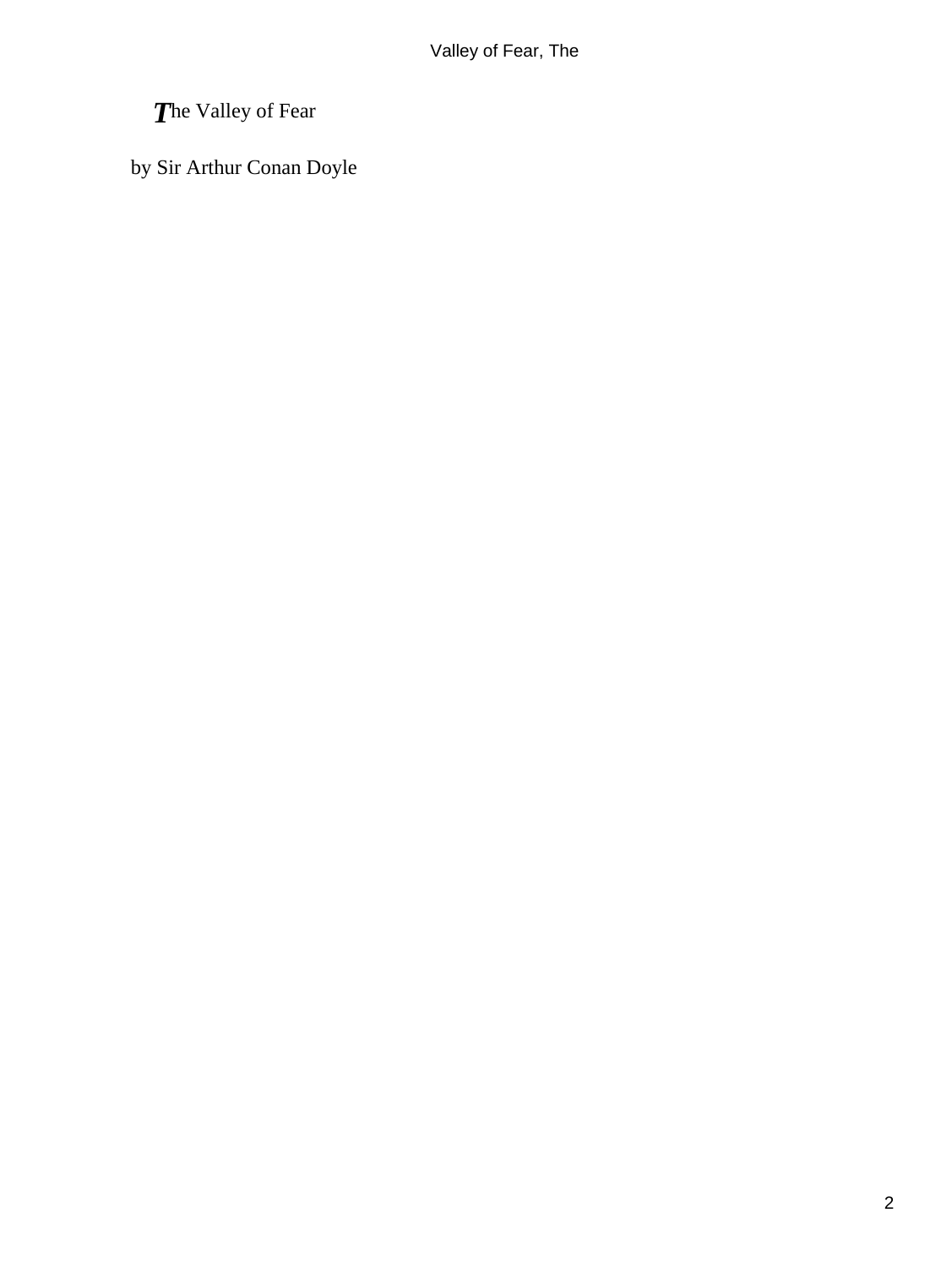# The Valley of Fear

by Sir Arthur Conan Doyle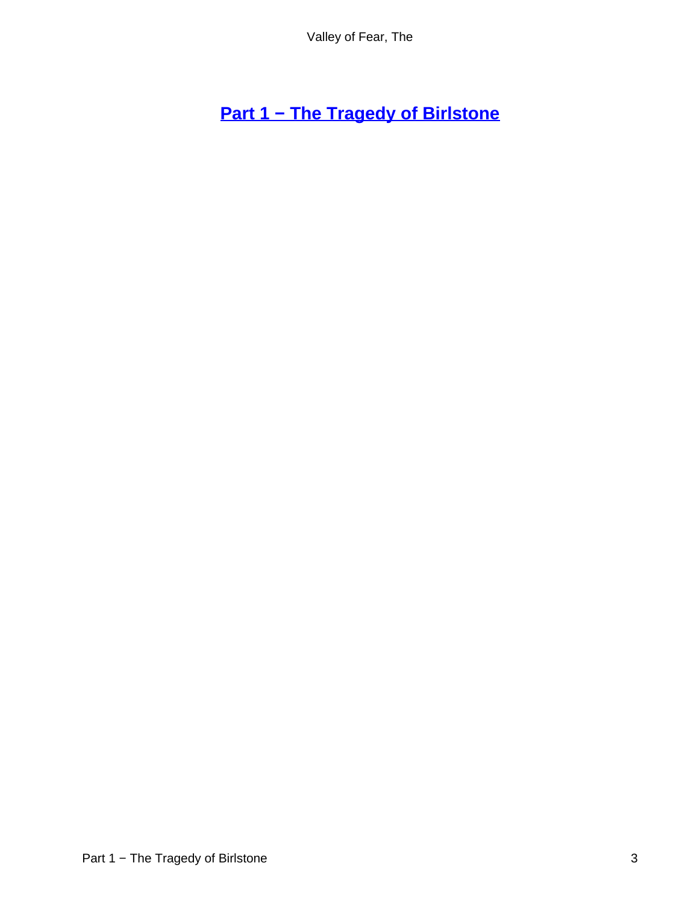## Part 1 − The Tragedy of Birlstone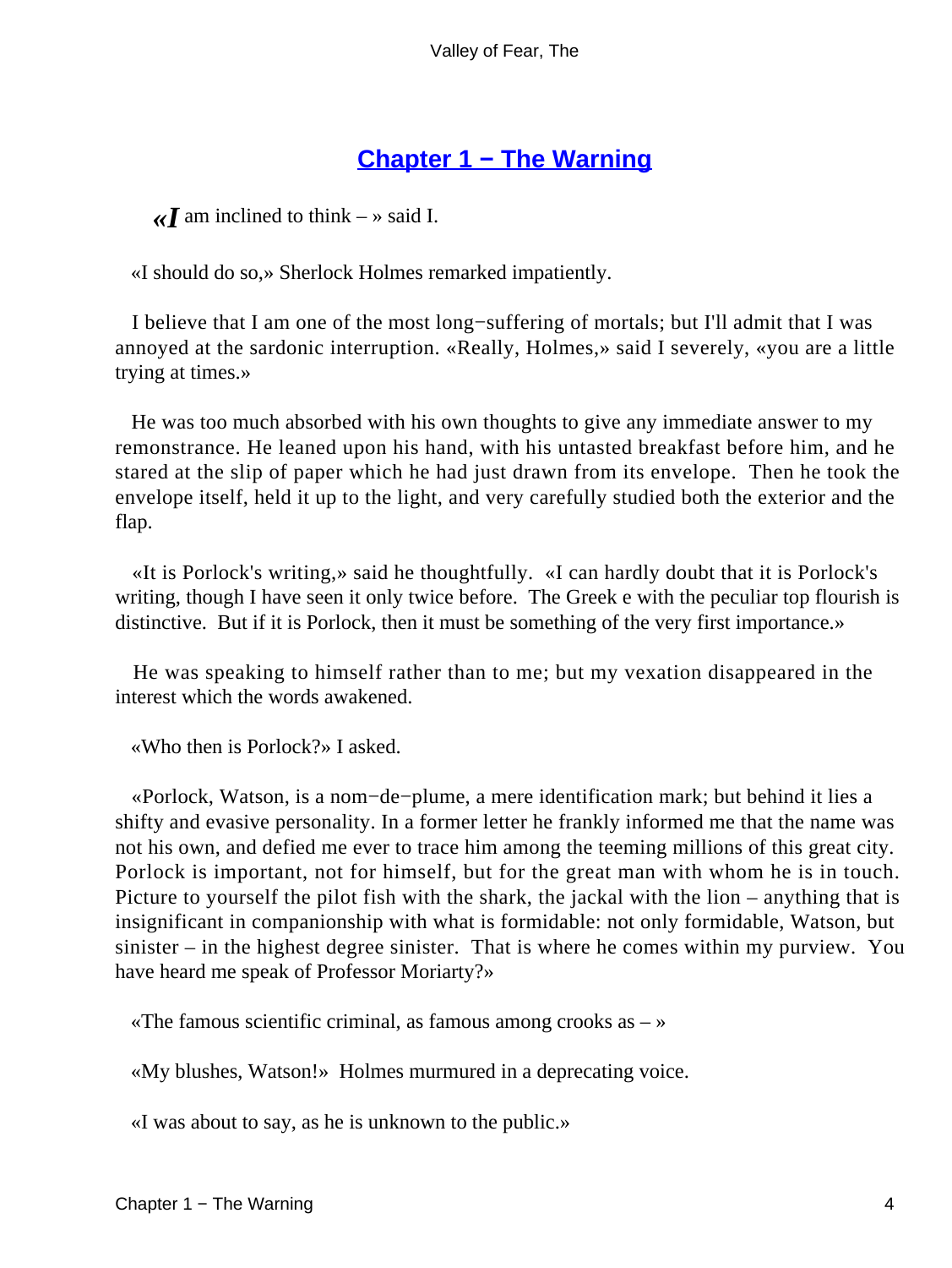## Chapter 1 − The Warning

«*I* am inclined to think – » said I.

«I should do so,» Sherlock Holmes remarked impatiently.

I believe that I am one of the most long−suffering of mortals; but I'll admit that I was annoyed at the sardonic interruption. «Really, Holmes,» said I severely, «you are a little trying at times.»

He was too much absorbed with his own thoughts to give any immediate answer to my remonstrance. He leaned upon his hand, with his untasted breakfast before him, and he stared at the slip of paper which he had just drawn from its envelope. Then he took the envelope itself, held it up to the light, and very carefully studied both the exterior and the flap.

«It is Porlock's writing,» said he thoughtfully. «I can hardly doubt that it is Porlock's writing, though I have seen it only twice before. The Greek e with the peculiar top flourish is distinctive. But if it is Porlock, then it must be something of the very first importance.»

He was speaking to himself rather than to me; but my vexation disappeared in the interest which the words awakened.

«Who then is Porlock?» I asked.

«Porlock, Watson, is a nom−de−plume, a mere identification mark; but behind it lies a shifty and evasive personality. In a former letter he frankly informed me that the name was not his own, and defied me ever to trace him among the teeming millions of this great city. Porlock is important, not for himself, but for the great man with whom he is in touch. Picture to yourself the pilot fish with the shark, the jackal with the lion – anything that is insignificant in companionship with what is formidable: not only formidable, Watson, but sinister – in the highest degree sinister. That is where he comes within my purview. You have heard me speak of Professor Moriarty?»

«The famous scientific criminal, as famous among crooks as – »

«My blushes, Watson!» Holmes murmured in a deprecating voice.

«I was about to say, as he is unknown to the public.»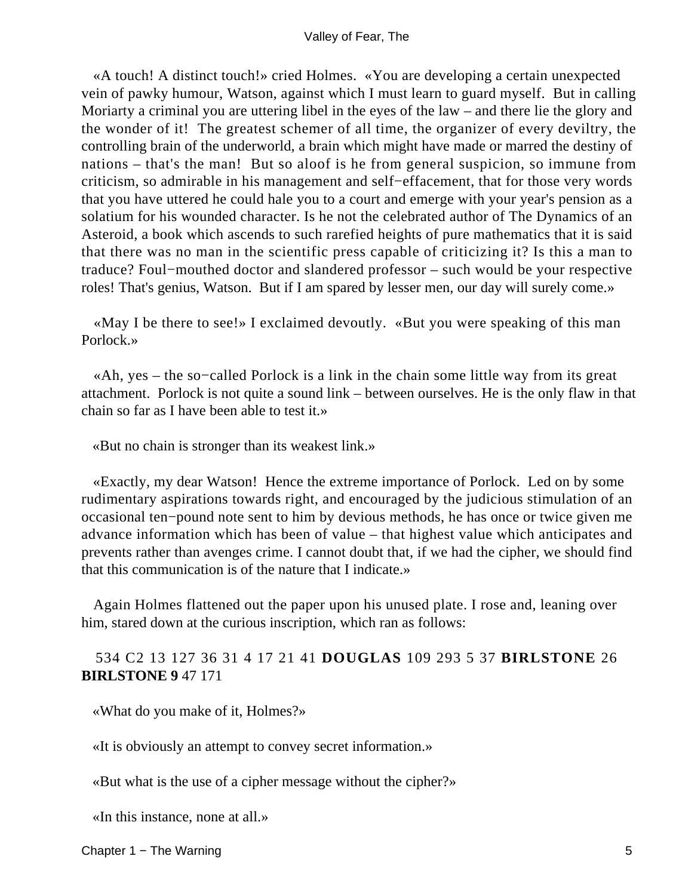«A touch! A distinct touch!» cried Holmes. «You are developing a certain unexpected vein of pawky humour, Watson, against which I must learn to guard myself. But in calling Moriarty a criminal you are uttering libel in the eyes of the law – and there lie the glory and the wonder of it! The greatest schemer of all time, the organizer of every deviltry, the controlling brain of the underworld, a brain which might have made or marred the destiny of nations – that's the man! But so aloof is he from general suspicion, so immune from criticism, so admirable in his management and self−effacement, that for those very words that you have uttered he could hale you to a court and emerge with your year's pension as a solatium for his wounded character. Is he not the celebrated author of The Dynamics of an Asteroid, a book which ascends to such rarefied heights of pure mathematics that it is said that there was no man in the scientific press capable of criticizing it? Is this a man to traduce? Foul−mouthed doctor and slandered professor – such would be your respective roles! That's genius, Watson. But if I am spared by lesser men, our day will surely come.»

«May I be there to see!» I exclaimed devoutly. «But you were speaking of this man Porlock.»

«Ah, yes – the so−called Porlock is a link in the chain some little way from its great attachment. Porlock is not quite a sound link – between ourselves. He is the only flaw in that chain so far as I have been able to test it.»

«But no chain is stronger than its weakest link.»

«Exactly, my dear Watson! Hence the extreme importance of Porlock. Led on by some rudimentary aspirations towards right, and encouraged by the judicious stimulation of an occasional ten−pound note sent to him by devious methods, he has once or twice given me advance information which has been of value – that highest value which anticipates and prevents rather than avenges crime. I cannot doubt that, if we had the cipher, we should find that this communication is of the nature that I indicate.»

Again Holmes flattened out the paper upon his unused plate. I rose and, leaning over him, stared down at the curious inscription, which ran as follows:

534 C2 13 127 36 31 4 17 21 41 **DOUGLAS** 109 293 5 37 **BIRLSTONE** 26 **BIRLSTONE 9** 47 171

«What do you make of it, Holmes?»

«It is obviously an attempt to convey secret information.»

«But what is the use of a cipher message without the cipher?»

«In this instance, none at all.»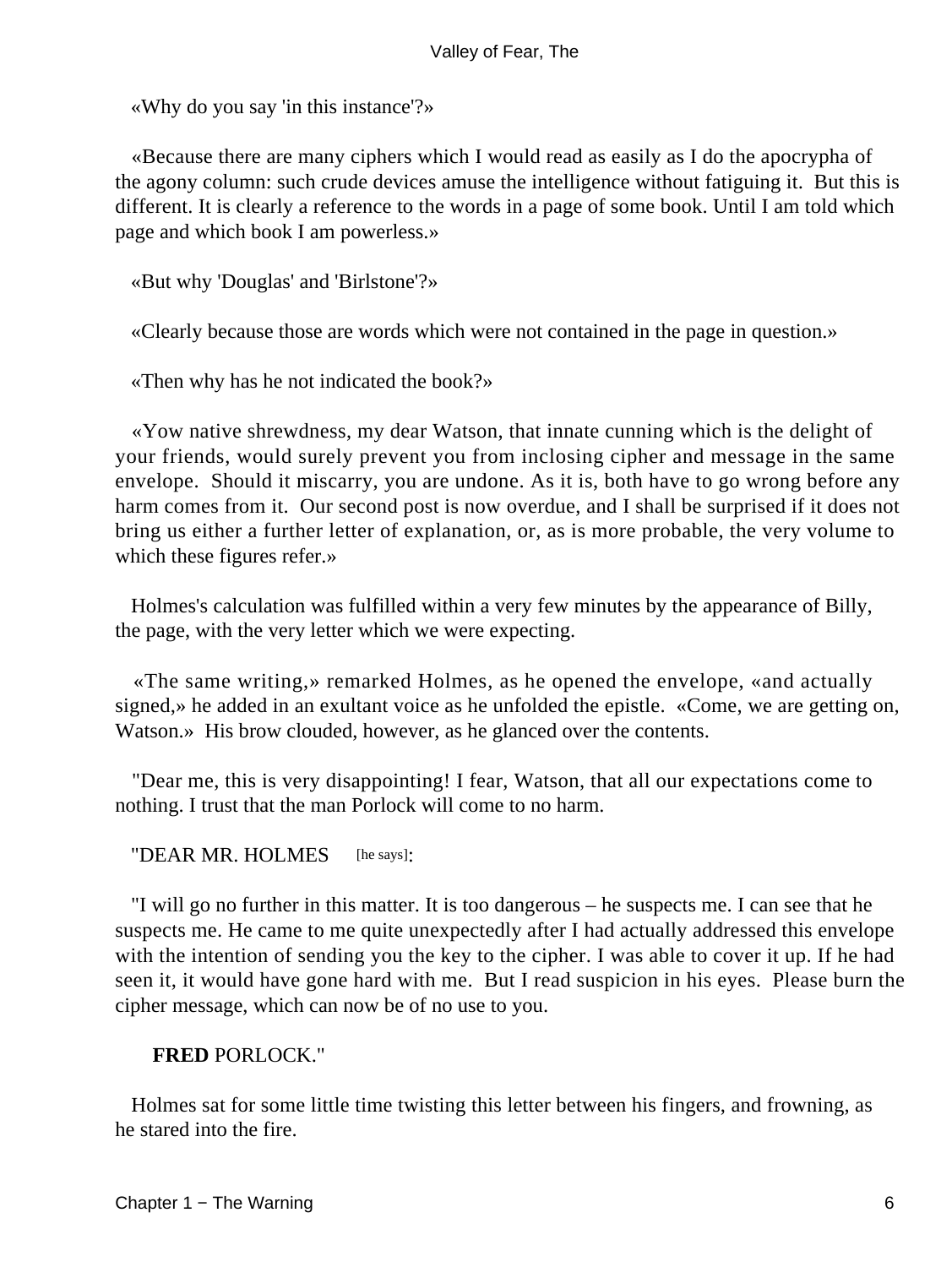«Why do you say 'in this instance'?»

«Because there are many ciphers which I would read as easily as I do the apocrypha of the agony column: such crude devices amuse the intelligence without fatiguing it. But this is different. It is clearly a reference to the words in a page of some book. Until I am told which page and which book I am powerless.»

«But why 'Douglas' and 'Birlstone'?»

«Clearly because those are words which were not contained in the page in question.»

«Then why has he not indicated the book?»

«Yow native shrewdness, my dear Watson, that innate cunning which is the delight of your friends, would surely prevent you from inclosing cipher and message in the same envelope. Should it miscarry, you are undone. As it is, both have to go wrong before any harm comes from it. Our second post is now overdue, and I shall be surprised if it does not bring us either a further letter of explanation, or, as is more probable, the very volume to which these figures refer.»

Holmes's calculation was fulfilled within a very few minutes by the appearance of Billy, the page, with the very letter which we were expecting.

«The same writing,» remarked Holmes, as he opened the envelope, «and actually signed,» he added in an exultant voice as he unfolded the epistle. «Come, we are getting on, Watson.» His brow clouded, however, as he glanced over the contents.

"Dear me, this is very disappointing! I fear, Watson, that all our expectations come to nothing. I trust that the man Porlock will come to no harm.

"DEAR MR. HOLMES [he says]:

"I will go no further in this matter. It is too dangerous – he suspects me. I can see that he suspects me. He came to me quite unexpectedly after I had actually addressed this envelope with the intention of sending you the key to the cipher. I was able to cover it up. If he had seen it, it would have gone hard with me. But I read suspicion in his eyes. Please burn the cipher message, which can now be of no use to you.

**FRED** PORLOCK."

Holmes sat for some little time twisting this letter between his fingers, and frowning, as he stared into the fire.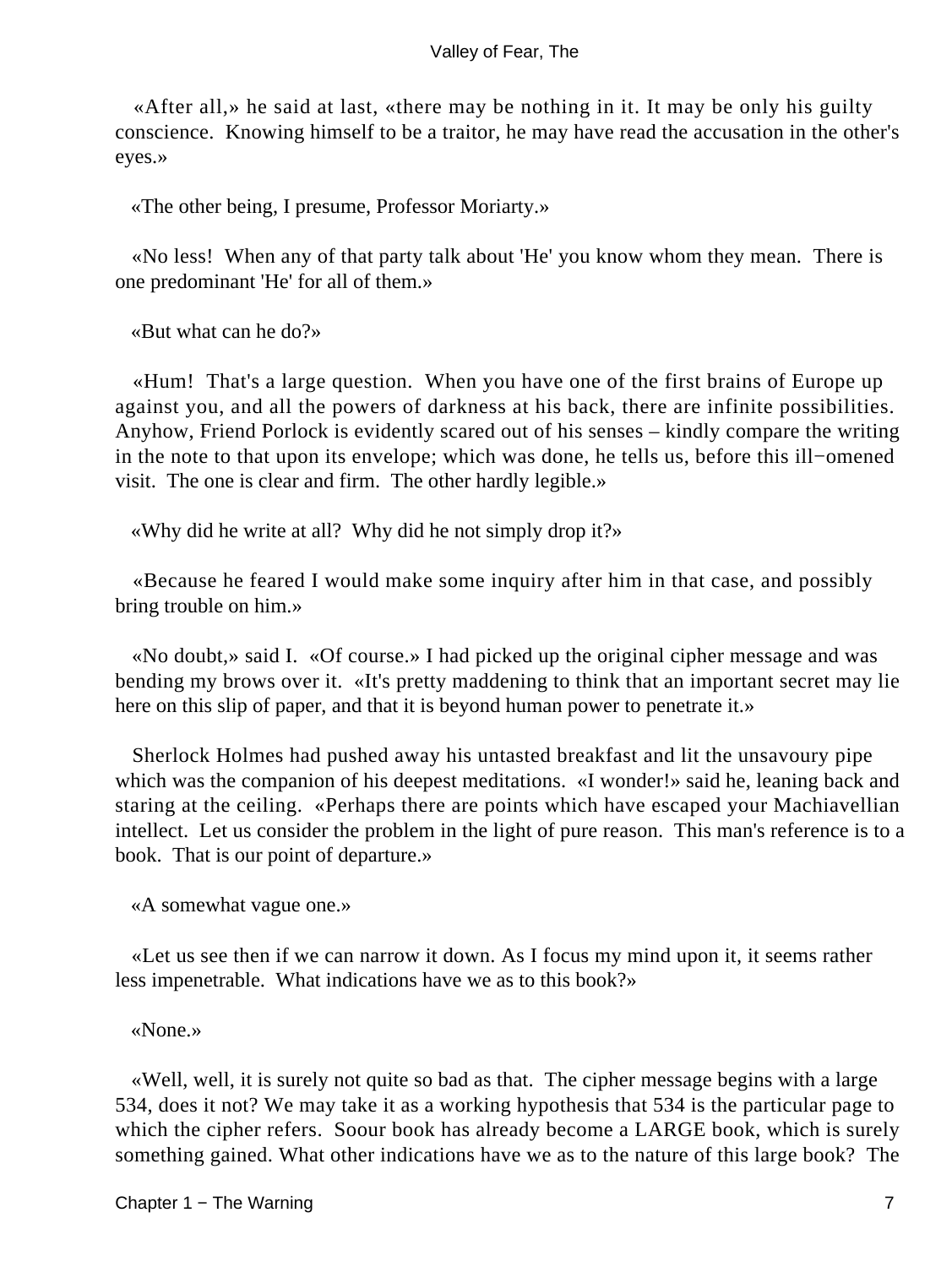«After all,» he said at last, «there may be nothing in it. It may be only his guilty conscience. Knowing himself to be a traitor, he may have read the accusation in the other's eyes.»

«The other being, I presume, Professor Moriarty.»

«No less! When any of that party talk about 'He' you know whom they mean. There is one predominant 'He' for all of them.»

«But what can he do?»

«Hum! That's a large question. When you have one of the first brains of Europe up against you, and all the powers of darkness at his back, there are infinite possibilities. Anyhow, Friend Porlock is evidently scared out of his senses – kindly compare the writing in the note to that upon its envelope; which was done, he tells us, before this ill−omened visit. The one is clear and firm. The other hardly legible.»

«Why did he write at all? Why did he not simply drop it?»

«Because he feared I would make some inquiry after him in that case, and possibly bring trouble on him.»

«No doubt,» said I. «Of course.» I had picked up the original cipher message and was bending my brows over it. «It's pretty maddening to think that an important secret may lie here on this slip of paper, and that it is beyond human power to penetrate it.»

Sherlock Holmes had pushed away his untasted breakfast and lit the unsavoury pipe which was the companion of his deepest meditations. «I wonder!» said he, leaning back and staring at the ceiling. «Perhaps there are points which have escaped your Machiavellian intellect. Let us consider the problem in the light of pure reason. This man's reference is to a book. That is our point of departure.»

«A somewhat vague one.»

«Let us see then if we can narrow it down. As I focus my mind upon it, it seems rather less impenetrable. What indications have we as to this book?»

«None.»

«Well, well, it is surely not quite so bad as that. The cipher message begins with a large 534, does it not? We may take it as a working hypothesis that 534 is the particular page to which the cipher refers. Soour book has already become a LARGE book, which is surely something gained. What other indications have we as to the nature of this large book? The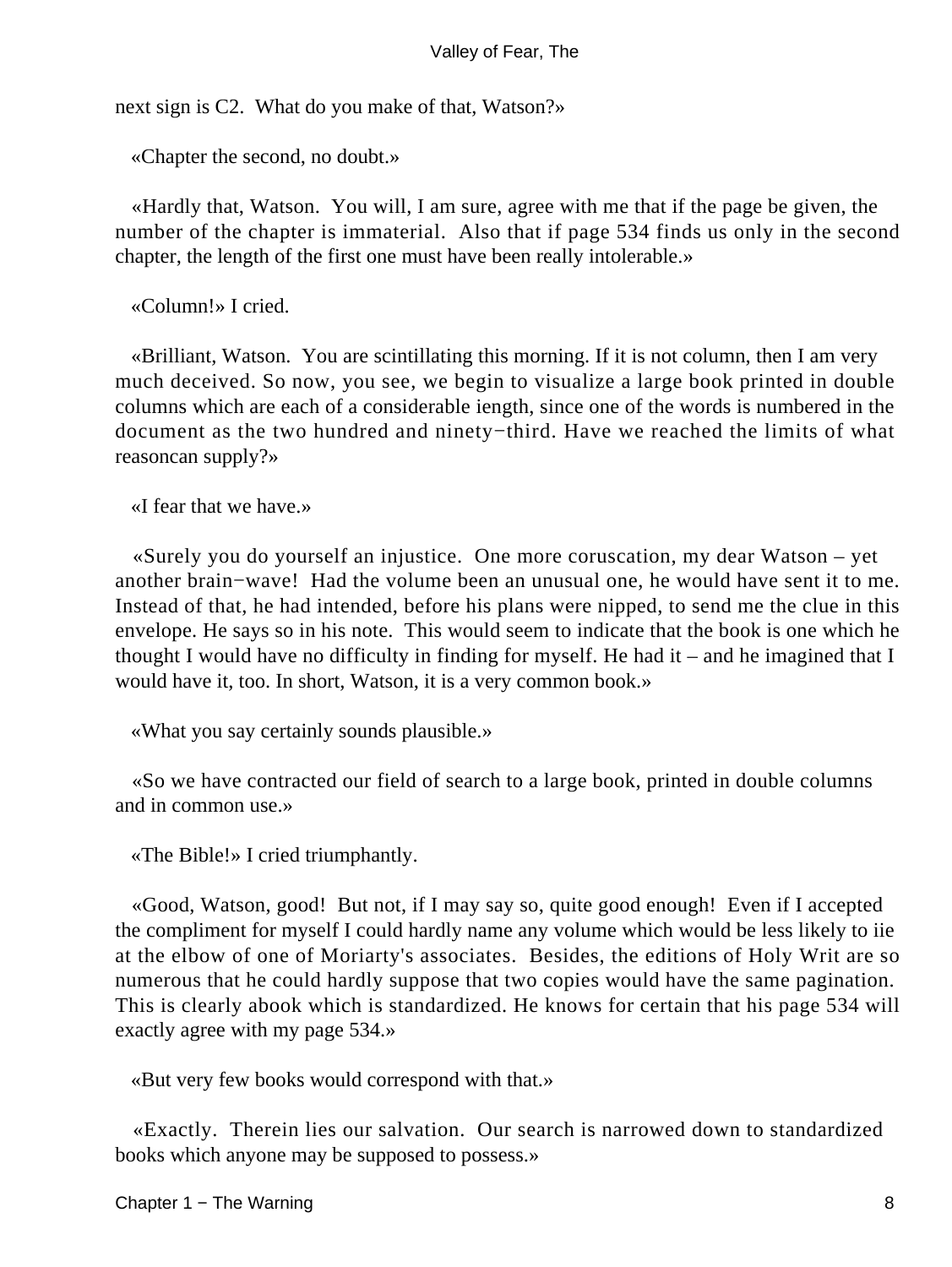next sign is C2. What do you make of that, Watson?»

«Chapter the second, no doubt.»

«Hardly that, Watson. You will, I am sure, agree with me that if the page be given, the number of the chapter is immaterial. Also that if page 534 finds us only in the second chapter, the length of the first one must have been really intolerable.»

«Column!» I cried.

«Brilliant, Watson. You are scintillating this morning. If it is not column, then I am very much deceived. So now, you see, we begin to visualize a large book printed in double columns which are each of a considerable iength, since one of the words is numbered in the document as the two hundred and ninety−third. Have we reached the limits of what reasoncan supply?»

«I fear that we have.»

«Surely you do yourself an injustice. One more coruscation, my dear Watson – yet another brain−wave! Had the volume been an unusual one, he would have sent it to me. Instead of that, he had intended, before his plans were nipped, to send me the clue in this envelope. He says so in his note. This would seem to indicate that the book is one which he thought I would have no difficulty in finding for myself. He had it – and he imagined that I would have it, too. In short, Watson, it is a very common book.»

«What you say certainly sounds plausible.»

«So we have contracted our field of search to a large book, printed in double columns and in common use.»

«The Bible!» I cried triumphantly.

«Good, Watson, good! But not, if I may say so, quite good enough! Even if I accepted the compliment for myself I could hardly name any volume which would be less likely to iie at the elbow of one of Moriarty's associates. Besides, the editions of Holy Writ are so numerous that he could hardly suppose that two copies would have the same pagination. This is clearly abook which is standardized. He knows for certain that his page 534 will exactly agree with my page 534.»

«But very few books would correspond with that.»

«Exactly. Therein lies our salvation. Our search is narrowed down to standardized books which anyone may be supposed to possess.»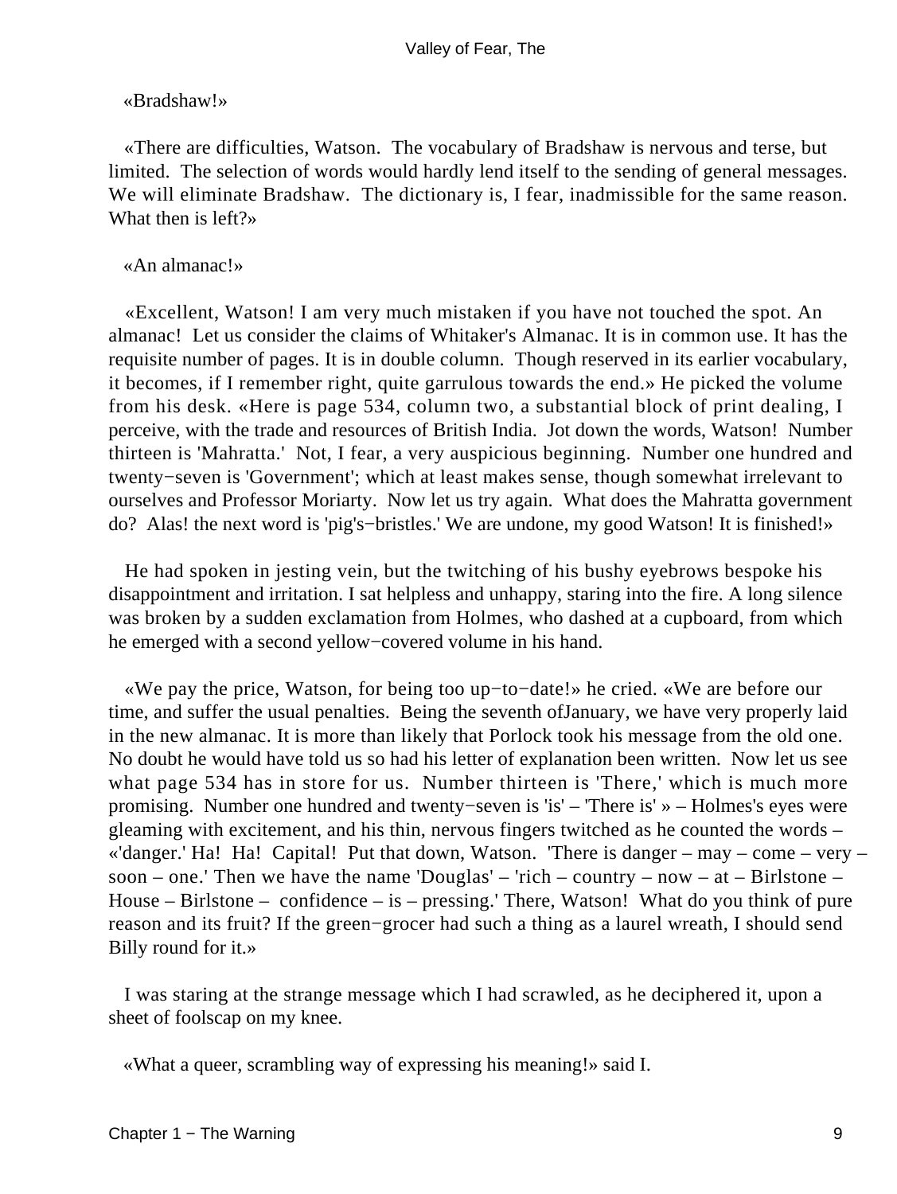«Bradshaw!»

«There are difficulties, Watson. The vocabulary of Bradshaw is nervous and terse, but limited. The selection of words would hardly lend itself to the sending of general messages. We will eliminate Bradshaw. The dictionary is, I fear, inadmissible for the same reason. What then is left?»

«An almanac!»

«Excellent, Watson! I am very much mistaken if you have not touched the spot. An almanac! Let us consider the claims of Whitaker's Almanac. It is in common use. It has the requisite number of pages. It is in double column. Though reserved in its earlier vocabulary, it becomes, if I remember right, quite garrulous towards the end.» He picked the volume from his desk. «Here is page 534, column two, a substantial block of print dealing, I perceive, with the trade and resources of British India. Jot down the words, Watson! Number thirteen is 'Mahratta.' Not, I fear, a very auspicious beginning. Number one hundred and twenty−seven is 'Government'; which at least makes sense, though somewhat irrelevant to ourselves and Professor Moriarty. Now let us try again. What does the Mahratta government do? Alas! the next word is 'pig's−bristles.' We are undone, my good Watson! It is finished!»

He had spoken in jesting vein, but the twitching of his bushy eyebrows bespoke his disappointment and irritation. I sat helpless and unhappy, staring into the fire. A long silence was broken by a sudden exclamation from Holmes, who dashed at a cupboard, from which he emerged with a second yellow−covered volume in his hand.

«We pay the price, Watson, for being too up−to−date!» he cried. «We are before our time, and suffer the usual penalties. Being the seventh ofJanuary, we have very properly laid in the new almanac. It is more than likely that Porlock took his message from the old one. No doubt he would have told us so had his letter of explanation been written. Now let us see what page 534 has in store for us. Number thirteen is 'There,' which is much more promising. Number one hundred and twenty−seven is 'is' – 'There is' » – Holmes's eyes were gleaming with excitement, and his thin, nervous fingers twitched as he counted the words – «'danger.' Ha! Ha! Capital! Put that down, Watson. 'There is danger – may – come – very – soon – one.' Then we have the name 'Douglas' – 'rich – country – now – at – Birlstone – House – Birlstone – confidence – is – pressing.' There, Watson! What do you think of pure reason and its fruit? If the green−grocer had such a thing as a laurel wreath, I should send Billy round for it.»

I was staring at the strange message which I had scrawled, as he deciphered it, upon a sheet of foolscap on my knee.

«What a queer, scrambling way of expressing his meaning!» said I.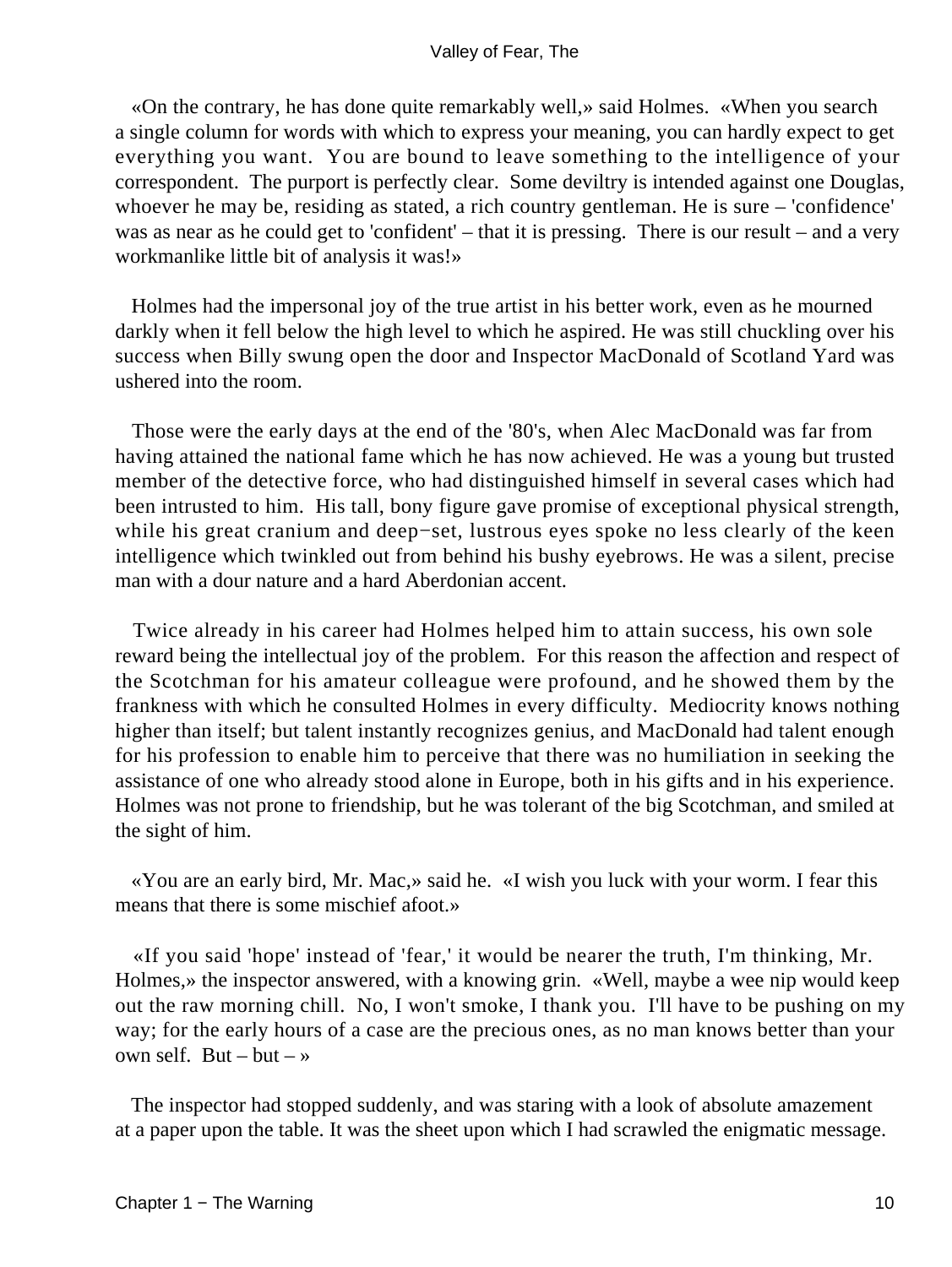«On the contrary, he has done quite remarkably well,» said Holmes. «When you search a single column for words with which to express your meaning, you can hardly expect to get everything you want. You are bound to leave something to the intelligence of your correspondent. The purport is perfectly clear. Some deviltry is intended against one Douglas, whoever he may be, residing as stated, a rich country gentleman. He is sure – 'confidence' was as near as he could get to 'confident' – that it is pressing. There is our result – and a very workmanlike little bit of analysis it was!»

Holmes had the impersonal joy of the true artist in his better work, even as he mourned darkly when it fell below the high level to which he aspired. He was still chuckling over his success when Billy swung open the door and Inspector MacDonald of Scotland Yard was ushered into the room.

Those were the early days at the end of the '80's, when Alec MacDonald was far from having attained the national fame which he has now achieved. He was a young but trusted member of the detective force, who had distinguished himself in several cases which had been intrusted to him. His tall, bony figure gave promise of exceptional physical strength, while his great cranium and deep−set, lustrous eyes spoke no less clearly of the keen intelligence which twinkled out from behind his bushy eyebrows. He was a silent, precise man with a dour nature and a hard Aberdonian accent.

Twice already in his career had Holmes helped him to attain success, his own sole reward being the intellectual joy of the problem. For this reason the affection and respect of the Scotchman for his amateur colleague were profound, and he showed them by the frankness with which he consulted Holmes in every difficulty. Mediocrity knows nothing higher than itself; but talent instantly recognizes genius, and MacDonald had talent enough for his profession to enable him to perceive that there was no humiliation in seeking the assistance of one who already stood alone in Europe, both in his gifts and in his experience. Holmes was not prone to friendship, but he was tolerant of the big Scotchman, and smiled at the sight of him.

«You are an early bird, Mr. Mac,» said he. «I wish you luck with your worm. I fear this means that there is some mischief afoot.»

«If you said 'hope' instead of 'fear,' it would be nearer the truth, I'm thinking, Mr. Holmes,» the inspector answered, with a knowing grin. «Well, maybe a wee nip would keep out the raw morning chill. No, I won't smoke, I thank you. I'll have to be pushing on my way; for the early hours of a case are the precious ones, as no man knows better than your own self. But – but – »

The inspector had stopped suddenly, and was staring with a look of absolute amazement at a paper upon the table. It was the sheet upon which I had scrawled the enigmatic message.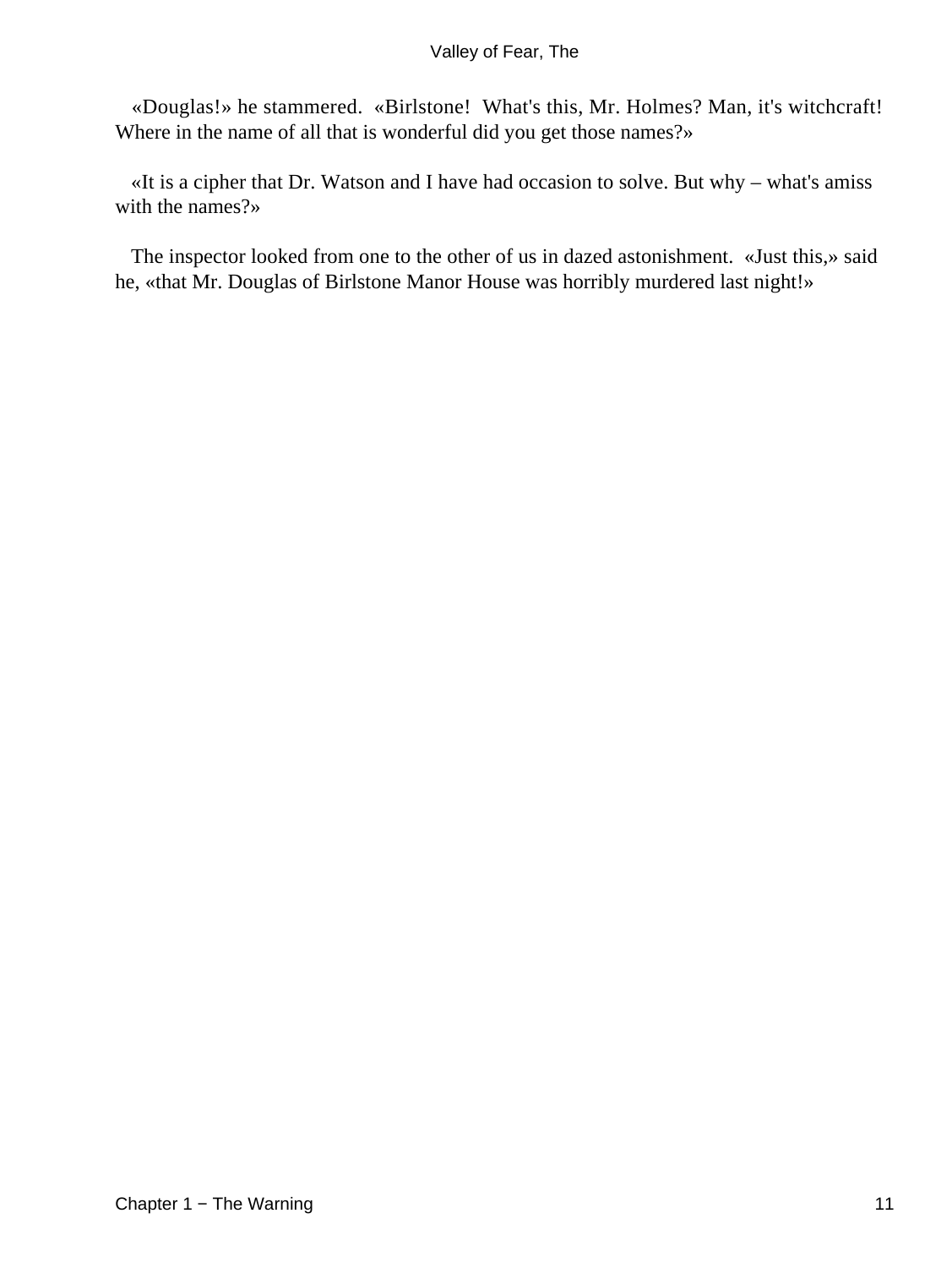«Douglas!» he stammered. «Birlstone! What's this, Mr. Holmes? Man, it's witchcraft! Where in the name of all that is wonderful did you get those names?»

«It is a cipher that Dr. Watson and I have had occasion to solve. But why – what's amiss with the names?»

The inspector looked from one to the other of us in dazed astonishment. «Just this,» said he, «that Mr. Douglas of Birlstone Manor House was horribly murdered last night!»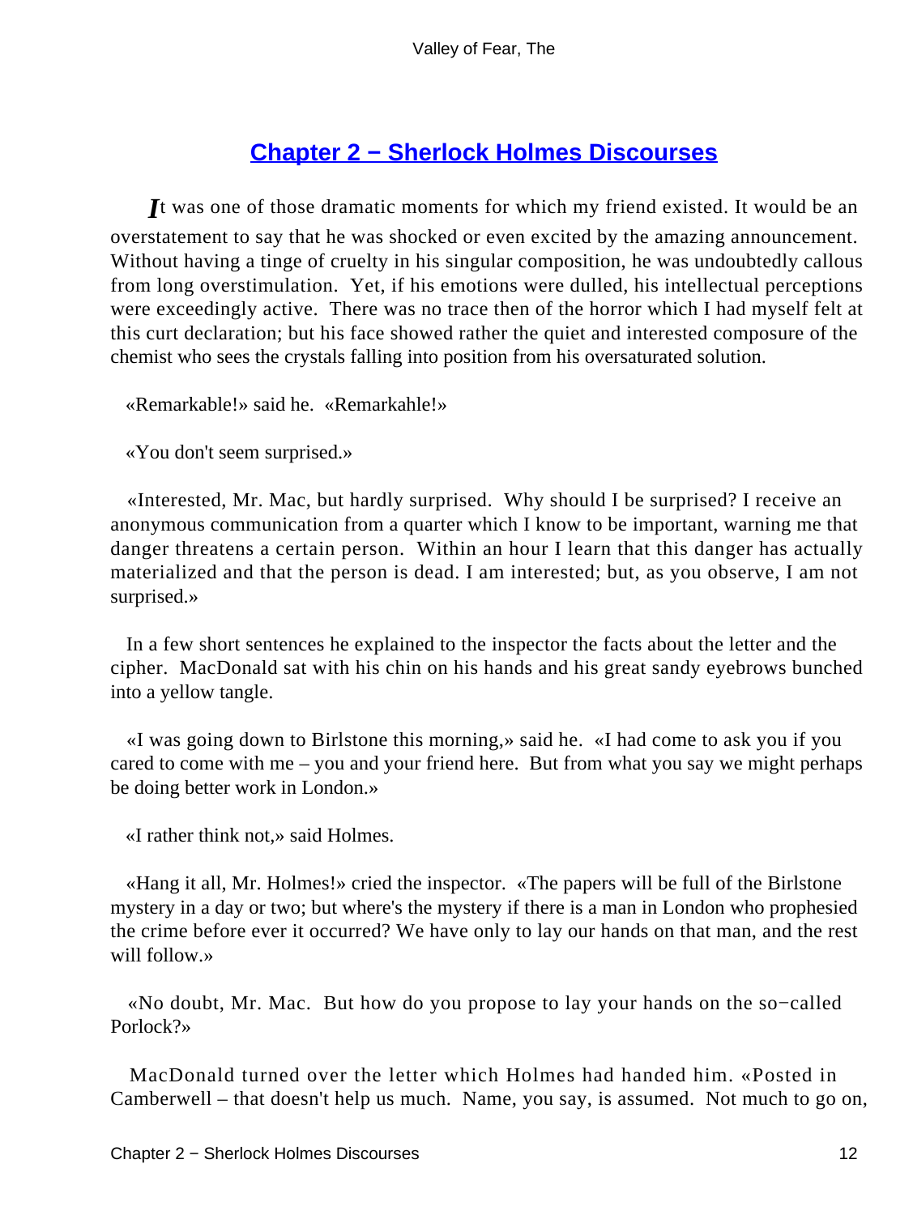## Chapter 2 − Sherlock Holmes Discourses

It was one of those dramatic moments for which my friend existed. It would be an overstatement to say that he was shocked or even excited by the amazing announcement. Without having a tinge of cruelty in his singular composition, he was undoubtedly callous from long overstimulation. Yet, if his emotions were dulled, his intellectual perceptions were exceedingly active. There was no trace then of the horror which I had myself felt at this curt declaration; but his face showed rather the quiet and interested composure of the chemist who sees the crystals falling into position from his oversaturated solution.

«Remarkable!» said he. «Remarkahle!»

«You don't seem surprised.»

«Interested, Mr. Mac, but hardly surprised. Why should I be surprised? I receive an anonymous communication from a quarter which I know to be important, warning me that danger threatens a certain person. Within an hour I learn that this danger has actually materialized and that the person is dead. I am interested; but, as you observe, I am not surprised.»

In a few short sentences he explained to the inspector the facts about the letter and the cipher. MacDonald sat with his chin on his hands and his great sandy eyebrows bunched into a yellow tangle.

«I was going down to Birlstone this morning,» said he. «I had come to ask you if you cared to come with me – you and your friend here. But from what you say we might perhaps be doing better work in London.»

«I rather think not,» said Holmes.

«Hang it all, Mr. Holmes!» cried the inspector. «The papers will be full of the Birlstone mystery in a day or two; but where's the mystery if there is a man in London who prophesied the crime before ever it occurred? We have only to lay our hands on that man, and the rest will follow.»

«No doubt, Mr. Mac. But how do you propose to lay your hands on the so−called Porlock?»

MacDonald turned over the letter which Holmes had handed him. «Posted in Camberwell – that doesn't help us much. Name, you say, is assumed. Not much to go on,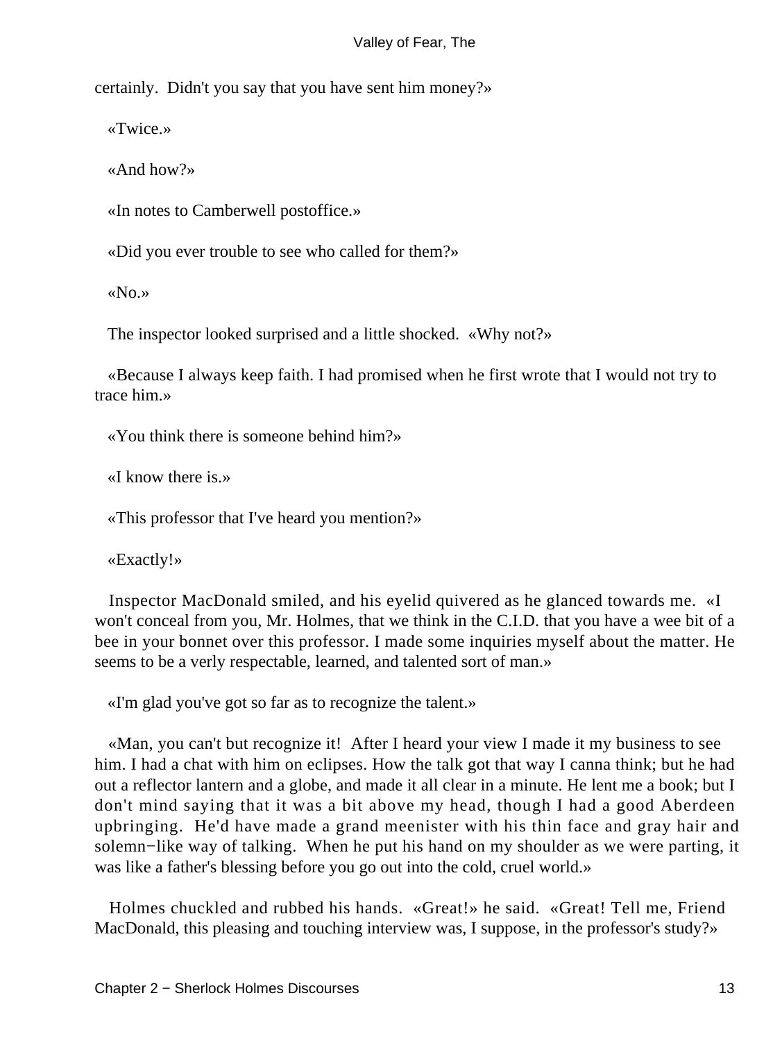certainly. Didn't you say that you have sent him money?»

«Twice.»

«And how?»

«In notes to Camberwell postoffice.»

«Did you ever trouble to see who called for them?»

«No.»

The inspector looked surprised and a little shocked. «Why not?»

«Because I always keep faith. I had promised when he first wrote that I would not try to trace him.»

«You think there is someone behind him?»

«I know there is.»

«This professor that I've heard you mention?»

«Exactly!»

Inspector MacDonald smiled, and his eyelid quivered as he glanced towards me. «I won't conceal from you, Mr. Holmes, that we think in the C.I.D. that you have a wee bit of a bee in your bonnet over this professor. I made some inquiries myself about the matter. He seems to be a verly respectable, learned, and talented sort of man.»

«I'm glad you've got so far as to recognize the talent.»

«Man, you can't but recognize it! After I heard your view I made it my business to see him. I had a chat with him on eclipses. How the talk got that way I canna think; but he had out a reflector lantern and a globe, and made it all clear in a minute. He lent me a book; but I don't mind saying that it was a bit above my head, though I had a good Aberdeen upbringing. He'd have made a grand meenister with his thin face and gray hair and solemn−like way of talking. When he put his hand on my shoulder as we were parting, it was like a father's blessing before you go out into the cold, cruel world.»

Holmes chuckled and rubbed his hands. «Great!» he said. «Great! Tell me, Friend MacDonald, this pleasing and touching interview was, I suppose, in the professor's study?»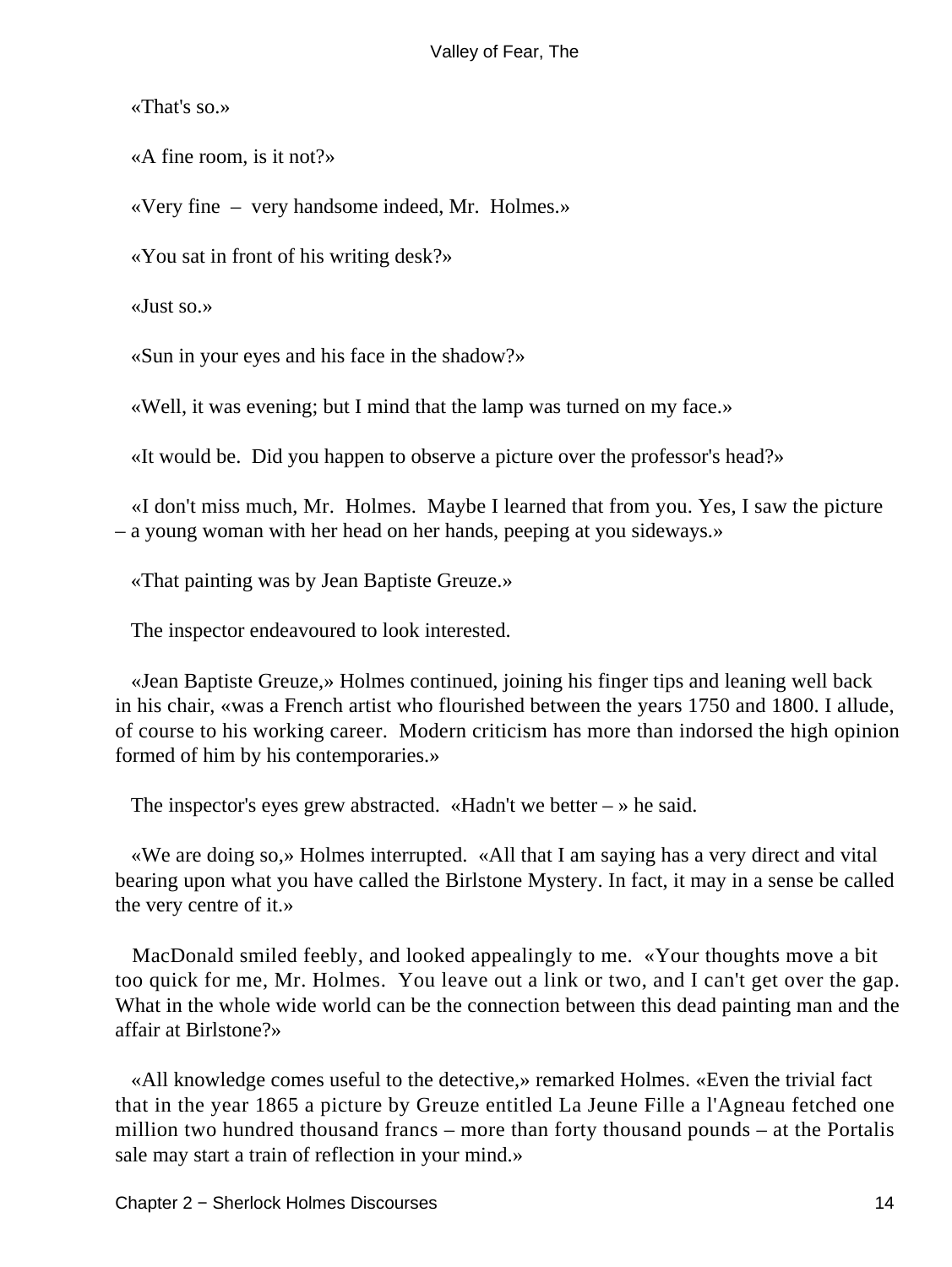«That's so.»

«A fine room, is it not?»

«Very fine – very handsome indeed, Mr. Holmes.»

«You sat in front of his writing desk?»

«Just so.»

«Sun in your eyes and his face in the shadow?»

«Well, it was evening; but I mind that the lamp was turned on my face.»

«It would be. Did you happen to observe a picture over the professor's head?»

«I don't miss much, Mr. Holmes. Maybe I learned that from you. Yes, I saw the picture – a young woman with her head on her hands, peeping at you sideways.»

«That painting was by Jean Baptiste Greuze.»

The inspector endeavoured to look interested.

«Jean Baptiste Greuze,» Holmes continued, joining his finger tips and leaning well back in his chair, «was a French artist who flourished between the years 1750 and 1800. I allude, of course to his working career. Modern criticism has more than indorsed the high opinion formed of him by his contemporaries.»

The inspector's eyes grew abstracted. «Hadn't we better – » he said.

«We are doing so,» Holmes interrupted. «All that I am saying has a very direct and vital bearing upon what you have called the Birlstone Mystery. In fact, it may in a sense be called the very centre of it.»

MacDonald smiled feebly, and looked appealingly to me. «Your thoughts move a bit too quick for me, Mr. Holmes. You leave out a link or two, and I can't get over the gap. What in the whole wide world can be the connection between this dead painting man and the affair at Birlstone?»

«All knowledge comes useful to the detective,» remarked Holmes. «Even the trivial fact that in the year 1865 a picture by Greuze entitled La Jeune Fille a l'Agneau fetched one million two hundred thousand francs – more than forty thousand pounds – at the Portalis sale may start a train of reflection in your mind.»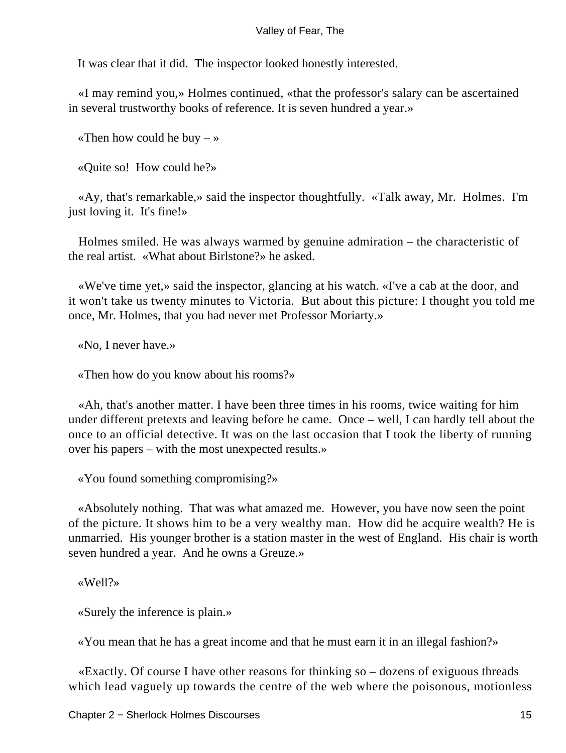It was clear that it did. The inspector looked honestly interested.

«I may remind you,» Holmes continued, «that the professor's salary can be ascertained in several trustworthy books of reference. It is seven hundred a year.»

«Then how could he buy – »

«Quite so! How could he?»

«Ay, that's remarkable,» said the inspector thoughtfully. «Talk away, Mr. Holmes. I'm just loving it. It's fine!»

Holmes smiled. He was always warmed by genuine admiration – the characteristic of the real artist. «What about Birlstone?» he asked.

«We've time yet,» said the inspector, glancing at his watch. «I've a cab at the door, and it won't take us twenty minutes to Victoria. But about this picture: I thought you told me once, Mr. Holmes, that you had never met Professor Moriarty.»

«No, I never have.»

«Then how do you know about his rooms?»

«Ah, that's another matter. I have been three times in his rooms, twice waiting for him under different pretexts and leaving before he came. Once – well, I can hardly tell about the once to an official detective. It was on the last occasion that I took the liberty of running over his papers – with the most unexpected results.»

«You found something compromising?»

«Absolutely nothing. That was what amazed me. However, you have now seen the point of the picture. It shows him to be a very wealthy man. How did he acquire wealth? He is unmarried. His younger brother is a station master in the west of England. His chair is worth seven hundred a year. And he owns a Greuze.»

«Well?»

«Surely the inference is plain.»

«You mean that he has a great income and that he must earn it in an illegal fashion?»

«Exactly. Of course I have other reasons for thinking so – dozens of exiguous threads which lead vaguely up towards the centre of the web where the poisonous, motionless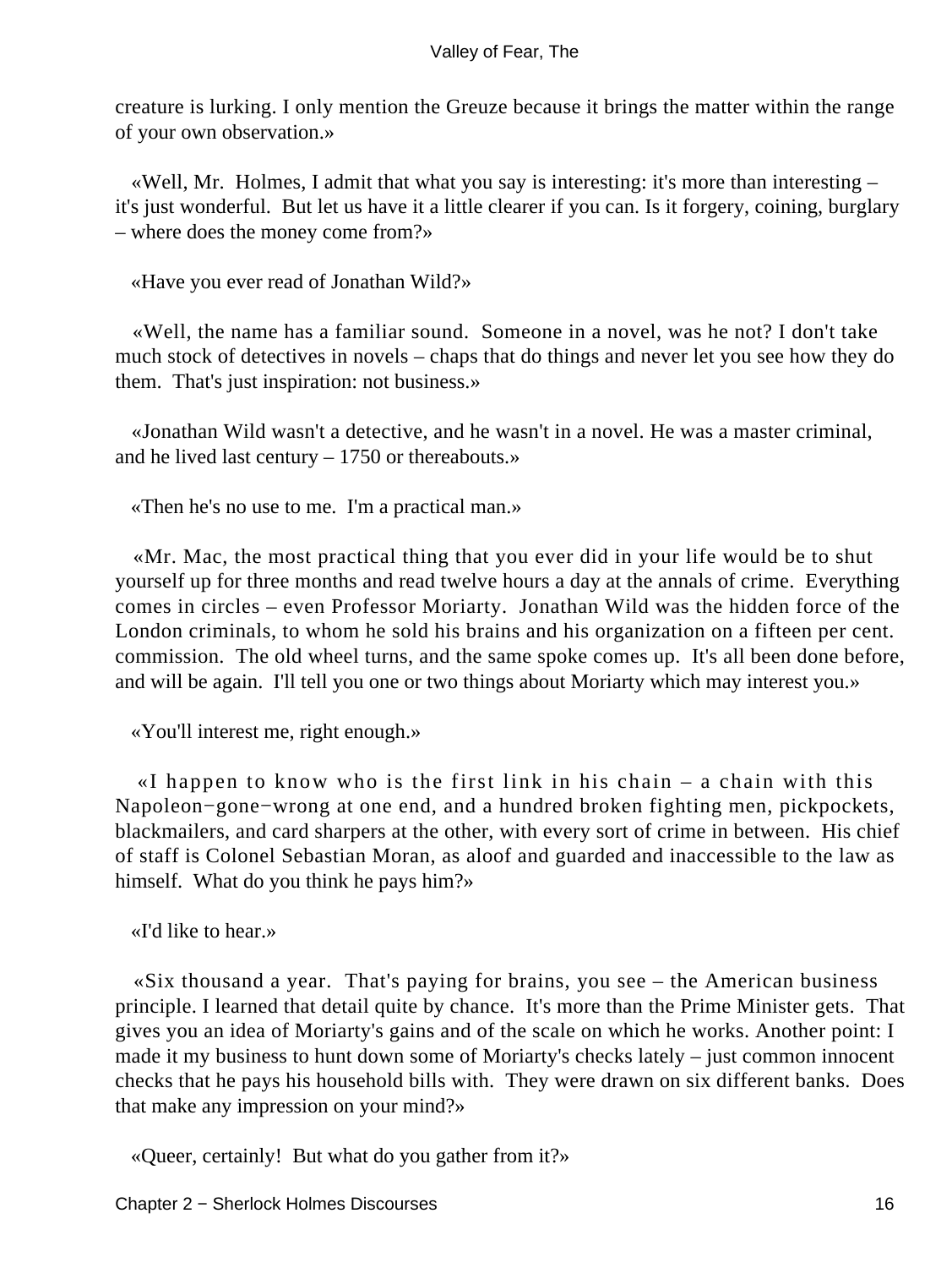creature is lurking. I only mention the Greuze because it brings the matter within the range of your own observation.»

«Well, Mr. Holmes, I admit that what you say is interesting: it's more than interesting – it's just wonderful. But let us have it a little clearer if you can. Is it forgery, coining, burglary – where does the money come from?»

«Have you ever read of Jonathan Wild?»

«Well, the name has a familiar sound. Someone in a novel, was he not? I don't take much stock of detectives in novels – chaps that do things and never let you see how they do them. That's just inspiration: not business.»

«Jonathan Wild wasn't a detective, and he wasn't in a novel. He was a master criminal, and he lived last century – 1750 or thereabouts.»

«Then he's no use to me. I'm a practical man.»

«Mr. Mac, the most practical thing that you ever did in your life would be to shut yourself up for three months and read twelve hours a day at the annals of crime. Everything comes in circles – even Professor Moriarty. Jonathan Wild was the hidden force of the London criminals, to whom he sold his brains and his organization on a fifteen per cent. commission. The old wheel turns, and the same spoke comes up. It's all been done before, and will be again. I'll tell you one or two things about Moriarty which may interest you.»

«You'll interest me, right enough.»

«I happen to know who is the first link in his chain – a chain with this Napoleon−gone−wrong at one end, and a hundred broken fighting men, pickpockets, blackmailers, and card sharpers at the other, with every sort of crime in between. His chief of staff is Colonel Sebastian Moran, as aloof and guarded and inaccessible to the law as himself. What do you think he pays him?»

«I'd like to hear.»

«Six thousand a year. That's paying for brains, you see – the American business principle. I learned that detail quite by chance. It's more than the Prime Minister gets. That gives you an idea of Moriarty's gains and of the scale on which he works. Another point: I made it my business to hunt down some of Moriarty's checks lately – just common innocent checks that he pays his household bills with. They were drawn on six different banks. Does that make any impression on your mind?»

«Queer, certainly! But what do you gather from it?»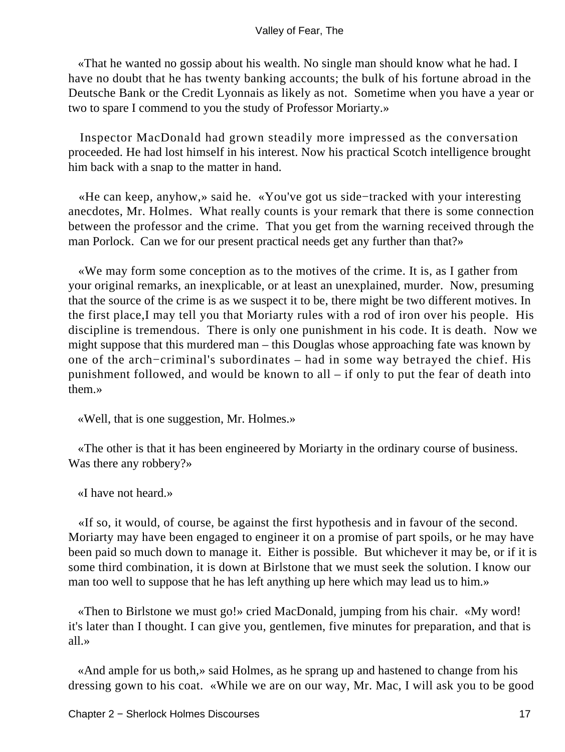«That he wanted no gossip about his wealth. No single man should know what he had. I have no doubt that he has twenty banking accounts; the bulk of his fortune abroad in the Deutsche Bank or the Credit Lyonnais as likely as not. Sometime when you have a year or two to spare I commend to you the study of Professor Moriarty.»

Inspector MacDonald had grown steadily more impressed as the conversation proceeded. He had lost himself in his interest. Now his practical Scotch intelligence brought him back with a snap to the matter in hand.

«He can keep, anyhow,» said he. «You've got us side−tracked with your interesting anecdotes, Mr. Holmes. What really counts is your remark that there is some connection between the professor and the crime. That you get from the warning received through the man Porlock. Can we for our present practical needs get any further than that?»

«We may form some conception as to the motives of the crime. It is, as I gather from your original remarks, an inexplicable, or at least an unexplained, murder. Now, presuming that the source of the crime is as we suspect it to be, there might be two different motives. In the first place,I may tell you that Moriarty rules with a rod of iron over his people. His discipline is tremendous. There is only one punishment in his code. It is death. Now we might suppose that this murdered man – this Douglas whose approaching fate was known by one of the arch−criminal's subordinates – had in some way betrayed the chief. His punishment followed, and would be known to all – if only to put the fear of death into them.»

«Well, that is one suggestion, Mr. Holmes.»

«The other is that it has been engineered by Moriarty in the ordinary course of business. Was there any robbery?»

«I have not heard.»

«If so, it would, of course, be against the first hypothesis and in favour of the second. Moriarty may have been engaged to engineer it on a promise of part spoils, or he may have been paid so much down to manage it. Either is possible. But whichever it may be, or if it is some third combination, it is down at Birlstone that we must seek the solution. I know our man too well to suppose that he has left anything up here which may lead us to him.»

«Then to Birlstone we must go!» cried MacDonald, jumping from his chair. «My word! it's later than I thought. I can give you, gentlemen, five minutes for preparation, and that is all.»

«And ample for us both,» said Holmes, as he sprang up and hastened to change from his dressing gown to his coat. «While we are on our way, Mr. Mac, I will ask you to be good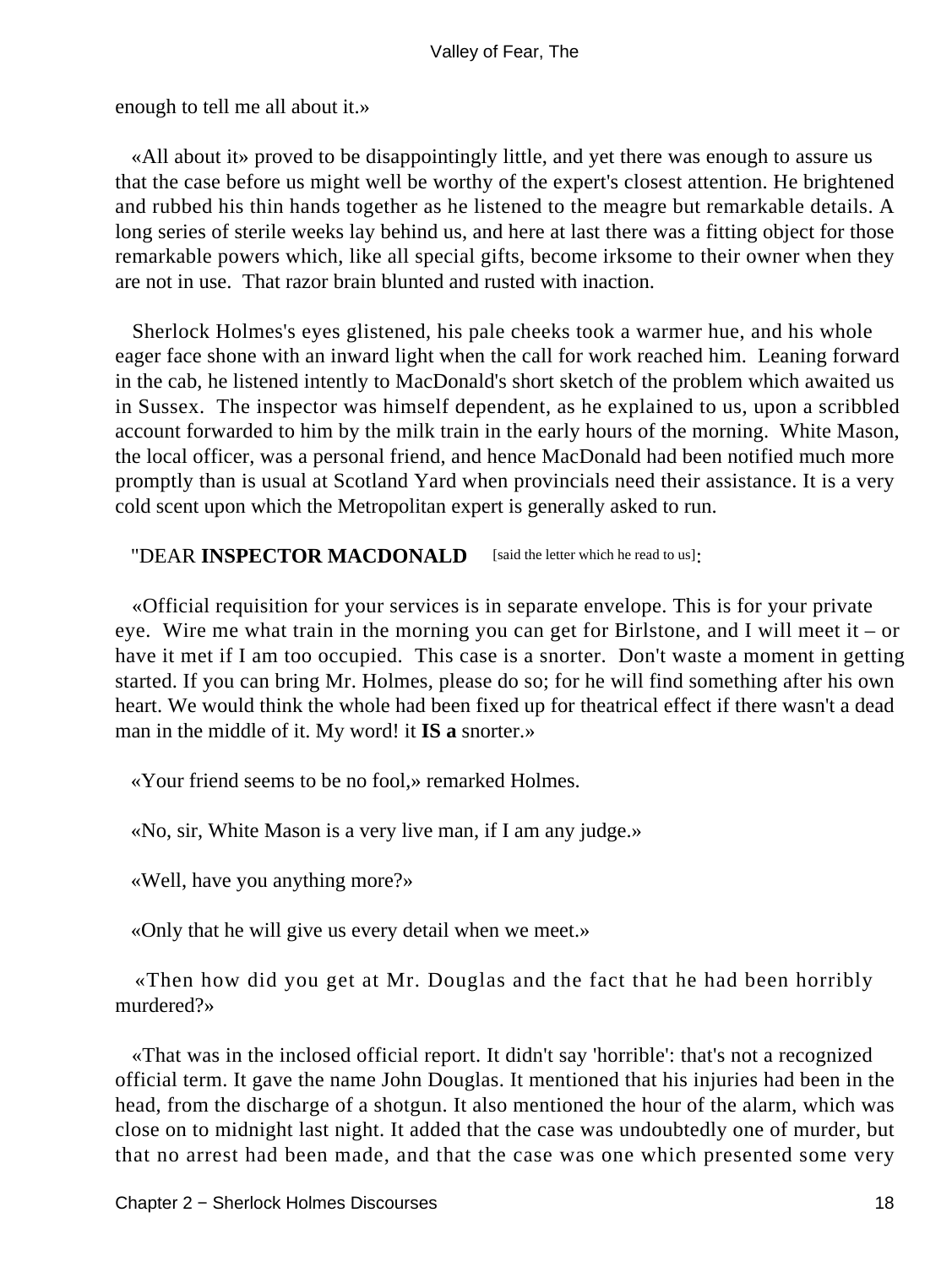enough to tell me all about it.»

«All about it» proved to be disappointingly little, and yet there was enough to assure us that the case before us might well be worthy of the expert's closest attention. He brightened and rubbed his thin hands together as he listened to the meagre but remarkable details. A long series of sterile weeks lay behind us, and here at last there was a fitting object for those remarkable powers which, like all special gifts, become irksome to their owner when they are not in use. That razor brain blunted and rusted with inaction.

Sherlock Holmes's eyes glistened, his pale cheeks took a warmer hue, and his whole eager face shone with an inward light when the call for work reached him. Leaning forward in the cab, he listened intently to MacDonald's short sketch of the problem which awaited us in Sussex. The inspector was himself dependent, as he explained to us, upon a scribbled account forwarded to him by the milk train in the early hours of the morning. White Mason, the local officer, was a personal friend, and hence MacDonald had been notified much more promptly than is usual at Scotland Yard when provincials need their assistance. It is a very cold scent upon which the Metropolitan expert is generally asked to run.

"DEAR **INSPECTOR MACDONALD** [said the letter which he read to us]:

«Official requisition for your services is in separate envelope. This is for your private eye. Wire me what train in the morning you can get for Birlstone, and I will meet it – or have it met if I am too occupied. This case is a snorter. Don't waste a moment in getting started. If you can bring Mr. Holmes, please do so; for he will find something after his own heart. We would think the whole had been fixed up for theatrical effect if there wasn't a dead man in the middle of it. My word! it **IS a** snorter.»

«Your friend seems to be no fool,» remarked Holmes.

«No, sir, White Mason is a very live man, if I am any judge.»

«Well, have you anything more?»

«Only that he will give us every detail when we meet.»

«Then how did you get at Mr. Douglas and the fact that he had been horribly murdered?»

«That was in the inclosed official report. It didn't say 'horrible': that's not a recognized official term. It gave the name John Douglas. It mentioned that his injuries had been in the head, from the discharge of a shotgun. It also mentioned the hour of the alarm, which was close on to midnight last night. It added that the case was undoubtedly one of murder, but that no arrest had been made, and that the case was one which presented some very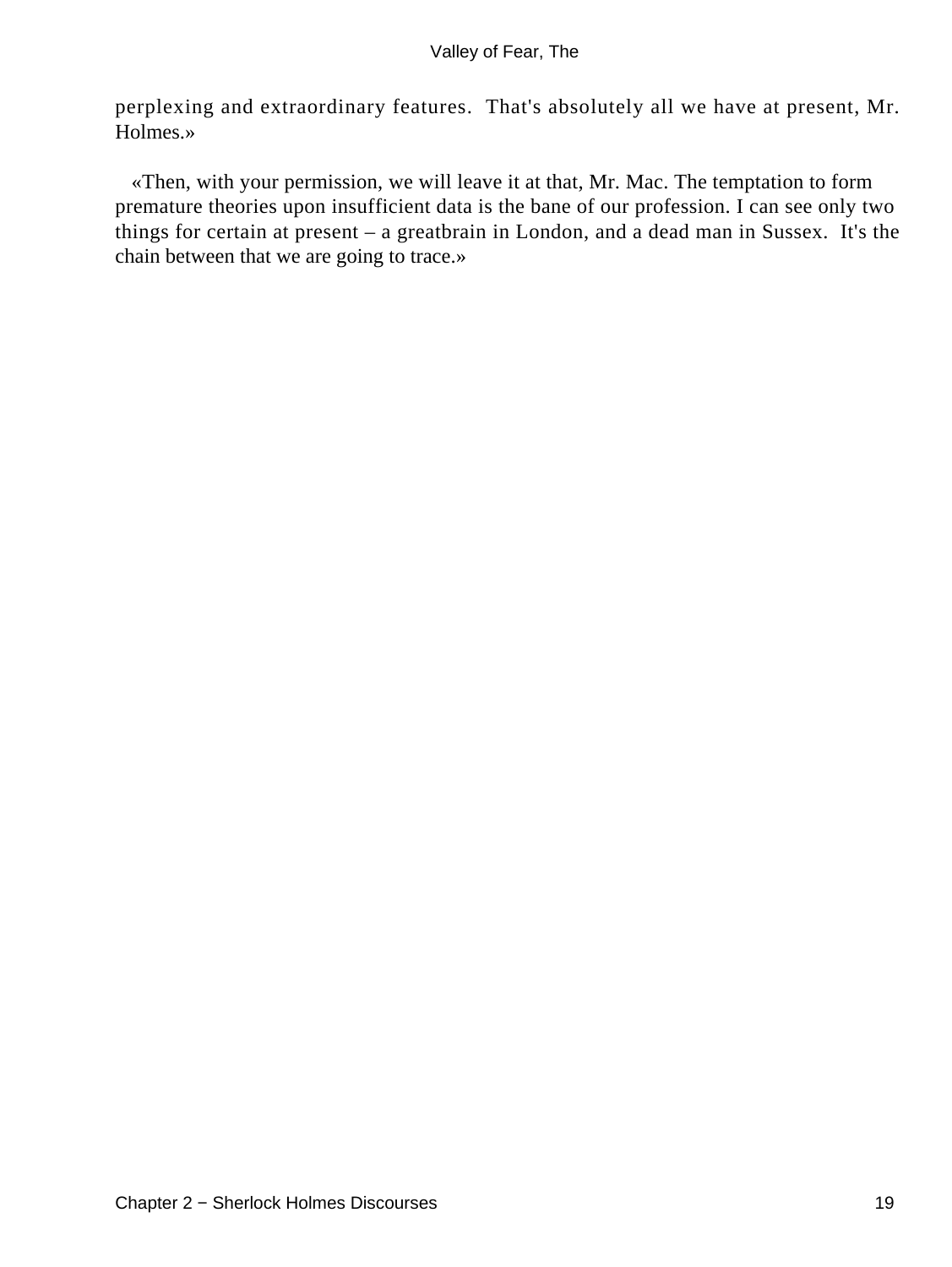perplexing and extraordinary features. That's absolutely all we have at present, Mr. Holmes.»

«Then, with your permission, we will leave it at that, Mr. Mac. The temptation to form premature theories upon insufficient data is the bane of our profession. I can see only two things for certain at present – a greatbrain in London, and a dead man in Sussex. It's the chain between that we are going to trace.»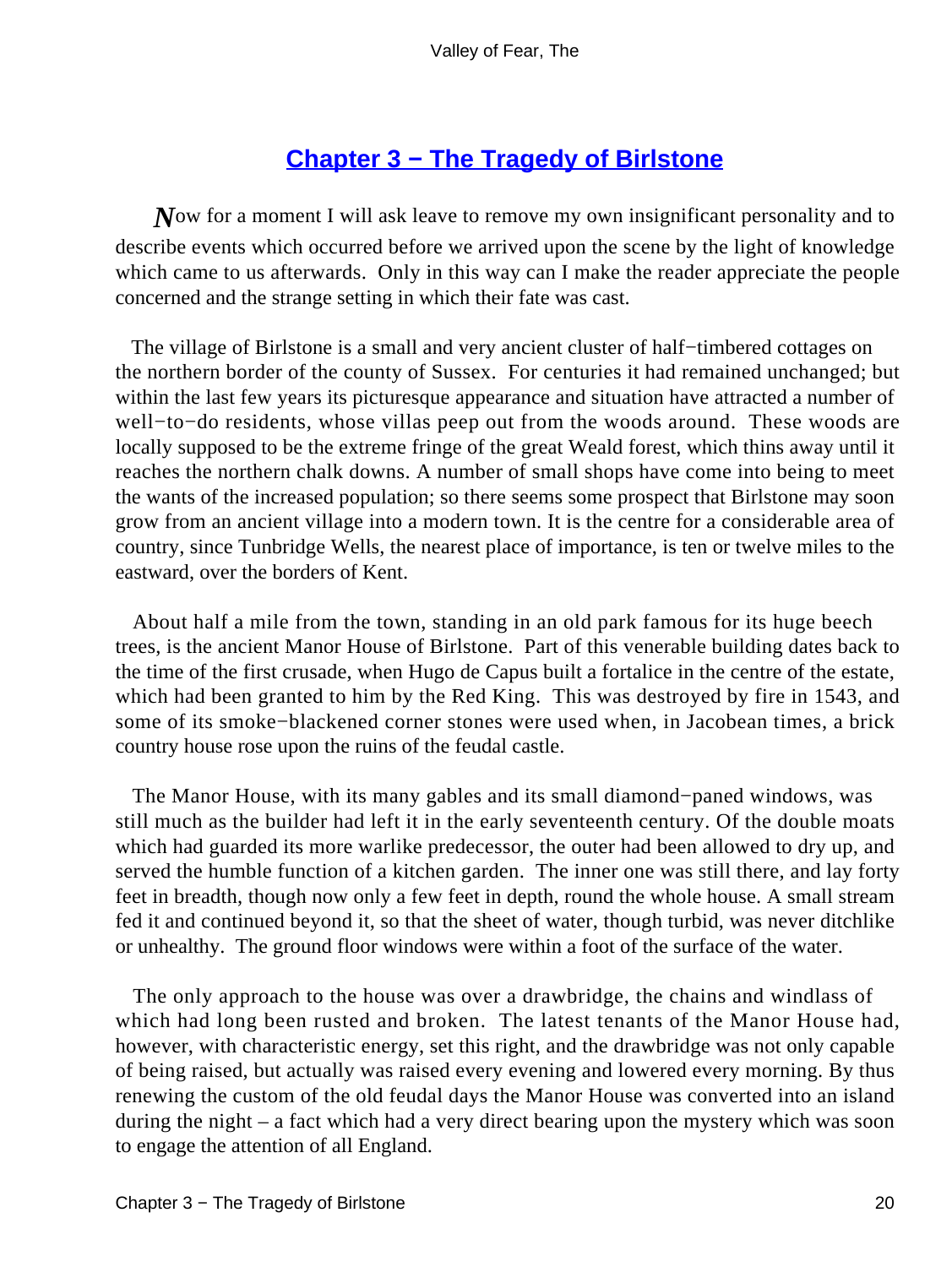## Chapter 3 − The Tragedy of Birlstone

Now for a moment I will ask leave to remove my own insignificant personality and to describe events which occurred before we arrived upon the scene by the light of knowledge which came to us afterwards. Only in this way can I make the reader appreciate the people concerned and the strange setting in which their fate was cast.

The village of Birlstone is a small and very ancient cluster of half−timbered cottages on the northern border of the county of Sussex. For centuries it had remained unchanged; but within the last few years its picturesque appearance and situation have attracted a number of well−to−do residents, whose villas peep out from the woods around. These woods are locally supposed to be the extreme fringe of the great Weald forest, which thins away until it reaches the northern chalk downs. A number of small shops have come into being to meet the wants of the increased population; so there seems some prospect that Birlstone may soon grow from an ancient village into a modern town. It is the centre for a considerable area of country, since Tunbridge Wells, the nearest place of importance, is ten or twelve miles to the eastward, over the borders of Kent.

About half a mile from the town, standing in an old park famous for its huge beech trees, is the ancient Manor House of Birlstone. Part of this venerable building dates back to the time of the first crusade, when Hugo de Capus built a fortalice in the centre of the estate, which had been granted to him by the Red King. This was destroyed by fire in 1543, and some of its smoke−blackened corner stones were used when, in Jacobean times, a brick country house rose upon the ruins of the feudal castle.

The Manor House, with its many gables and its small diamond−paned windows, was still much as the builder had left it in the early seventeenth century. Of the double moats which had guarded its more warlike predecessor, the outer had been allowed to dry up, and served the humble function of a kitchen garden. The inner one was still there, and lay forty feet in breadth, though now only a few feet in depth, round the whole house. A small stream fed it and continued beyond it, so that the sheet of water, though turbid, was never ditchlike or unhealthy. The ground floor windows were within a foot of the surface of the water.

The only approach to the house was over a drawbridge, the chains and windlass of which had long been rusted and broken. The latest tenants of the Manor House had, however, with characteristic energy, set this right, and the drawbridge was not only capable of being raised, but actually was raised every evening and lowered every morning. By thus renewing the custom of the old feudal days the Manor House was converted into an island during the night – a fact which had a very direct bearing upon the mystery which was soon to engage the attention of all England.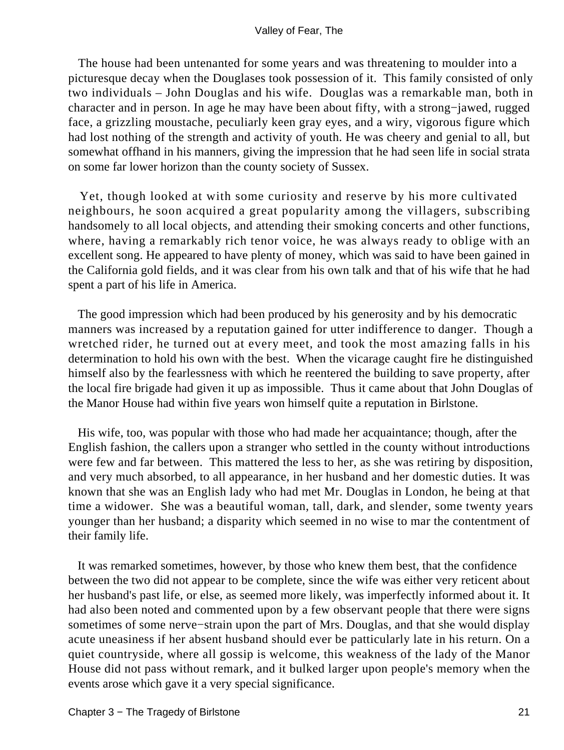The house had been untenanted for some years and was threatening to moulder into a picturesque decay when the Douglases took possession of it. This family consisted of only two individuals – John Douglas and his wife. Douglas was a remarkable man, both in character and in person. In age he may have been about fifty, with a strong−jawed, rugged face, a grizzling moustache, peculiarly keen gray eyes, and a wiry, vigorous figure which had lost nothing of the strength and activity of youth. He was cheery and genial to all, but somewhat offhand in his manners, giving the impression that he had seen life in social strata on some far lower horizon than the county society of Sussex.

Yet, though looked at with some curiosity and reserve by his more cultivated neighbours, he soon acquired a great popularity among the villagers, subscribing handsomely to all local objects, and attending their smoking concerts and other functions, where, having a remarkably rich tenor voice, he was always ready to oblige with an excellent song. He appeared to have plenty of money, which was said to have been gained in the California gold fields, and it was clear from his own talk and that of his wife that he had spent a part of his life in America.

The good impression which had been produced by his generosity and by his democratic manners was increased by a reputation gained for utter indifference to danger. Though a wretched rider, he turned out at every meet, and took the most amazing falls in his determination to hold his own with the best. When the vicarage caught fire he distinguished himself also by the fearlessness with which he reentered the building to save property, after the local fire brigade had given it up as impossible. Thus it came about that John Douglas of the Manor House had within five years won himself quite a reputation in Birlstone.

His wife, too, was popular with those who had made her acquaintance; though, after the English fashion, the callers upon a stranger who settled in the county without introductions were few and far between. This mattered the less to her, as she was retiring by disposition, and very much absorbed, to all appearance, in her husband and her domestic duties. It was known that she was an English lady who had met Mr. Douglas in London, he being at that time a widower. She was a beautiful woman, tall, dark, and slender, some twenty years younger than her husband; a disparity which seemed in no wise to mar the contentment of their family life.

It was remarked sometimes, however, by those who knew them best, that the confidence between the two did not appear to be complete, since the wife was either very reticent about her husband's past life, or else, as seemed more likely, was imperfectly informed about it. It had also been noted and commented upon by a few observant people that there were signs sometimes of some nerve−strain upon the part of Mrs. Douglas, and that she would display acute uneasiness if her absent husband should ever be patticularly late in his return. On a quiet countryside, where all gossip is welcome, this weakness of the lady of the Manor House did not pass without remark, and it bulked larger upon people's memory when the events arose which gave it a very special significance.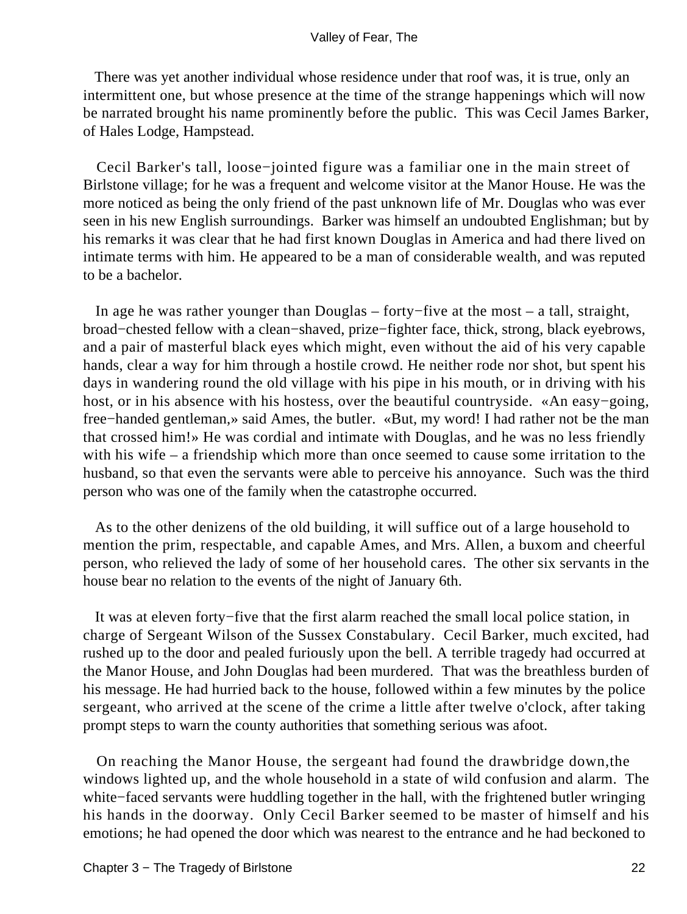There was yet another individual whose residence under that roof was, it is true, only an intermittent one, but whose presence at the time of the strange happenings which will now be narrated brought his name prominently before the public. This was Cecil James Barker, of Hales Lodge, Hampstead.

Cecil Barker's tall, loose−jointed figure was a familiar one in the main street of Birlstone village; for he was a frequent and welcome visitor at the Manor House. He was the more noticed as being the only friend of the past unknown life of Mr. Douglas who was ever seen in his new English surroundings. Barker was himself an undoubted Englishman; but by his remarks it was clear that he had first known Douglas in America and had there lived on intimate terms with him. He appeared to be a man of considerable wealth, and was reputed to be a bachelor.

In age he was rather younger than Douglas – forty−five at the most – a tall, straight, broad−chested fellow with a clean−shaved, prize−fighter face, thick, strong, black eyebrows, and a pair of masterful black eyes which might, even without the aid of his very capable hands, clear a way for him through a hostile crowd. He neither rode nor shot, but spent his days in wandering round the old village with his pipe in his mouth, or in driving with his host, or in his absence with his hostess, over the beautiful countryside. «An easy−going, free−handed gentleman,» said Ames, the butler. «But, my word! I had rather not be the man that crossed him!» He was cordial and intimate with Douglas, and he was no less friendly with his wife – a friendship which more than once seemed to cause some irritation to the husband, so that even the servants were able to perceive his annoyance. Such was the third person who was one of the family when the catastrophe occurred.

As to the other denizens of the old building, it will suffice out of a large household to mention the prim, respectable, and capable Ames, and Mrs. Allen, a buxom and cheerful person, who relieved the lady of some of her household cares. The other six servants in the house bear no relation to the events of the night of January 6th.

It was at eleven forty−five that the first alarm reached the small local police station, in charge of Sergeant Wilson of the Sussex Constabulary. Cecil Barker, much excited, had rushed up to the door and pealed furiously upon the bell. A terrible tragedy had occurred at the Manor House, and John Douglas had been murdered. That was the breathless burden of his message. He had hurried back to the house, followed within a few minutes by the police sergeant, who arrived at the scene of the crime a little after twelve o'clock, after taking prompt steps to warn the county authorities that something serious was afoot.

On reaching the Manor House, the sergeant had found the drawbridge down,the windows lighted up, and the whole household in a state of wild confusion and alarm. The white−faced servants were huddling together in the hall, with the frightened butler wringing his hands in the doorway. Only Cecil Barker seemed to be master of himself and his emotions; he had opened the door which was nearest to the entrance and he had beckoned to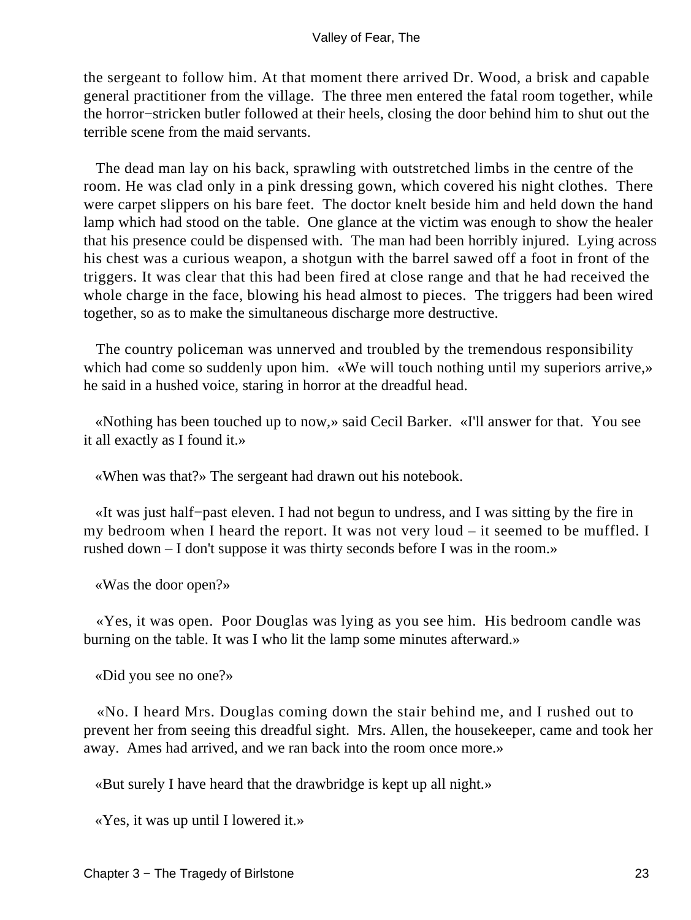the sergeant to follow him. At that moment there arrived Dr. Wood, a brisk and capable general practitioner from the village. The three men entered the fatal room together, while the horror−stricken butler followed at their heels, closing the door behind him to shut out the terrible scene from the maid servants.

The dead man lay on his back, sprawling with outstretched limbs in the centre of the room. He was clad only in a pink dressing gown, which covered his night clothes. There were carpet slippers on his bare feet. The doctor knelt beside him and held down the hand lamp which had stood on the table. One glance at the victim was enough to show the healer that his presence could be dispensed with. The man had been horribly injured. Lying across his chest was a curious weapon, a shotgun with the barrel sawed off a foot in front of the triggers. It was clear that this had been fired at close range and that he had received the whole charge in the face, blowing his head almost to pieces. The triggers had been wired together, so as to make the simultaneous discharge more destructive.

The country policeman was unnerved and troubled by the tremendous responsibility which had come so suddenly upon him. «We will touch nothing until my superiors arrive,» he said in a hushed voice, staring in horror at the dreadful head.

«Nothing has been touched up to now,» said Cecil Barker. «I'll answer for that. You see it all exactly as I found it.»

«When was that?» The sergeant had drawn out his notebook.

«It was just half−past eleven. I had not begun to undress, and I was sitting by the fire in my bedroom when I heard the report. It was not very loud – it seemed to be muffled. I rushed down – I don't suppose it was thirty seconds before I was in the room.»

«Was the door open?»

«Yes, it was open. Poor Douglas was lying as you see him. His bedroom candle was burning on the table. It was I who lit the lamp some minutes afterward.»

«Did you see no one?»

«No. I heard Mrs. Douglas coming down the stair behind me, and I rushed out to prevent her from seeing this dreadful sight. Mrs. Allen, the housekeeper, came and took her away. Ames had arrived, and we ran back into the room once more.»

«But surely I have heard that the drawbridge is kept up all night.»

«Yes, it was up until I lowered it.»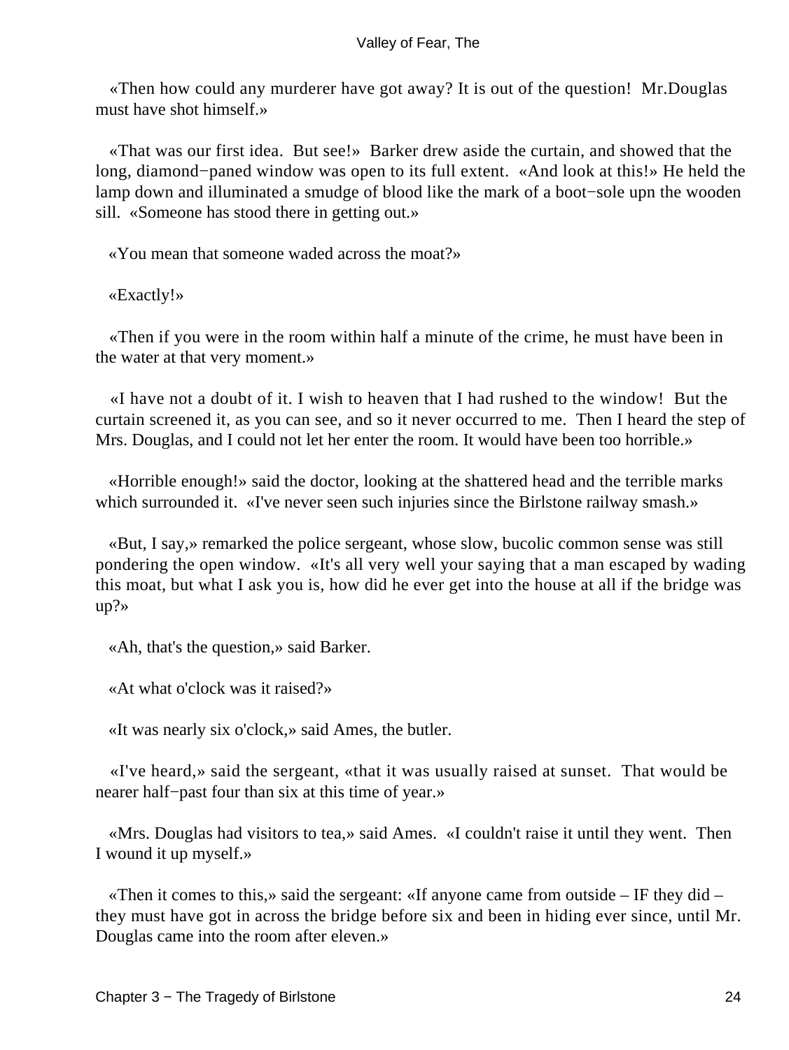«Then how could any murderer have got away? It is out of the question!  Mr.Douglas must have shot himself.»

«That was our first idea.  But see!»  Barker drew aside the curtain, and showed that the long, diamond−paned window was open to its full extent.  «And look at this!» He held the lamp down and illuminated a smudge of blood like the mark of a boot−sole upn the wooden sill.  «Someone has stood there in getting out.»

«You mean that someone waded across the moat?»

«Exactly!»

«Then if you were in the room within half a minute of the crime, he must have been in the water at that very moment.»

«I have not a doubt of it. I wish to heaven that I had rushed to the window!  But the curtain screened it, as you can see, and so it never occurred to me.  Then I heard the step of Mrs. Douglas, and I could not let her enter the room. It would have been too horrible.»

«Horrible enough!» said the doctor, looking at the shattered head and the terrible marks which surrounded it.  «I've never seen such injuries since the Birlstone railway smash.»

«But, I say,» remarked the police sergeant, whose slow, bucolic common sense was still pondering the open window.  «It's all very well your saying that a man escaped by wading this moat, but what I ask you is, how did he ever get into the house at all if the bridge was up?»

«Ah, that's the question,» said Barker.

«At what o'clock was it raised?»

«It was nearly six o'clock,» said Ames, the butler.

«I've heard,» said the sergeant, «that it was usually raised at sunset.  That would be nearer half−past four than six at this time of year.»

«Mrs. Douglas had visitors to tea,» said Ames.  «I couldn't raise it until they went.  Then I wound it up myself.»

«Then it comes to this,» said the sergeant: «If anyone came from outside – IF they did – they must have got in across the bridge before six and been in hiding ever since, until Mr. Douglas came into the room after eleven.»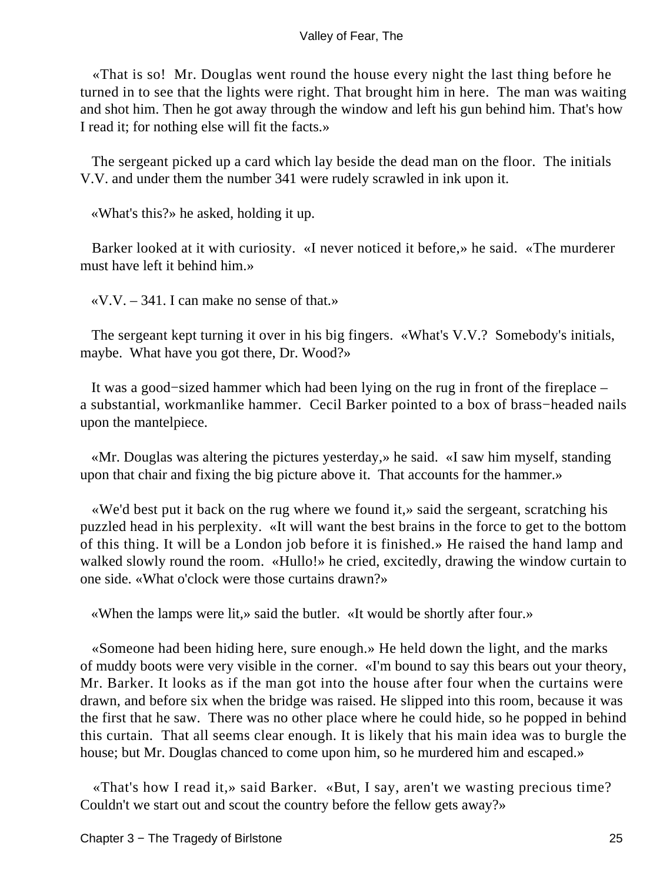«That is so! Mr. Douglas went round the house every night the last thing before he turned in to see that the lights were right. That brought him in here. The man was waiting and shot him. Then he got away through the window and left his gun behind him. That's how I read it; for nothing else will fit the facts.»

The sergeant picked up a card which lay beside the dead man on the floor. The initials V.V. and under them the number 341 were rudely scrawled in ink upon it.

«What's this?» he asked, holding it up.

Barker looked at it with curiosity. «I never noticed it before,» he said. «The murderer must have left it behind him.»

«V.V. – 341. I can make no sense of that.»

The sergeant kept turning it over in his big fingers. «What's V.V.? Somebody's initials, maybe. What have you got there, Dr. Wood?»

It was a good−sized hammer which had been lying on the rug in front of the fireplace – a substantial, workmanlike hammer. Cecil Barker pointed to a box of brass−headed nails upon the mantelpiece.

«Mr. Douglas was altering the pictures yesterday,» he said. «I saw him myself, standing upon that chair and fixing the big picture above it. That accounts for the hammer.»

«We'd best put it back on the rug where we found it,» said the sergeant, scratching his puzzled head in his perplexity. «It will want the best brains in the force to get to the bottom of this thing. It will be a London job before it is finished.» He raised the hand lamp and walked slowly round the room. «Hullo!» he cried, excitedly, drawing the window curtain to one side. «What o'clock were those curtains drawn?»

«When the lamps were lit,» said the butler. «It would be shortly after four.»

«Someone had been hiding here, sure enough.» He held down the light, and the marks of muddy boots were very visible in the corner. «I'm bound to say this bears out your theory, Mr. Barker. It looks as if the man got into the house after four when the curtains were drawn, and before six when the bridge was raised. He slipped into this room, because it was the first that he saw. There was no other place where he could hide, so he popped in behind this curtain. That all seems clear enough. It is likely that his main idea was to burgle the house; but Mr. Douglas chanced to come upon him, so he murdered him and escaped.»

«That's how I read it,» said Barker. «But, I say, aren't we wasting precious time? Couldn't we start out and scout the country before the fellow gets away?»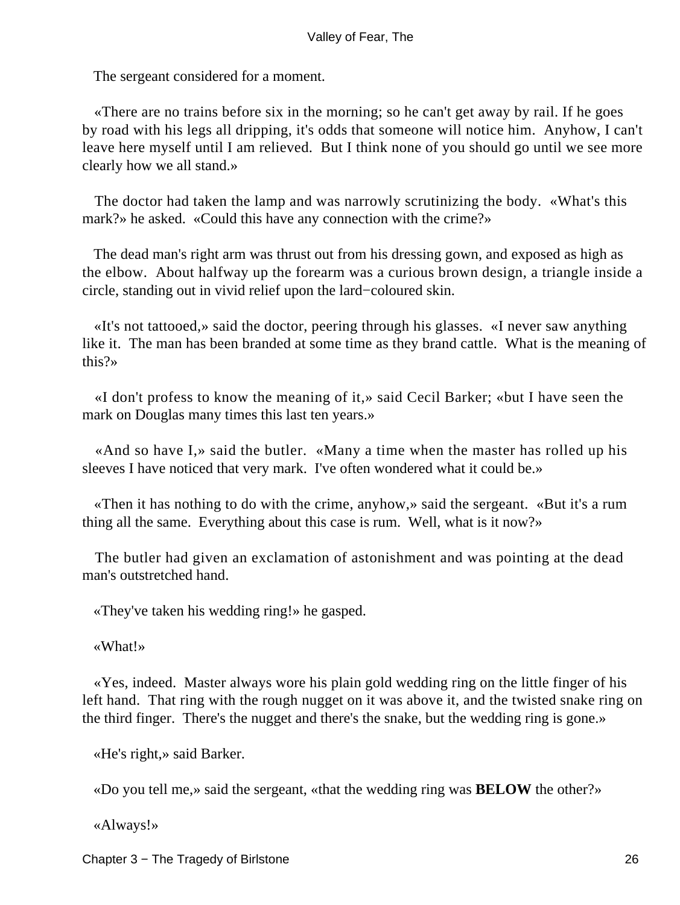The sergeant considered for a moment.

«There are no trains before six in the morning; so he can't get away by rail. If he goes by road with his legs all dripping, it's odds that someone will notice him. Anyhow, I can't leave here myself until I am relieved. But I think none of you should go until we see more clearly how we all stand.»

The doctor had taken the lamp and was narrowly scrutinizing the body. «What's this mark?» he asked. «Could this have any connection with the crime?»

The dead man's right arm was thrust out from his dressing gown, and exposed as high as the elbow. About halfway up the forearm was a curious brown design, a triangle inside a circle, standing out in vivid relief upon the lard−coloured skin.

«It's not tattooed,» said the doctor, peering through his glasses. «I never saw anything like it. The man has been branded at some time as they brand cattle. What is the meaning of this?»

«I don't profess to know the meaning of it,» said Cecil Barker; «but I have seen the mark on Douglas many times this last ten years.»

«And so have I,» said the butler. «Many a time when the master has rolled up his sleeves I have noticed that very mark. I've often wondered what it could be.»

«Then it has nothing to do with the crime, anyhow,» said the sergeant. «But it's a rum thing all the same. Everything about this case is rum. Well, what is it now?»

The butler had given an exclamation of astonishment and was pointing at the dead man's outstretched hand.

«They've taken his wedding ring!» he gasped.

«What!»

«Yes, indeed. Master always wore his plain gold wedding ring on the little finger of his left hand. That ring with the rough nugget on it was above it, and the twisted snake ring on the third finger. There's the nugget and there's the snake, but the wedding ring is gone.»

«He's right,» said Barker.

«Do you tell me,» said the sergeant, «that the wedding ring was **BELOW** the other?»

«Always!»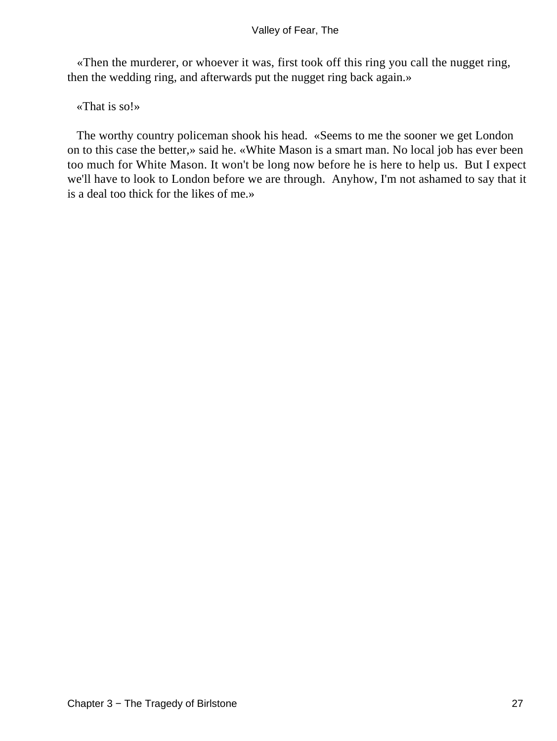«Then the murderer, or whoever it was, first took off this ring you call the nugget ring, then the wedding ring, and afterwards put the nugget ring back again.»

«That is so!»

The worthy country policeman shook his head. «Seems to me the sooner we get London on to this case the better,» said he. «White Mason is a smart man. No local job has ever been too much for White Mason. It won't be long now before he is here to help us. But I expect we'll have to look to London before we are through. Anyhow, I'm not ashamed to say that it is a deal too thick for the likes of me.»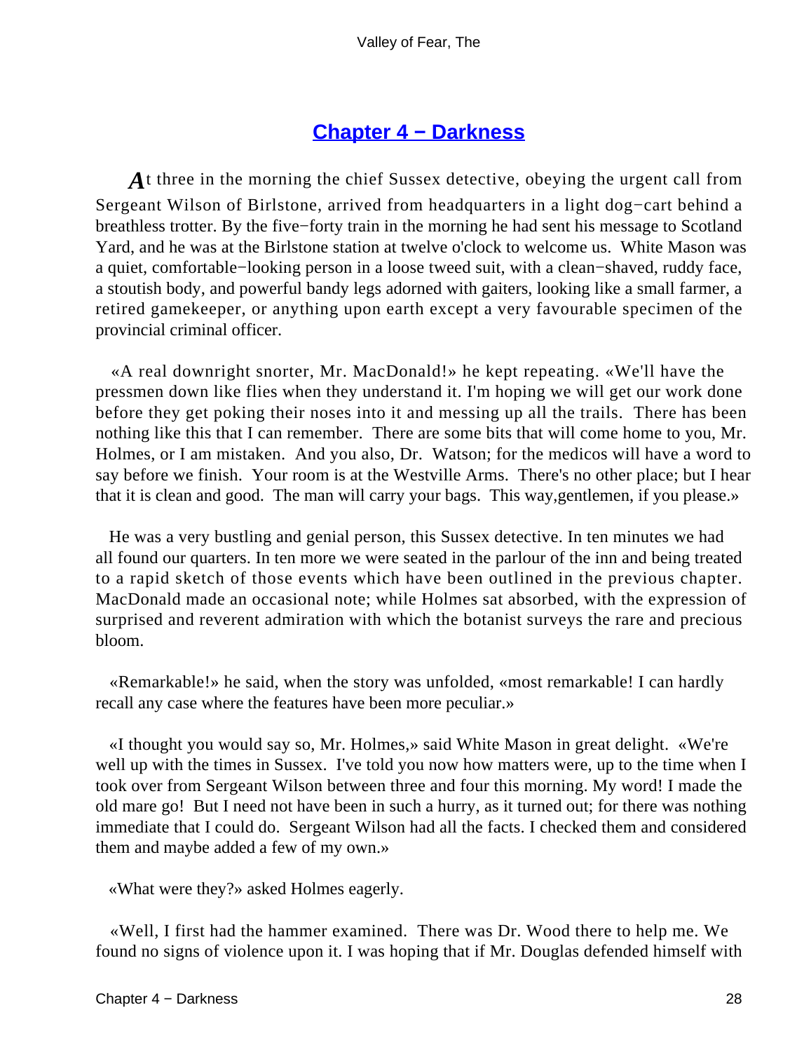## Chapter 4 − Darkness

*A*t three in the morning the chief Sussex detective, obeying the urgent call from Sergeant Wilson of Birlstone, arrived from headquarters in a light dog−cart behind a breathless trotter. By the five−forty train in the morning he had sent his message to Scotland Yard, and he was at the Birlstone station at twelve o'clock to welcome us. White Mason was a quiet, comfortable−looking person in a loose tweed suit, with a clean−shaved, ruddy face, a stoutish body, and powerful bandy legs adorned with gaiters, looking like a small farmer, a retired gamekeeper, or anything upon earth except a very favourable specimen of the provincial criminal officer.

«A real downright snorter, Mr. MacDonald!» he kept repeating. «We'll have the pressmen down like flies when they understand it. I'm hoping we will get our work done before they get poking their noses into it and messing up all the trails. There has been nothing like this that I can remember. There are some bits that will come home to you, Mr. Holmes, or I am mistaken. And you also, Dr. Watson; for the medicos will have a word to say before we finish. Your room is at the Westville Arms. There's no other place; but I hear that it is clean and good. The man will carry your bags. This way,gentlemen, if you please.»

He was a very bustling and genial person, this Sussex detective. In ten minutes we had all found our quarters. In ten more we were seated in the parlour of the inn and being treated to a rapid sketch of those events which have been outlined in the previous chapter. MacDonald made an occasional note; while Holmes sat absorbed, with the expression of surprised and reverent admiration with which the botanist surveys the rare and precious bloom.

«Remarkable!» he said, when the story was unfolded, «most remarkable! I can hardly recall any case where the features have been more peculiar.»

«I thought you would say so, Mr. Holmes,» said White Mason in great delight. «We're well up with the times in Sussex. I've told you now how matters were, up to the time when I took over from Sergeant Wilson between three and four this morning. My word! I made the old mare go! But I need not have been in such a hurry, as it turned out; for there was nothing immediate that I could do. Sergeant Wilson had all the facts. I checked them and considered them and maybe added a few of my own.»

«What were they?» asked Holmes eagerly.

«Well, I first had the hammer examined. There was Dr. Wood there to help me. We found no signs of violence upon it. I was hoping that if Mr. Douglas defended himself with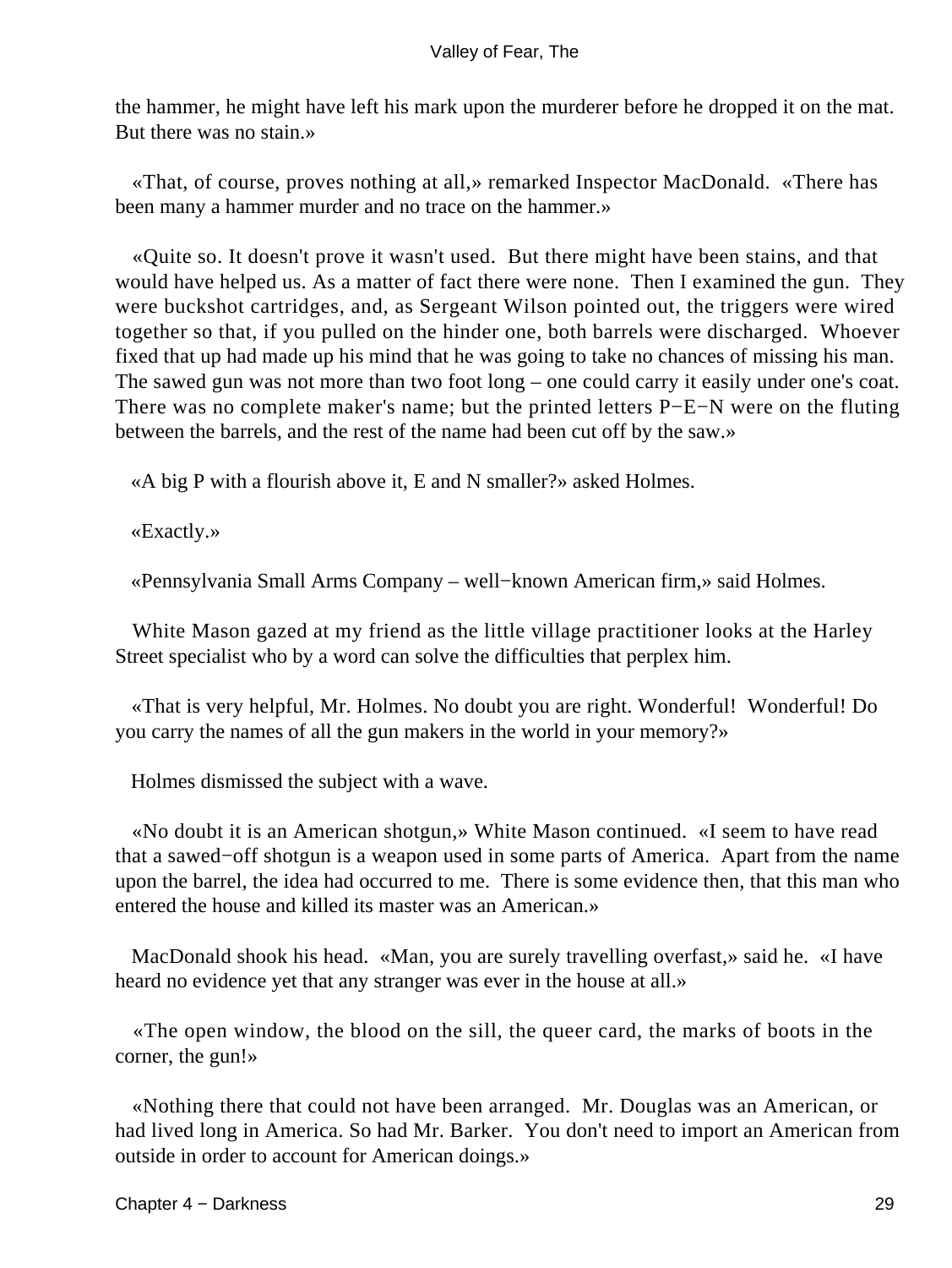the hammer, he might have left his mark upon the murderer before he dropped it on the mat. But there was no stain.»

«That, of course, proves nothing at all,» remarked Inspector MacDonald. «There has been many a hammer murder and no trace on the hammer.»

«Quite so. It doesn't prove it wasn't used. But there might have been stains, and that would have helped us. As a matter of fact there were none. Then I examined the gun. They were buckshot cartridges, and, as Sergeant Wilson pointed out, the triggers were wired together so that, if you pulled on the hinder one, both barrels were discharged. Whoever fixed that up had made up his mind that he was going to take no chances of missing his man. The sawed gun was not more than two foot long – one could carry it easily under one's coat. There was no complete maker's name; but the printed letters P−E−N were on the fluting between the barrels, and the rest of the name had been cut off by the saw.»

«A big P with a flourish above it, E and N smaller?» asked Holmes.

«Exactly.»

«Pennsylvania Small Arms Company – well−known American firm,» said Holmes.

White Mason gazed at my friend as the little village practitioner looks at the Harley Street specialist who by a word can solve the difficulties that perplex him.

«That is very helpful, Mr. Holmes. No doubt you are right. Wonderful! Wonderful! Do you carry the names of all the gun makers in the world in your memory?»

Holmes dismissed the subject with a wave.

«No doubt it is an American shotgun,» White Mason continued. «I seem to have read that a sawed−off shotgun is a weapon used in some parts of America. Apart from the name upon the barrel, the idea had occurred to me. There is some evidence then, that this man who entered the house and killed its master was an American.»

MacDonald shook his head. «Man, you are surely travelling overfast,» said he. «I have heard no evidence yet that any stranger was ever in the house at all.»

«The open window, the blood on the sill, the queer card, the marks of boots in the corner, the gun!»

«Nothing there that could not have been arranged. Mr. Douglas was an American, or had lived long in America. So had Mr. Barker. You don't need to import an American from outside in order to account for American doings.»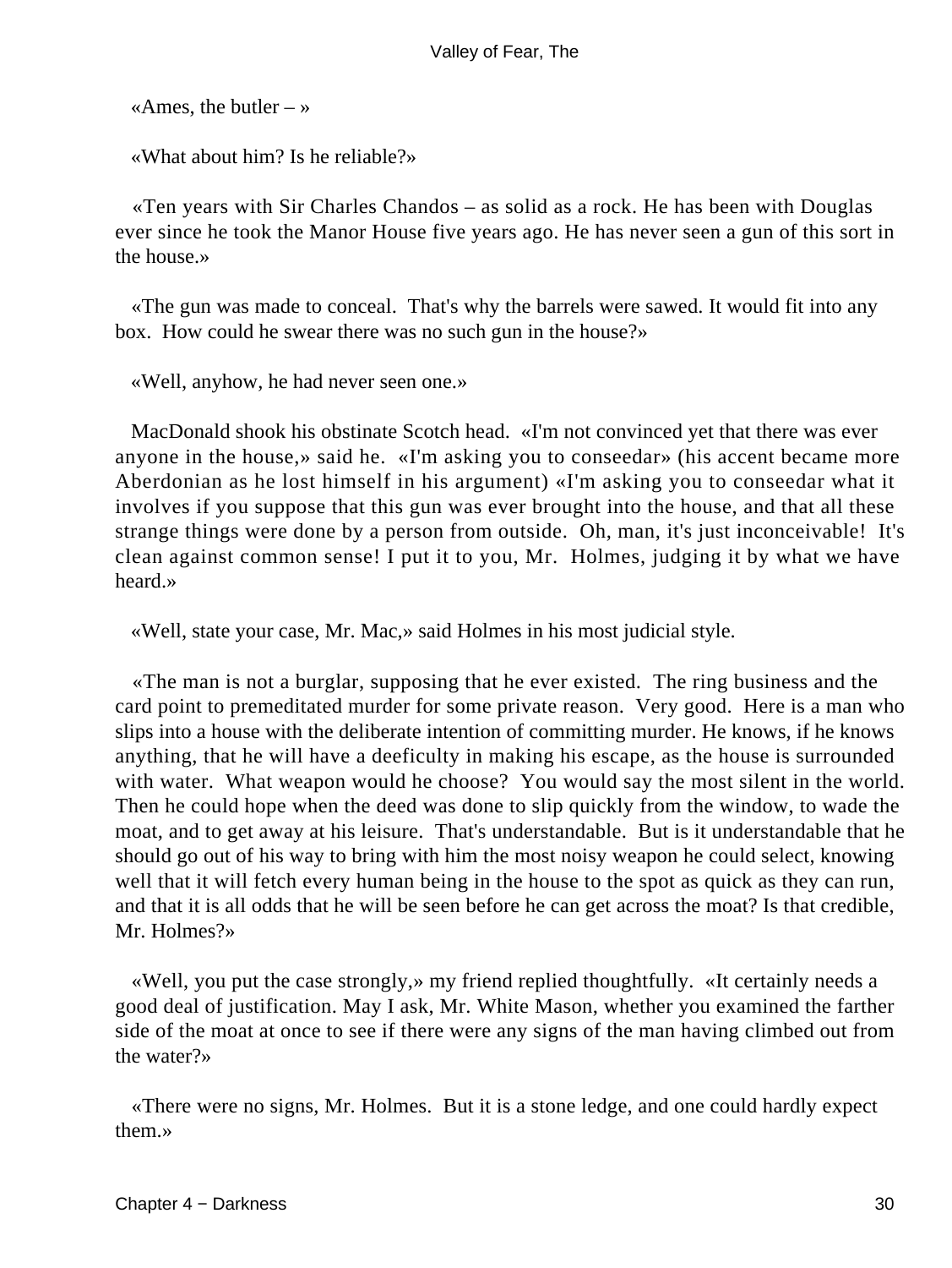«Ames, the butler – »

«What about him? Is he reliable?»

«Ten years with Sir Charles Chandos – as solid as a rock. He has been with Douglas ever since he took the Manor House five years ago. He has never seen a gun of this sort in the house.»

«The gun was made to conceal. That's why the barrels were sawed. It would fit into any box. How could he swear there was no such gun in the house?»

«Well, anyhow, he had never seen one.»

MacDonald shook his obstinate Scotch head. «I'm not convinced yet that there was ever anyone in the house,» said he. «I'm asking you to conseedar» (his accent became more Aberdonian as he lost himself in his argument) «I'm asking you to conseedar what it involves if you suppose that this gun was ever brought into the house, and that all these strange things were done by a person from outside. Oh, man, it's just inconceivable! It's clean against common sense! I put it to you, Mr. Holmes, judging it by what we have heard.»

«Well, state your case, Mr. Mac,» said Holmes in his most judicial style.

«The man is not a burglar, supposing that he ever existed. The ring business and the card point to premeditated murder for some private reason. Very good. Here is a man who slips into a house with the deliberate intention of committing murder. He knows, if he knows anything, that he will have a deeficulty in making his escape, as the house is surrounded with water. What weapon would he choose? You would say the most silent in the world. Then he could hope when the deed was done to slip quickly from the window, to wade the moat, and to get away at his leisure. That's understandable. But is it understandable that he should go out of his way to bring with him the most noisy weapon he could select, knowing well that it will fetch every human being in the house to the spot as quick as they can run, and that it is all odds that he will be seen before he can get across the moat? Is that credible, Mr. Holmes?»

«Well, you put the case strongly,» my friend replied thoughtfully. «It certainly needs a good deal of justification. May I ask, Mr. White Mason, whether you examined the farther side of the moat at once to see if there were any signs of the man having climbed out from the water?»

«There were no signs, Mr. Holmes. But it is a stone ledge, and one could hardly expect them.»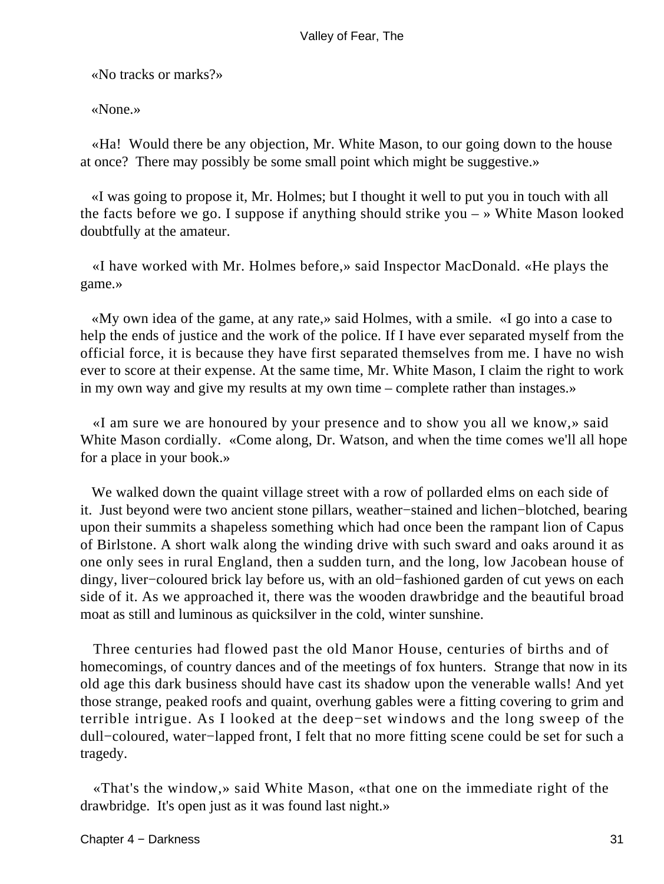«No tracks or marks?»

«None.»

«Ha! Would there be any objection, Mr. White Mason, to our going down to the house at once? There may possibly be some small point which might be suggestive.»

«I was going to propose it, Mr. Holmes; but I thought it well to put you in touch with all the facts before we go. I suppose if anything should strike you – » White Mason looked doubtfully at the amateur.

«I have worked with Mr. Holmes before,» said Inspector MacDonald. «He plays the game.»

«My own idea of the game, at any rate,» said Holmes, with a smile. «I go into a case to help the ends of justice and the work of the police. If I have ever separated myself from the official force, it is because they have first separated themselves from me. I have no wish ever to score at their expense. At the same time, Mr. White Mason, I claim the right to work in my own way and give my results at my own time – complete rather than instages.»

«I am sure we are honoured by your presence and to show you all we know,» said White Mason cordially. «Come along, Dr. Watson, and when the time comes we'll all hope for a place in your book.»

We walked down the quaint village street with a row of pollarded elms on each side of it. Just beyond were two ancient stone pillars, weather−stained and lichen−blotched, bearing upon their summits a shapeless something which had once been the rampant lion of Capus of Birlstone. A short walk along the winding drive with such sward and oaks around it as one only sees in rural England, then a sudden turn, and the long, low Jacobean house of dingy, liver−coloured brick lay before us, with an old−fashioned garden of cut yews on each side of it. As we approached it, there was the wooden drawbridge and the beautiful broad moat as still and luminous as quicksilver in the cold, winter sunshine.

Three centuries had flowed past the old Manor House, centuries of births and of homecomings, of country dances and of the meetings of fox hunters. Strange that now in its old age this dark business should have cast its shadow upon the venerable walls! And yet those strange, peaked roofs and quaint, overhung gables were a fitting covering to grim and terrible intrigue. As I looked at the deep−set windows and the long sweep of the dull−coloured, water−lapped front, I felt that no more fitting scene could be set for such a tragedy.

«That's the window,» said White Mason, «that one on the immediate right of the drawbridge. It's open just as it was found last night.»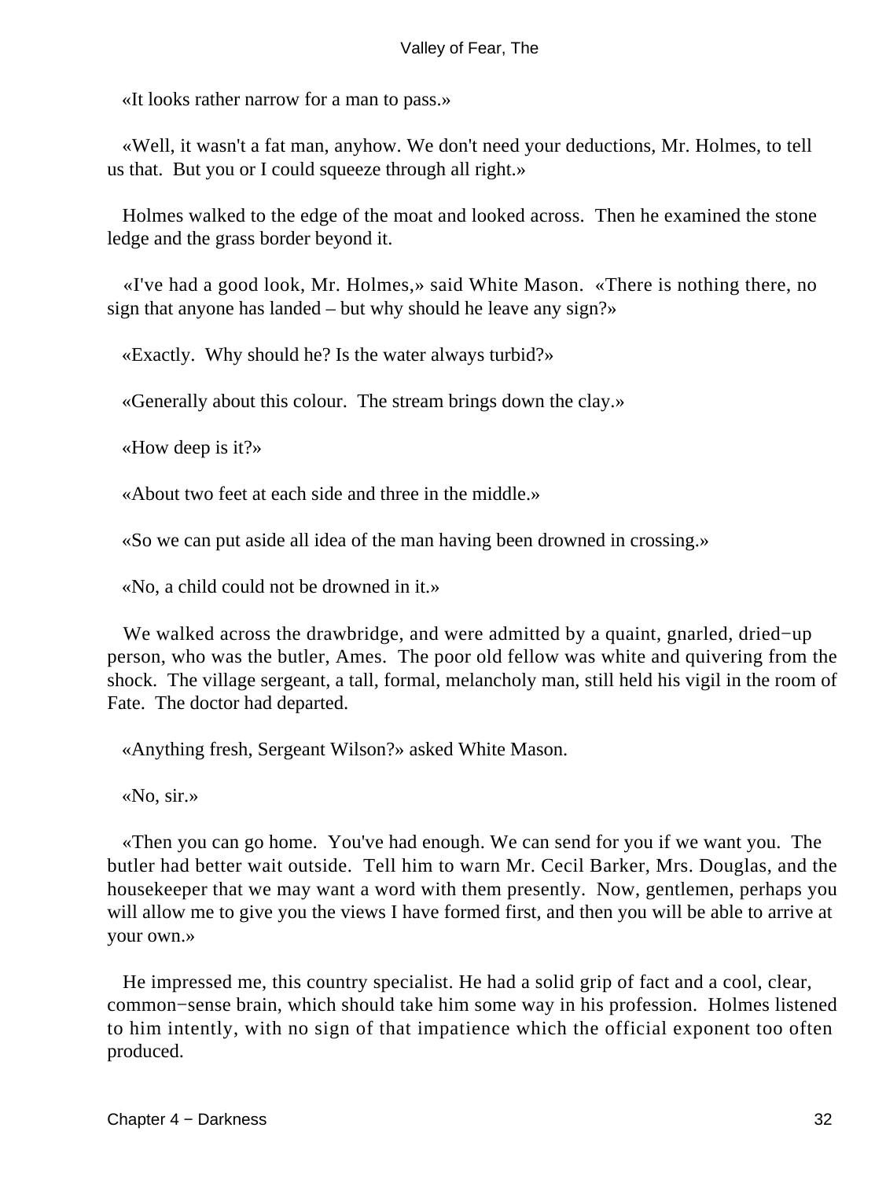«It looks rather narrow for a man to pass.»

«Well, it wasn't a fat man, anyhow. We don't need your deductions, Mr. Holmes, to tell us that. But you or I could squeeze through all right.»

Holmes walked to the edge of the moat and looked across. Then he examined the stone ledge and the grass border beyond it.

«I've had a good look, Mr. Holmes,» said White Mason. «There is nothing there, no sign that anyone has landed – but why should he leave any sign?»

«Exactly. Why should he? Is the water always turbid?»

«Generally about this colour. The stream brings down the clay.»

«How deep is it?»

«About two feet at each side and three in the middle.»

«So we can put aside all idea of the man having been drowned in crossing.»

«No, a child could not be drowned in it.»

We walked across the drawbridge, and were admitted by a quaint, gnarled, dried−up person, who was the butler, Ames. The poor old fellow was white and quivering from the shock. The village sergeant, a tall, formal, melancholy man, still held his vigil in the room of Fate. The doctor had departed.

«Anything fresh, Sergeant Wilson?» asked White Mason.

«No, sir.»

«Then you can go home. You've had enough. We can send for you if we want you. The butler had better wait outside. Tell him to warn Mr. Cecil Barker, Mrs. Douglas, and the housekeeper that we may want a word with them presently. Now, gentlemen, perhaps you will allow me to give you the views I have formed first, and then you will be able to arrive at your own.»

He impressed me, this country specialist. He had a solid grip of fact and a cool, clear, common−sense brain, which should take him some way in his profession. Holmes listened to him intently, with no sign of that impatience which the official exponent too often produced.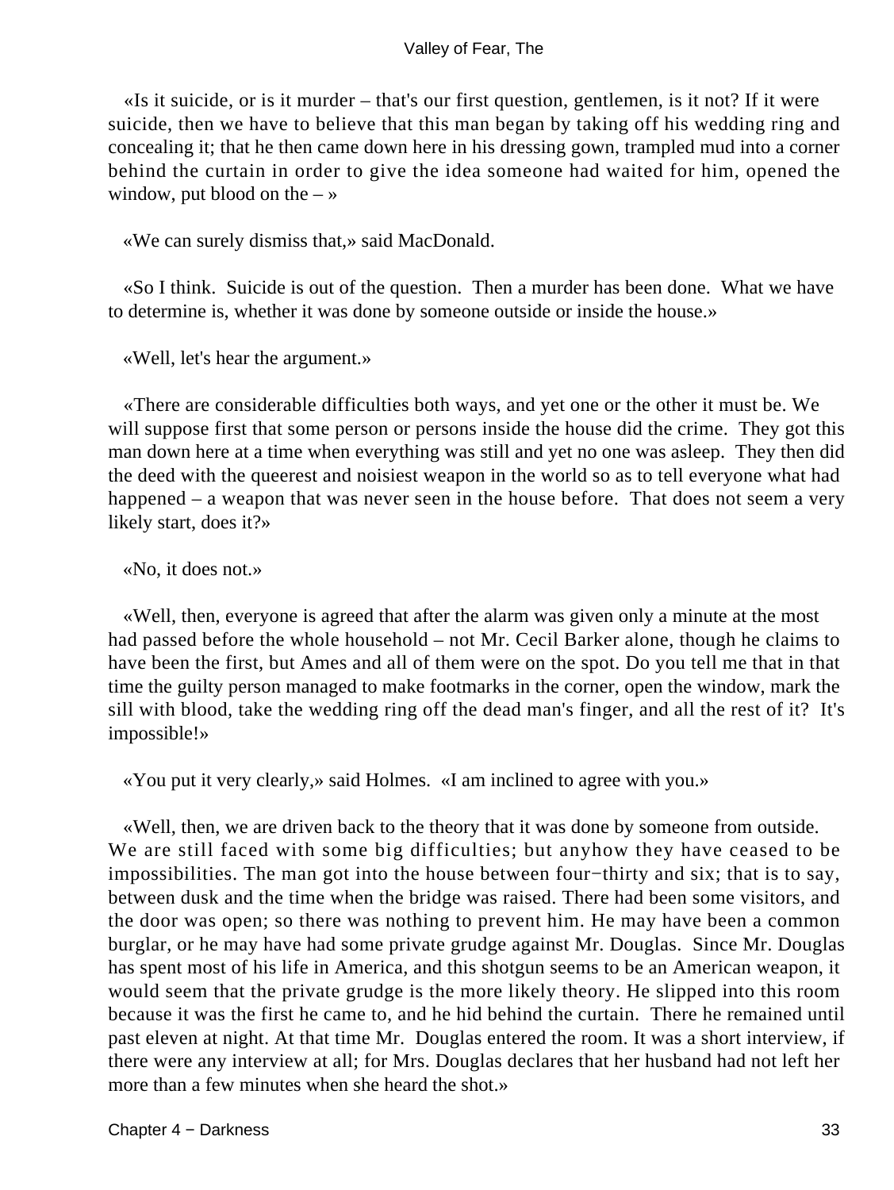«Is it suicide, or is it murder – that's our first question, gentlemen, is it not? If it were suicide, then we have to believe that this man began by taking off his wedding ring and concealing it; that he then came down here in his dressing gown, trampled mud into a corner behind the curtain in order to give the idea someone had waited for him, opened the window, put blood on the – »

«We can surely dismiss that,» said MacDonald.

«So I think. Suicide is out of the question. Then a murder has been done. What we have to determine is, whether it was done by someone outside or inside the house.»

«Well, let's hear the argument.»

«There are considerable difficulties both ways, and yet one or the other it must be. We will suppose first that some person or persons inside the house did the crime. They got this man down here at a time when everything was still and yet no one was asleep. They then did the deed with the queerest and noisiest weapon in the world so as to tell everyone what had happened – a weapon that was never seen in the house before. That does not seem a very likely start, does it?»

«No, it does not.»

«Well, then, everyone is agreed that after the alarm was given only a minute at the most had passed before the whole household – not Mr. Cecil Barker alone, though he claims to have been the first, but Ames and all of them were on the spot. Do you tell me that in that time the guilty person managed to make footmarks in the corner, open the window, mark the sill with blood, take the wedding ring off the dead man's finger, and all the rest of it? It's impossible!»

«You put it very clearly,» said Holmes. «I am inclined to agree with you.»

«Well, then, we are driven back to the theory that it was done by someone from outside. We are still faced with some big difficulties; but anyhow they have ceased to be impossibilities. The man got into the house between four−thirty and six; that is to say, between dusk and the time when the bridge was raised. There had been some visitors, and the door was open; so there was nothing to prevent him. He may have been a common burglar, or he may have had some private grudge against Mr. Douglas. Since Mr. Douglas has spent most of his life in America, and this shotgun seems to be an American weapon, it would seem that the private grudge is the more likely theory. He slipped into this room because it was the first he came to, and he hid behind the curtain. There he remained until past eleven at night. At that time Mr. Douglas entered the room. It was a short interview, if there were any interview at all; for Mrs. Douglas declares that her husband had not left her more than a few minutes when she heard the shot.»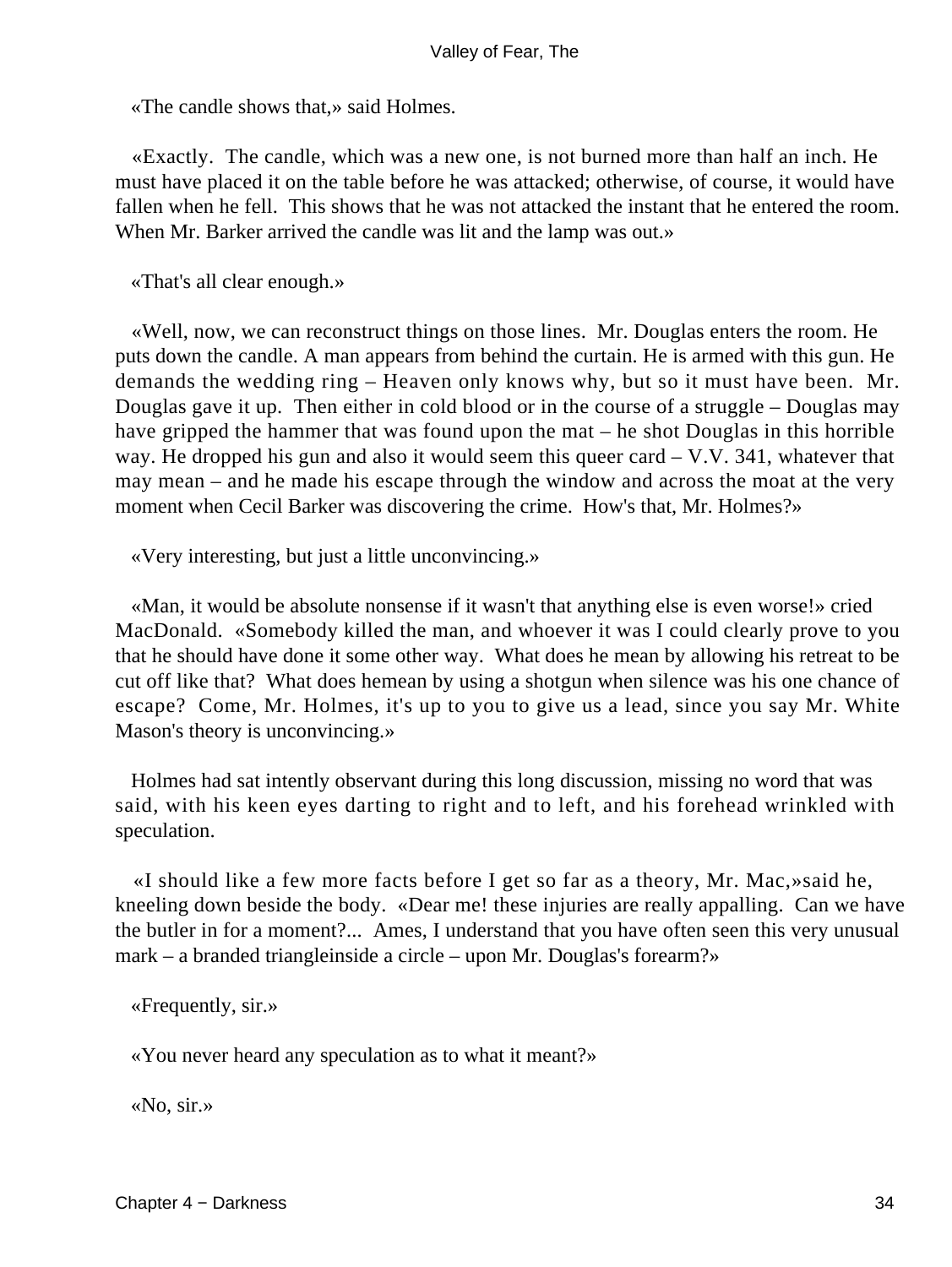«The candle shows that,» said Holmes.

«Exactly. The candle, which was a new one, is not burned more than half an inch. He must have placed it on the table before he was attacked; otherwise, of course, it would have fallen when he fell. This shows that he was not attacked the instant that he entered the room. When Mr. Barker arrived the candle was lit and the lamp was out.»

«That's all clear enough.»

«Well, now, we can reconstruct things on those lines. Mr. Douglas enters the room. He puts down the candle. A man appears from behind the curtain. He is armed with this gun. He demands the wedding ring – Heaven only knows why, but so it must have been. Mr. Douglas gave it up. Then either in cold blood or in the course of a struggle – Douglas may have gripped the hammer that was found upon the mat – he shot Douglas in this horrible way. He dropped his gun and also it would seem this queer card – V.V. 341, whatever that may mean – and he made his escape through the window and across the moat at the very moment when Cecil Barker was discovering the crime. How's that, Mr. Holmes?»

«Very interesting, but just a little unconvincing.»

«Man, it would be absolute nonsense if it wasn't that anything else is even worse!» cried MacDonald. «Somebody killed the man, and whoever it was I could clearly prove to you that he should have done it some other way. What does he mean by allowing his retreat to be cut off like that? What does hemean by using a shotgun when silence was his one chance of escape? Come, Mr. Holmes, it's up to you to give us a lead, since you say Mr. White Mason's theory is unconvincing.»

Holmes had sat intently observant during this long discussion, missing no word that was said, with his keen eyes darting to right and to left, and his forehead wrinkled with speculation.

«I should like a few more facts before I get so far as a theory, Mr. Mac,»said he, kneeling down beside the body. «Dear me! these injuries are really appalling. Can we have the butler in for a moment?... Ames, I understand that you have often seen this very unusual mark – a branded triangleinside a circle – upon Mr. Douglas's forearm?»

«Frequently, sir.»

«You never heard any speculation as to what it meant?»

«No, sir.»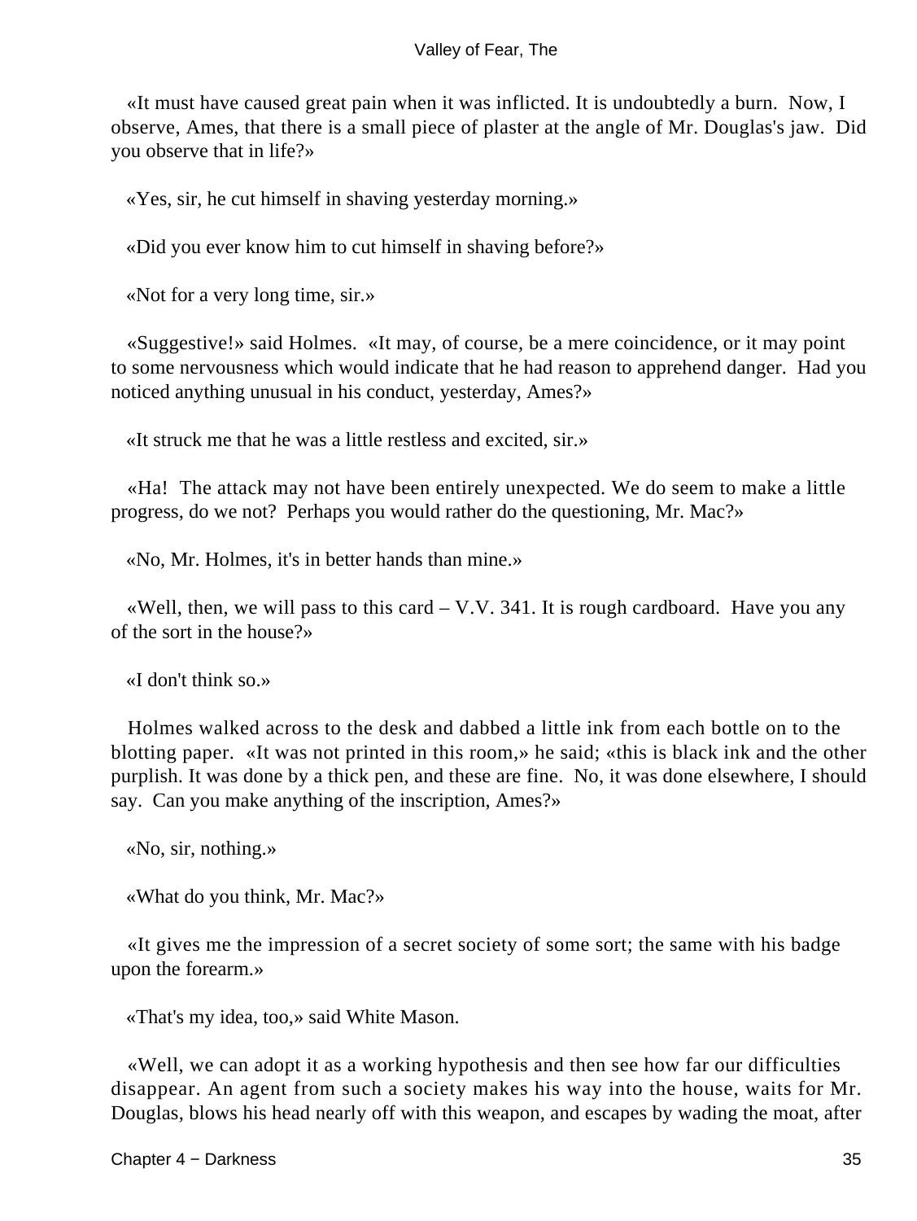«It must have caused great pain when it was inflicted. It is undoubtedly a burn. Now, I observe, Ames, that there is a small piece of plaster at the angle of Mr. Douglas's jaw. Did you observe that in life?»

«Yes, sir, he cut himself in shaving yesterday morning.»

«Did you ever know him to cut himself in shaving before?»

«Not for a very long time, sir.»

«Suggestive!» said Holmes. «It may, of course, be a mere coincidence, or it may point to some nervousness which would indicate that he had reason to apprehend danger. Had you noticed anything unusual in his conduct, yesterday, Ames?»

«It struck me that he was a little restless and excited, sir.»

«Ha! The attack may not have been entirely unexpected. We do seem to make a little progress, do we not? Perhaps you would rather do the questioning, Mr. Mac?»

«No, Mr. Holmes, it's in better hands than mine.»

«Well, then, we will pass to this card – V.V. 341. It is rough cardboard. Have you any of the sort in the house?»

«I don't think so.»

Holmes walked across to the desk and dabbed a little ink from each bottle on to the blotting paper. «It was not printed in this room,» he said; «this is black ink and the other purplish. It was done by a thick pen, and these are fine. No, it was done elsewhere, I should say. Can you make anything of the inscription, Ames?»

«No, sir, nothing.»

«What do you think, Mr. Mac?»

«It gives me the impression of a secret society of some sort; the same with his badge upon the forearm.»

«That's my idea, too,» said White Mason.

«Well, we can adopt it as a working hypothesis and then see how far our difficulties disappear. An agent from such a society makes his way into the house, waits for Mr. Douglas, blows his head nearly off with this weapon, and escapes by wading the moat, after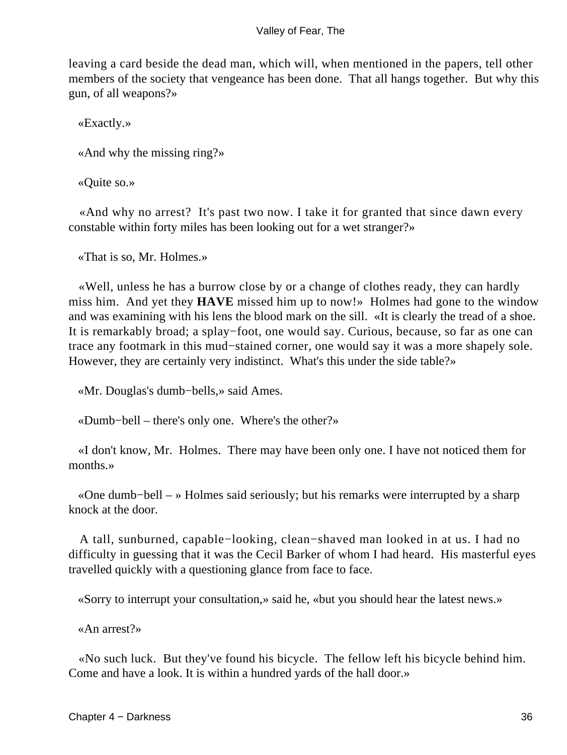leaving a card beside the dead man, which will, when mentioned in the papers, tell other members of the society that vengeance has been done. That all hangs together. But why this gun, of all weapons?»

«Exactly.»

«And why the missing ring?»

«Quite so.»

«And why no arrest? It's past two now. I take it for granted that since dawn every constable within forty miles has been looking out for a wet stranger?»

«That is so, Mr. Holmes.»

«Well, unless he has a burrow close by or a change of clothes ready, they can hardly miss him. And yet they **HAVE** missed him up to now!» Holmes had gone to the window and was examining with his lens the blood mark on the sill. «It is clearly the tread of a shoe. It is remarkably broad; a splay−foot, one would say. Curious, because, so far as one can trace any footmark in this mud−stained corner, one would say it was a more shapely sole. However, they are certainly very indistinct. What's this under the side table?»

«Mr. Douglas's dumb−bells,» said Ames.

«Dumb−bell – there's only one. Where's the other?»

«I don't know, Mr. Holmes. There may have been only one. I have not noticed them for months.»

«One dumb−bell – » Holmes said seriously; but his remarks were interrupted by a sharp knock at the door.

A tall, sunburned, capable−looking, clean−shaved man looked in at us. I had no difficulty in guessing that it was the Cecil Barker of whom I had heard. His masterful eyes travelled quickly with a questioning glance from face to face.

«Sorry to interrupt your consultation,» said he, «but you should hear the latest news.»

«An arrest?»

«No such luck. But they've found his bicycle. The fellow left his bicycle behind him. Come and have a look. It is within a hundred yards of the hall door.»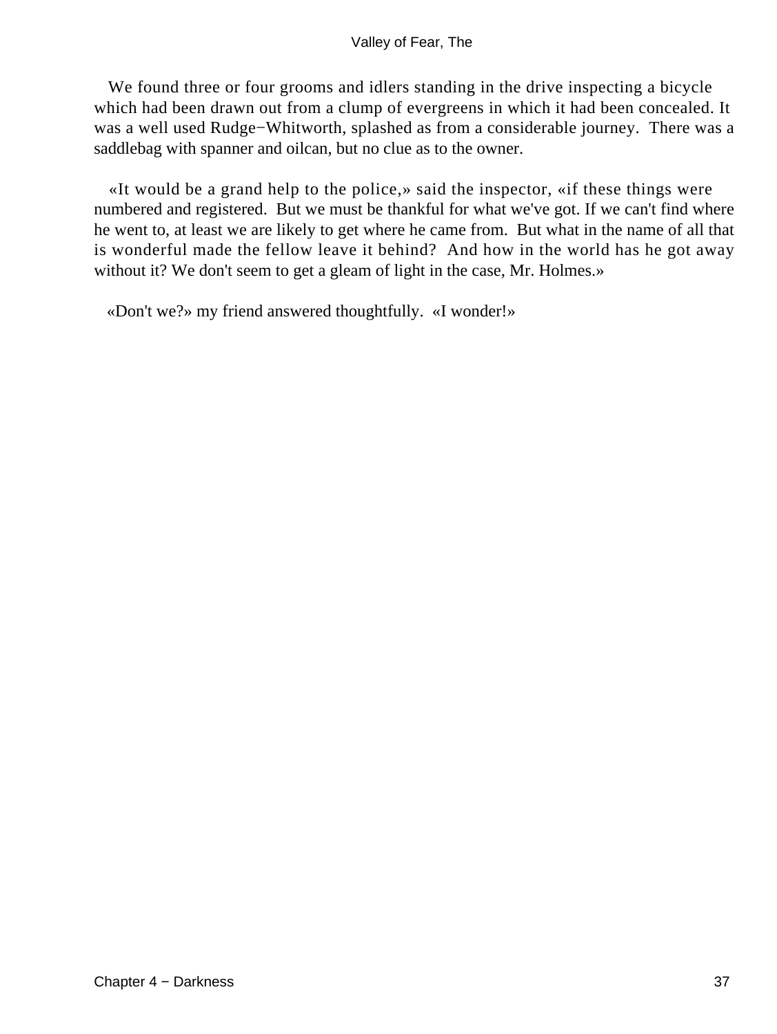We found three or four grooms and idlers standing in the drive inspecting a bicycle which had been drawn out from a clump of evergreens in which it had been concealed. It was a well used Rudge−Whitworth, splashed as from a considerable journey. There was a saddlebag with spanner and oilcan, but no clue as to the owner.

«It would be a grand help to the police,» said the inspector, «if these things were numbered and registered. But we must be thankful for what we've got. If we can't find where he went to, at least we are likely to get where he came from. But what in the name of all that is wonderful made the fellow leave it behind? And how in the world has he got away without it? We don't seem to get a gleam of light in the case, Mr. Holmes.»

«Don't we?» my friend answered thoughtfully. «I wonder!»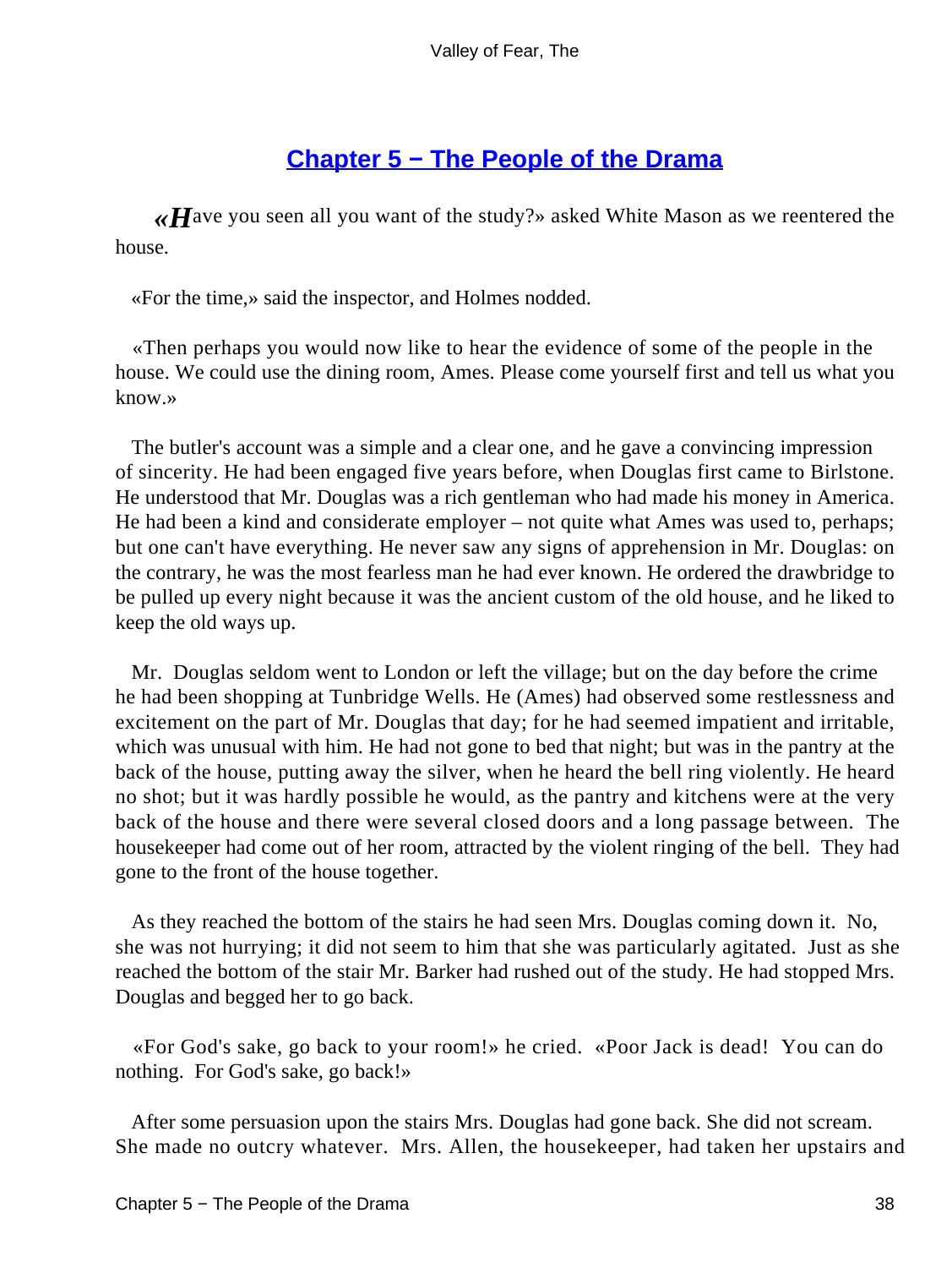## Chapter 5 − The People of the Drama

«Have you seen all you want of the study?» asked White Mason as we reentered the house.

«For the time,» said the inspector, and Holmes nodded.

«Then perhaps you would now like to hear the evidence of some of the people in the house. We could use the dining room, Ames. Please come yourself first and tell us what you know.»

The butler's account was a simple and a clear one, and he gave a convincing impression of sincerity. He had been engaged five years before, when Douglas first came to Birlstone. He understood that Mr. Douglas was a rich gentleman who had made his money in America. He had been a kind and considerate employer – not quite what Ames was used to, perhaps; but one can't have everything. He never saw any signs of apprehension in Mr. Douglas: on the contrary, he was the most fearless man he had ever known. He ordered the drawbridge to be pulled up every night because it was the ancient custom of the old house, and he liked to keep the old ways up.

Mr. Douglas seldom went to London or left the village; but on the day before the crime he had been shopping at Tunbridge Wells. He (Ames) had observed some restlessness and excitement on the part of Mr. Douglas that day; for he had seemed impatient and irritable, which was unusual with him. He had not gone to bed that night; but was in the pantry at the back of the house, putting away the silver, when he heard the bell ring violently. He heard no shot; but it was hardly possible he would, as the pantry and kitchens were at the very back of the house and there were several closed doors and a long passage between. The housekeeper had come out of her room, attracted by the violent ringing of the bell. They had gone to the front of the house together.

As they reached the bottom of the stairs he had seen Mrs. Douglas coming down it. No, she was not hurrying; it did not seem to him that she was particularly agitated. Just as she reached the bottom of the stair Mr. Barker had rushed out of the study. He had stopped Mrs. Douglas and begged her to go back.

«For God's sake, go back to your room!» he cried. «Poor Jack is dead! You can do nothing. For God's sake, go back!»

After some persuasion upon the stairs Mrs. Douglas had gone back. She did not scream. She made no outcry whatever. Mrs. Allen, the housekeeper, had taken her upstairs and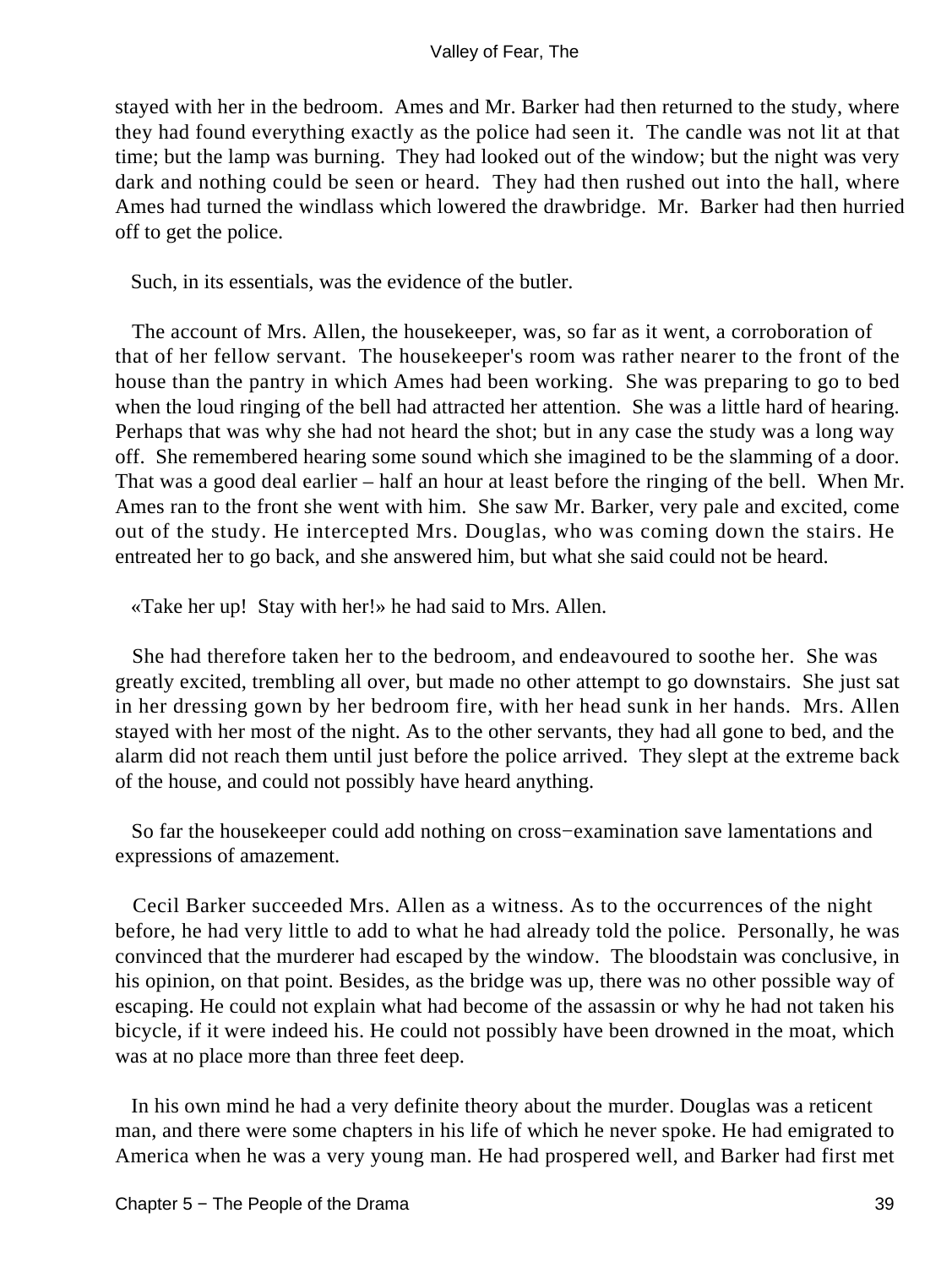stayed with her in the bedroom. Ames and Mr. Barker had then returned to the study, where they had found everything exactly as the police had seen it. The candle was not lit at that time; but the lamp was burning. They had looked out of the window; but the night was very dark and nothing could be seen or heard. They had then rushed out into the hall, where Ames had turned the windlass which lowered the drawbridge. Mr. Barker had then hurried off to get the police.

Such, in its essentials, was the evidence of the butler.

The account of Mrs. Allen, the housekeeper, was, so far as it went, a corroboration of that of her fellow servant. The housekeeper's room was rather nearer to the front of the house than the pantry in which Ames had been working. She was preparing to go to bed when the loud ringing of the bell had attracted her attention. She was a little hard of hearing. Perhaps that was why she had not heard the shot; but in any case the study was a long way off. She remembered hearing some sound which she imagined to be the slamming of a door. That was a good deal earlier – half an hour at least before the ringing of the bell. When Mr. Ames ran to the front she went with him. She saw Mr. Barker, very pale and excited, come out of the study. He intercepted Mrs. Douglas, who was coming down the stairs. He entreated her to go back, and she answered him, but what she said could not be heard.

«Take her up! Stay with her!» he had said to Mrs. Allen.

She had therefore taken her to the bedroom, and endeavoured to soothe her. She was greatly excited, trembling all over, but made no other attempt to go downstairs. She just sat in her dressing gown by her bedroom fire, with her head sunk in her hands. Mrs. Allen stayed with her most of the night. As to the other servants, they had all gone to bed, and the alarm did not reach them until just before the police arrived. They slept at the extreme back of the house, and could not possibly have heard anything.

So far the housekeeper could add nothing on cross−examination save lamentations and expressions of amazement.

Cecil Barker succeeded Mrs. Allen as a witness. As to the occurrences of the night before, he had very little to add to what he had already told the police. Personally, he was convinced that the murderer had escaped by the window. The bloodstain was conclusive, in his opinion, on that point. Besides, as the bridge was up, there was no other possible way of escaping. He could not explain what had become of the assassin or why he had not taken his bicycle, if it were indeed his. He could not possibly have been drowned in the moat, which was at no place more than three feet deep.

In his own mind he had a very definite theory about the murder. Douglas was a reticent man, and there were some chapters in his life of which he never spoke. He had emigrated to America when he was a very young man. He had prospered well, and Barker had first met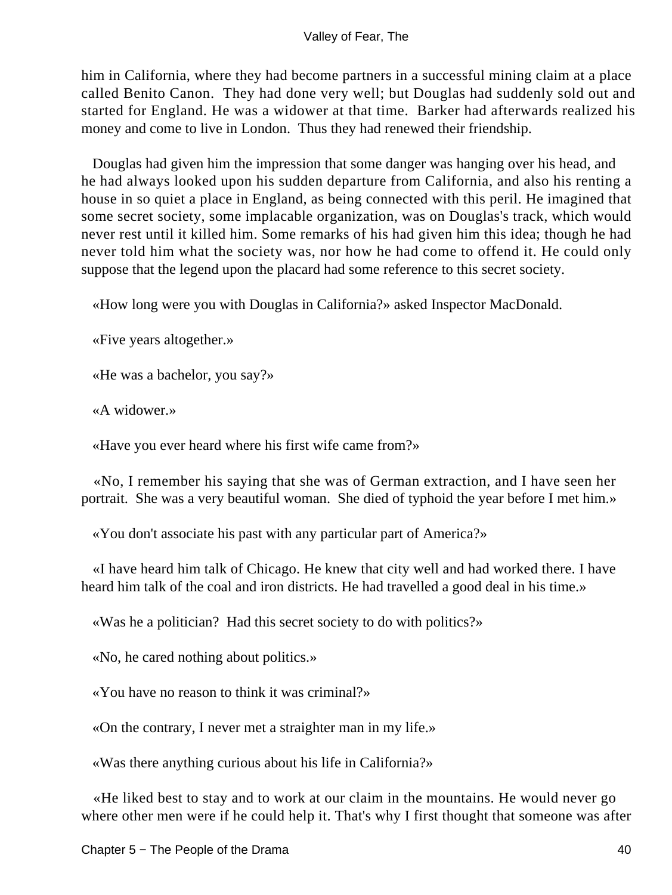him in California, where they had become partners in a successful mining claim at a place called Benito Canon. They had done very well; but Douglas had suddenly sold out and started for England. He was a widower at that time. Barker had afterwards realized his money and come to live in London. Thus they had renewed their friendship.

Douglas had given him the impression that some danger was hanging over his head, and he had always looked upon his sudden departure from California, and also his renting a house in so quiet a place in England, as being connected with this peril. He imagined that some secret society, some implacable organization, was on Douglas's track, which would never rest until it killed him. Some remarks of his had given him this idea; though he had never told him what the society was, nor how he had come to offend it. He could only suppose that the legend upon the placard had some reference to this secret society.

«How long were you with Douglas in California?» asked Inspector MacDonald.

«Five years altogether.»

«He was a bachelor, you say?»

«A widower.»

«Have you ever heard where his first wife came from?»

«No, I remember his saying that she was of German extraction, and I have seen her portrait. She was a very beautiful woman. She died of typhoid the year before I met him.»

«You don't associate his past with any particular part of America?»

«I have heard him talk of Chicago. He knew that city well and had worked there. I have heard him talk of the coal and iron districts. He had travelled a good deal in his time.»

«Was he a politician? Had this secret society to do with politics?»

«No, he cared nothing about politics.»

«You have no reason to think it was criminal?»

«On the contrary, I never met a straighter man in my life.»

«Was there anything curious about his life in California?»

«He liked best to stay and to work at our claim in the mountains. He would never go where other men were if he could help it. That's why I first thought that someone was after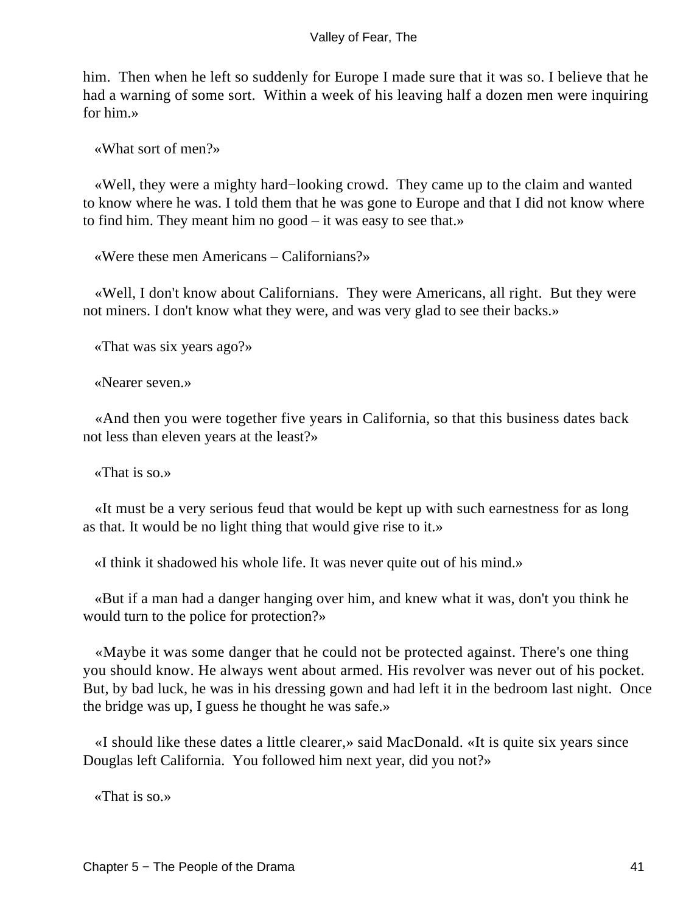him. Then when he left so suddenly for Europe I made sure that it was so. I believe that he had a warning of some sort. Within a week of his leaving half a dozen men were inquiring for him.»

«What sort of men?»

«Well, they were a mighty hard−looking crowd. They came up to the claim and wanted to know where he was. I told them that he was gone to Europe and that I did not know where to find him. They meant him no good – it was easy to see that.»

«Were these men Americans – Californians?»

«Well, I don't know about Californians. They were Americans, all right. But they were not miners. I don't know what they were, and was very glad to see their backs.»

«That was six years ago?»

«Nearer seven.»

«And then you were together five years in California, so that this business dates back not less than eleven years at the least?»

«That is so.»

«It must be a very serious feud that would be kept up with such earnestness for as long as that. It would be no light thing that would give rise to it.»

«I think it shadowed his whole life. It was never quite out of his mind.»

«But if a man had a danger hanging over him, and knew what it was, don't you think he would turn to the police for protection?»

«Maybe it was some danger that he could not be protected against. There's one thing you should know. He always went about armed. His revolver was never out of his pocket. But, by bad luck, he was in his dressing gown and had left it in the bedroom last night. Once the bridge was up, I guess he thought he was safe.»

«I should like these dates a little clearer,» said MacDonald. «It is quite six years since Douglas left California. You followed him next year, did you not?»

«That is so.»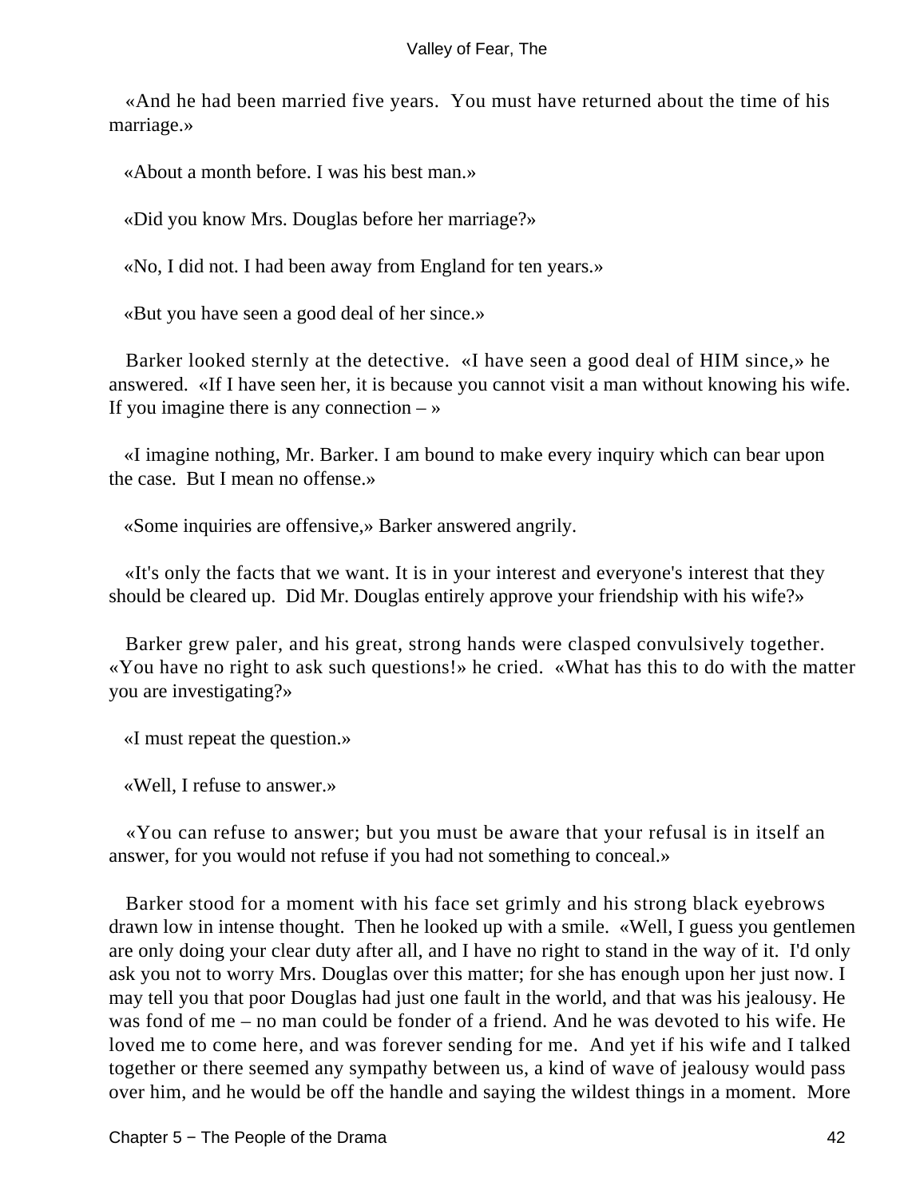«And he had been married five years. You must have returned about the time of his marriage.»

«About a month before. I was his best man.»

«Did you know Mrs. Douglas before her marriage?»

«No, I did not. I had been away from England for ten years.»

«But you have seen a good deal of her since.»

Barker looked sternly at the detective. «I have seen a good deal of HIM since,» he answered. «If I have seen her, it is because you cannot visit a man without knowing his wife. If you imagine there is any connection – »

«I imagine nothing, Mr. Barker. I am bound to make every inquiry which can bear upon the case. But I mean no offense.»

«Some inquiries are offensive,» Barker answered angrily.

«It's only the facts that we want. It is in your interest and everyone's interest that they should be cleared up. Did Mr. Douglas entirely approve your friendship with his wife?»

Barker grew paler, and his great, strong hands were clasped convulsively together. «You have no right to ask such questions!» he cried. «What has this to do with the matter you are investigating?»

«I must repeat the question.»

«Well, I refuse to answer.»

«You can refuse to answer; but you must be aware that your refusal is in itself an answer, for you would not refuse if you had not something to conceal.»

Barker stood for a moment with his face set grimly and his strong black eyebrows drawn low in intense thought. Then he looked up with a smile. «Well, I guess you gentlemen are only doing your clear duty after all, and I have no right to stand in the way of it. I'd only ask you not to worry Mrs. Douglas over this matter; for she has enough upon her just now. I may tell you that poor Douglas had just one fault in the world, and that was his jealousy. He was fond of me – no man could be fonder of a friend. And he was devoted to his wife. He loved me to come here, and was forever sending for me. And yet if his wife and I talked together or there seemed any sympathy between us, a kind of wave of jealousy would pass over him, and he would be off the handle and saying the wildest things in a moment. More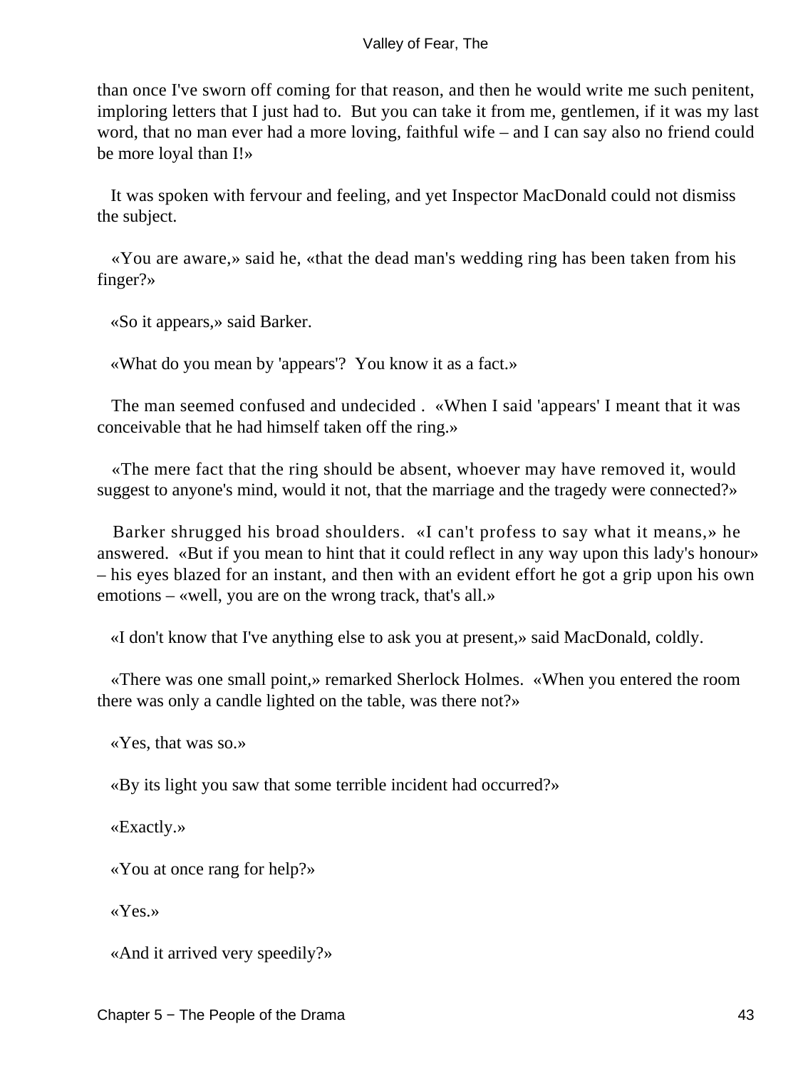than once I've sworn off coming for that reason, and then he would write me such penitent, imploring letters that I just had to. But you can take it from me, gentlemen, if it was my last word, that no man ever had a more loving, faithful wife – and I can say also no friend could be more loyal than I!»

It was spoken with fervour and feeling, and yet Inspector MacDonald could not dismiss the subject.

«You are aware,» said he, «that the dead man's wedding ring has been taken from his finger?»

«So it appears,» said Barker.

«What do you mean by 'appears'? You know it as a fact.»

The man seemed confused and undecided . «When I said 'appears' I meant that it was conceivable that he had himself taken off the ring.»

«The mere fact that the ring should be absent, whoever may have removed it, would suggest to anyone's mind, would it not, that the marriage and the tragedy were connected?»

Barker shrugged his broad shoulders. «I can't profess to say what it means,» he answered. «But if you mean to hint that it could reflect in any way upon this lady's honour» – his eyes blazed for an instant, and then with an evident effort he got a grip upon his own emotions – «well, you are on the wrong track, that's all.»

«I don't know that I've anything else to ask you at present,» said MacDonald, coldly.

«There was one small point,» remarked Sherlock Holmes. «When you entered the room there was only a candle lighted on the table, was there not?»

«Yes, that was so.»

«By its light you saw that some terrible incident had occurred?»

«Exactly.»

«You at once rang for help?»

«Yes.»

«And it arrived very speedily?»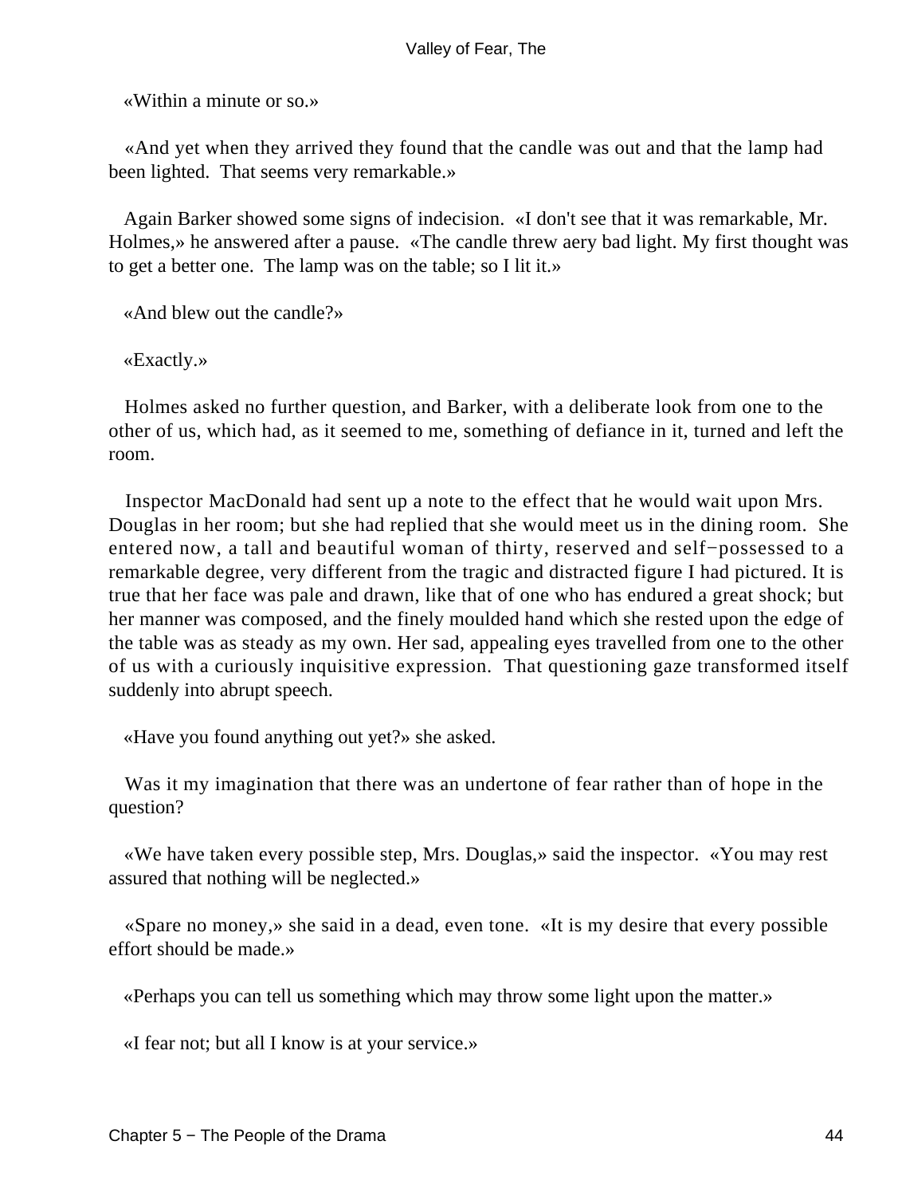«Within a minute or so.»

«And yet when they arrived they found that the candle was out and that the lamp had been lighted. That seems very remarkable.»

Again Barker showed some signs of indecision. «I don't see that it was remarkable, Mr. Holmes,» he answered after a pause. «The candle threw aery bad light. My first thought was to get a better one. The lamp was on the table; so I lit it.»

«And blew out the candle?»

«Exactly.»

Holmes asked no further question, and Barker, with a deliberate look from one to the other of us, which had, as it seemed to me, something of defiance in it, turned and left the room.

Inspector MacDonald had sent up a note to the effect that he would wait upon Mrs. Douglas in her room; but she had replied that she would meet us in the dining room. She entered now, a tall and beautiful woman of thirty, reserved and self−possessed to a remarkable degree, very different from the tragic and distracted figure I had pictured. It is true that her face was pale and drawn, like that of one who has endured a great shock; but her manner was composed, and the finely moulded hand which she rested upon the edge of the table was as steady as my own. Her sad, appealing eyes travelled from one to the other of us with a curiously inquisitive expression. That questioning gaze transformed itself suddenly into abrupt speech.

«Have you found anything out yet?» she asked.

Was it my imagination that there was an undertone of fear rather than of hope in the question?

«We have taken every possible step, Mrs. Douglas,» said the inspector. «You may rest assured that nothing will be neglected.»

«Spare no money,» she said in a dead, even tone. «It is my desire that every possible effort should be made.»

«Perhaps you can tell us something which may throw some light upon the matter.»

«I fear not; but all I know is at your service.»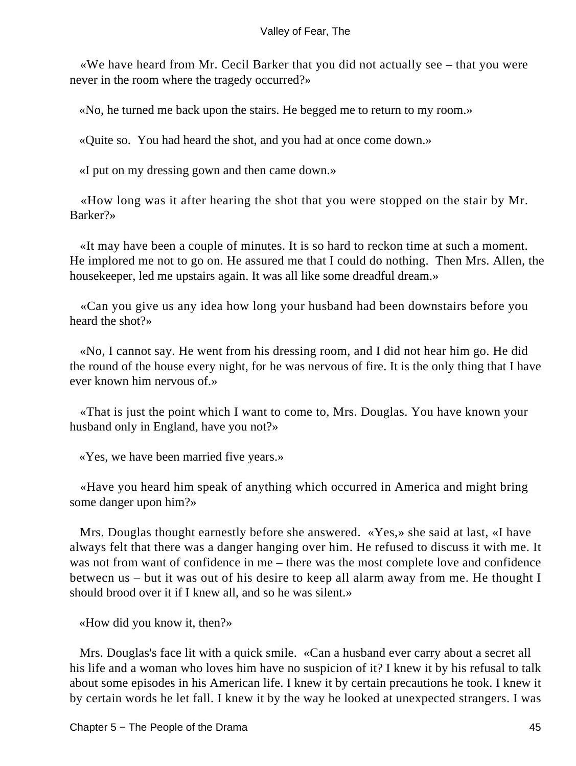«We have heard from Mr. Cecil Barker that you did not actually see – that you were never in the room where the tragedy occurred?»

«No, he turned me back upon the stairs. He begged me to return to my room.»

«Quite so. You had heard the shot, and you had at once come down.»

«I put on my dressing gown and then came down.»

«How long was it after hearing the shot that you were stopped on the stair by Mr. Barker?»

«It may have been a couple of minutes. It is so hard to reckon time at such a moment. He implored me not to go on. He assured me that I could do nothing. Then Mrs. Allen, the housekeeper, led me upstairs again. It was all like some dreadful dream.»

«Can you give us any idea how long your husband had been downstairs before you heard the shot?»

«No, I cannot say. He went from his dressing room, and I did not hear him go. He did the round of the house every night, for he was nervous of fire. It is the only thing that I have ever known him nervous of.»

«That is just the point which I want to come to, Mrs. Douglas. You have known your husband only in England, have you not?»

«Yes, we have been married five years.»

«Have you heard him speak of anything which occurred in America and might bring some danger upon him?»

Mrs. Douglas thought earnestly before she answered. «Yes,» she said at last, «I have always felt that there was a danger hanging over him. He refused to discuss it with me. It was not from want of confidence in me – there was the most complete love and confidence betwecn us – but it was out of his desire to keep all alarm away from me. He thought I should brood over it if I knew all, and so he was silent.»

«How did you know it, then?»

Mrs. Douglas's face lit with a quick smile. «Can a husband ever carry about a secret all his life and a woman who loves him have no suspicion of it? I knew it by his refusal to talk about some episodes in his American life. I knew it by certain precautions he took. I knew it by certain words he let fall. I knew it by the way he looked at unexpected strangers. I was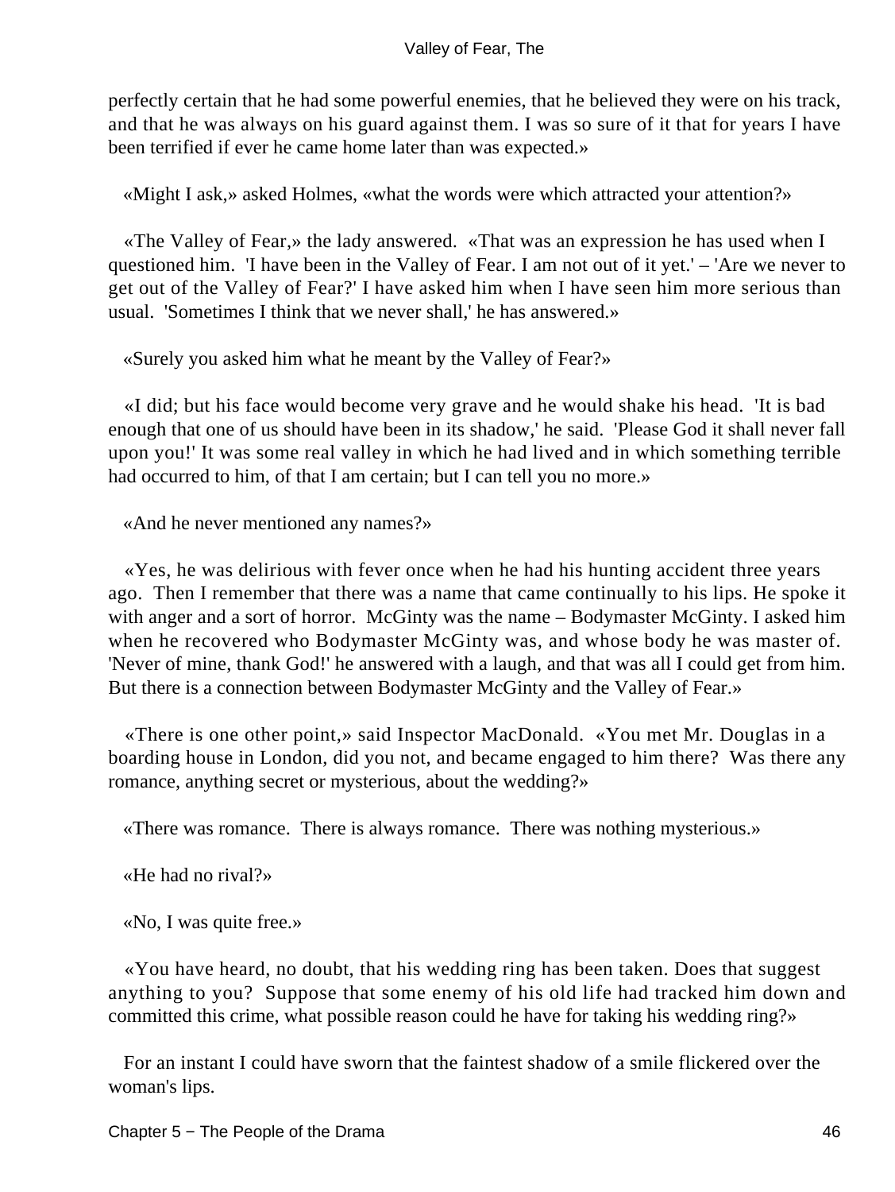perfectly certain that he had some powerful enemies, that he believed they were on his track, and that he was always on his guard against them. I was so sure of it that for years I have been terrified if ever he came home later than was expected.»

«Might I ask,» asked Holmes, «what the words were which attracted your attention?»

«The Valley of Fear,» the lady answered. «That was an expression he has used when I questioned him. 'I have been in the Valley of Fear. I am not out of it yet.' – 'Are we never to get out of the Valley of Fear?' I have asked him when I have seen him more serious than usual. 'Sometimes I think that we never shall,' he has answered.»

«Surely you asked him what he meant by the Valley of Fear?»

«I did; but his face would become very grave and he would shake his head. 'It is bad enough that one of us should have been in its shadow,' he said. 'Please God it shall never fall upon you!' It was some real valley in which he had lived and in which something terrible had occurred to him, of that I am certain; but I can tell you no more.»

«And he never mentioned any names?»

«Yes, he was delirious with fever once when he had his hunting accident three years ago. Then I remember that there was a name that came continually to his lips. He spoke it with anger and a sort of horror. McGinty was the name – Bodymaster McGinty. I asked him when he recovered who Bodymaster McGinty was, and whose body he was master of. 'Never of mine, thank God!' he answered with a laugh, and that was all I could get from him. But there is a connection between Bodymaster McGinty and the Valley of Fear.»

«There is one other point,» said Inspector MacDonald. «You met Mr. Douglas in a boarding house in London, did you not, and became engaged to him there? Was there any romance, anything secret or mysterious, about the wedding?»

«There was romance. There is always romance. There was nothing mysterious.»

«He had no rival?»

«No, I was quite free.»

«You have heard, no doubt, that his wedding ring has been taken. Does that suggest anything to you? Suppose that some enemy of his old life had tracked him down and committed this crime, what possible reason could he have for taking his wedding ring?»

For an instant I could have sworn that the faintest shadow of a smile flickered over the woman's lips.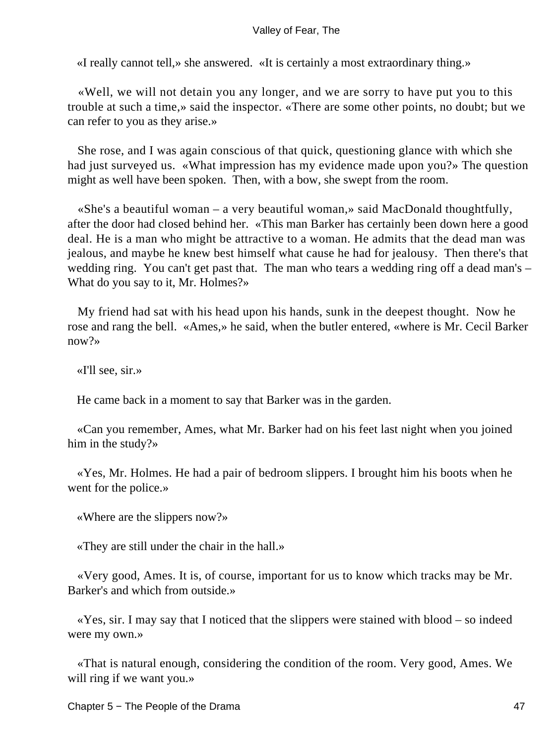«I really cannot tell,» she answered. «It is certainly a most extraordinary thing.»

«Well, we will not detain you any longer, and we are sorry to have put you to this trouble at such a time,» said the inspector. «There are some other points, no doubt; but we can refer to you as they arise.»

She rose, and I was again conscious of that quick, questioning glance with which she had just surveyed us. «What impression has my evidence made upon you?» The question might as well have been spoken. Then, with a bow, she swept from the room.

«She's a beautiful woman – a very beautiful woman,» said MacDonald thoughtfully, after the door had closed behind her. «This man Barker has certainly been down here a good deal. He is a man who might be attractive to a woman. He admits that the dead man was jealous, and maybe he knew best himself what cause he had for jealousy. Then there's that wedding ring. You can't get past that. The man who tears a wedding ring off a dead man's – What do you say to it, Mr. Holmes?»

My friend had sat with his head upon his hands, sunk in the deepest thought. Now he rose and rang the bell. «Ames,» he said, when the butler entered, «where is Mr. Cecil Barker now?»

«I'll see, sir.»

He came back in a moment to say that Barker was in the garden.

«Can you remember, Ames, what Mr. Barker had on his feet last night when you joined him in the study?»

«Yes, Mr. Holmes. He had a pair of bedroom slippers. I brought him his boots when he went for the police.»

«Where are the slippers now?»

«They are still under the chair in the hall.»

«Very good, Ames. It is, of course, important for us to know which tracks may be Mr. Barker's and which from outside.»

«Yes, sir. I may say that I noticed that the slippers were stained with blood – so indeed were my own.»

«That is natural enough, considering the condition of the room. Very good, Ames. We will ring if we want you.»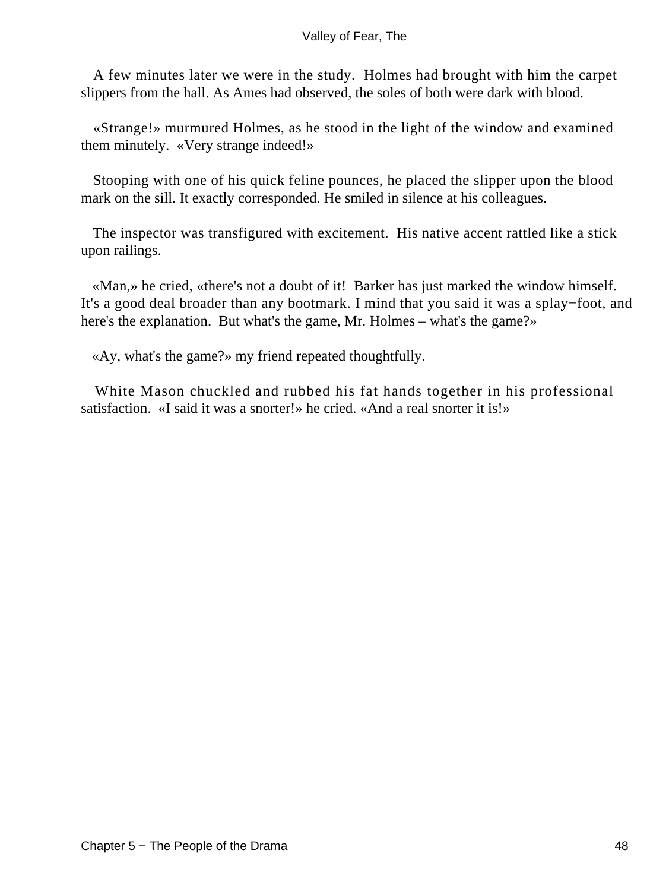A few minutes later we were in the study. Holmes had brought with him the carpet slippers from the hall. As Ames had observed, the soles of both were dark with blood.

«Strange!» murmured Holmes, as he stood in the light of the window and examined them minutely. «Very strange indeed!»

Stooping with one of his quick feline pounces, he placed the slipper upon the blood mark on the sill. It exactly corresponded. He smiled in silence at his colleagues.

The inspector was transfigured with excitement. His native accent rattled like a stick upon railings.

«Man,» he cried, «there's not a doubt of it! Barker has just marked the window himself. It's a good deal broader than any bootmark. I mind that you said it was a splay−foot, and here's the explanation. But what's the game, Mr. Holmes – what's the game?»

«Ay, what's the game?» my friend repeated thoughtfully.

White Mason chuckled and rubbed his fat hands together in his professional satisfaction. «I said it was a snorter!» he cried. «And a real snorter it is!»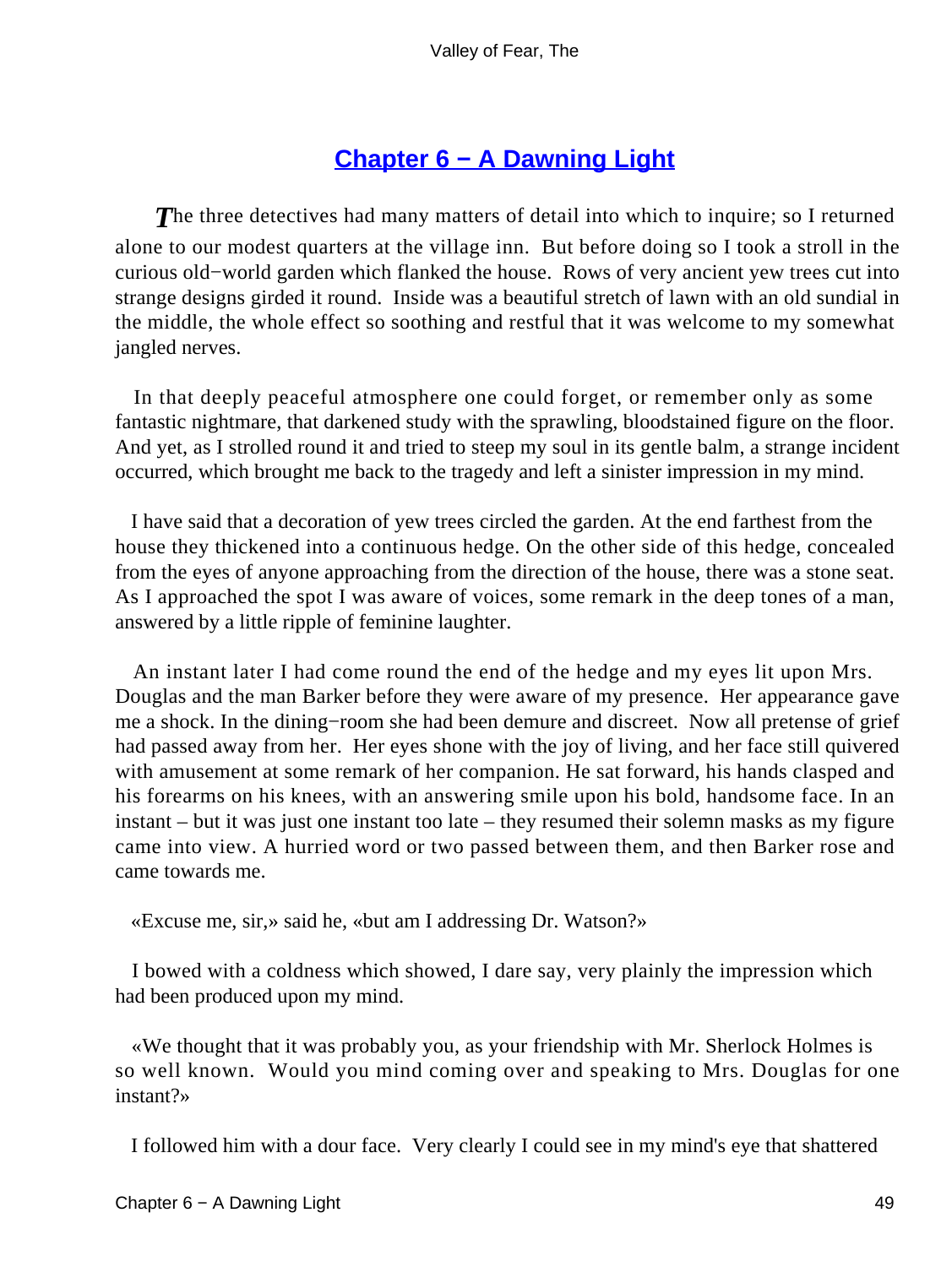## Chapter 6 − A Dawning Light

The three detectives had many matters of detail into which to inquire; so I returned alone to our modest quarters at the village inn. But before doing so I took a stroll in the curious old−world garden which flanked the house. Rows of very ancient yew trees cut into strange designs girded it round. Inside was a beautiful stretch of lawn with an old sundial in the middle, the whole effect so soothing and restful that it was welcome to my somewhat jangled nerves.

In that deeply peaceful atmosphere one could forget, or remember only as some fantastic nightmare, that darkened study with the sprawling, bloodstained figure on the floor. And yet, as I strolled round it and tried to steep my soul in its gentle balm, a strange incident occurred, which brought me back to the tragedy and left a sinister impression in my mind.

I have said that a decoration of yew trees circled the garden. At the end farthest from the house they thickened into a continuous hedge. On the other side of this hedge, concealed from the eyes of anyone approaching from the direction of the house, there was a stone seat. As I approached the spot I was aware of voices, some remark in the deep tones of a man, answered by a little ripple of feminine laughter.

An instant later I had come round the end of the hedge and my eyes lit upon Mrs. Douglas and the man Barker before they were aware of my presence. Her appearance gave me a shock. In the dining−room she had been demure and discreet. Now all pretense of grief had passed away from her. Her eyes shone with the joy of living, and her face still quivered with amusement at some remark of her companion. He sat forward, his hands clasped and his forearms on his knees, with an answering smile upon his bold, handsome face. In an instant – but it was just one instant too late – they resumed their solemn masks as my figure came into view. A hurried word or two passed between them, and then Barker rose and came towards me.

«Excuse me, sir,» said he, «but am I addressing Dr. Watson?»

I bowed with a coldness which showed, I dare say, very plainly the impression which had been produced upon my mind.

«We thought that it was probably you, as your friendship with Mr. Sherlock Holmes is so well known. Would you mind coming over and speaking to Mrs. Douglas for one instant?»

I followed him with a dour face. Very clearly I could see in my mind's eye that shattered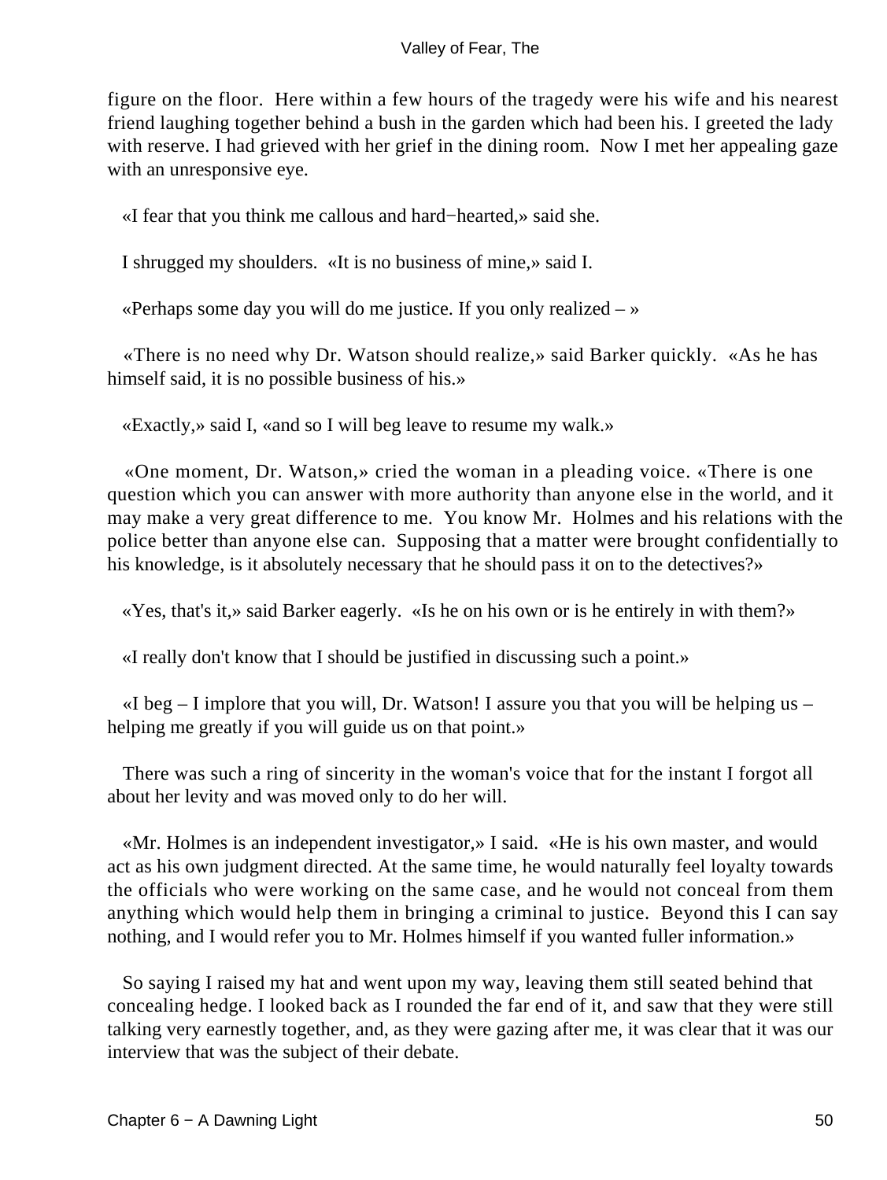figure on the floor. Here within a few hours of the tragedy were his wife and his nearest friend laughing together behind a bush in the garden which had been his. I greeted the lady with reserve. I had grieved with her grief in the dining room. Now I met her appealing gaze with an unresponsive eye.

«I fear that you think me callous and hard−hearted,» said she.

I shrugged my shoulders. «It is no business of mine,» said I.

«Perhaps some day you will do me justice. If you only realized – »

«There is no need why Dr. Watson should realize,» said Barker quickly. «As he has himself said, it is no possible business of his.»

«Exactly,» said I, «and so I will beg leave to resume my walk.»

«One moment, Dr. Watson,» cried the woman in a pleading voice. «There is one question which you can answer with more authority than anyone else in the world, and it may make a very great difference to me. You know Mr. Holmes and his relations with the police better than anyone else can. Supposing that a matter were brought confidentially to his knowledge, is it absolutely necessary that he should pass it on to the detectives?»

«Yes, that's it,» said Barker eagerly. «Is he on his own or is he entirely in with them?»

«I really don't know that I should be justified in discussing such a point.»

«I beg – I implore that you will, Dr. Watson! I assure you that you will be helping us – helping me greatly if you will guide us on that point.»

There was such a ring of sincerity in the woman's voice that for the instant I forgot all about her levity and was moved only to do her will.

«Mr. Holmes is an independent investigator,» I said. «He is his own master, and would act as his own judgment directed. At the same time, he would naturally feel loyalty towards the officials who were working on the same case, and he would not conceal from them anything which would help them in bringing a criminal to justice. Beyond this I can say nothing, and I would refer you to Mr. Holmes himself if you wanted fuller information.»

So saying I raised my hat and went upon my way, leaving them still seated behind that concealing hedge. I looked back as I rounded the far end of it, and saw that they were still talking very earnestly together, and, as they were gazing after me, it was clear that it was our interview that was the subject of their debate.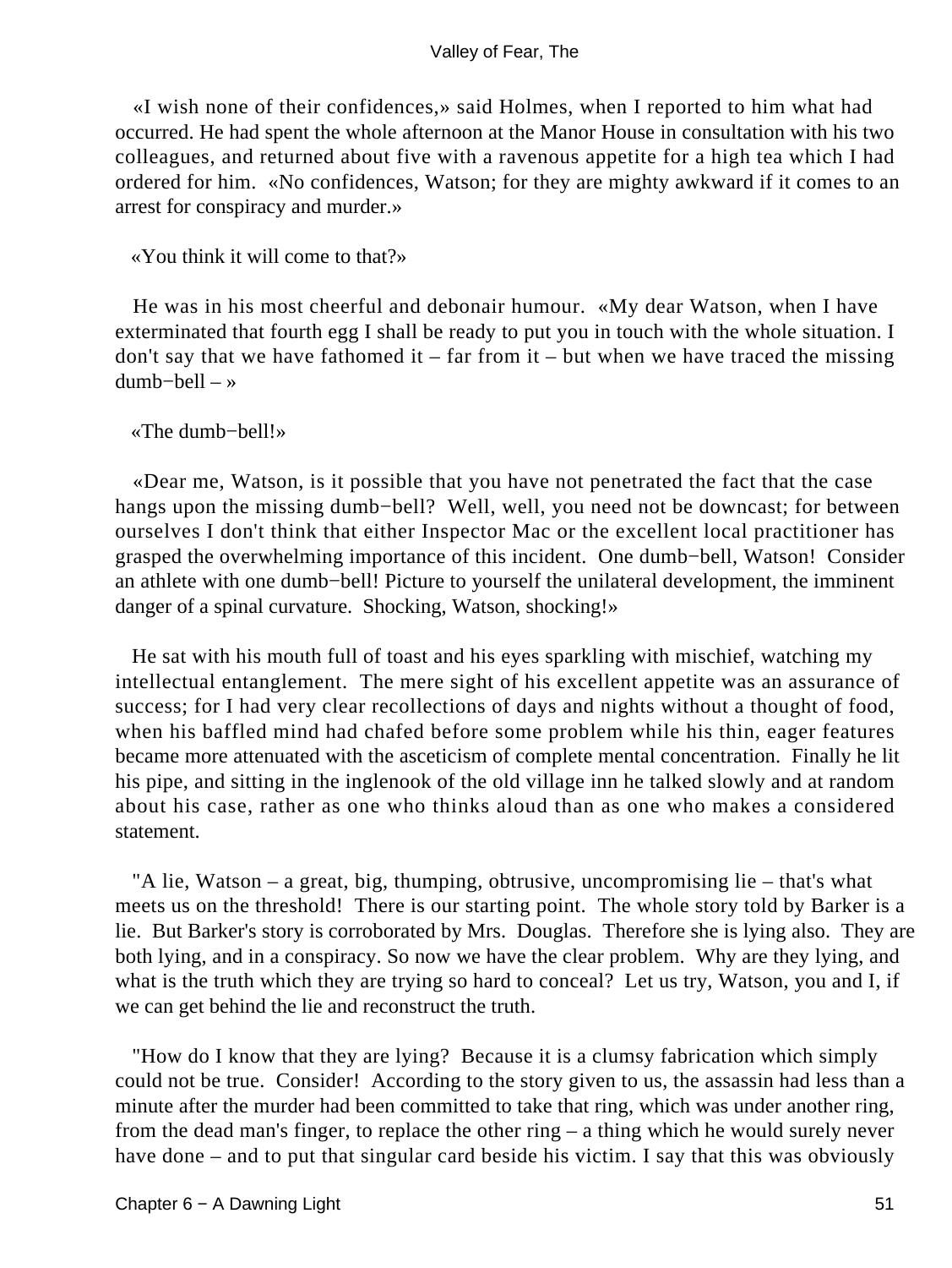«I wish none of their confidences,» said Holmes, when I reported to him what had occurred. He had spent the whole afternoon at the Manor House in consultation with his two colleagues, and returned about five with a ravenous appetite for a high tea which I had ordered for him. «No confidences, Watson; for they are mighty awkward if it comes to an arrest for conspiracy and murder.»

«You think it will come to that?»

He was in his most cheerful and debonair humour. «My dear Watson, when I have exterminated that fourth egg I shall be ready to put you in touch with the whole situation. I don't say that we have fathomed it – far from it – but when we have traced the missing dumb−bell – »

«The dumb−bell!»

«Dear me, Watson, is it possible that you have not penetrated the fact that the case hangs upon the missing dumb−bell? Well, well, you need not be downcast; for between ourselves I don't think that either Inspector Mac or the excellent local practitioner has grasped the overwhelming importance of this incident. One dumb−bell, Watson! Consider an athlete with one dumb−bell! Picture to yourself the unilateral development, the imminent danger of a spinal curvature. Shocking, Watson, shocking!»

He sat with his mouth full of toast and his eyes sparkling with mischief, watching my intellectual entanglement. The mere sight of his excellent appetite was an assurance of success; for I had very clear recollections of days and nights without a thought of food, when his baffled mind had chafed before some problem while his thin, eager features became more attenuated with the asceticism of complete mental concentration. Finally he lit his pipe, and sitting in the inglenook of the old village inn he talked slowly and at random about his case, rather as one who thinks aloud than as one who makes a considered statement.

"A lie, Watson – a great, big, thumping, obtrusive, uncompromising lie – that's what meets us on the threshold! There is our starting point. The whole story told by Barker is a lie. But Barker's story is corroborated by Mrs. Douglas. Therefore she is lying also. They are both lying, and in a conspiracy. So now we have the clear problem. Why are they lying, and what is the truth which they are trying so hard to conceal? Let us try, Watson, you and I, if we can get behind the lie and reconstruct the truth.

"How do I know that they are lying? Because it is a clumsy fabrication which simply could not be true. Consider! According to the story given to us, the assassin had less than a minute after the murder had been committed to take that ring, which was under another ring, from the dead man's finger, to replace the other ring – a thing which he would surely never have done – and to put that singular card beside his victim. I say that this was obviously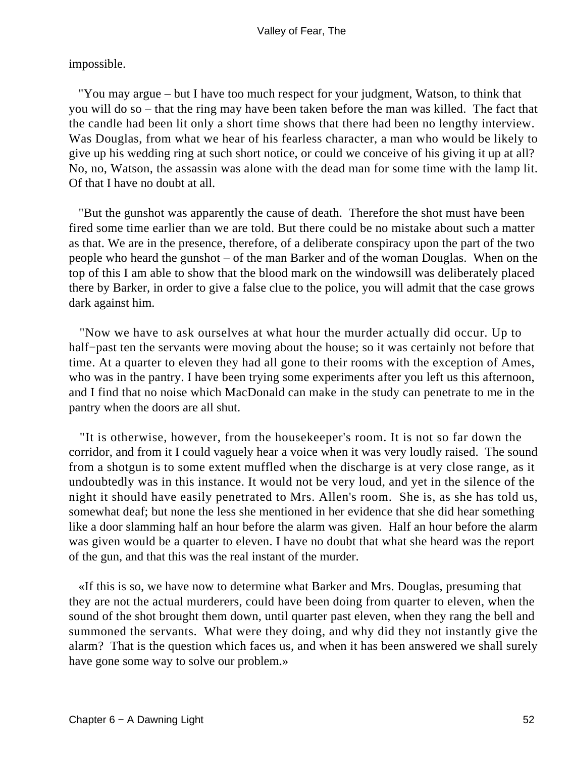impossible.

"You may argue – but I have too much respect for your judgment, Watson, to think that you will do so – that the ring may have been taken before the man was killed. The fact that the candle had been lit only a short time shows that there had been no lengthy interview. Was Douglas, from what we hear of his fearless character, a man who would be likely to give up his wedding ring at such short notice, or could we conceive of his giving it up at all? No, no, Watson, the assassin was alone with the dead man for some time with the lamp lit. Of that I have no doubt at all.

"But the gunshot was apparently the cause of death. Therefore the shot must have been fired some time earlier than we are told. But there could be no mistake about such a matter as that. We are in the presence, therefore, of a deliberate conspiracy upon the part of the two people who heard the gunshot – of the man Barker and of the woman Douglas. When on the top of this I am able to show that the blood mark on the windowsill was deliberately placed there by Barker, in order to give a false clue to the police, you will admit that the case grows dark against him.

"Now we have to ask ourselves at what hour the murder actually did occur. Up to half−past ten the servants were moving about the house; so it was certainly not before that time. At a quarter to eleven they had all gone to their rooms with the exception of Ames, who was in the pantry. I have been trying some experiments after you left us this afternoon, and I find that no noise which MacDonald can make in the study can penetrate to me in the pantry when the doors are all shut.

"It is otherwise, however, from the housekeeper's room. It is not so far down the corridor, and from it I could vaguely hear a voice when it was very loudly raised. The sound from a shotgun is to some extent muffled when the discharge is at very close range, as it undoubtedly was in this instance. It would not be very loud, and yet in the silence of the night it should have easily penetrated to Mrs. Allen's room. She is, as she has told us, somewhat deaf; but none the less she mentioned in her evidence that she did hear something like a door slamming half an hour before the alarm was given. Half an hour before the alarm was given would be a quarter to eleven. I have no doubt that what she heard was the report of the gun, and that this was the real instant of the murder.

«If this is so, we have now to determine what Barker and Mrs. Douglas, presuming that they are not the actual murderers, could have been doing from quarter to eleven, when the sound of the shot brought them down, until quarter past eleven, when they rang the bell and summoned the servants. What were they doing, and why did they not instantly give the alarm? That is the question which faces us, and when it has been answered we shall surely have gone some way to solve our problem.»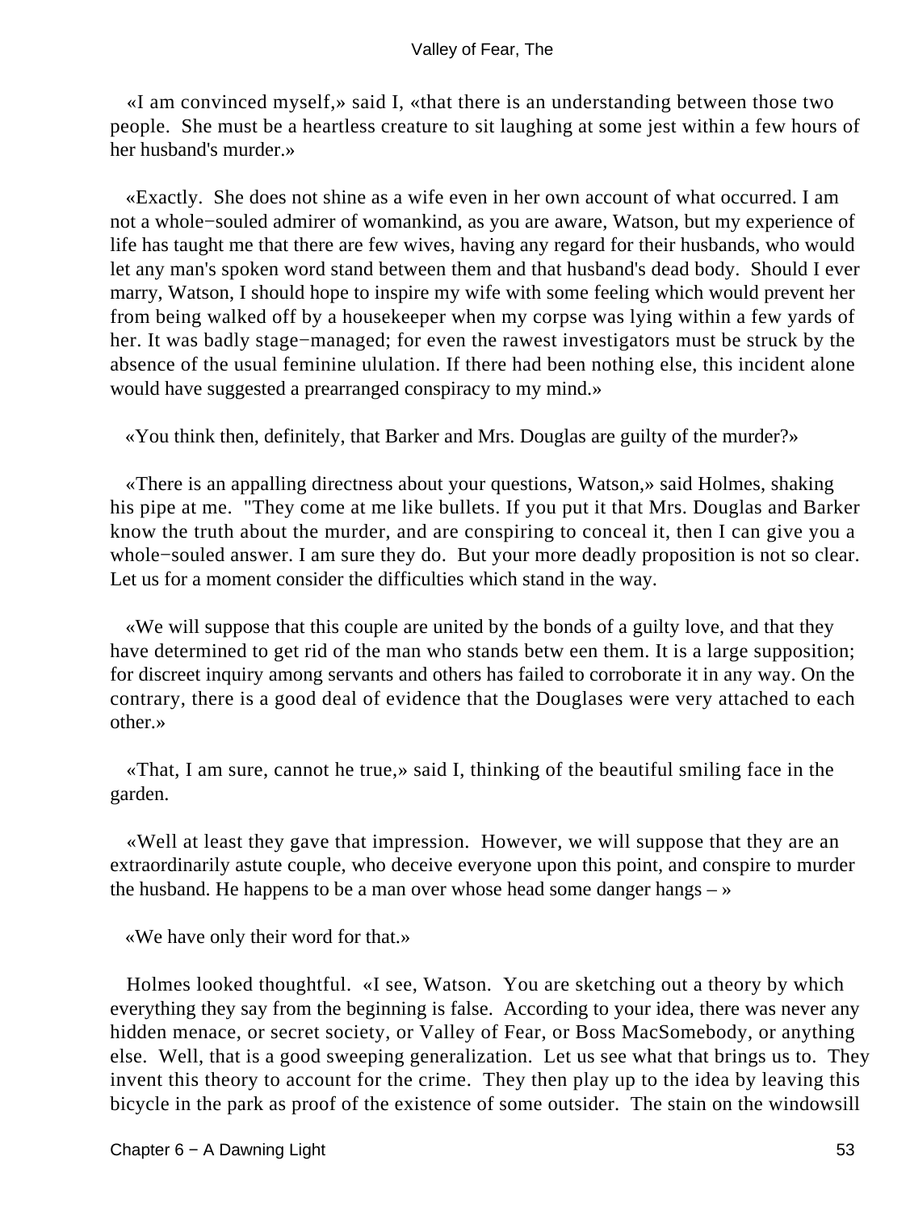«I am convinced myself,» said I, «that there is an understanding between those two people. She must be a heartless creature to sit laughing at some jest within a few hours of her husband's murder.»

«Exactly. She does not shine as a wife even in her own account of what occurred. I am not a whole−souled admirer of womankind, as you are aware, Watson, but my experience of life has taught me that there are few wives, having any regard for their husbands, who would let any man's spoken word stand between them and that husband's dead body. Should I ever marry, Watson, I should hope to inspire my wife with some feeling which would prevent her from being walked off by a housekeeper when my corpse was lying within a few yards of her. It was badly stage−managed; for even the rawest investigators must be struck by the absence of the usual feminine ululation. If there had been nothing else, this incident alone would have suggested a prearranged conspiracy to my mind.»

«You think then, definitely, that Barker and Mrs. Douglas are guilty of the murder?»

«There is an appalling directness about your questions, Watson,» said Holmes, shaking his pipe at me. "They come at me like bullets. If you put it that Mrs. Douglas and Barker know the truth about the murder, and are conspiring to conceal it, then I can give you a whole−souled answer. I am sure they do. But your more deadly proposition is not so clear. Let us for a moment consider the difficulties which stand in the way.

«We will suppose that this couple are united by the bonds of a guilty love, and that they have determined to get rid of the man who stands betw een them. It is a large supposition; for discreet inquiry among servants and others has failed to corroborate it in any way. On the contrary, there is a good deal of evidence that the Douglases were very attached to each other.»

«That, I am sure, cannot he true,» said I, thinking of the beautiful smiling face in the garden.

«Well at least they gave that impression. However, we will suppose that they are an extraordinarily astute couple, who deceive everyone upon this point, and conspire to murder the husband. He happens to be a man over whose head some danger hangs – »

«We have only their word for that.»

Holmes looked thoughtful. «I see, Watson. You are sketching out a theory by which everything they say from the beginning is false. According to your idea, there was never any hidden menace, or secret society, or Valley of Fear, or Boss MacSomebody, or anything else. Well, that is a good sweeping generalization. Let us see what that brings us to. They invent this theory to account for the crime. They then play up to the idea by leaving this bicycle in the park as proof of the existence of some outsider. The stain on the windowsill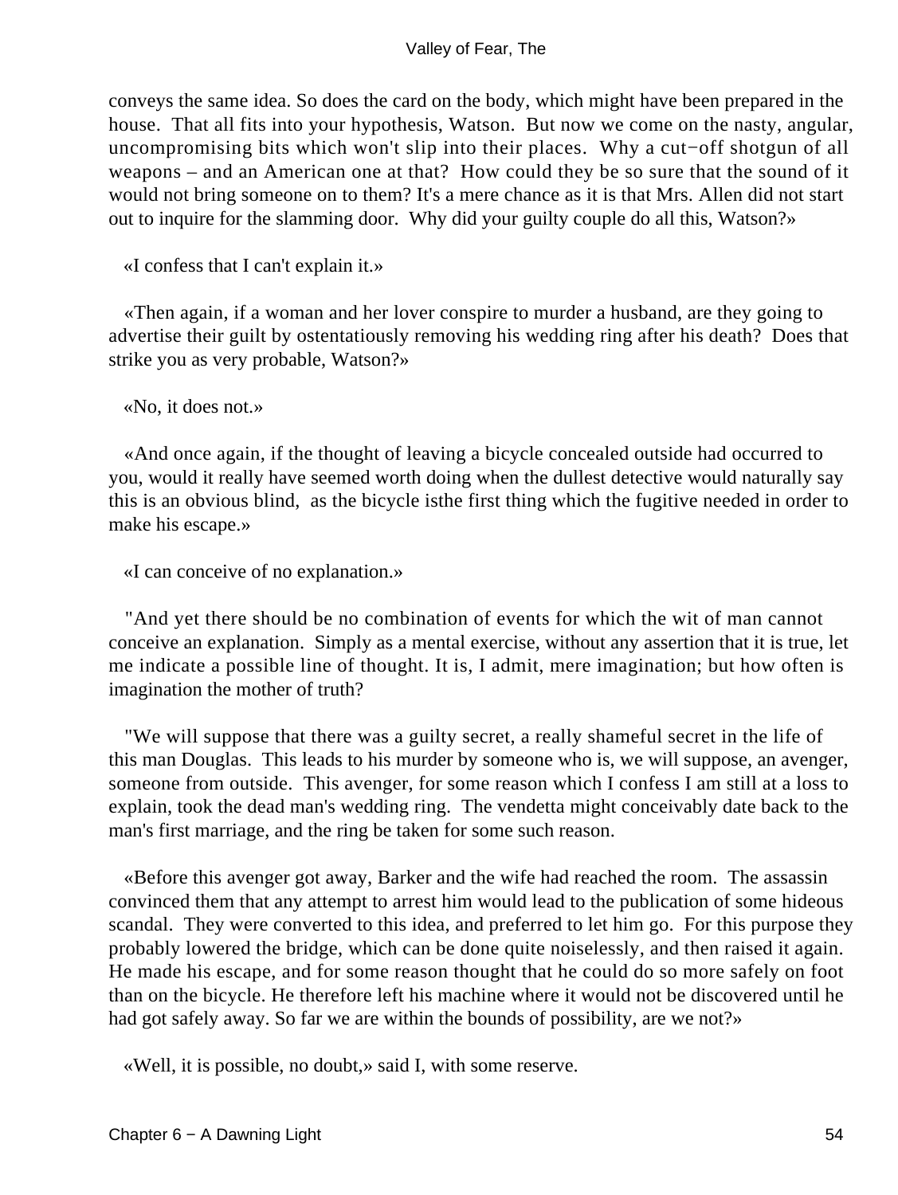conveys the same idea. So does the card on the body, which might have been prepared in the house. That all fits into your hypothesis, Watson. But now we come on the nasty, angular, uncompromising bits which won't slip into their places. Why a cut−off shotgun of all weapons – and an American one at that? How could they be so sure that the sound of it would not bring someone on to them? It's a mere chance as it is that Mrs. Allen did not start out to inquire for the slamming door. Why did your guilty couple do all this, Watson?»

«I confess that I can't explain it.»

«Then again, if a woman and her lover conspire to murder a husband, are they going to advertise their guilt by ostentatiously removing his wedding ring after his death? Does that strike you as very probable, Watson?»

«No, it does not.»

«And once again, if the thought of leaving a bicycle concealed outside had occurred to you, would it really have seemed worth doing when the dullest detective would naturally say this is an obvious blind, as the bicycle isthe first thing which the fugitive needed in order to make his escape.»

«I can conceive of no explanation.»

"And yet there should be no combination of events for which the wit of man cannot conceive an explanation. Simply as a mental exercise, without any assertion that it is true, let me indicate a possible line of thought. It is, I admit, mere imagination; but how often is imagination the mother of truth?

"We will suppose that there was a guilty secret, a really shameful secret in the life of this man Douglas. This leads to his murder by someone who is, we will suppose, an avenger, someone from outside. This avenger, for some reason which I confess I am still at a loss to explain, took the dead man's wedding ring. The vendetta might conceivably date back to the man's first marriage, and the ring be taken for some such reason.

«Before this avenger got away, Barker and the wife had reached the room. The assassin convinced them that any attempt to arrest him would lead to the publication of some hideous scandal. They were converted to this idea, and preferred to let him go. For this purpose they probably lowered the bridge, which can be done quite noiselessly, and then raised it again. He made his escape, and for some reason thought that he could do so more safely on foot than on the bicycle. He therefore left his machine where it would not be discovered until he had got safely away. So far we are within the bounds of possibility, are we not?»

«Well, it is possible, no doubt,» said I, with some reserve.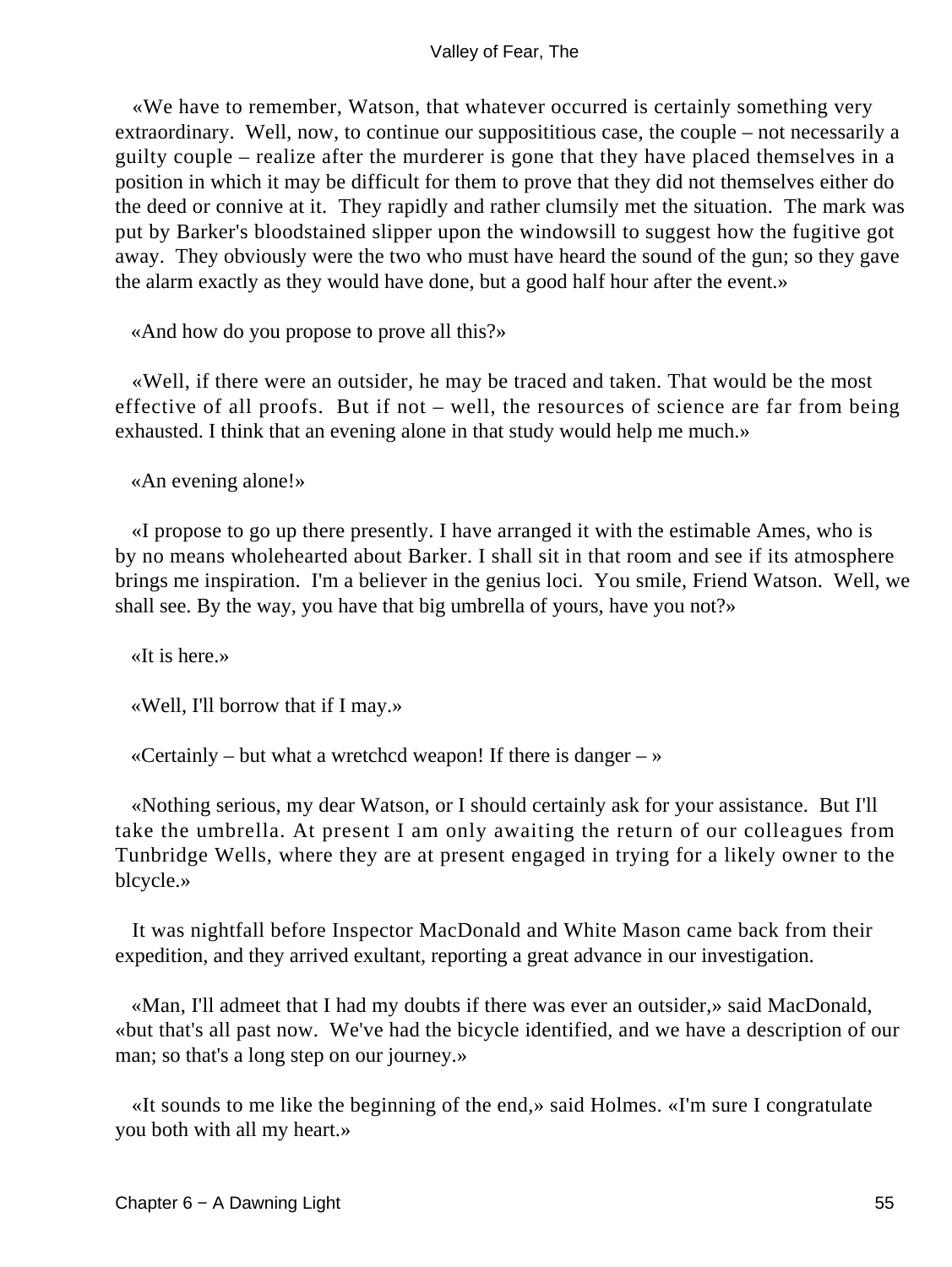«We have to remember, Watson, that whatever occurred is certainly something very extraordinary. Well, now, to continue our supposititious case, the couple – not necessarily a guilty couple – realize after the murderer is gone that they have placed themselves in a position in which it may be difficult for them to prove that they did not themselves either do the deed or connive at it. They rapidly and rather clumsily met the situation. The mark was put by Barker's bloodstained slipper upon the windowsill to suggest how the fugitive got away. They obviously were the two who must have heard the sound of the gun; so they gave the alarm exactly as they would have done, but a good half hour after the event.»

«And how do you propose to prove all this?»

«Well, if there were an outsider, he may be traced and taken. That would be the most effective of all proofs. But if not – well, the resources of science are far from being exhausted. I think that an evening alone in that study would help me much.»

«An evening alone!»

«I propose to go up there presently. I have arranged it with the estimable Ames, who is by no means wholehearted about Barker. I shall sit in that room and see if its atmosphere brings me inspiration. I'm a believer in the genius loci. You smile, Friend Watson. Well, we shall see. By the way, you have that big umbrella of yours, have you not?»

«It is here.»

«Well, I'll borrow that if I may.»

«Certainly – but what a wretchcd weapon! If there is danger – »

«Nothing serious, my dear Watson, or I should certainly ask for your assistance. But I'll take the umbrella. At present I am only awaiting the return of our colleagues from Tunbridge Wells, where they are at present engaged in trying for a likely owner to the blcycle.»

It was nightfall before Inspector MacDonald and White Mason came back from their expedition, and they arrived exultant, reporting a great advance in our investigation.

«Man, I'll admeet that I had my doubts if there was ever an outsider,» said MacDonald, «but that's all past now. We've had the bicycle identified, and we have a description of our man; so that's a long step on our journey.»

«It sounds to me like the beginning of the end,» said Holmes. «I'm sure I congratulate you both with all my heart.»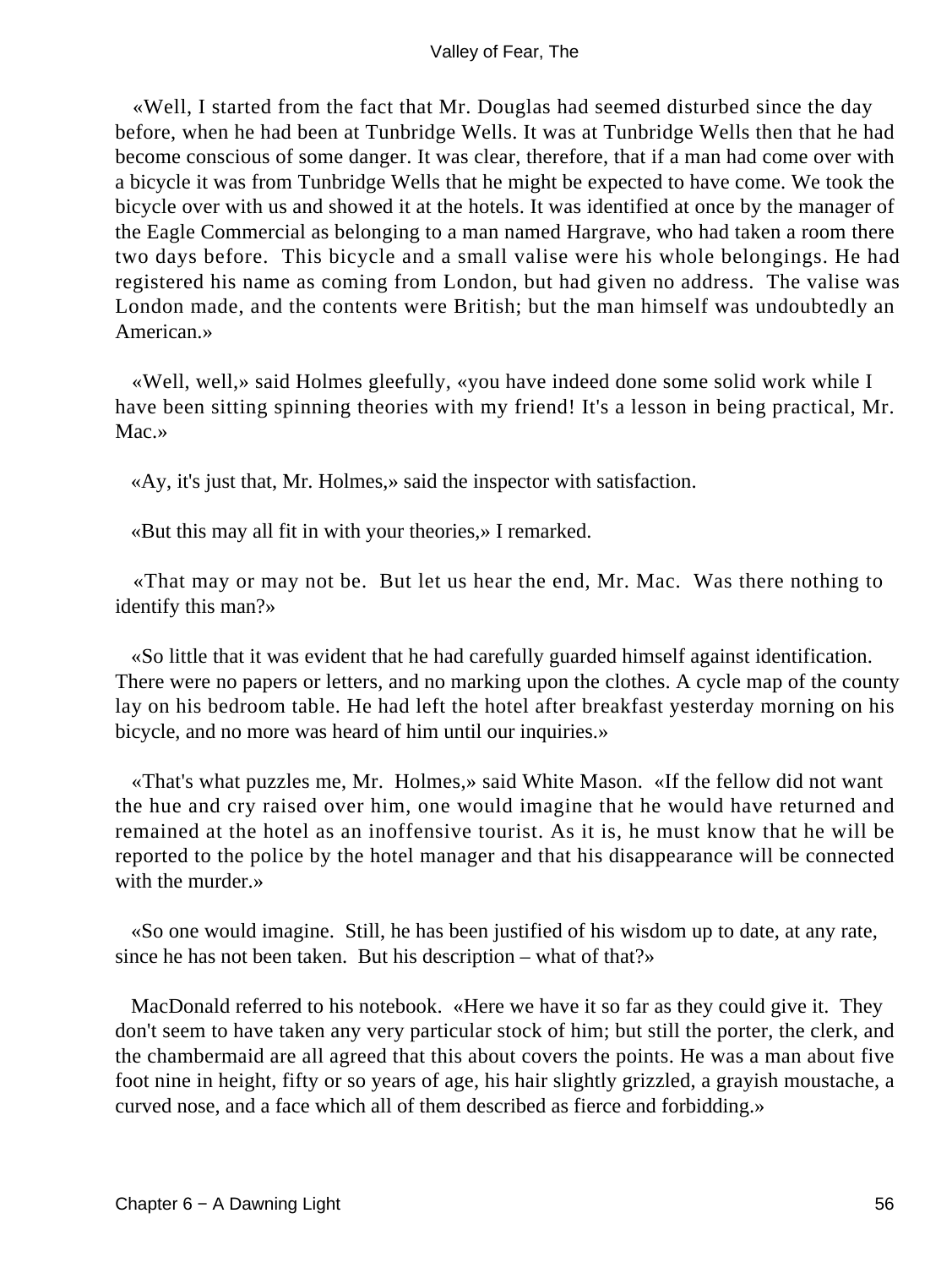«Well, I started from the fact that Mr. Douglas had seemed disturbed since the day before, when he had been at Tunbridge Wells. It was at Tunbridge Wells then that he had become conscious of some danger. It was clear, therefore, that if a man had come over with a bicycle it was from Tunbridge Wells that he might be expected to have come. We took the bicycle over with us and showed it at the hotels. It was identified at once by the manager of the Eagle Commercial as belonging to a man named Hargrave, who had taken a room there two days before. This bicycle and a small valise were his whole belongings. He had registered his name as coming from London, but had given no address. The valise was London made, and the contents were British; but the man himself was undoubtedly an American.»

«Well, well,» said Holmes gleefully, «you have indeed done some solid work while I have been sitting spinning theories with my friend! It's a lesson in being practical, Mr. Mac.»

«Ay, it's just that, Mr. Holmes,» said the inspector with satisfaction.

«But this may all fit in with your theories,» I remarked.

«That may or may not be. But let us hear the end, Mr. Mac. Was there nothing to identify this man?»

«So little that it was evident that he had carefully guarded himself against identification. There were no papers or letters, and no marking upon the clothes. A cycle map of the county lay on his bedroom table. He had left the hotel after breakfast yesterday morning on his bicycle, and no more was heard of him until our inquiries.»

«That's what puzzles me, Mr. Holmes,» said White Mason. «If the fellow did not want the hue and cry raised over him, one would imagine that he would have returned and remained at the hotel as an inoffensive tourist. As it is, he must know that he will be reported to the police by the hotel manager and that his disappearance will be connected with the murder.»

«So one would imagine. Still, he has been justified of his wisdom up to date, at any rate, since he has not been taken. But his description – what of that?»

MacDonald referred to his notebook. «Here we have it so far as they could give it. They don't seem to have taken any very particular stock of him; but still the porter, the clerk, and the chambermaid are all agreed that this about covers the points. He was a man about five foot nine in height, fifty or so years of age, his hair slightly grizzled, a grayish moustache, a curved nose, and a face which all of them described as fierce and forbidding.»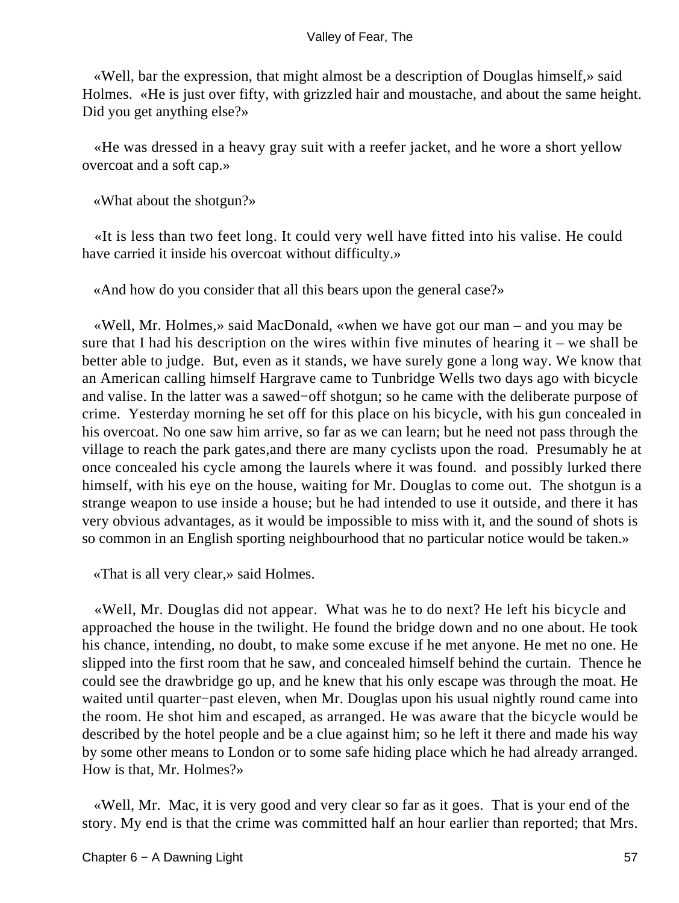«Well, bar the expression, that might almost be a description of Douglas himself,» said Holmes. «He is just over fifty, with grizzled hair and moustache, and about the same height. Did you get anything else?»

«He was dressed in a heavy gray suit with a reefer jacket, and he wore a short yellow overcoat and a soft cap.»

«What about the shotgun?»

«It is less than two feet long. It could very well have fitted into his valise. He could have carried it inside his overcoat without difficulty.»

«And how do you consider that all this bears upon the general case?»

«Well, Mr. Holmes,» said MacDonald, «when we have got our man – and you may be sure that I had his description on the wires within five minutes of hearing it – we shall be better able to judge. But, even as it stands, we have surely gone a long way. We know that an American calling himself Hargrave came to Tunbridge Wells two days ago with bicycle and valise. In the latter was a sawed−off shotgun; so he came with the deliberate purpose of crime. Yesterday morning he set off for this place on his bicycle, with his gun concealed in his overcoat. No one saw him arrive, so far as we can learn; but he need not pass through the village to reach the park gates,and there are many cyclists upon the road. Presumably he at once concealed his cycle among the laurels where it was found. and possibly lurked there himself, with his eye on the house, waiting for Mr. Douglas to come out. The shotgun is a strange weapon to use inside a house; but he had intended to use it outside, and there it has very obvious advantages, as it would be impossible to miss with it, and the sound of shots is so common in an English sporting neighbourhood that no particular notice would be taken.»

«That is all very clear,» said Holmes.

«Well, Mr. Douglas did not appear. What was he to do next? He left his bicycle and approached the house in the twilight. He found the bridge down and no one about. He took his chance, intending, no doubt, to make some excuse if he met anyone. He met no one. He slipped into the first room that he saw, and concealed himself behind the curtain. Thence he could see the drawbridge go up, and he knew that his only escape was through the moat. He waited until quarter−past eleven, when Mr. Douglas upon his usual nightly round came into the room. He shot him and escaped, as arranged. He was aware that the bicycle would be described by the hotel people and be a clue against him; so he left it there and made his way by some other means to London or to some safe hiding place which he had already arranged. How is that, Mr. Holmes?»

«Well, Mr. Mac, it is very good and very clear so far as it goes. That is your end of the story. My end is that the crime was committed half an hour earlier than reported; that Mrs.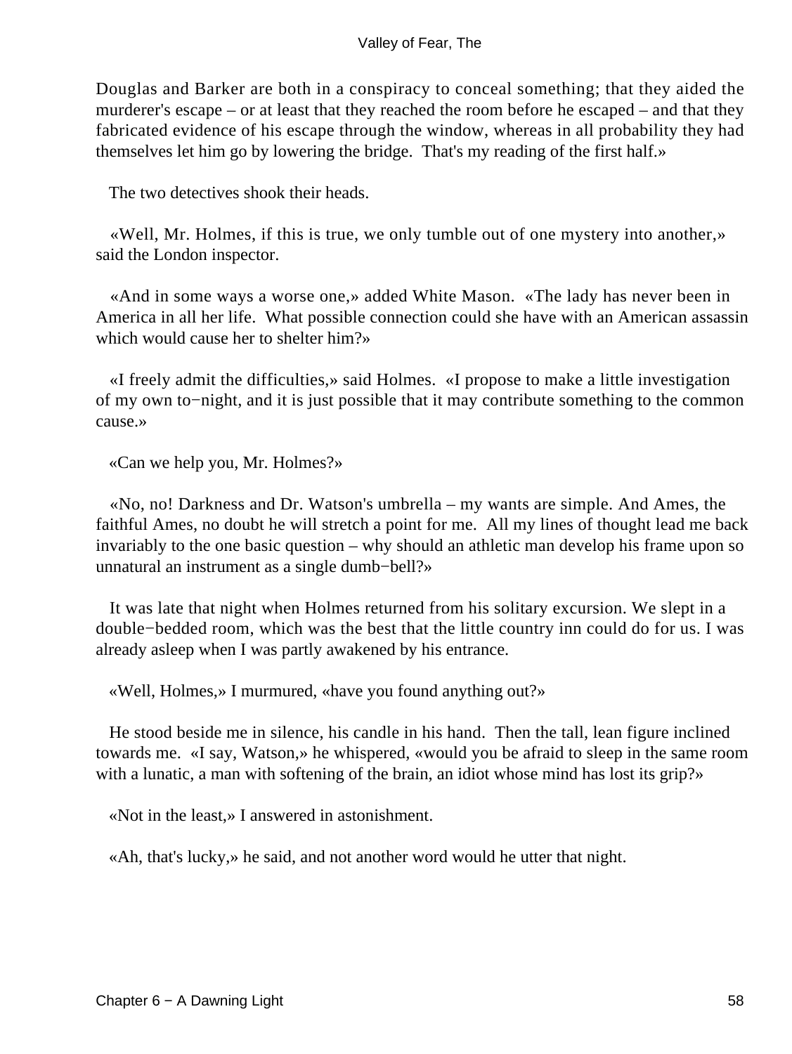Douglas and Barker are both in a conspiracy to conceal something; that they aided the murderer's escape – or at least that they reached the room before he escaped – and that they fabricated evidence of his escape through the window, whereas in all probability they had themselves let him go by lowering the bridge. That's my reading of the first half.»

The two detectives shook their heads.

«Well, Mr. Holmes, if this is true, we only tumble out of one mystery into another,» said the London inspector.

«And in some ways a worse one,» added White Mason. «The lady has never been in America in all her life. What possible connection could she have with an American assassin which would cause her to shelter him?»

«I freely admit the difficulties,» said Holmes. «I propose to make a little investigation of my own to−night, and it is just possible that it may contribute something to the common cause.»

«Can we help you, Mr. Holmes?»

«No, no! Darkness and Dr. Watson's umbrella – my wants are simple. And Ames, the faithful Ames, no doubt he will stretch a point for me. All my lines of thought lead me back invariably to the one basic question – why should an athletic man develop his frame upon so unnatural an instrument as a single dumb−bell?»

It was late that night when Holmes returned from his solitary excursion. We slept in a double−bedded room, which was the best that the little country inn could do for us. I was already asleep when I was partly awakened by his entrance.

«Well, Holmes,» I murmured, «have you found anything out?»

He stood beside me in silence, his candle in his hand. Then the tall, lean figure inclined towards me. «I say, Watson,» he whispered, «would you be afraid to sleep in the same room with a lunatic, a man with softening of the brain, an idiot whose mind has lost its grip?»

«Not in the least,» I answered in astonishment.

«Ah, that's lucky,» he said, and not another word would he utter that night.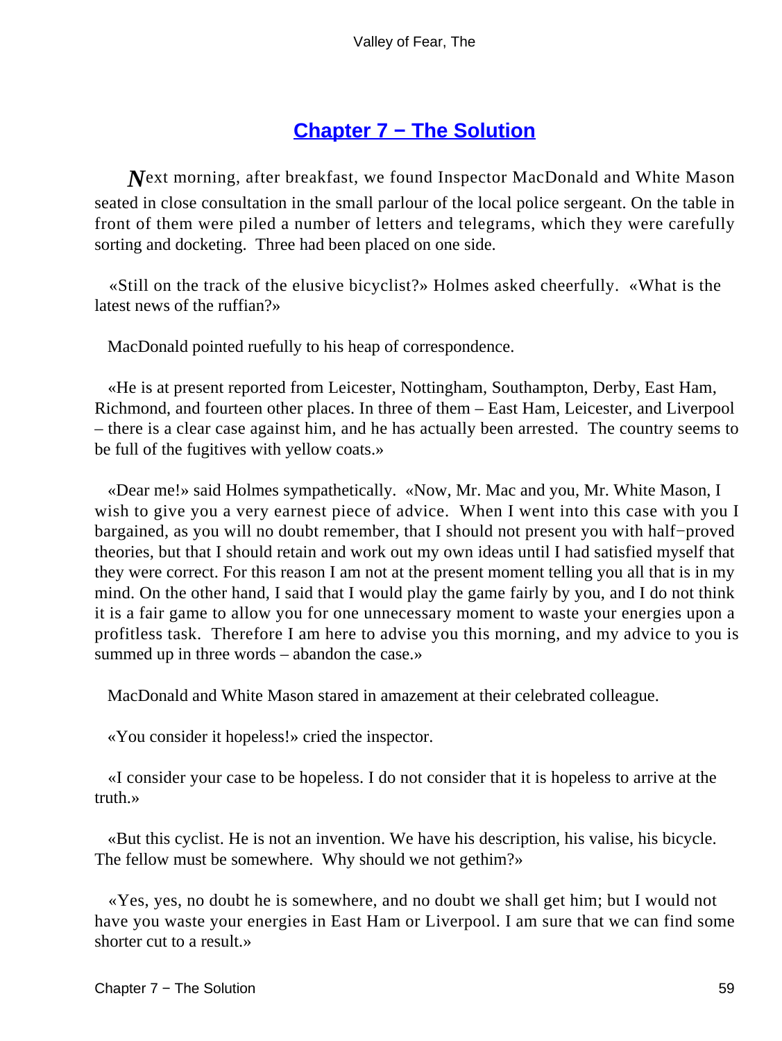## Chapter 7 − The Solution

*N*ext morning, after breakfast, we found Inspector MacDonald and White Mason seated in close consultation in the small parlour of the local police sergeant. On the table in front of them were piled a number of letters and telegrams, which they were carefully sorting and docketing. Three had been placed on one side.

«Still on the track of the elusive bicyclist?» Holmes asked cheerfully. «What is the latest news of the ruffian?»

MacDonald pointed ruefully to his heap of correspondence.

«He is at present reported from Leicester, Nottingham, Southampton, Derby, East Ham, Richmond, and fourteen other places. In three of them – East Ham, Leicester, and Liverpool – there is a clear case against him, and he has actually been arrested. The country seems to be full of the fugitives with yellow coats.»

«Dear me!» said Holmes sympathetically. «Now, Mr. Mac and you, Mr. White Mason, I wish to give you a very earnest piece of advice. When I went into this case with you I bargained, as you will no doubt remember, that I should not present you with half−proved theories, but that I should retain and work out my own ideas until I had satisfied myself that they were correct. For this reason I am not at the present moment telling you all that is in my mind. On the other hand, I said that I would play the game fairly by you, and I do not think it is a fair game to allow you for one unnecessary moment to waste your energies upon a profitless task. Therefore I am here to advise you this morning, and my advice to you is summed up in three words – abandon the case.»

MacDonald and White Mason stared in amazement at their celebrated colleague.

«You consider it hopeless!» cried the inspector.

«I consider your case to be hopeless. I do not consider that it is hopeless to arrive at the truth.»

«But this cyclist. He is not an invention. We have his description, his valise, his bicycle. The fellow must be somewhere. Why should we not gethim?»

«Yes, yes, no doubt he is somewhere, and no doubt we shall get him; but I would not have you waste your energies in East Ham or Liverpool. I am sure that we can find some shorter cut to a result.»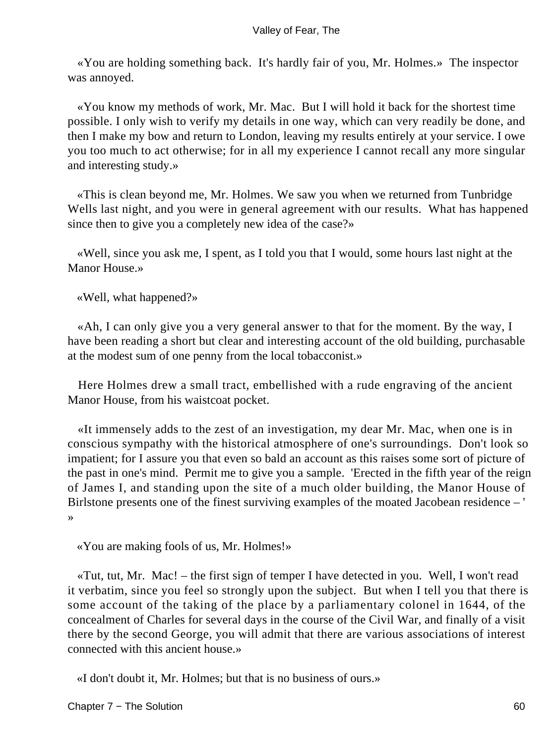«You are holding something back. It's hardly fair of you, Mr. Holmes.» The inspector was annoyed.

«You know my methods of work, Mr. Mac. But I will hold it back for the shortest time possible. I only wish to verify my details in one way, which can very readily be done, and then I make my bow and return to London, leaving my results entirely at your service. I owe you too much to act otherwise; for in all my experience I cannot recall any more singular and interesting study.»

«This is clean beyond me, Mr. Holmes. We saw you when we returned from Tunbridge Wells last night, and you were in general agreement with our results. What has happened since then to give you a completely new idea of the case?»

«Well, since you ask me, I spent, as I told you that I would, some hours last night at the Manor House.»

«Well, what happened?»

«Ah, I can only give you a very general answer to that for the moment. By the way, I have been reading a short but clear and interesting account of the old building, purchasable at the modest sum of one penny from the local tobacconist.»

Here Holmes drew a small tract, embellished with a rude engraving of the ancient Manor House, from his waistcoat pocket.

«It immensely adds to the zest of an investigation, my dear Mr. Mac, when one is in conscious sympathy with the historical atmosphere of one's surroundings. Don't look so impatient; for I assure you that even so bald an account as this raises some sort of picture of the past in one's mind. Permit me to give you a sample. 'Erected in the fifth year of the reign of James I, and standing upon the site of a much older building, the Manor House of Birlstone presents one of the finest surviving examples of the moated Jacobean residence – ' »

«You are making fools of us, Mr. Holmes!»

«Tut, tut, Mr. Mac! – the first sign of temper I have detected in you. Well, I won't read it verbatim, since you feel so strongly upon the subject. But when I tell you that there is some account of the taking of the place by a parliamentary colonel in 1644, of the concealment of Charles for several days in the course of the Civil War, and finally of a visit there by the second George, you will admit that there are various associations of interest connected with this ancient house.»

«I don't doubt it, Mr. Holmes; but that is no business of ours.»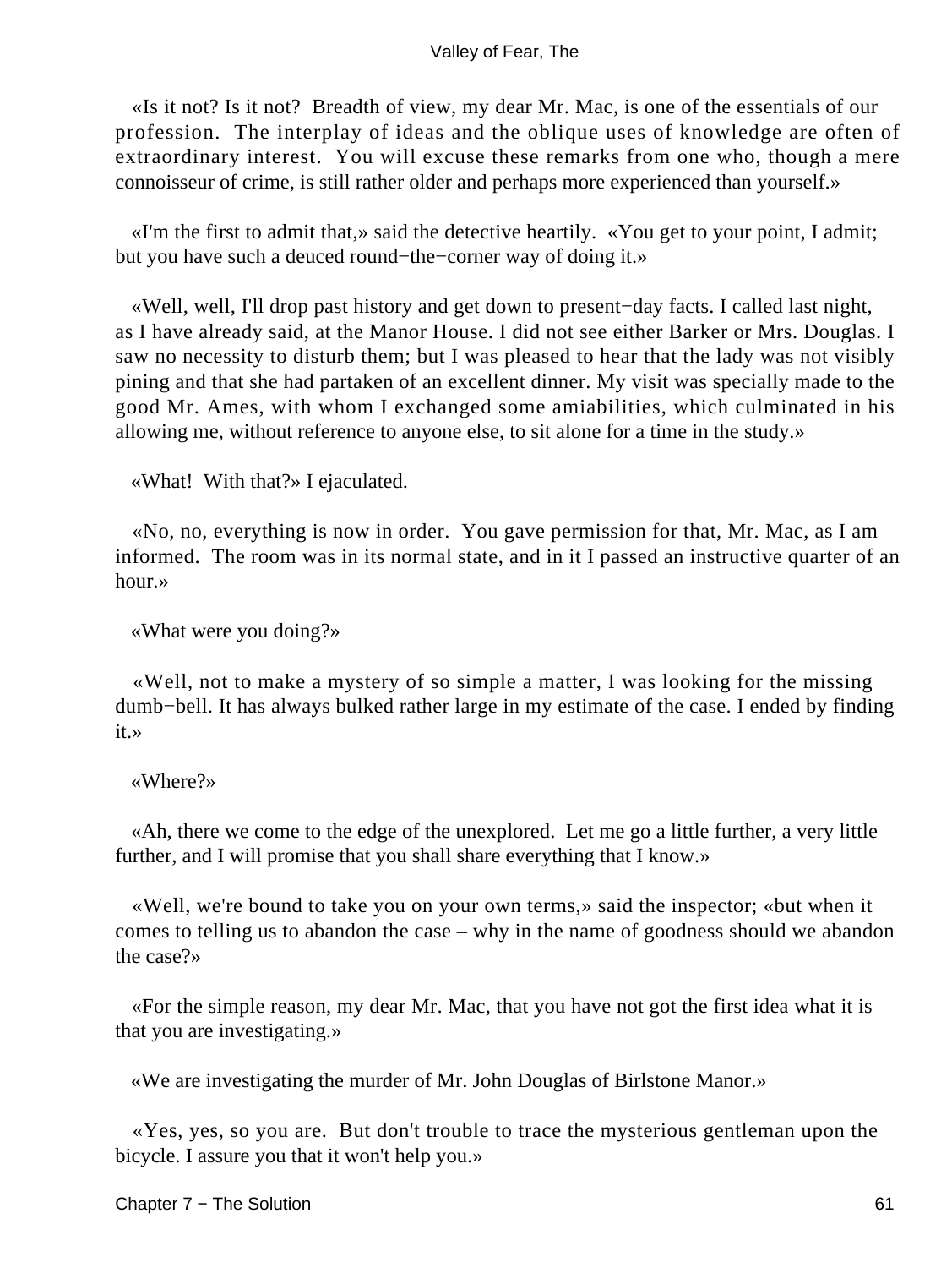«Is it not? Is it not? Breadth of view, my dear Mr. Mac, is one of the essentials of our profession. The interplay of ideas and the oblique uses of knowledge are often of extraordinary interest. You will excuse these remarks from one who, though a mere connoisseur of crime, is still rather older and perhaps more experienced than yourself.»

«I'm the first to admit that,» said the detective heartily. «You get to your point, I admit; but you have such a deuced round−the−corner way of doing it.»

«Well, well, I'll drop past history and get down to present−day facts. I called last night, as I have already said, at the Manor House. I did not see either Barker or Mrs. Douglas. I saw no necessity to disturb them; but I was pleased to hear that the lady was not visibly pining and that she had partaken of an excellent dinner. My visit was specially made to the good Mr. Ames, with whom I exchanged some amiabilities, which culminated in his allowing me, without reference to anyone else, to sit alone for a time in the study.»

«What! With that?» I ejaculated.

«No, no, everything is now in order. You gave permission for that, Mr. Mac, as I am informed. The room was in its normal state, and in it I passed an instructive quarter of an hour.»

«What were you doing?»

«Well, not to make a mystery of so simple a matter, I was looking for the missing dumb−bell. It has always bulked rather large in my estimate of the case. I ended by finding it.»

«Where?»

«Ah, there we come to the edge of the unexplored. Let me go a little further, a very little further, and I will promise that you shall share everything that I know.»

«Well, we're bound to take you on your own terms,» said the inspector; «but when it comes to telling us to abandon the case – why in the name of goodness should we abandon the case?»

«For the simple reason, my dear Mr. Mac, that you have not got the first idea what it is that you are investigating.»

«We are investigating the murder of Mr. John Douglas of Birlstone Manor.»

«Yes, yes, so you are. But don't trouble to trace the mysterious gentleman upon the bicycle. I assure you that it won't help you.»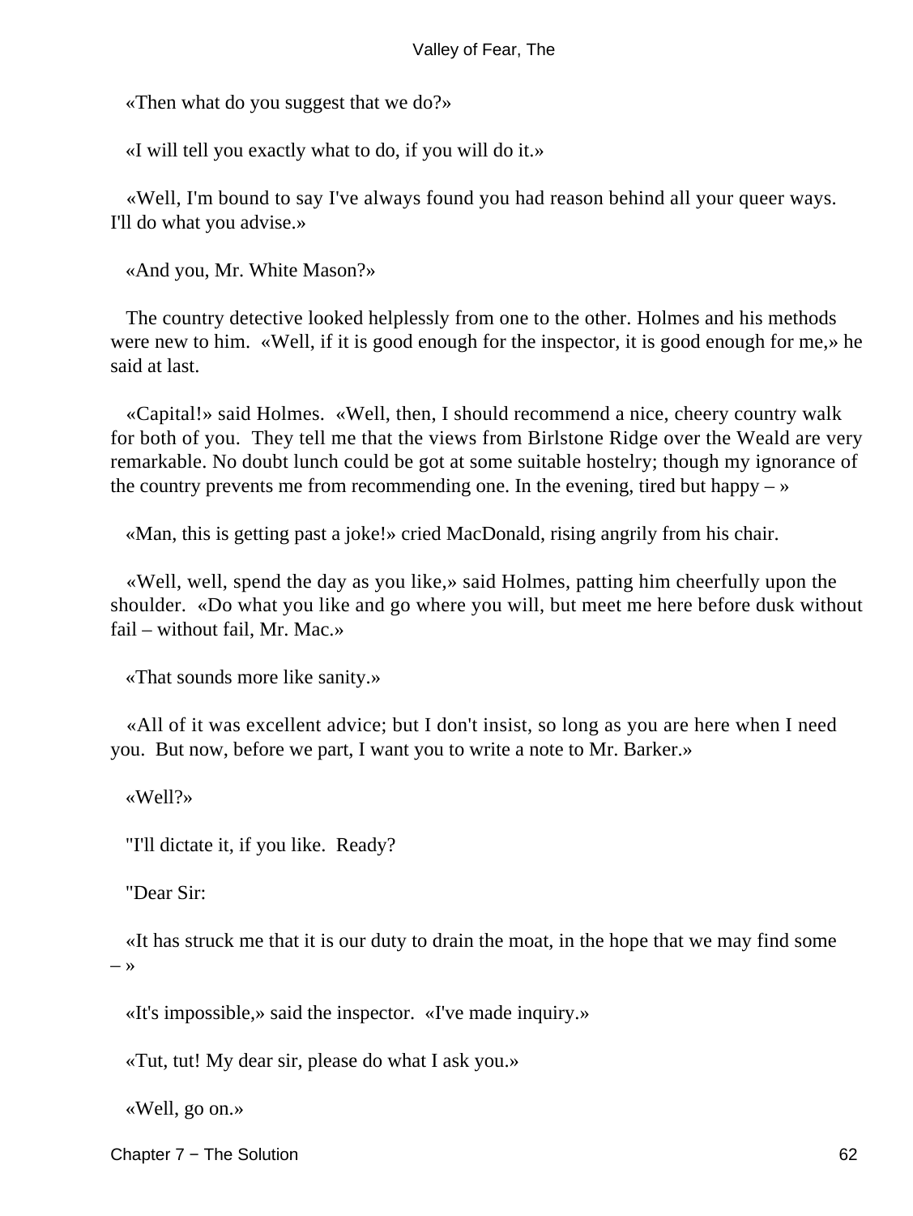«Then what do you suggest that we do?»

«I will tell you exactly what to do, if you will do it.»

«Well, I'm bound to say I've always found you had reason behind all your queer ways. I'll do what you advise.»

«And you, Mr. White Mason?»

The country detective looked helplessly from one to the other. Holmes and his methods were new to him. «Well, if it is good enough for the inspector, it is good enough for me,» he said at last.

«Capital!» said Holmes. «Well, then, I should recommend a nice, cheery country walk for both of you. They tell me that the views from Birlstone Ridge over the Weald are very remarkable. No doubt lunch could be got at some suitable hostelry; though my ignorance of the country prevents me from recommending one. In the evening, tired but happy – »

«Man, this is getting past a joke!» cried MacDonald, rising angrily from his chair.

«Well, well, spend the day as you like,» said Holmes, patting him cheerfully upon the shoulder. «Do what you like and go where you will, but meet me here before dusk without fail – without fail, Mr. Mac.»

«That sounds more like sanity.»

«All of it was excellent advice; but I don't insist, so long as you are here when I need you. But now, before we part, I want you to write a note to Mr. Barker.»

«Well?»

"I'll dictate it, if you like. Ready?

"Dear Sir:

«It has struck me that it is our duty to drain the moat, in the hope that we may find some – »

«It's impossible,» said the inspector. «I've made inquiry.»

«Tut, tut! My dear sir, please do what I ask you.»

«Well, go on.»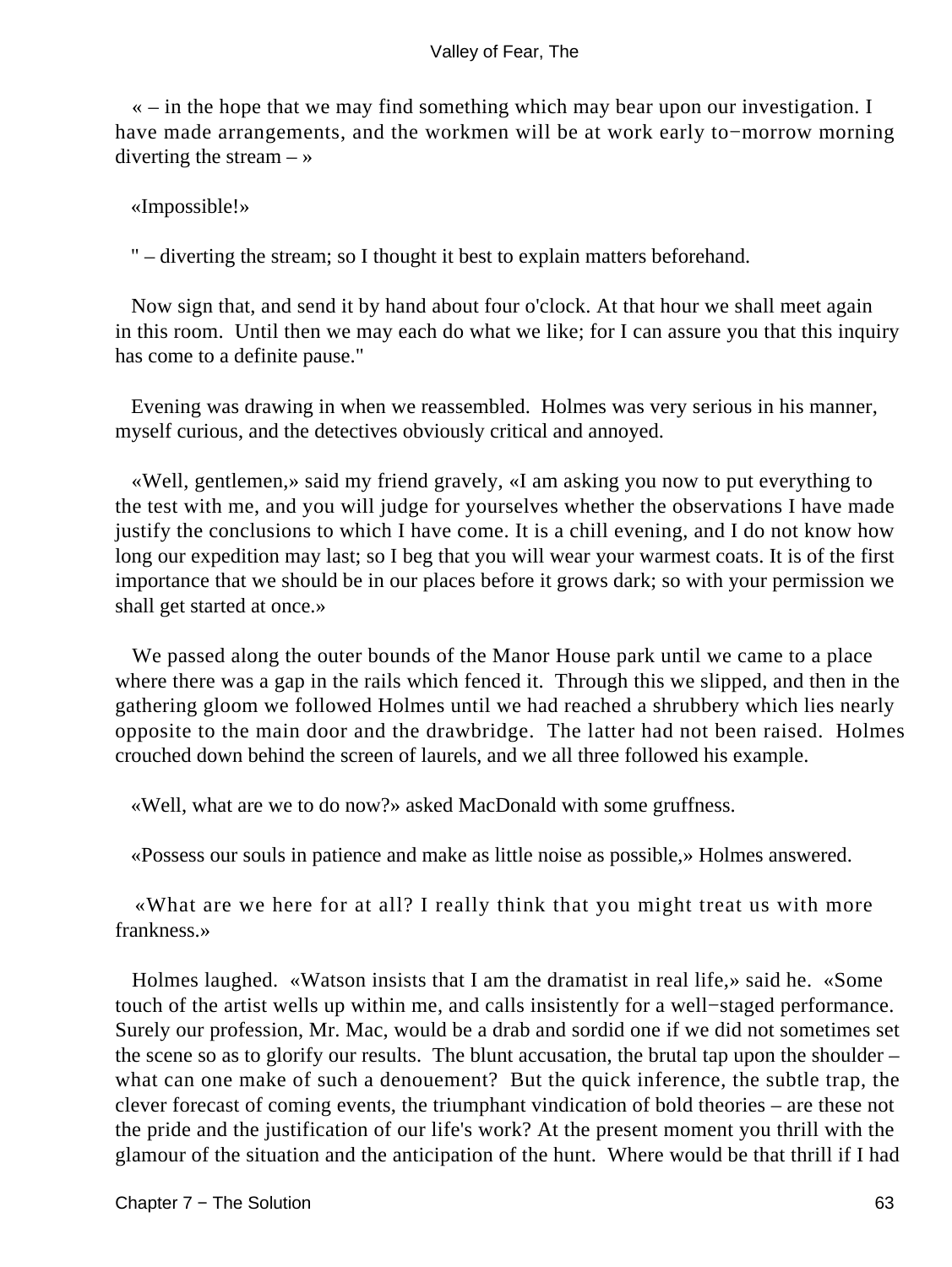« – in the hope that we may find something which may bear upon our investigation. I have made arrangements, and the workmen will be at work early to−morrow morning diverting the stream – »

«Impossible!»

" – diverting the stream; so I thought it best to explain matters beforehand.

Now sign that, and send it by hand about four o'clock. At that hour we shall meet again in this room. Until then we may each do what we like; for I can assure you that this inquiry has come to a definite pause."

Evening was drawing in when we reassembled. Holmes was very serious in his manner, myself curious, and the detectives obviously critical and annoyed.

«Well, gentlemen,» said my friend gravely, «I am asking you now to put everything to the test with me, and you will judge for yourselves whether the observations I have made justify the conclusions to which I have come. It is a chill evening, and I do not know how long our expedition may last; so I beg that you will wear your warmest coats. It is of the first importance that we should be in our places before it grows dark; so with your permission we shall get started at once.»

We passed along the outer bounds of the Manor House park until we came to a place where there was a gap in the rails which fenced it. Through this we slipped, and then in the gathering gloom we followed Holmes until we had reached a shrubbery which lies nearly opposite to the main door and the drawbridge. The latter had not been raised. Holmes crouched down behind the screen of laurels, and we all three followed his example.

«Well, what are we to do now?» asked MacDonald with some gruffness.

«Possess our souls in patience and make as little noise as possible,» Holmes answered.

«What are we here for at all? I really think that you might treat us with more frankness.»

Holmes laughed. «Watson insists that I am the dramatist in real life,» said he. «Some touch of the artist wells up within me, and calls insistently for a well−staged performance. Surely our profession, Mr. Mac, would be a drab and sordid one if we did not sometimes set the scene so as to glorify our results. The blunt accusation, the brutal tap upon the shoulder – what can one make of such a denouement? But the quick inference, the subtle trap, the clever forecast of coming events, the triumphant vindication of bold theories – are these not the pride and the justification of our life's work? At the present moment you thrill with the glamour of the situation and the anticipation of the hunt. Where would be that thrill if I had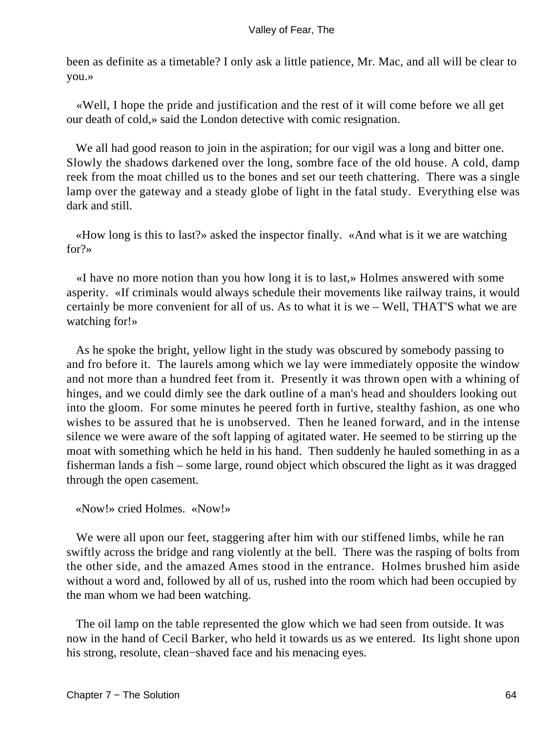been as definite as a timetable? I only ask a little patience, Mr. Mac, and all will be clear to you.»

«Well, I hope the pride and justification and the rest of it will come before we all get our death of cold,» said the London detective with comic resignation.

We all had good reason to join in the aspiration; for our vigil was a long and bitter one. Slowly the shadows darkened over the long, sombre face of the old house. A cold, damp reek from the moat chilled us to the bones and set our teeth chattering. There was a single lamp over the gateway and a steady globe of light in the fatal study. Everything else was dark and still.

«How long is this to last?» asked the inspector finally. «And what is it we are watching for?»

«I have no more notion than you how long it is to last,» Holmes answered with some asperity. «If criminals would always schedule their movements like railway trains, it would certainly be more convenient for all of us. As to what it is we – Well, THAT'S what we are watching for!»

As he spoke the bright, yellow light in the study was obscured by somebody passing to and fro before it. The laurels among which we lay were immediately opposite the window and not more than a hundred feet from it. Presently it was thrown open with a whining of hinges, and we could dimly see the dark outline of a man's head and shoulders looking out into the gloom. For some minutes he peered forth in furtive, stealthy fashion, as one who wishes to be assured that he is unobserved. Then he leaned forward, and in the intense silence we were aware of the soft lapping of agitated water. He seemed to be stirring up the moat with something which he held in his hand. Then suddenly he hauled something in as a fisherman lands a fish – some large, round object which obscured the light as it was dragged through the open casement.

«Now!» cried Holmes. «Now!»

We were all upon our feet, staggering after him with our stiffened limbs, while he ran swiftly across the bridge and rang violently at the bell. There was the rasping of bolts from the other side, and the amazed Ames stood in the entrance. Holmes brushed him aside without a word and, followed by all of us, rushed into the room which had been occupied by the man whom we had been watching.

The oil lamp on the table represented the glow which we had seen from outside. It was now in the hand of Cecil Barker, who held it towards us as we entered. Its light shone upon his strong, resolute, clean−shaved face and his menacing eyes.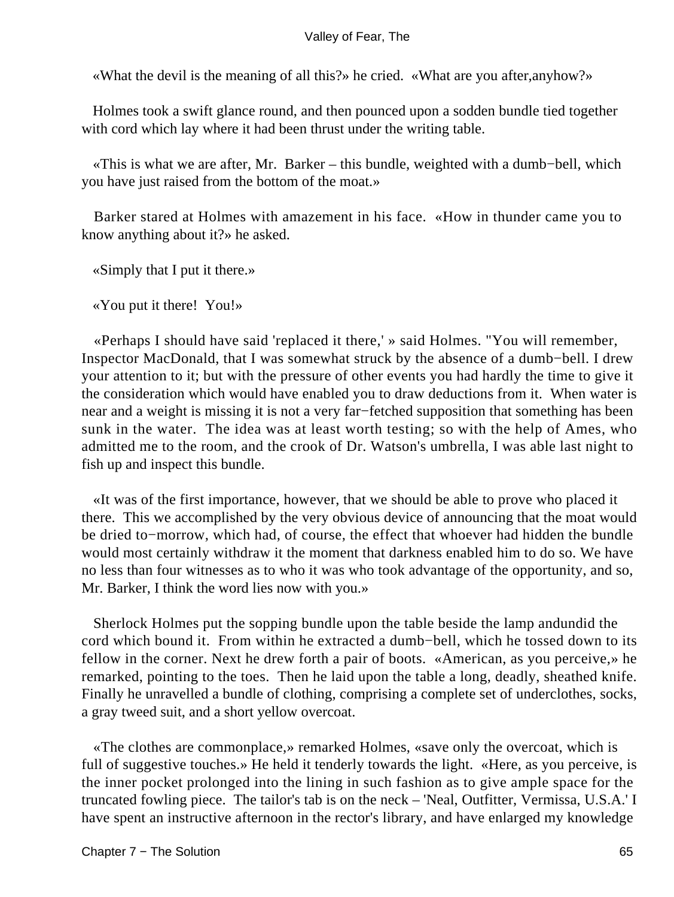«What the devil is the meaning of all this?» he cried. «What are you after,anyhow?»

Holmes took a swift glance round, and then pounced upon a sodden bundle tied together with cord which lay where it had been thrust under the writing table.

«This is what we are after, Mr. Barker – this bundle, weighted with a dumb−bell, which you have just raised from the bottom of the moat.»

Barker stared at Holmes with amazement in his face. «How in thunder came you to know anything about it?» he asked.

«Simply that I put it there.»

«You put it there! You!»

«Perhaps I should have said 'replaced it there,' » said Holmes. "You will remember, Inspector MacDonald, that I was somewhat struck by the absence of a dumb−bell. I drew your attention to it; but with the pressure of other events you had hardly the time to give it the consideration which would have enabled you to draw deductions from it. When water is near and a weight is missing it is not a very far−fetched supposition that something has been sunk in the water. The idea was at least worth testing; so with the help of Ames, who admitted me to the room, and the crook of Dr. Watson's umbrella, I was able last night to fish up and inspect this bundle.

«It was of the first importance, however, that we should be able to prove who placed it there. This we accomplished by the very obvious device of announcing that the moat would be dried to−morrow, which had, of course, the effect that whoever had hidden the bundle would most certainly withdraw it the moment that darkness enabled him to do so. We have no less than four witnesses as to who it was who took advantage of the opportunity, and so, Mr. Barker, I think the word lies now with you.»

Sherlock Holmes put the sopping bundle upon the table beside the lamp andundid the cord which bound it. From within he extracted a dumb−bell, which he tossed down to its fellow in the corner. Next he drew forth a pair of boots. «American, as you perceive,» he remarked, pointing to the toes. Then he laid upon the table a long, deadly, sheathed knife. Finally he unravelled a bundle of clothing, comprising a complete set of underclothes, socks, a gray tweed suit, and a short yellow overcoat.

«The clothes are commonplace,» remarked Holmes, «save only the overcoat, which is full of suggestive touches.» He held it tenderly towards the light. «Here, as you perceive, is the inner pocket prolonged into the lining in such fashion as to give ample space for the truncated fowling piece. The tailor's tab is on the neck – 'Neal, Outfitter, Vermissa, U.S.A.' I have spent an instructive afternoon in the rector's library, and have enlarged my knowledge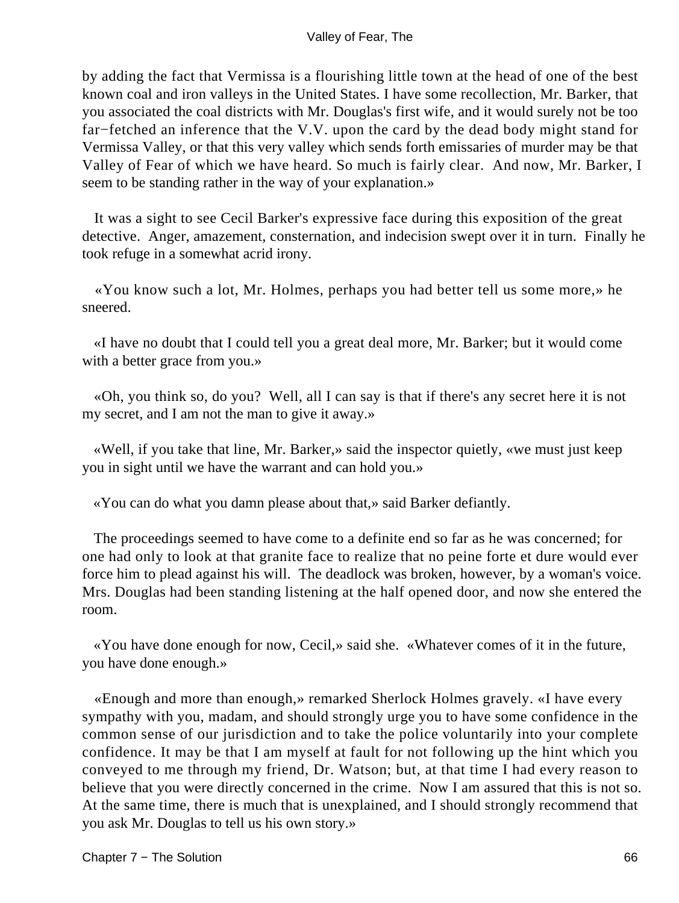by adding the fact that Vermissa is a flourishing little town at the head of one of the best known coal and iron valleys in the United States. I have some recollection, Mr. Barker, that you associated the coal districts with Mr. Douglas's first wife, and it would surely not be too far−fetched an inference that the V.V. upon the card by the dead body might stand for Vermissa Valley, or that this very valley which sends forth emissaries of murder may be that Valley of Fear of which we have heard. So much is fairly clear. And now, Mr. Barker, I seem to be standing rather in the way of your explanation.»

It was a sight to see Cecil Barker's expressive face during this exposition of the great detective. Anger, amazement, consternation, and indecision swept over it in turn. Finally he took refuge in a somewhat acrid irony.

«You know such a lot, Mr. Holmes, perhaps you had better tell us some more,» he sneered.

«I have no doubt that I could tell you a great deal more, Mr. Barker; but it would come with a better grace from you.»

«Oh, you think so, do you? Well, all I can say is that if there's any secret here it is not my secret, and I am not the man to give it away.»

«Well, if you take that line, Mr. Barker,» said the inspector quietly, «we must just keep you in sight until we have the warrant and can hold you.»

«You can do what you damn please about that,» said Barker defiantly.

The proceedings seemed to have come to a definite end so far as he was concerned; for one had only to look at that granite face to realize that no peine forte et dure would ever force him to plead against his will. The deadlock was broken, however, by a woman's voice. Mrs. Douglas had been standing listening at the half opened door, and now she entered the room.

«You have done enough for now, Cecil,» said she. «Whatever comes of it in the future, you have done enough.»

«Enough and more than enough,» remarked Sherlock Holmes gravely. «I have every sympathy with you, madam, and should strongly urge you to have some confidence in the common sense of our jurisdiction and to take the police voluntarily into your complete confidence. It may be that I am myself at fault for not following up the hint which you conveyed to me through my friend, Dr. Watson; but, at that time I had every reason to believe that you were directly concerned in the crime. Now I am assured that this is not so. At the same time, there is much that is unexplained, and I should strongly recommend that you ask Mr. Douglas to tell us his own story.»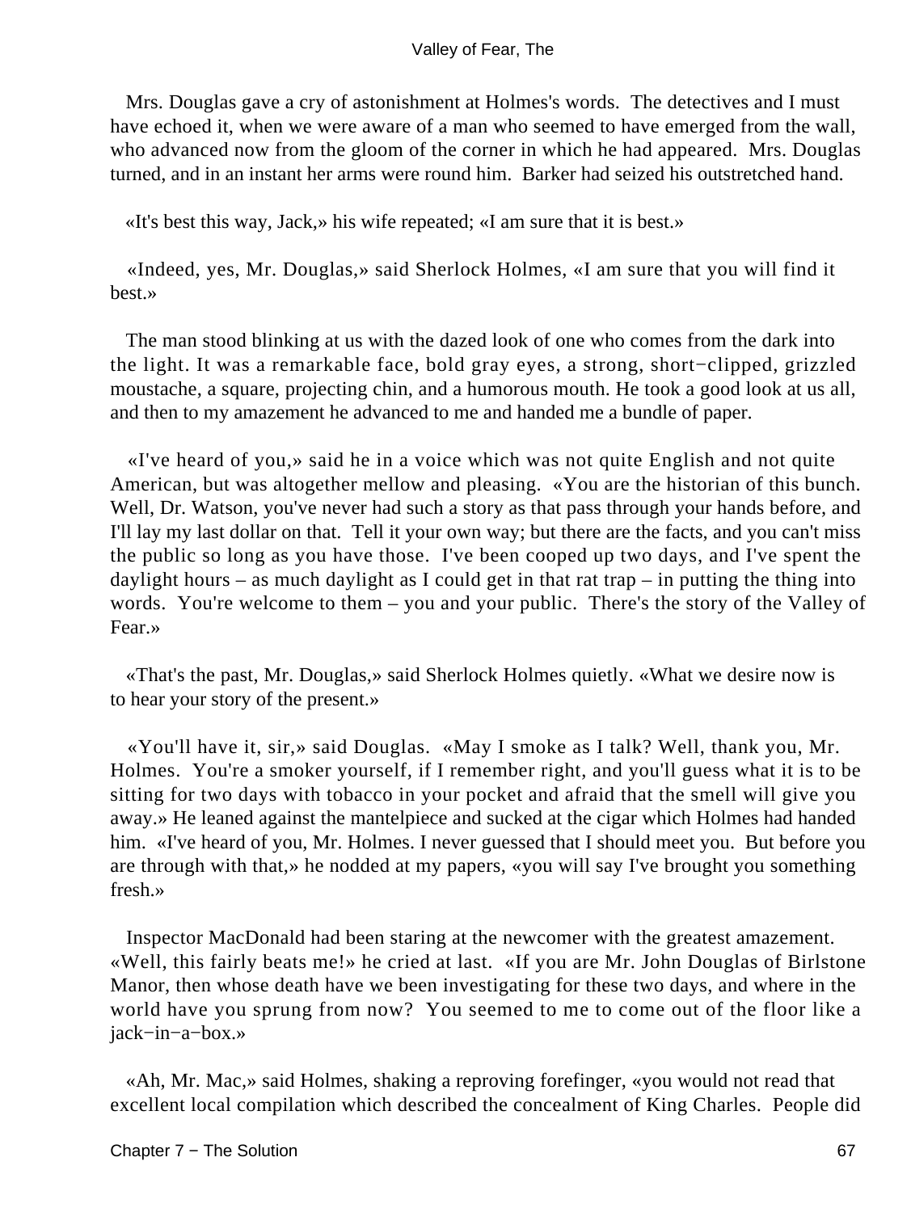Mrs. Douglas gave a cry of astonishment at Holmes's words. The detectives and I must have echoed it, when we were aware of a man who seemed to have emerged from the wall, who advanced now from the gloom of the corner in which he had appeared. Mrs. Douglas turned, and in an instant her arms were round him. Barker had seized his outstretched hand.

«It's best this way, Jack,» his wife repeated; «I am sure that it is best.»

«Indeed, yes, Mr. Douglas,» said Sherlock Holmes, «I am sure that you will find it best.»

The man stood blinking at us with the dazed look of one who comes from the dark into the light. It was a remarkable face, bold gray eyes, a strong, short−clipped, grizzled moustache, a square, projecting chin, and a humorous mouth. He took a good look at us all, and then to my amazement he advanced to me and handed me a bundle of paper.

«I've heard of you,» said he in a voice which was not quite English and not quite American, but was altogether mellow and pleasing. «You are the historian of this bunch. Well, Dr. Watson, you've never had such a story as that pass through your hands before, and I'll lay my last dollar on that. Tell it your own way; but there are the facts, and you can't miss the public so long as you have those. I've been cooped up two days, and I've spent the daylight hours – as much daylight as I could get in that rat trap – in putting the thing into words. You're welcome to them – you and your public. There's the story of the Valley of Fear.»

«That's the past, Mr. Douglas,» said Sherlock Holmes quietly. «What we desire now is to hear your story of the present.»

«You'll have it, sir,» said Douglas. «May I smoke as I talk? Well, thank you, Mr. Holmes. You're a smoker yourself, if I remember right, and you'll guess what it is to be sitting for two days with tobacco in your pocket and afraid that the smell will give you away.» He leaned against the mantelpiece and sucked at the cigar which Holmes had handed him. «I've heard of you, Mr. Holmes. I never guessed that I should meet you. But before you are through with that,» he nodded at my papers, «you will say I've brought you something fresh.»

Inspector MacDonald had been staring at the newcomer with the greatest amazement. «Well, this fairly beats me!» he cried at last. «If you are Mr. John Douglas of Birlstone Manor, then whose death have we been investigating for these two days, and where in the world have you sprung from now? You seemed to me to come out of the floor like a jack−in−a−box.»

«Ah, Mr. Mac,» said Holmes, shaking a reproving forefinger, «you would not read that excellent local compilation which described the concealment of King Charles. People did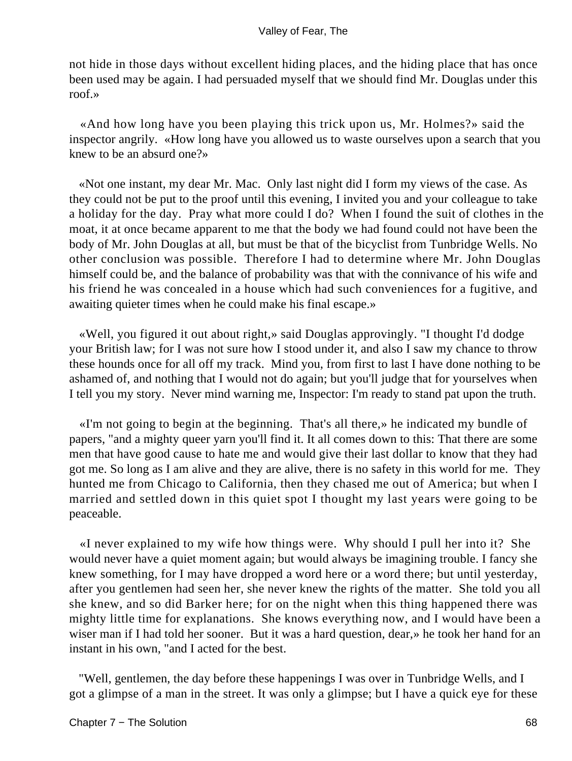not hide in those days without excellent hiding places, and the hiding place that has once been used may be again. I had persuaded myself that we should find Mr. Douglas under this roof.»

«And how long have you been playing this trick upon us, Mr. Holmes?» said the inspector angrily. «How long have you allowed us to waste ourselves upon a search that you knew to be an absurd one?»

«Not one instant, my dear Mr. Mac. Only last night did I form my views of the case. As they could not be put to the proof until this evening, I invited you and your colleague to take a holiday for the day. Pray what more could I do? When I found the suit of clothes in the moat, it at once became apparent to me that the body we had found could not have been the body of Mr. John Douglas at all, but must be that of the bicyclist from Tunbridge Wells. No other conclusion was possible. Therefore I had to determine where Mr. John Douglas himself could be, and the balance of probability was that with the connivance of his wife and his friend he was concealed in a house which had such conveniences for a fugitive, and awaiting quieter times when he could make his final escape.»

«Well, you figured it out about right,» said Douglas approvingly. "I thought I'd dodge your British law; for I was not sure how I stood under it, and also I saw my chance to throw these hounds once for all off my track. Mind you, from first to last I have done nothing to be ashamed of, and nothing that I would not do again; but you'll judge that for yourselves when I tell you my story. Never mind warning me, Inspector: I'm ready to stand pat upon the truth.

«I'm not going to begin at the beginning. That's all there,» he indicated my bundle of papers, "and a mighty queer yarn you'll find it. It all comes down to this: That there are some men that have good cause to hate me and would give their last dollar to know that they had got me. So long as I am alive and they are alive, there is no safety in this world for me. They hunted me from Chicago to California, then they chased me out of America; but when I married and settled down in this quiet spot I thought my last years were going to be peaceable.

«I never explained to my wife how things were. Why should I pull her into it? She would never have a quiet moment again; but would always be imagining trouble. I fancy she knew something, for I may have dropped a word here or a word there; but until yesterday, after you gentlemen had seen her, she never knew the rights of the matter. She told you all she knew, and so did Barker here; for on the night when this thing happened there was mighty little time for explanations. She knows everything now, and I would have been a wiser man if I had told her sooner. But it was a hard question, dear,» he took her hand for an instant in his own, "and I acted for the best.

"Well, gentlemen, the day before these happenings I was over in Tunbridge Wells, and I got a glimpse of a man in the street. It was only a glimpse; but I have a quick eye for these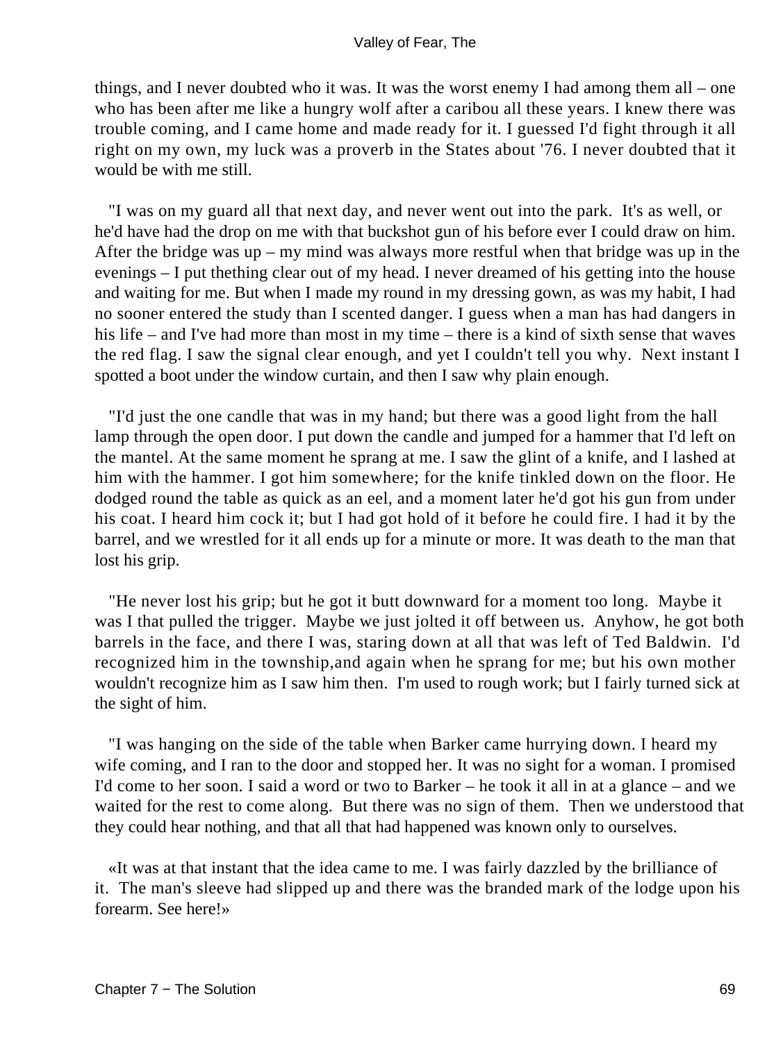things, and I never doubted who it was. It was the worst enemy I had among them all – one who has been after me like a hungry wolf after a caribou all these years. I knew there was trouble coming, and I came home and made ready for it. I guessed I'd fight through it all right on my own, my luck was a proverb in the States about '76. I never doubted that it would be with me still.

"I was on my guard all that next day, and never went out into the park. It's as well, or he'd have had the drop on me with that buckshot gun of his before ever I could draw on him. After the bridge was up – my mind was always more restful when that bridge was up in the evenings – I put thething clear out of my head. I never dreamed of his getting into the house and waiting for me. But when I made my round in my dressing gown, as was my habit, I had no sooner entered the study than I scented danger. I guess when a man has had dangers in his life – and I've had more than most in my time – there is a kind of sixth sense that waves the red flag. I saw the signal clear enough, and yet I couldn't tell you why. Next instant I spotted a boot under the window curtain, and then I saw why plain enough.

"I'd just the one candle that was in my hand; but there was a good light from the hall lamp through the open door. I put down the candle and jumped for a hammer that I'd left on the mantel. At the same moment he sprang at me. I saw the glint of a knife, and I lashed at him with the hammer. I got him somewhere; for the knife tinkled down on the floor. He dodged round the table as quick as an eel, and a moment later he'd got his gun from under his coat. I heard him cock it; but I had got hold of it before he could fire. I had it by the barrel, and we wrestled for it all ends up for a minute or more. It was death to the man that lost his grip.

"He never lost his grip; but he got it butt downward for a moment too long. Maybe it was I that pulled the trigger. Maybe we just jolted it off between us. Anyhow, he got both barrels in the face, and there I was, staring down at all that was left of Ted Baldwin. I'd recognized him in the township,and again when he sprang for me; but his own mother wouldn't recognize him as I saw him then. I'm used to rough work; but I fairly turned sick at the sight of him.

"I was hanging on the side of the table when Barker came hurrying down. I heard my wife coming, and I ran to the door and stopped her. It was no sight for a woman. I promised I'd come to her soon. I said a word or two to Barker – he took it all in at a glance – and we waited for the rest to come along. But there was no sign of them. Then we understood that they could hear nothing, and that all that had happened was known only to ourselves.

«It was at that instant that the idea came to me. I was fairly dazzled by the brilliance of it. The man's sleeve had slipped up and there was the branded mark of the lodge upon his forearm. See here!»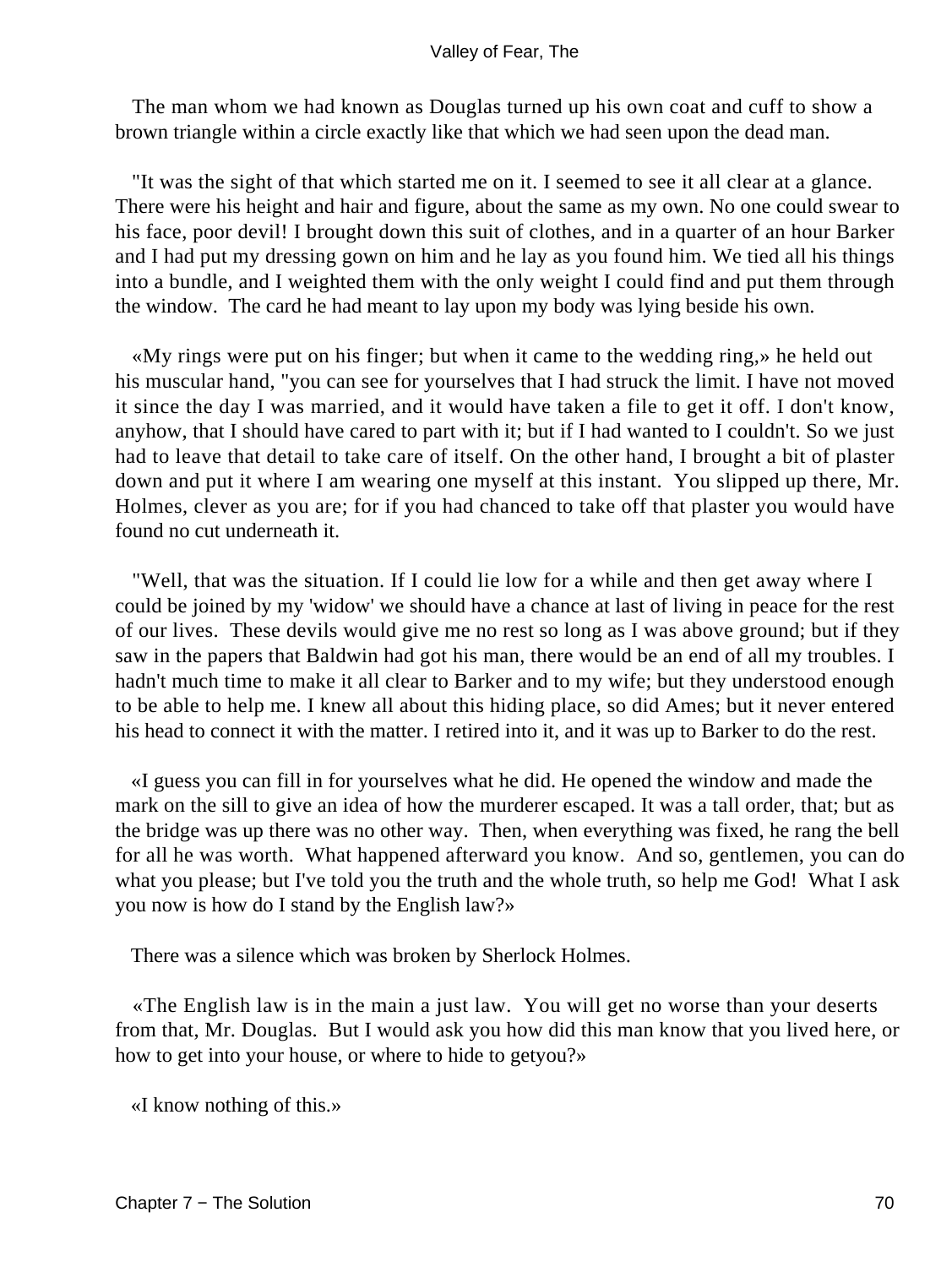The man whom we had known as Douglas turned up his own coat and cuff to show a brown triangle within a circle exactly like that which we had seen upon the dead man.

"It was the sight of that which started me on it. I seemed to see it all clear at a glance. There were his height and hair and figure, about the same as my own. No one could swear to his face, poor devil! I brought down this suit of clothes, and in a quarter of an hour Barker and I had put my dressing gown on him and he lay as you found him. We tied all his things into a bundle, and I weighted them with the only weight I could find and put them through the window. The card he had meant to lay upon my body was lying beside his own.

«My rings were put on his finger; but when it came to the wedding ring,» he held out his muscular hand, "you can see for yourselves that I had struck the limit. I have not moved it since the day I was married, and it would have taken a file to get it off. I don't know, anyhow, that I should have cared to part with it; but if I had wanted to I couldn't. So we just had to leave that detail to take care of itself. On the other hand, I brought a bit of plaster down and put it where I am wearing one myself at this instant. You slipped up there, Mr. Holmes, clever as you are; for if you had chanced to take off that plaster you would have found no cut underneath it.

"Well, that was the situation. If I could lie low for a while and then get away where I could be joined by my 'widow' we should have a chance at last of living in peace for the rest of our lives. These devils would give me no rest so long as I was above ground; but if they saw in the papers that Baldwin had got his man, there would be an end of all my troubles. I hadn't much time to make it all clear to Barker and to my wife; but they understood enough to be able to help me. I knew all about this hiding place, so did Ames; but it never entered his head to connect it with the matter. I retired into it, and it was up to Barker to do the rest.

«I guess you can fill in for yourselves what he did. He opened the window and made the mark on the sill to give an idea of how the murderer escaped. It was a tall order, that; but as the bridge was up there was no other way. Then, when everything was fixed, he rang the bell for all he was worth. What happened afterward you know. And so, gentlemen, you can do what you please; but I've told you the truth and the whole truth, so help me God! What I ask you now is how do I stand by the English law?»

There was a silence which was broken by Sherlock Holmes.

«The English law is in the main a just law. You will get no worse than your deserts from that, Mr. Douglas. But I would ask you how did this man know that you lived here, or how to get into your house, or where to hide to getyou?»

«I know nothing of this.»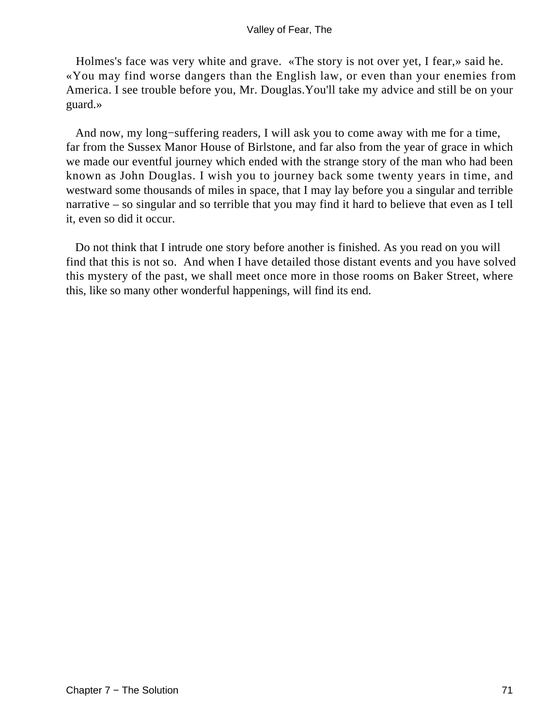Holmes's face was very white and grave. «The story is not over yet, I fear,» said he. «You may find worse dangers than the English law, or even than your enemies from America. I see trouble before you, Mr. Douglas.You'll take my advice and still be on your guard.»

And now, my long−suffering readers, I will ask you to come away with me for a time, far from the Sussex Manor House of Birlstone, and far also from the year of grace in which we made our eventful journey which ended with the strange story of the man who had been known as John Douglas. I wish you to journey back some twenty years in time, and westward some thousands of miles in space, that I may lay before you a singular and terrible narrative – so singular and so terrible that you may find it hard to believe that even as I tell it, even so did it occur.

Do not think that I intrude one story before another is finished. As you read on you will find that this is not so. And when I have detailed those distant events and you have solved this mystery of the past, we shall meet once more in those rooms on Baker Street, where this, like so many other wonderful happenings, will find its end.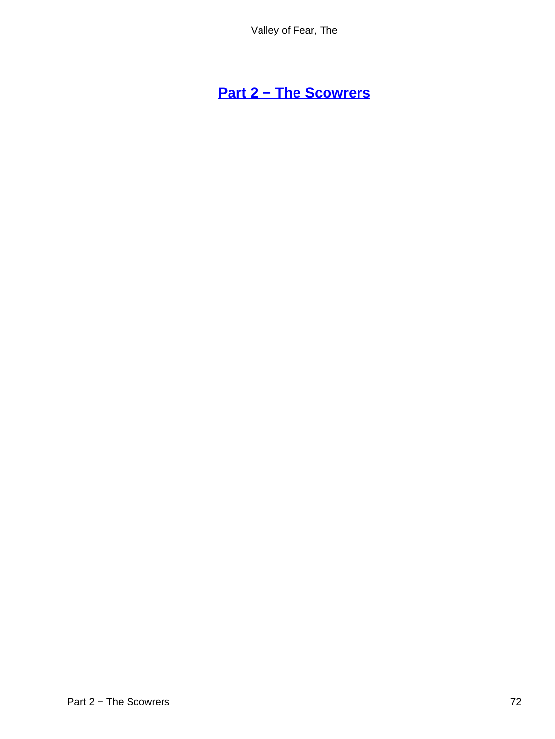# Part 2 − The Scowrers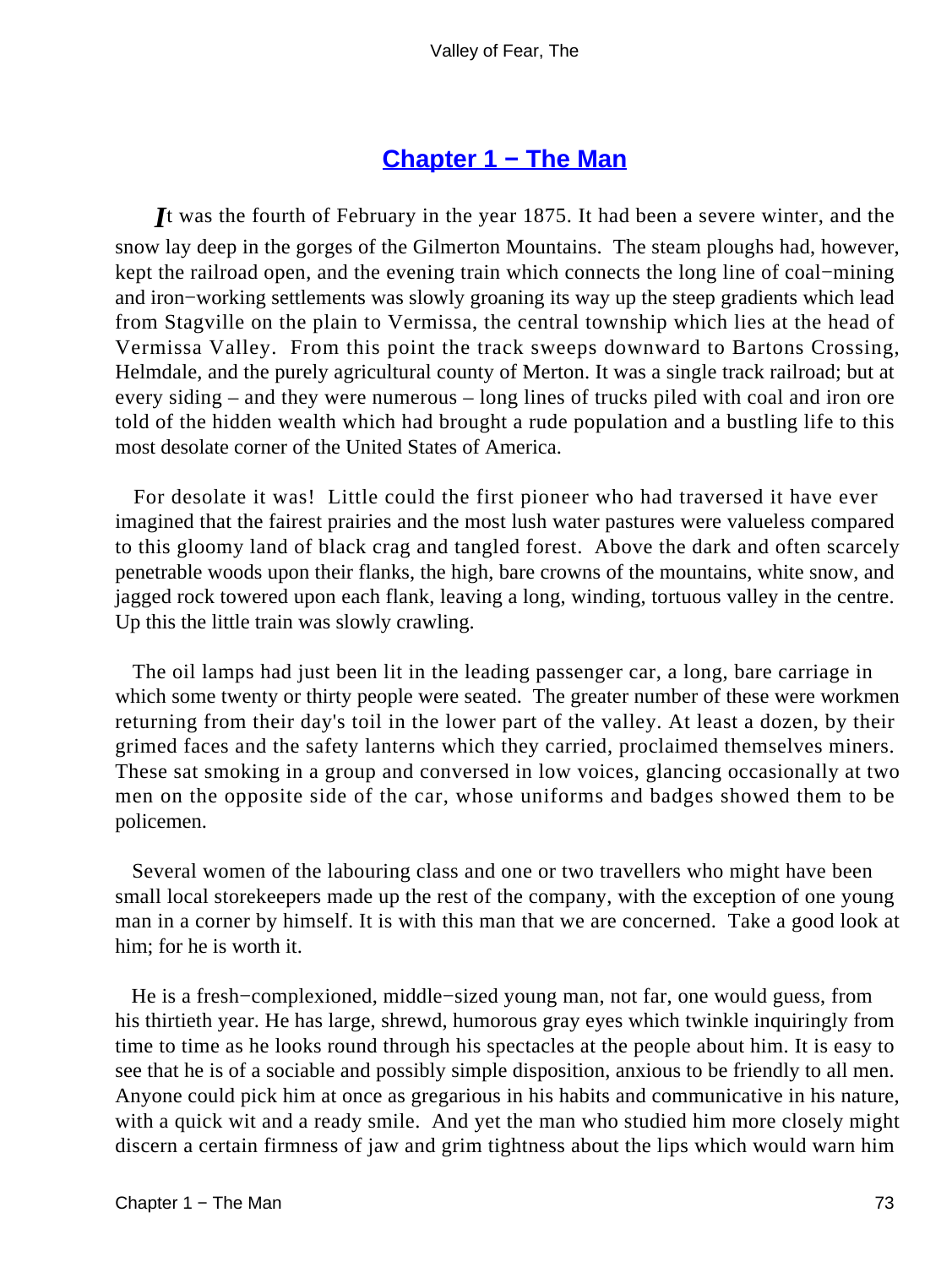## Chapter 1 − The Man

*I*t was the fourth of February in the year 1875. It had been a severe winter, and the snow lay deep in the gorges of the Gilmerton Mountains. The steam ploughs had, however, kept the railroad open, and the evening train which connects the long line of coal−mining and iron−working settlements was slowly groaning its way up the steep gradients which lead from Stagville on the plain to Vermissa, the central township which lies at the head of Vermissa Valley. From this point the track sweeps downward to Bartons Crossing, Helmdale, and the purely agricultural county of Merton. It was a single track railroad; but at every siding – and they were numerous – long lines of trucks piled with coal and iron ore told of the hidden wealth which had brought a rude population and a bustling life to this most desolate corner of the United States of America.

For desolate it was! Little could the first pioneer who had traversed it have ever imagined that the fairest prairies and the most lush water pastures were valueless compared to this gloomy land of black crag and tangled forest. Above the dark and often scarcely penetrable woods upon their flanks, the high, bare crowns of the mountains, white snow, and jagged rock towered upon each flank, leaving a long, winding, tortuous valley in the centre. Up this the little train was slowly crawling.

The oil lamps had just been lit in the leading passenger car, a long, bare carriage in which some twenty or thirty people were seated. The greater number of these were workmen returning from their day's toil in the lower part of the valley. At least a dozen, by their grimed faces and the safety lanterns which they carried, proclaimed themselves miners. These sat smoking in a group and conversed in low voices, glancing occasionally at two men on the opposite side of the car, whose uniforms and badges showed them to be policemen.

Several women of the labouring class and one or two travellers who might have been small local storekeepers made up the rest of the company, with the exception of one young man in a corner by himself. It is with this man that we are concerned. Take a good look at him; for he is worth it.

He is a fresh−complexioned, middle−sized young man, not far, one would guess, from his thirtieth year. He has large, shrewd, humorous gray eyes which twinkle inquiringly from time to time as he looks round through his spectacles at the people about him. It is easy to see that he is of a sociable and possibly simple disposition, anxious to be friendly to all men. Anyone could pick him at once as gregarious in his habits and communicative in his nature, with a quick wit and a ready smile. And yet the man who studied him more closely might discern a certain firmness of jaw and grim tightness about the lips which would warn him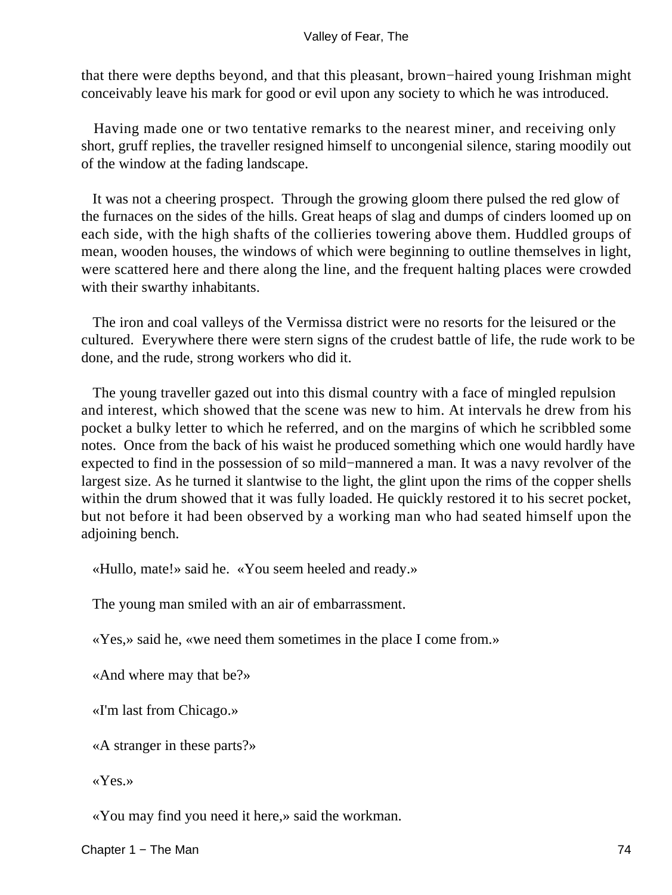that there were depths beyond, and that this pleasant, brown−haired young Irishman might conceivably leave his mark for good or evil upon any society to which he was introduced.

Having made one or two tentative remarks to the nearest miner, and receiving only short, gruff replies, the traveller resigned himself to uncongenial silence, staring moodily out of the window at the fading landscape.

It was not a cheering prospect. Through the growing gloom there pulsed the red glow of the furnaces on the sides of the hills. Great heaps of slag and dumps of cinders loomed up on each side, with the high shafts of the collieries towering above them. Huddled groups of mean, wooden houses, the windows of which were beginning to outline themselves in light, were scattered here and there along the line, and the frequent halting places were crowded with their swarthy inhabitants.

The iron and coal valleys of the Vermissa district were no resorts for the leisured or the cultured. Everywhere there were stern signs of the crudest battle of life, the rude work to be done, and the rude, strong workers who did it.

The young traveller gazed out into this dismal country with a face of mingled repulsion and interest, which showed that the scene was new to him. At intervals he drew from his pocket a bulky letter to which he referred, and on the margins of which he scribbled some notes. Once from the back of his waist he produced something which one would hardly have expected to find in the possession of so mild−mannered a man. It was a navy revolver of the largest size. As he turned it slantwise to the light, the glint upon the rims of the copper shells within the drum showed that it was fully loaded. He quickly restored it to his secret pocket, but not before it had been observed by a working man who had seated himself upon the adjoining bench.

«Hullo, mate!» said he. «You seem heeled and ready.»

The young man smiled with an air of embarrassment.

«Yes,» said he, «we need them sometimes in the place I come from.»

«And where may that be?»

«I'm last from Chicago.»

«A stranger in these parts?»

«Yes.»

«You may find you need it here,» said the workman.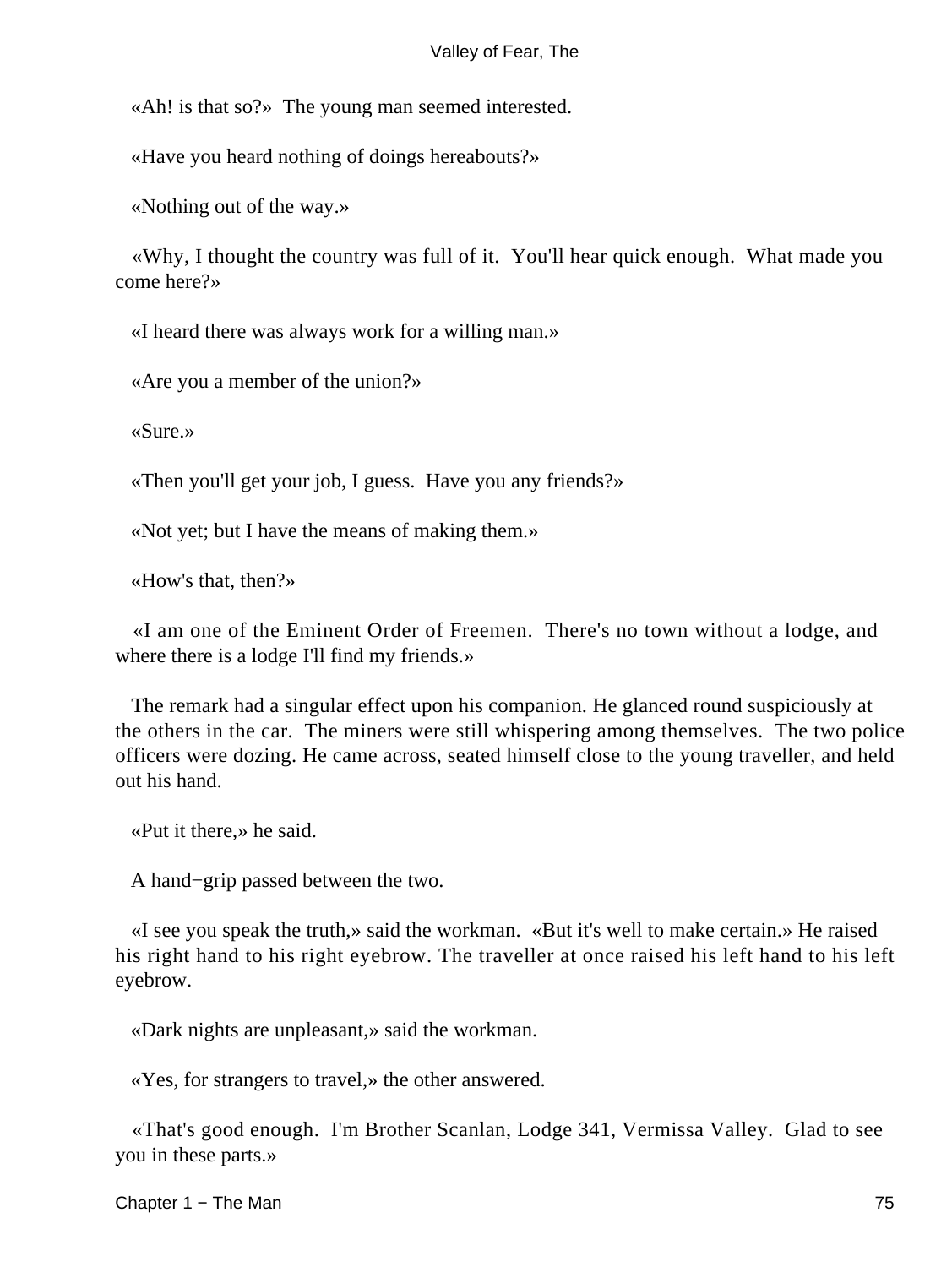«Ah! is that so?» The young man seemed interested.

«Have you heard nothing of doings hereabouts?»

«Nothing out of the way.»

«Why, I thought the country was full of it. You'll hear quick enough. What made you come here?»

«I heard there was always work for a willing man.»

«Are you a member of the union?»

«Sure.»

«Then you'll get your job, I guess. Have you any friends?»

«Not yet; but I have the means of making them.»

«How's that, then?»

«I am one of the Eminent Order of Freemen. There's no town without a lodge, and where there is a lodge I'll find my friends.»

The remark had a singular effect upon his companion. He glanced round suspiciously at the others in the car. The miners were still whispering among themselves. The two police officers were dozing. He came across, seated himself close to the young traveller, and held out his hand.

«Put it there,» he said.

A hand−grip passed between the two.

«I see you speak the truth,» said the workman. «But it's well to make certain.» He raised his right hand to his right eyebrow. The traveller at once raised his left hand to his left eyebrow.

«Dark nights are unpleasant,» said the workman.

«Yes, for strangers to travel,» the other answered.

«That's good enough. I'm Brother Scanlan, Lodge 341, Vermissa Valley. Glad to see you in these parts.»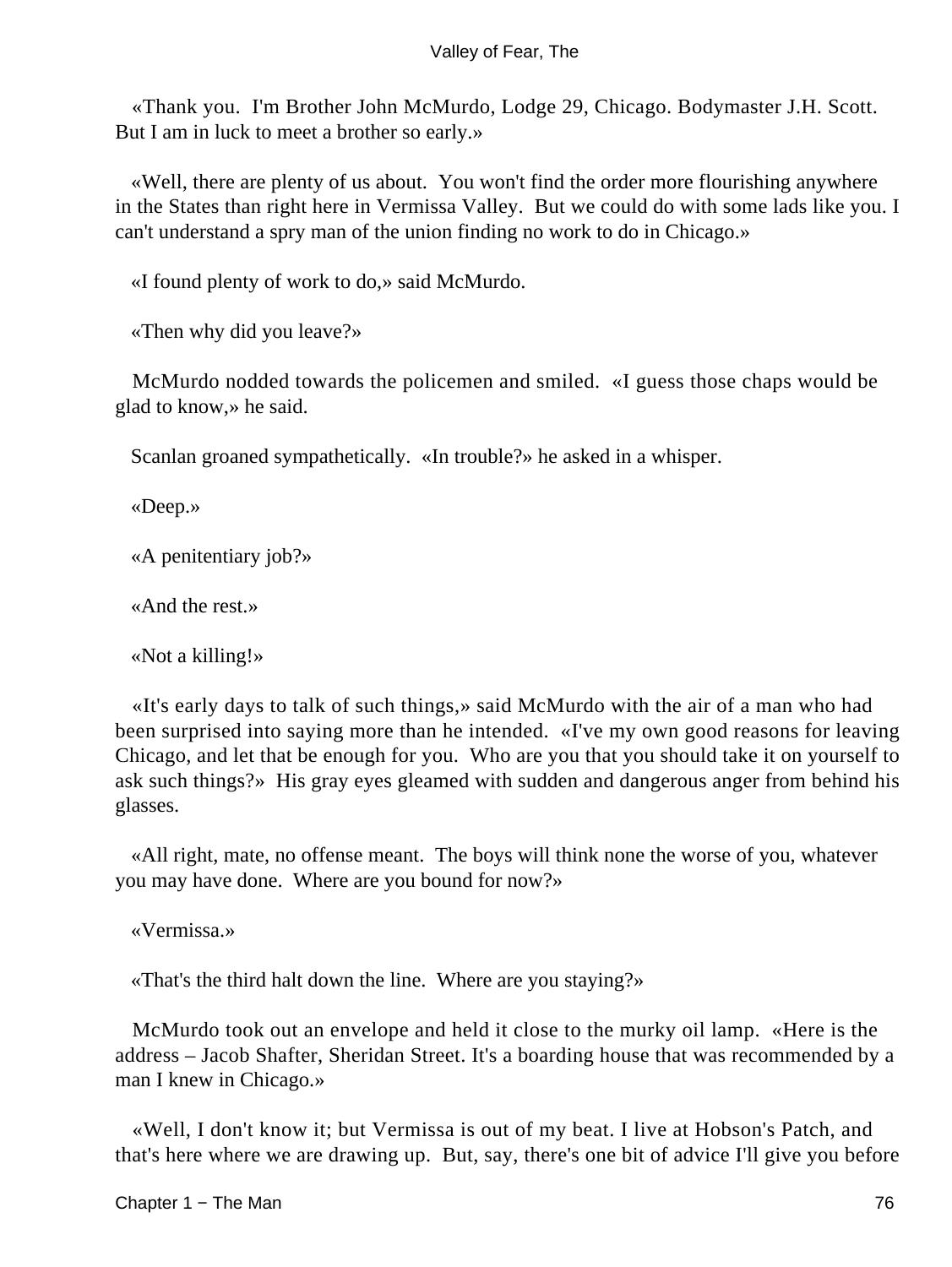«Thank you. I'm Brother John McMurdo, Lodge 29, Chicago. Bodymaster J.H. Scott. But I am in luck to meet a brother so early.»

«Well, there are plenty of us about. You won't find the order more flourishing anywhere in the States than right here in Vermissa Valley. But we could do with some lads like you. I can't understand a spry man of the union finding no work to do in Chicago.»

«I found plenty of work to do,» said McMurdo.

«Then why did you leave?»

McMurdo nodded towards the policemen and smiled. «I guess those chaps would be glad to know,» he said.

Scanlan groaned sympathetically. «In trouble?» he asked in a whisper.

«Deep.»

«A penitentiary job?»

«And the rest.»

«Not a killing!»

«It's early days to talk of such things,» said McMurdo with the air of a man who had been surprised into saying more than he intended. «I've my own good reasons for leaving Chicago, and let that be enough for you. Who are you that you should take it on yourself to ask such things?» His gray eyes gleamed with sudden and dangerous anger from behind his glasses.

«All right, mate, no offense meant. The boys will think none the worse of you, whatever you may have done. Where are you bound for now?»

«Vermissa.»

«That's the third halt down the line. Where are you staying?»

McMurdo took out an envelope and held it close to the murky oil lamp. «Here is the address – Jacob Shafter, Sheridan Street. It's a boarding house that was recommended by a man I knew in Chicago.»

«Well, I don't know it; but Vermissa is out of my beat. I live at Hobson's Patch, and that's here where we are drawing up. But, say, there's one bit of advice I'll give you before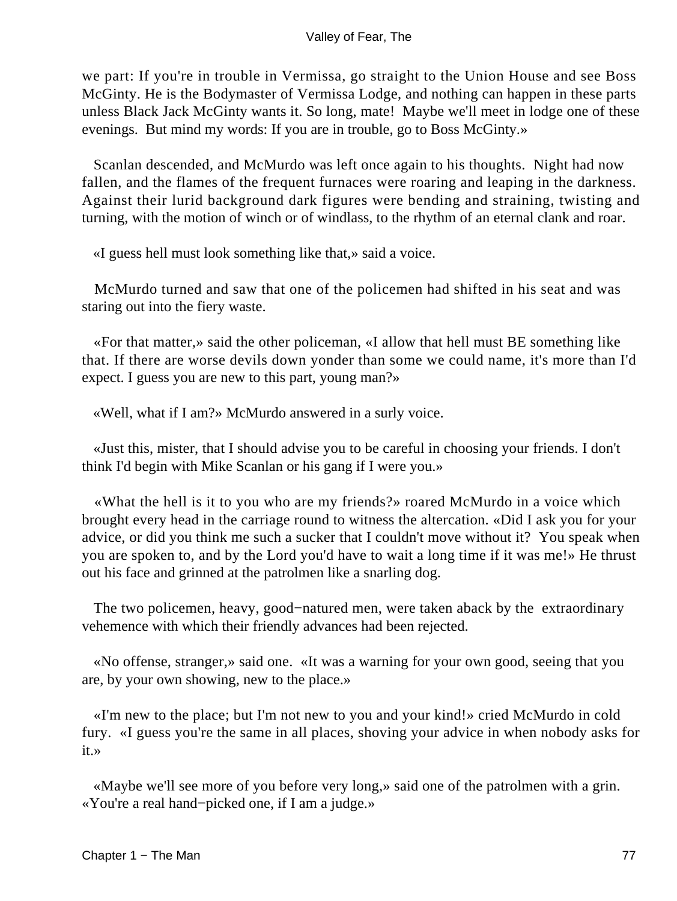we part: If you're in trouble in Vermissa, go straight to the Union House and see Boss McGinty. He is the Bodymaster of Vermissa Lodge, and nothing can happen in these parts unless Black Jack McGinty wants it. So long, mate! Maybe we'll meet in lodge one of these evenings. But mind my words: If you are in trouble, go to Boss McGinty.»

Scanlan descended, and McMurdo was left once again to his thoughts. Night had now fallen, and the flames of the frequent furnaces were roaring and leaping in the darkness. Against their lurid background dark figures were bending and straining, twisting and turning, with the motion of winch or of windlass, to the rhythm of an eternal clank and roar.

«I guess hell must look something like that,» said a voice.

McMurdo turned and saw that one of the policemen had shifted in his seat and was staring out into the fiery waste.

«For that matter,» said the other policeman, «I allow that hell must BE something like that. If there are worse devils down yonder than some we could name, it's more than I'd expect. I guess you are new to this part, young man?»

«Well, what if I am?» McMurdo answered in a surly voice.

«Just this, mister, that I should advise you to be careful in choosing your friends. I don't think I'd begin with Mike Scanlan or his gang if I were you.»

«What the hell is it to you who are my friends?» roared McMurdo in a voice which brought every head in the carriage round to witness the altercation. «Did I ask you for your advice, or did you think me such a sucker that I couldn't move without it? You speak when you are spoken to, and by the Lord you'd have to wait a long time if it was me!» He thrust out his face and grinned at the patrolmen like a snarling dog.

The two policemen, heavy, good−natured men, were taken aback by the extraordinary vehemence with which their friendly advances had been rejected.

«No offense, stranger,» said one. «It was a warning for your own good, seeing that you are, by your own showing, new to the place.»

«I'm new to the place; but I'm not new to you and your kind!» cried McMurdo in cold fury. «I guess you're the same in all places, shoving your advice in when nobody asks for it.»

«Maybe we'll see more of you before very long,» said one of the patrolmen with a grin. «You're a real hand−picked one, if I am a judge.»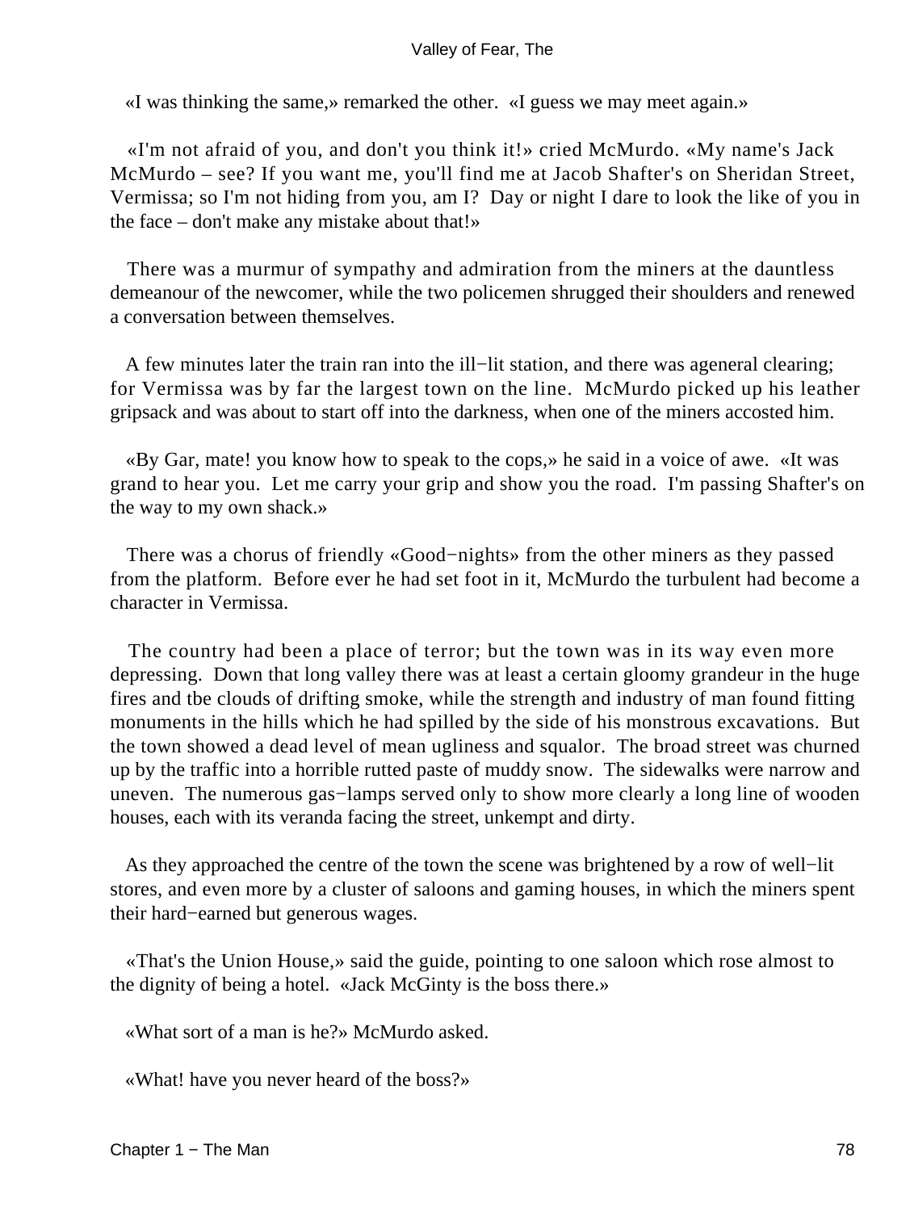«I was thinking the same,» remarked the other. «I guess we may meet again.»

«I'm not afraid of you, and don't you think it!» cried McMurdo. «My name's Jack McMurdo – see? If you want me, you'll find me at Jacob Shafter's on Sheridan Street, Vermissa; so I'm not hiding from you, am I? Day or night I dare to look the like of you in the face – don't make any mistake about that!»

There was a murmur of sympathy and admiration from the miners at the dauntless demeanour of the newcomer, while the two policemen shrugged their shoulders and renewed a conversation between themselves.

A few minutes later the train ran into the ill−lit station, and there was ageneral clearing; for Vermissa was by far the largest town on the line. McMurdo picked up his leather gripsack and was about to start off into the darkness, when one of the miners accosted him.

«By Gar, mate! you know how to speak to the cops,» he said in a voice of awe. «It was grand to hear you. Let me carry your grip and show you the road. I'm passing Shafter's on the way to my own shack.»

There was a chorus of friendly «Good−nights» from the other miners as they passed from the platform. Before ever he had set foot in it, McMurdo the turbulent had become a character in Vermissa.

The country had been a place of terror; but the town was in its way even more depressing. Down that long valley there was at least a certain gloomy grandeur in the huge fires and tbe clouds of drifting smoke, while the strength and industry of man found fitting monuments in the hills which he had spilled by the side of his monstrous excavations. But the town showed a dead level of mean ugliness and squalor. The broad street was churned up by the traffic into a horrible rutted paste of muddy snow. The sidewalks were narrow and uneven. The numerous gas−lamps served only to show more clearly a long line of wooden houses, each with its veranda facing the street, unkempt and dirty.

As they approached the centre of the town the scene was brightened by a row of well−lit stores, and even more by a cluster of saloons and gaming houses, in which the miners spent their hard−earned but generous wages.

«That's the Union House,» said the guide, pointing to one saloon which rose almost to the dignity of being a hotel. «Jack McGinty is the boss there.»

«What sort of a man is he?» McMurdo asked.

«What! have you never heard of the boss?»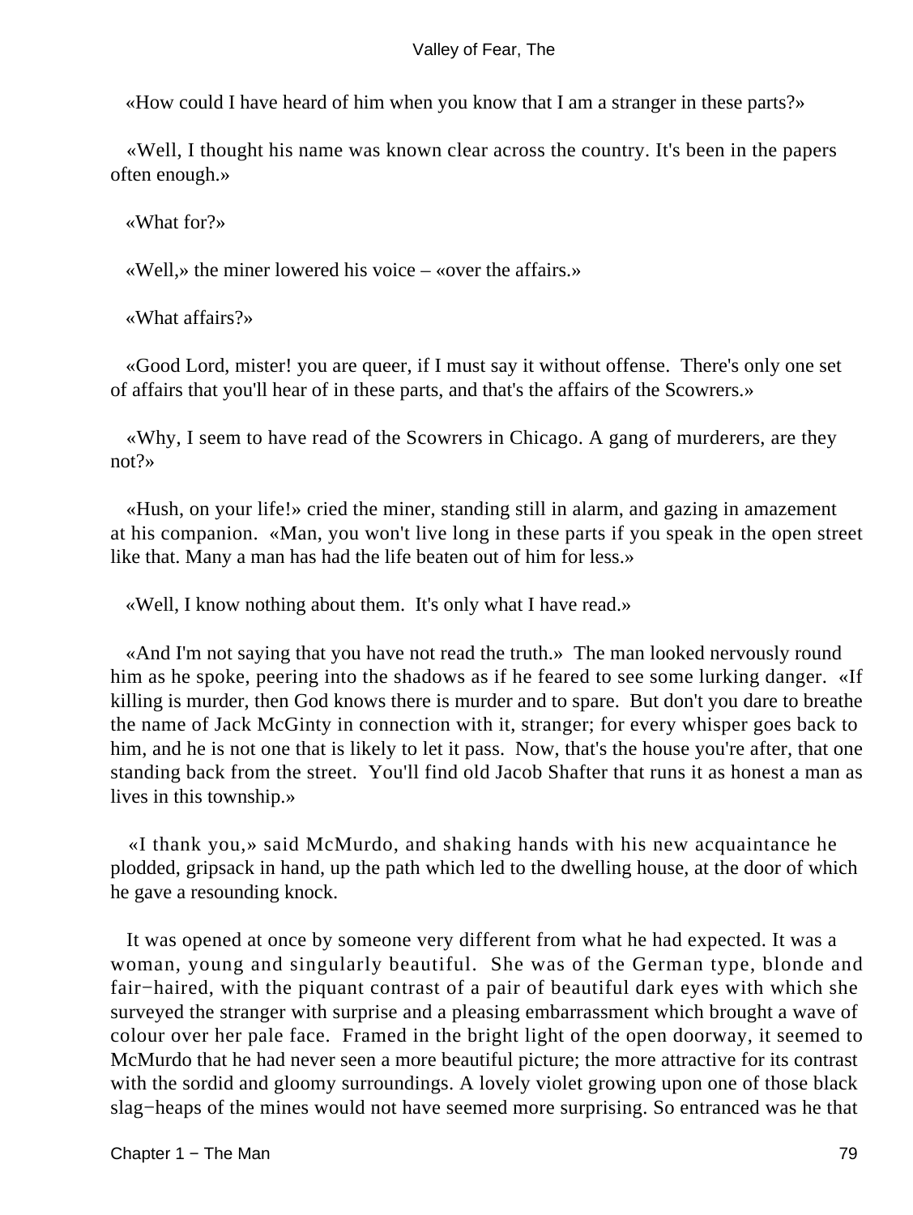«How could I have heard of him when you know that I am a stranger in these parts?»

«Well, I thought his name was known clear across the country. It's been in the papers often enough.»

«What for?»

«Well,» the miner lowered his voice – «over the affairs.»

«What affairs?»

«Good Lord, mister! you are queer, if I must say it without offense. There's only one set of affairs that you'll hear of in these parts, and that's the affairs of the Scowrers.»

«Why, I seem to have read of the Scowrers in Chicago. A gang of murderers, are they not?»

«Hush, on your life!» cried the miner, standing still in alarm, and gazing in amazement at his companion. «Man, you won't live long in these parts if you speak in the open street like that. Many a man has had the life beaten out of him for less.»

«Well, I know nothing about them. It's only what I have read.»

«And I'm not saying that you have not read the truth.» The man looked nervously round him as he spoke, peering into the shadows as if he feared to see some lurking danger. «If killing is murder, then God knows there is murder and to spare. But don't you dare to breathe the name of Jack McGinty in connection with it, stranger; for every whisper goes back to him, and he is not one that is likely to let it pass. Now, that's the house you're after, that one standing back from the street. You'll find old Jacob Shafter that runs it as honest a man as lives in this township.»

«I thank you,» said McMurdo, and shaking hands with his new acquaintance he plodded, gripsack in hand, up the path which led to the dwelling house, at the door of which he gave a resounding knock.

It was opened at once by someone very different from what he had expected. It was a woman, young and singularly beautiful. She was of the German type, blonde and fair-haired, with the piquant contrast of a pair of beautiful dark eyes with which she surveyed the stranger with surprise and a pleasing embarrassment which brought a wave of colour over her pale face. Framed in the bright light of the open doorway, it seemed to McMurdo that he had never seen a more beautiful picture; the more attractive for its contrast with the sordid and gloomy surroundings. A lovely violet growing upon one of those black slag-heaps of the mines would not have seemed more surprising. So entranced was he that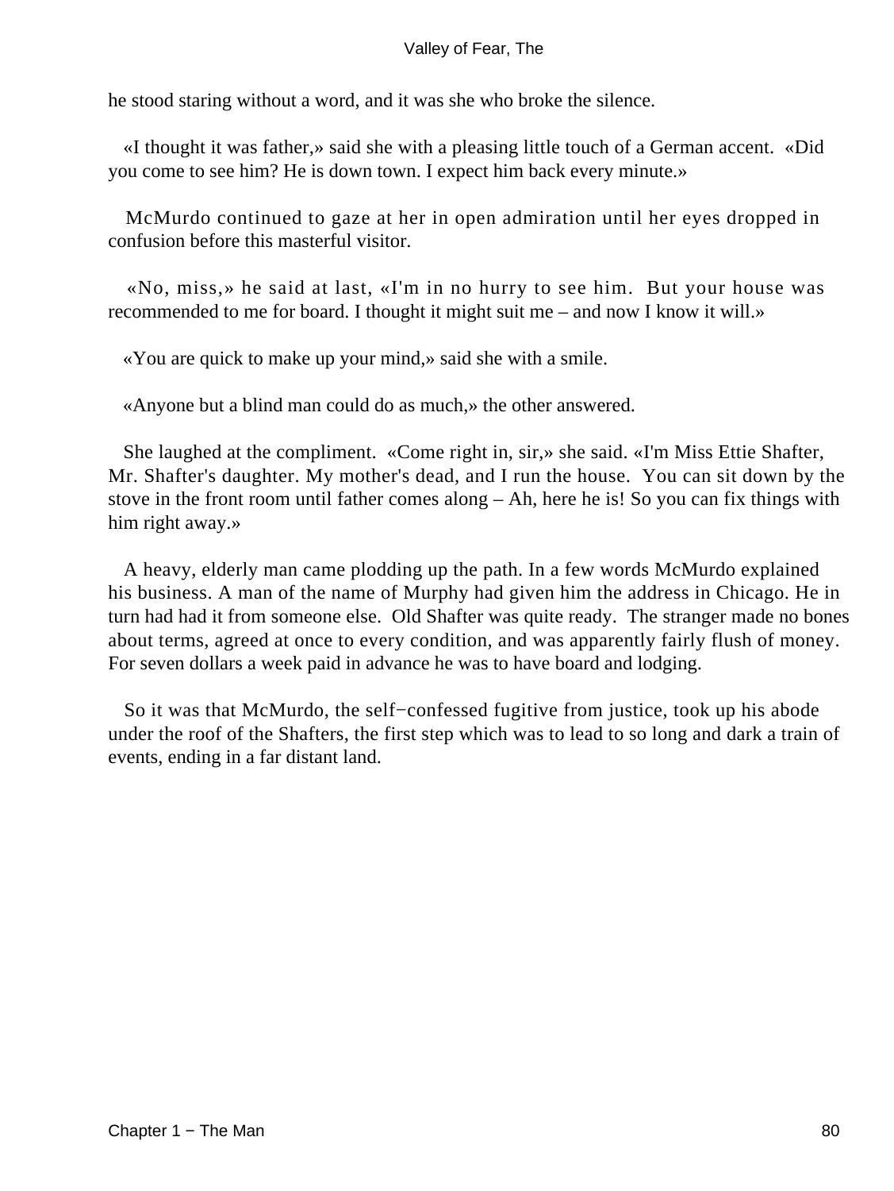he stood staring without a word, and it was she who broke the silence.

«I thought it was father,» said she with a pleasing little touch of a German accent. «Did you come to see him? He is down town. I expect him back every minute.»

McMurdo continued to gaze at her in open admiration until her eyes dropped in confusion before this masterful visitor.

«No, miss,» he said at last, «I'm in no hurry to see him. But your house was recommended to me for board. I thought it might suit me – and now I know it will.»

«You are quick to make up your mind,» said she with a smile.

«Anyone but a blind man could do as much,» the other answered.

She laughed at the compliment. «Come right in, sir,» she said. «I'm Miss Ettie Shafter, Mr. Shafter's daughter. My mother's dead, and I run the house. You can sit down by the stove in the front room until father comes along – Ah, here he is! So you can fix things with him right away.»

A heavy, elderly man came plodding up the path. In a few words McMurdo explained his business. A man of the name of Murphy had given him the address in Chicago. He in turn had had it from someone else. Old Shafter was quite ready. The stranger made no bones about terms, agreed at once to every condition, and was apparently fairly flush of money. For seven dollars a week paid in advance he was to have board and lodging.

So it was that McMurdo, the self−confessed fugitive from justice, took up his abode under the roof of the Shafters, the first step which was to lead to so long and dark a train of events, ending in a far distant land.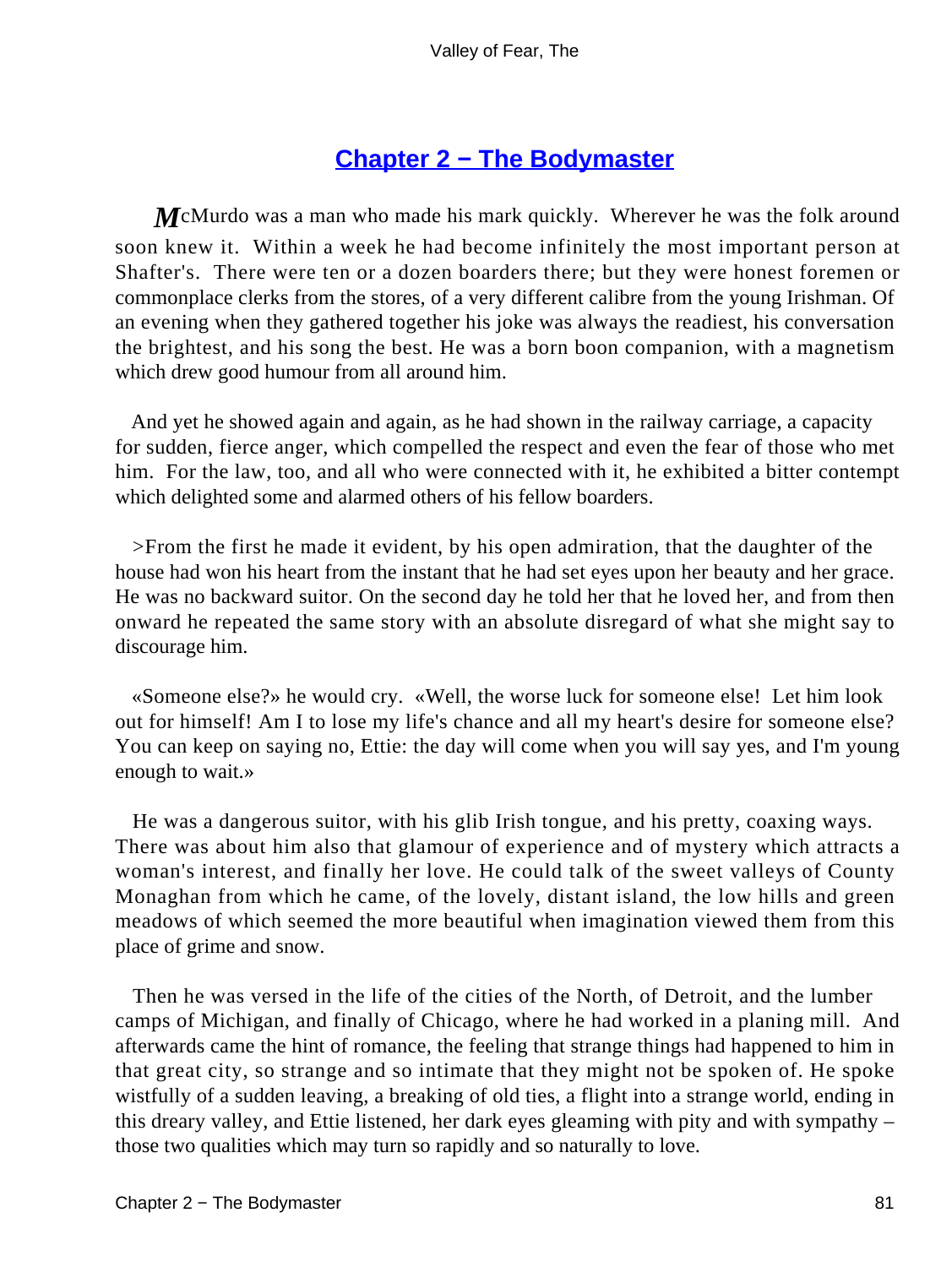## Chapter 2 − The Bodymaster

McMurdo was a man who made his mark quickly. Wherever he was the folk around soon knew it. Within a week he had become infinitely the most important person at Shafter's. There were ten or a dozen boarders there; but they were honest foremen or commonplace clerks from the stores, of a very different calibre from the young Irishman. Of an evening when they gathered together his joke was always the readiest, his conversation the brightest, and his song the best. He was a born boon companion, with a magnetism which drew good humour from all around him.

And yet he showed again and again, as he had shown in the railway carriage, a capacity for sudden, fierce anger, which compelled the respect and even the fear of those who met him. For the law, too, and all who were connected with it, he exhibited a bitter contempt which delighted some and alarmed others of his fellow boarders.

>From the first he made it evident, by his open admiration, that the daughter of the house had won his heart from the instant that he had set eyes upon her beauty and her grace. He was no backward suitor. On the second day he told her that he loved her, and from then onward he repeated the same story with an absolute disregard of what she might say to discourage him.

«Someone else?» he would cry. «Well, the worse luck for someone else! Let him look out for himself! Am I to lose my life's chance and all my heart's desire for someone else? You can keep on saying no, Ettie: the day will come when you will say yes, and I'm young enough to wait.»

He was a dangerous suitor, with his glib Irish tongue, and his pretty, coaxing ways. There was about him also that glamour of experience and of mystery which attracts a woman's interest, and finally her love. He could talk of the sweet valleys of County Monaghan from which he came, of the lovely, distant island, the low hills and green meadows of which seemed the more beautiful when imagination viewed them from this place of grime and snow.

Then he was versed in the life of the cities of the North, of Detroit, and the lumber camps of Michigan, and finally of Chicago, where he had worked in a planing mill. And afterwards came the hint of romance, the feeling that strange things had happened to him in that great city, so strange and so intimate that they might not be spoken of. He spoke wistfully of a sudden leaving, a breaking of old ties, a flight into a strange world, ending in this dreary valley, and Ettie listened, her dark eyes gleaming with pity and with sympathy – those two qualities which may turn so rapidly and so naturally to love.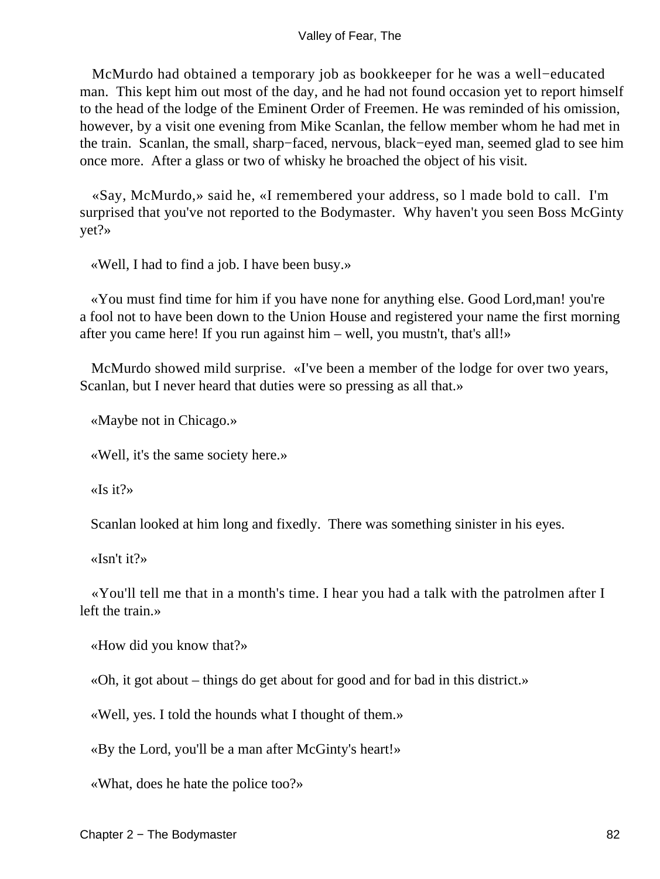McMurdo had obtained a temporary job as bookkeeper for he was a well−educated man. This kept him out most of the day, and he had not found occasion yet to report himself to the head of the lodge of the Eminent Order of Freemen. He was reminded of his omission, however, by a visit one evening from Mike Scanlan, the fellow member whom he had met in the train. Scanlan, the small, sharp−faced, nervous, black−eyed man, seemed glad to see him once more. After a glass or two of whisky he broached the object of his visit.

«Say, McMurdo,» said he, «I remembered your address, so l made bold to call. I'm surprised that you've not reported to the Bodymaster. Why haven't you seen Boss McGinty yet?»

«Well, I had to find a job. I have been busy.»

«You must find time for him if you have none for anything else. Good Lord,man! you're a fool not to have been down to the Union House and registered your name the first morning after you came here! If you run against him – well, you mustn't, that's all!»

McMurdo showed mild surprise. «I've been a member of the lodge for over two years, Scanlan, but I never heard that duties were so pressing as all that.»

«Maybe not in Chicago.»

«Well, it's the same society here.»

«Is it?»

Scanlan looked at him long and fixedly. There was something sinister in his eyes.

«Isn't it?»

«You'll tell me that in a month's time. I hear you had a talk with the patrolmen after I left the train.»

«How did you know that?»

«Oh, it got about – things do get about for good and for bad in this district.»

«Well, yes. I told the hounds what I thought of them.»

«By the Lord, you'll be a man after McGinty's heart!»

«What, does he hate the police too?»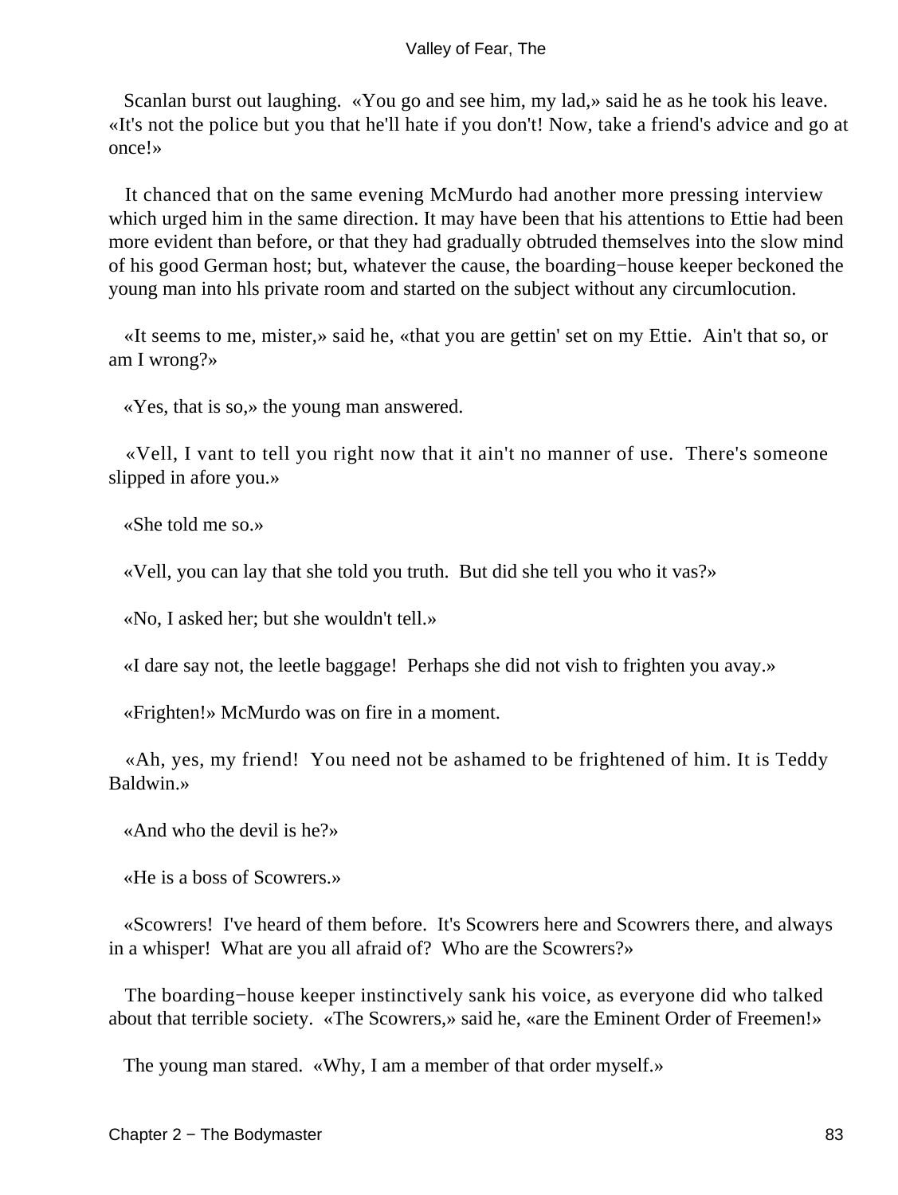Scanlan burst out laughing. «You go and see him, my lad,» said he as he took his leave. «It's not the police but you that he'll hate if you don't! Now, take a friend's advice and go at once!»

It chanced that on the same evening McMurdo had another more pressing interview which urged him in the same direction. It may have been that his attentions to Ettie had been more evident than before, or that they had gradually obtruded themselves into the slow mind of his good German host; but, whatever the cause, the boarding−house keeper beckoned the young man into hls private room and started on the subject without any circumlocution.

«It seems to me, mister,» said he, «that you are gettin' set on my Ettie. Ain't that so, or am I wrong?»

«Yes, that is so,» the young man answered.

«Vell, I vant to tell you right now that it ain't no manner of use. There's someone slipped in afore you.»

«She told me so.»

«Vell, you can lay that she told you truth. But did she tell you who it vas?»

«No, I asked her; but she wouldn't tell.»

«I dare say not, the leetle baggage! Perhaps she did not vish to frighten you avay.»

«Frighten!» McMurdo was on fire in a moment.

«Ah, yes, my friend! You need not be ashamed to be frightened of him. It is Teddy Baldwin.»

«And who the devil is he?»

«He is a boss of Scowrers.»

«Scowrers! I've heard of them before. It's Scowrers here and Scowrers there, and always in a whisper! What are you all afraid of? Who are the Scowrers?»

The boarding−house keeper instinctively sank his voice, as everyone did who talked about that terrible society. «The Scowrers,» said he, «are the Eminent Order of Freemen!»

The young man stared. «Why, I am a member of that order myself.»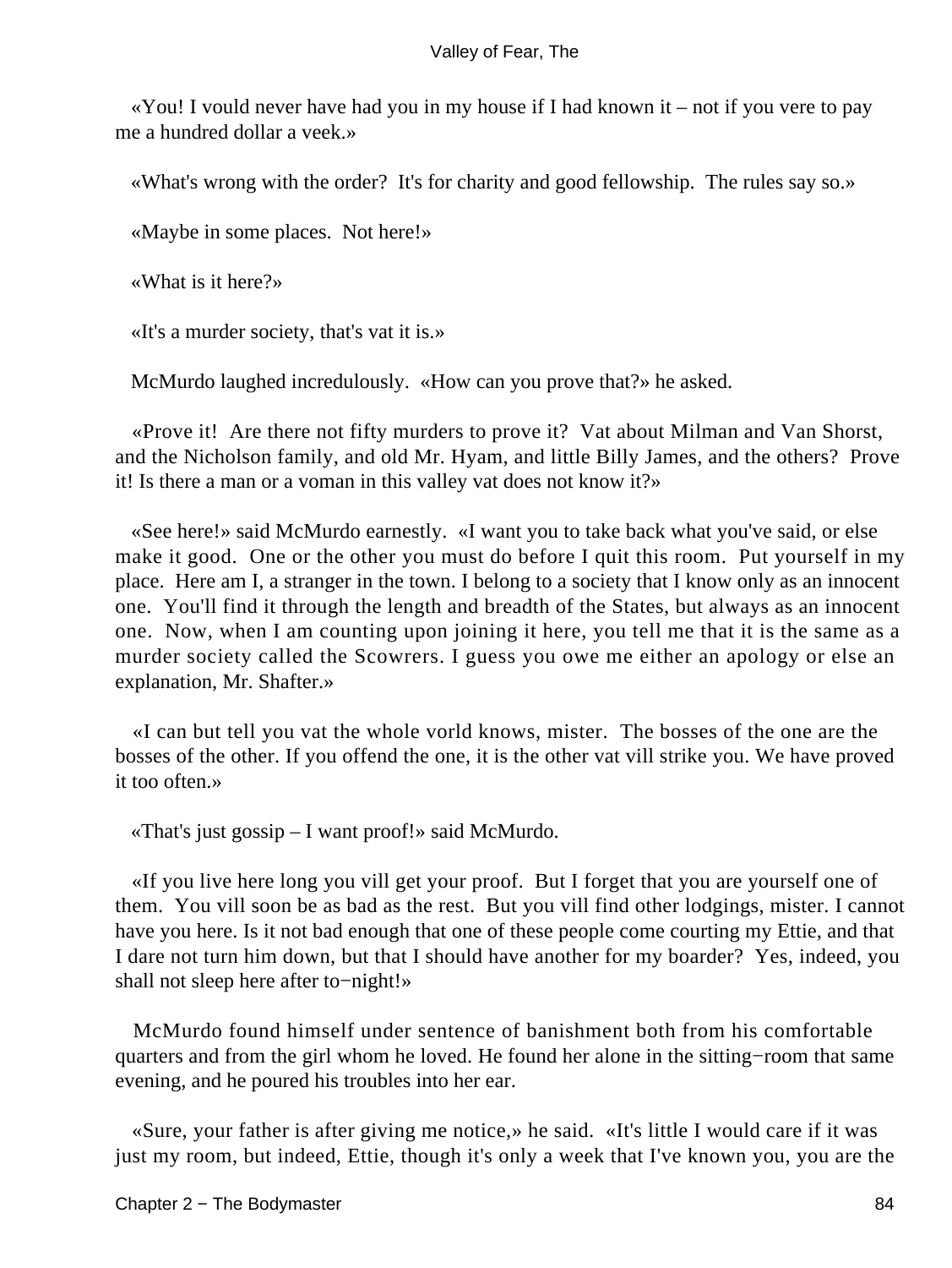«You! I vould never have had you in my house if I had known it – not if you vere to pay me a hundred dollar a veek.»

«What's wrong with the order? It's for charity and good fellowship. The rules say so.»

«Maybe in some places. Not here!»

«What is it here?»

«It's a murder society, that's vat it is.»

McMurdo laughed incredulously. «How can you prove that?» he asked.

«Prove it! Are there not fifty murders to prove it? Vat about Milman and Van Shorst, and the Nicholson family, and old Mr. Hyam, and little Billy James, and the others? Prove it! Is there a man or a voman in this valley vat does not know it?»

«See here!» said McMurdo earnestly. «I want you to take back what you've said, or else make it good. One or the other you must do before I quit this room. Put yourself in my place. Here am I, a stranger in the town. I belong to a society that I know only as an innocent one. You'll find it through the length and breadth of the States, but always as an innocent one. Now, when I am counting upon joining it here, you tell me that it is the same as a murder society called the Scowrers. I guess you owe me either an apology or else an explanation, Mr. Shafter.»

«I can but tell you vat the whole vorld knows, mister. The bosses of the one are the bosses of the other. If you offend the one, it is the other vat vill strike you. We have proved it too often.»

«That's just gossip – I want proof!» said McMurdo.

«If you live here long you vill get your proof. But I forget that you are yourself one of them. You vill soon be as bad as the rest. But you vill find other lodgings, mister. I cannot have you here. Is it not bad enough that one of these people come courting my Ettie, and that I dare not turn him down, but that I should have another for my boarder? Yes, indeed, you shall not sleep here after to−night!»

McMurdo found himself under sentence of banishment both from his comfortable quarters and from the girl whom he loved. He found her alone in the sitting−room that same evening, and he poured his troubles into her ear.

«Sure, your father is after giving me notice,» he said. «It's little I would care if it was just my room, but indeed, Ettie, though it's only a week that I've known you, you are the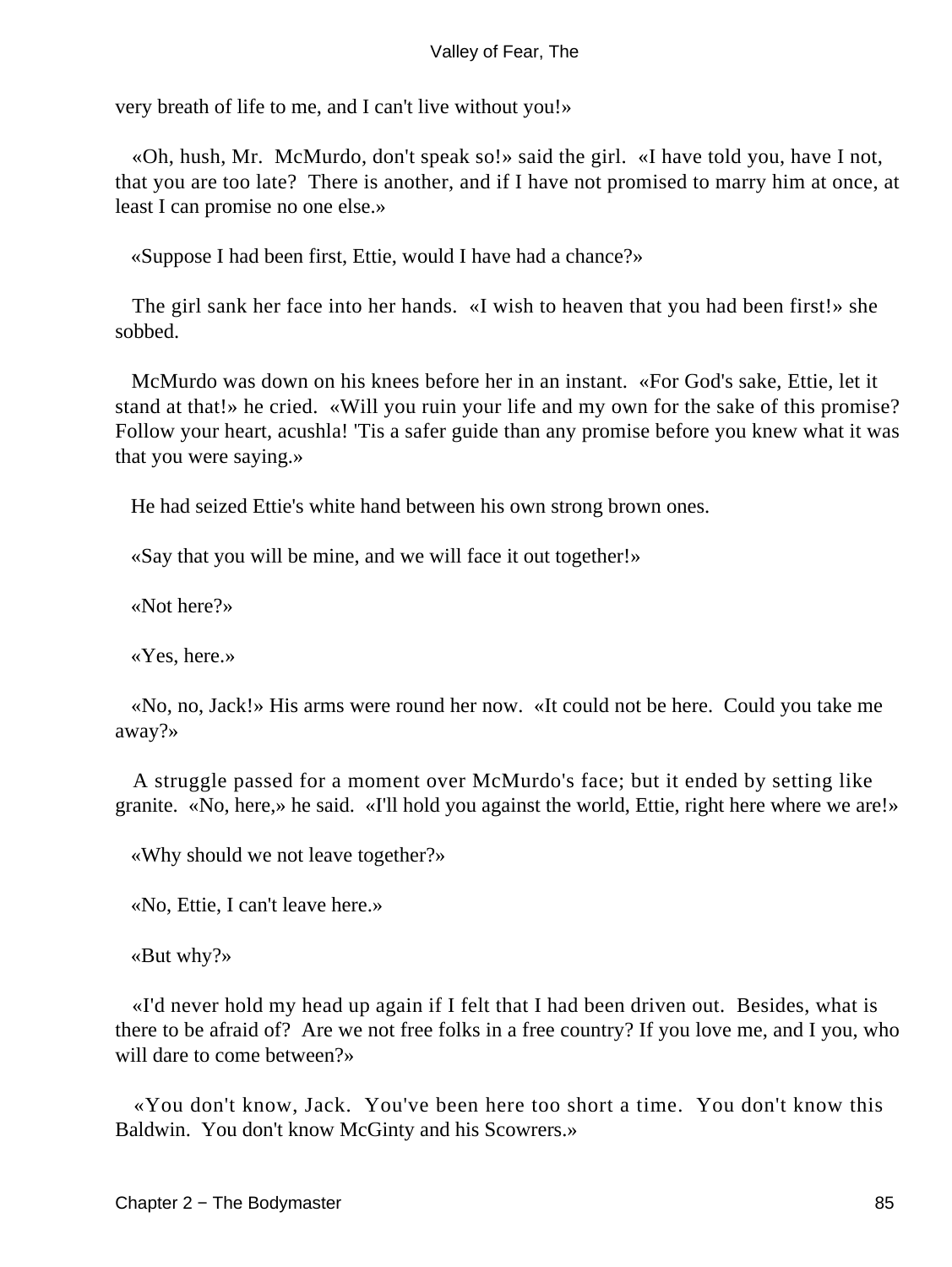very breath of life to me, and I can't live without you!»

«Oh, hush, Mr. McMurdo, don't speak so!» said the girl. «I have told you, have I not, that you are too late? There is another, and if I have not promised to marry him at once, at least I can promise no one else.»

«Suppose I had been first, Ettie, would I have had a chance?»

The girl sank her face into her hands. «I wish to heaven that you had been first!» she sobbed.

McMurdo was down on his knees before her in an instant. «For God's sake, Ettie, let it stand at that!» he cried. «Will you ruin your life and my own for the sake of this promise? Follow your heart, acushla! 'Tis a safer guide than any promise before you knew what it was that you were saying.»

He had seized Ettie's white hand between his own strong brown ones.

«Say that you will be mine, and we will face it out together!»

«Not here?»

«Yes, here.»

«No, no, Jack!» His arms were round her now. «It could not be here. Could you take me away?»

A struggle passed for a moment over McMurdo's face; but it ended by setting like granite. «No, here,» he said. «I'll hold you against the world, Ettie, right here where we are!»

«Why should we not leave together?»

«No, Ettie, I can't leave here.»

«But why?»

«I'd never hold my head up again if I felt that I had been driven out. Besides, what is there to be afraid of? Are we not free folks in a free country? If you love me, and I you, who will dare to come between?»

«You don't know, Jack. You've been here too short a time. You don't know this Baldwin. You don't know McGinty and his Scowrers.»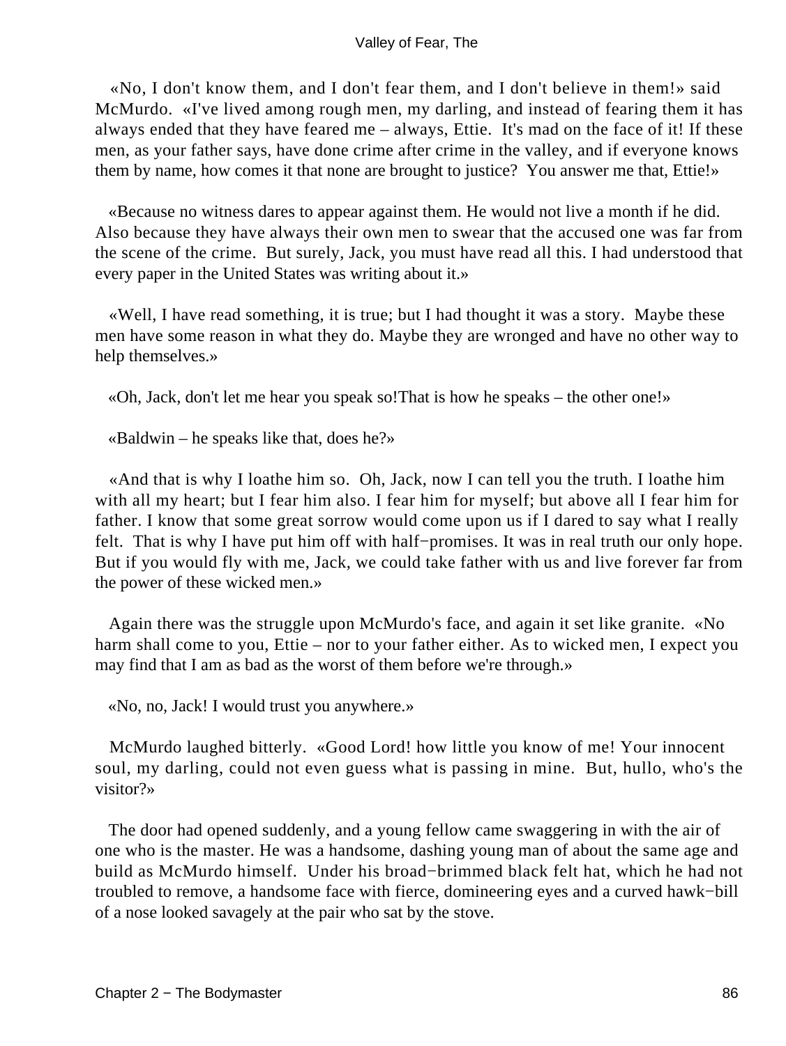«No, I don't know them, and I don't fear them, and I don't believe in them!» said McMurdo. «I've lived among rough men, my darling, and instead of fearing them it has always ended that they have feared me – always, Ettie. It's mad on the face of it! If these men, as your father says, have done crime after crime in the valley, and if everyone knows them by name, how comes it that none are brought to justice? You answer me that, Ettie!»

«Because no witness dares to appear against them. He would not live a month if he did. Also because they have always their own men to swear that the accused one was far from the scene of the crime. But surely, Jack, you must have read all this. I had understood that every paper in the United States was writing about it.»

«Well, I have read something, it is true; but I had thought it was a story. Maybe these men have some reason in what they do. Maybe they are wronged and have no other way to help themselves.»

«Oh, Jack, don't let me hear you speak so!That is how he speaks – the other one!»

«Baldwin – he speaks like that, does he?»

«And that is why I loathe him so. Oh, Jack, now I can tell you the truth. I loathe him with all my heart; but I fear him also. I fear him for myself; but above all I fear him for father. I know that some great sorrow would come upon us if I dared to say what I really felt. That is why I have put him off with half−promises. It was in real truth our only hope. But if you would fly with me, Jack, we could take father with us and live forever far from the power of these wicked men.»

Again there was the struggle upon McMurdo's face, and again it set like granite. «No harm shall come to you, Ettie – nor to your father either. As to wicked men, I expect you may find that I am as bad as the worst of them before we're through.»

«No, no, Jack! I would trust you anywhere.»

McMurdo laughed bitterly. «Good Lord! how little you know of me! Your innocent soul, my darling, could not even guess what is passing in mine. But, hullo, who's the visitor?»

The door had opened suddenly, and a young fellow came swaggering in with the air of one who is the master. He was a handsome, dashing young man of about the same age and build as McMurdo himself. Under his broad−brimmed black felt hat, which he had not troubled to remove, a handsome face with fierce, domineering eyes and a curved hawk−bill of a nose looked savagely at the pair who sat by the stove.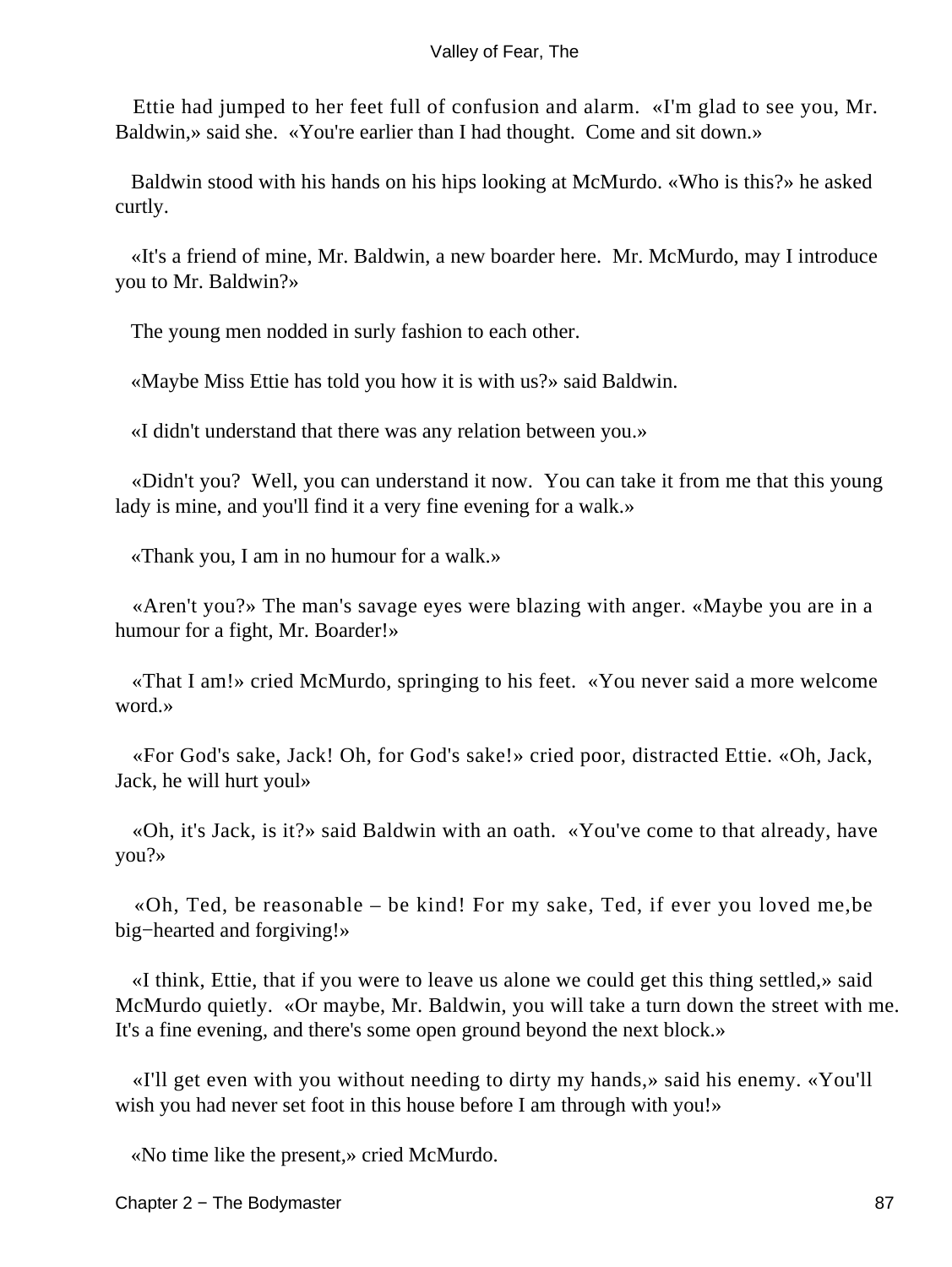Ettie had jumped to her feet full of confusion and alarm. «I'm glad to see you, Mr. Baldwin,» said she. «You're earlier than I had thought. Come and sit down.»

Baldwin stood with his hands on his hips looking at McMurdo. «Who is this?» he asked curtly.

«It's a friend of mine, Mr. Baldwin, a new boarder here. Mr. McMurdo, may I introduce you to Mr. Baldwin?»

The young men nodded in surly fashion to each other.

«Maybe Miss Ettie has told you how it is with us?» said Baldwin.

«I didn't understand that there was any relation between you.»

«Didn't you? Well, you can understand it now. You can take it from me that this young lady is mine, and you'll find it a very fine evening for a walk.»

«Thank you, I am in no humour for a walk.»

«Aren't you?» The man's savage eyes were blazing with anger. «Maybe you are in a humour for a fight, Mr. Boarder!»

«That I am!» cried McMurdo, springing to his feet. «You never said a more welcome word.»

«For God's sake, Jack! Oh, for God's sake!» cried poor, distracted Ettie. «Oh, Jack, Jack, he will hurt you!»

«Oh, it's Jack, is it?» said Baldwin with an oath. «You've come to that already, have you?»

«Oh, Ted, be reasonable – be kind! For my sake, Ted, if ever you loved me,be big−hearted and forgiving!»

«I think, Ettie, that if you were to leave us alone we could get this thing settled,» said McMurdo quietly. «Or maybe, Mr. Baldwin, you will take a turn down the street with me. It's a fine evening, and there's some open ground beyond the next block.»

«I'll get even with you without needing to dirty my hands,» said his enemy. «You'll wish you had never set foot in this house before I am through with you!»

«No time like the present,» cried McMurdo.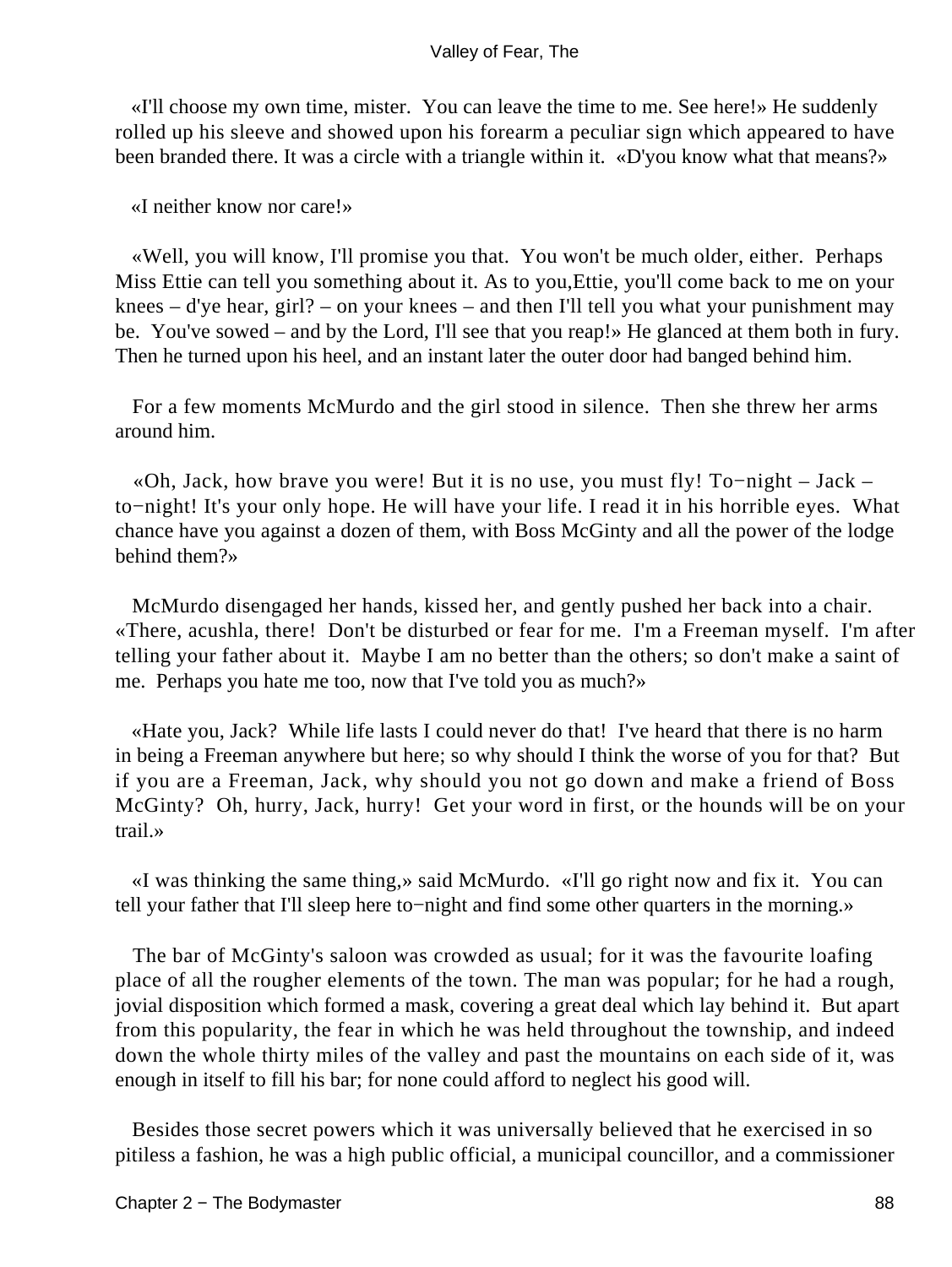«I'll choose my own time, mister. You can leave the time to me. See here!» He suddenly rolled up his sleeve and showed upon his forearm a peculiar sign which appeared to have been branded there. It was a circle with a triangle within it. «D'you know what that means?»

«I neither know nor care!»

«Well, you will know, I'll promise you that. You won't be much older, either. Perhaps Miss Ettie can tell you something about it. As to you,Ettie, you'll come back to me on your knees – d'ye hear, girl? – on your knees – and then I'll tell you what your punishment may be. You've sowed – and by the Lord, I'll see that you reap!» He glanced at them both in fury. Then he turned upon his heel, and an instant later the outer door had banged behind him.

For a few moments McMurdo and the girl stood in silence. Then she threw her arms around him.

«Oh, Jack, how brave you were! But it is no use, you must fly! To−night – Jack – to−night! It's your only hope. He will have your life. I read it in his horrible eyes. What chance have you against a dozen of them, with Boss McGinty and all the power of the lodge behind them?»

McMurdo disengaged her hands, kissed her, and gently pushed her back into a chair. «There, acushla, there! Don't be disturbed or fear for me. I'm a Freeman myself. I'm after telling your father about it. Maybe I am no better than the others; so don't make a saint of me. Perhaps you hate me too, now that I've told you as much?»

«Hate you, Jack? While life lasts I could never do that! I've heard that there is no harm in being a Freeman anywhere but here; so why should I think the worse of you for that? But if you are a Freeman, Jack, why should you not go down and make a friend of Boss McGinty? Oh, hurry, Jack, hurry! Get your word in first, or the hounds will be on your trail.»

«I was thinking the same thing,» said McMurdo. «I'll go right now and fix it. You can tell your father that I'll sleep here to−night and find some other quarters in the morning.»

The bar of McGinty's saloon was crowded as usual; for it was the favourite loafing place of all the rougher elements of the town. The man was popular; for he had a rough, jovial disposition which formed a mask, covering a great deal which lay behind it. But apart from this popularity, the fear in which he was held throughout the township, and indeed down the whole thirty miles of the valley and past the mountains on each side of it, was enough in itself to fill his bar; for none could afford to neglect his good will.

Besides those secret powers which it was universally believed that he exercised in so pitiless a fashion, he was a high public official, a municipal councillor, and a commissioner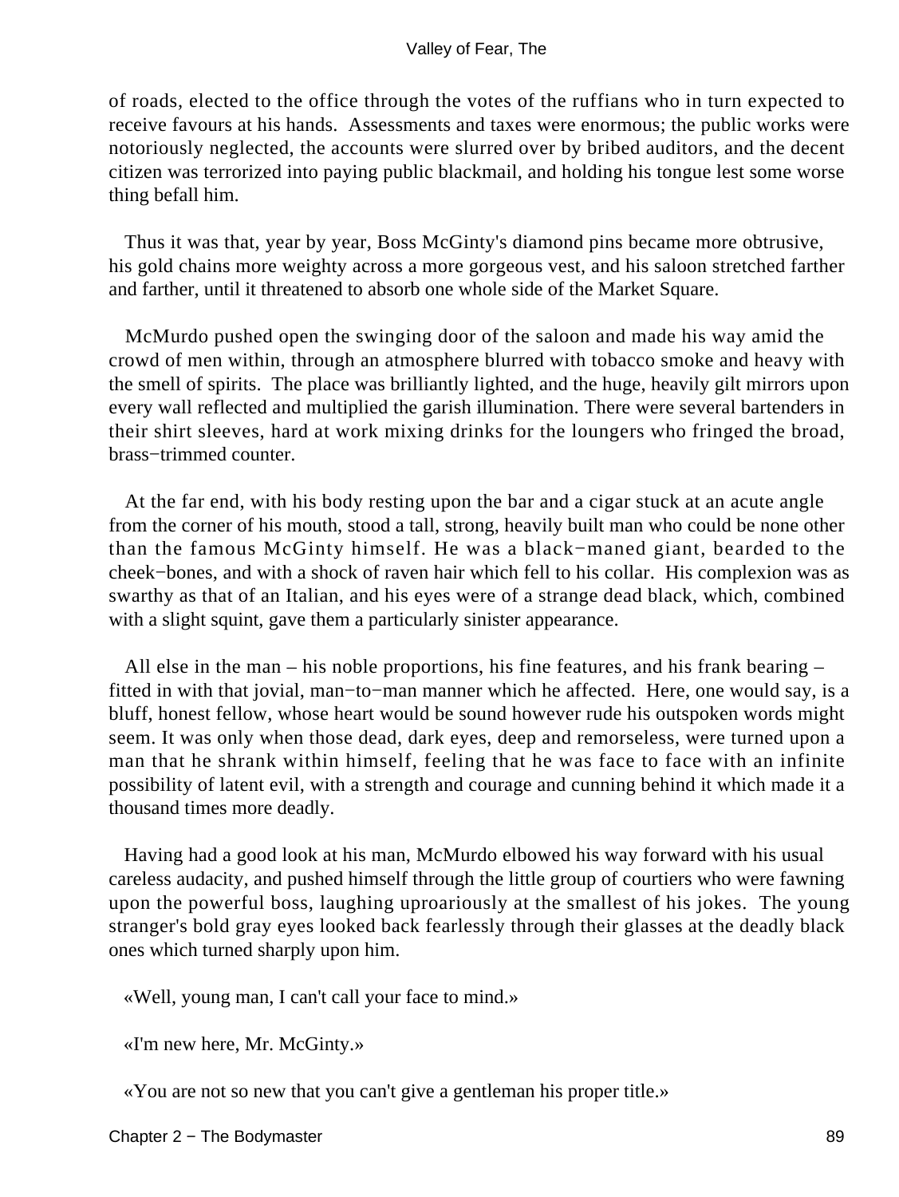of roads, elected to the office through the votes of the ruffians who in turn expected to receive favours at his hands. Assessments and taxes were enormous; the public works were notoriously neglected, the accounts were slurred over by bribed auditors, and the decent citizen was terrorized into paying public blackmail, and holding his tongue lest some worse thing befall him.

Thus it was that, year by year, Boss McGinty's diamond pins became more obtrusive, his gold chains more weighty across a more gorgeous vest, and his saloon stretched farther and farther, until it threatened to absorb one whole side of the Market Square.

McMurdo pushed open the swinging door of the saloon and made his way amid the crowd of men within, through an atmosphere blurred with tobacco smoke and heavy with the smell of spirits. The place was brilliantly lighted, and the huge, heavily gilt mirrors upon every wall reflected and multiplied the garish illumination. There were several bartenders in their shirt sleeves, hard at work mixing drinks for the loungers who fringed the broad, brass−trimmed counter.

At the far end, with his body resting upon the bar and a cigar stuck at an acute angle from the corner of his mouth, stood a tall, strong, heavily built man who could be none other than the famous McGinty himself. He was a black−maned giant, bearded to the cheek−bones, and with a shock of raven hair which fell to his collar. His complexion was as swarthy as that of an Italian, and his eyes were of a strange dead black, which, combined with a slight squint, gave them a particularly sinister appearance.

All else in the man – his noble proportions, his fine features, and his frank bearing – fitted in with that jovial, man−to−man manner which he affected. Here, one would say, is a bluff, honest fellow, whose heart would be sound however rude his outspoken words might seem. It was only when those dead, dark eyes, deep and remorseless, were turned upon a man that he shrank within himself, feeling that he was face to face with an infinite possibility of latent evil, with a strength and courage and cunning behind it which made it a thousand times more deadly.

Having had a good look at his man, McMurdo elbowed his way forward with his usual careless audacity, and pushed himself through the little group of courtiers who were fawning upon the powerful boss, laughing uproariously at the smallest of his jokes. The young stranger's bold gray eyes looked back fearlessly through their glasses at the deadly black ones which turned sharply upon him.

«Well, young man, I can't call your face to mind.»

«I'm new here, Mr. McGinty.»

«You are not so new that you can't give a gentleman his proper title.»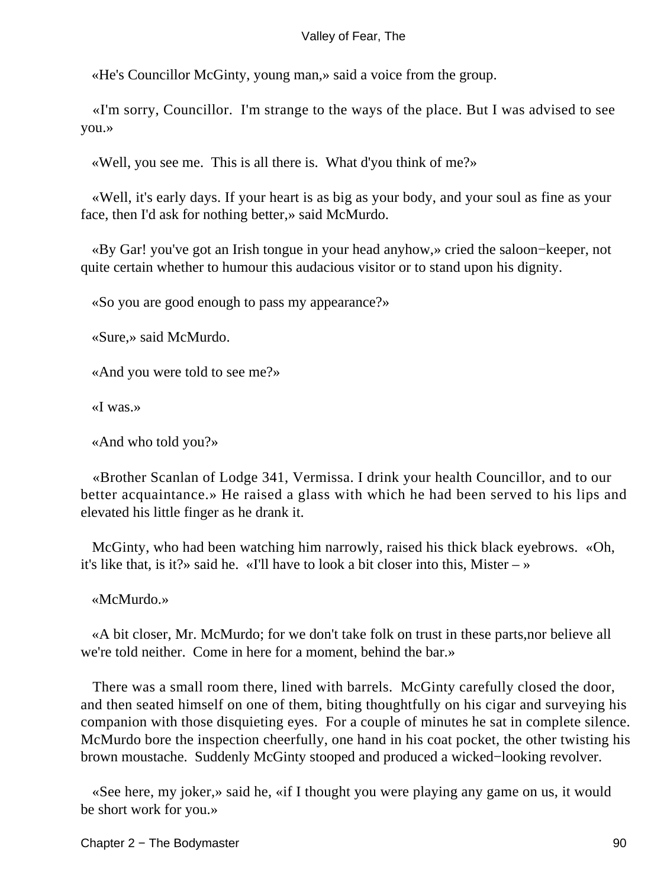«He's Councillor McGinty, young man,» said a voice from the group.

«I'm sorry, Councillor. I'm strange to the ways of the place. But I was advised to see you.»

«Well, you see me. This is all there is. What d'you think of me?»

«Well, it's early days. If your heart is as big as your body, and your soul as fine as your face, then I'd ask for nothing better,» said McMurdo.

«By Gar! you've got an Irish tongue in your head anyhow,» cried the saloon−keeper, not quite certain whether to humour this audacious visitor or to stand upon his dignity.

«So you are good enough to pass my appearance?»

«Sure,» said McMurdo.

«And you were told to see me?»

«I was.»

«And who told you?»

«Brother Scanlan of Lodge 341, Vermissa. I drink your health Councillor, and to our better acquaintance.» He raised a glass with which he had been served to his lips and elevated his little finger as he drank it.

McGinty, who had been watching him narrowly, raised his thick black eyebrows. «Oh, it's like that, is it?» said he. «I'll have to look a bit closer into this, Mister – »

«McMurdo.»

«A bit closer, Mr. McMurdo; for we don't take folk on trust in these parts,nor believe all we're told neither. Come in here for a moment, behind the bar.»

There was a small room there, lined with barrels. McGinty carefully closed the door, and then seated himself on one of them, biting thoughtfully on his cigar and surveying his companion with those disquieting eyes. For a couple of minutes he sat in complete silence. McMurdo bore the inspection cheerfully, one hand in his coat pocket, the other twisting his brown moustache. Suddenly McGinty stooped and produced a wicked−looking revolver.

«See here, my joker,» said he, «if I thought you were playing any game on us, it would be short work for you.»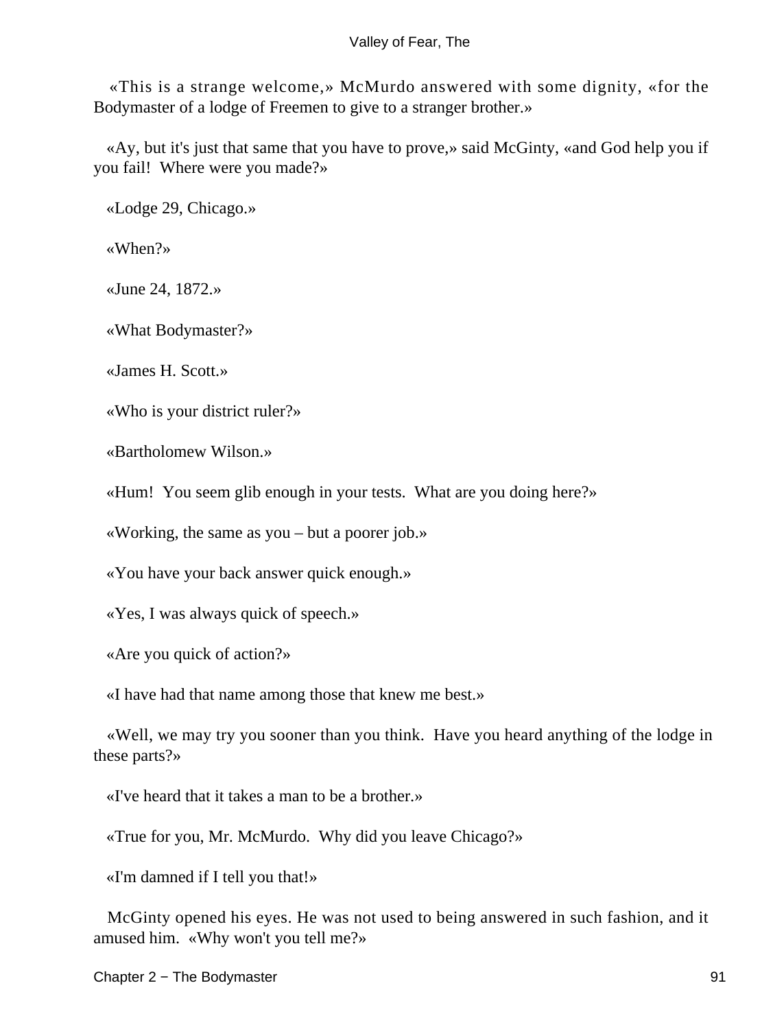«This is a strange welcome,» McMurdo answered with some dignity, «for the Bodymaster of a lodge of Freemen to give to a stranger brother.»

«Ay, but it's just that same that you have to prove,» said McGinty, «and God help you if you fail! Where were you made?»

«Lodge 29, Chicago.»

«When?»

«June 24, 1872.»

«What Bodymaster?»

«James H. Scott.»

«Who is your district ruler?»

«Bartholomew Wilson.»

«Hum! You seem glib enough in your tests. What are you doing here?»

«Working, the same as you – but a poorer job.»

«You have your back answer quick enough.»

«Yes, I was always quick of speech.»

«Are you quick of action?»

«I have had that name among those that knew me best.»

«Well, we may try you sooner than you think. Have you heard anything of the lodge in these parts?»

«I've heard that it takes a man to be a brother.»

«True for you, Mr. McMurdo. Why did you leave Chicago?»

«I'm damned if I tell you that!»

McGinty opened his eyes. He was not used to being answered in such fashion, and it amused him. «Why won't you tell me?»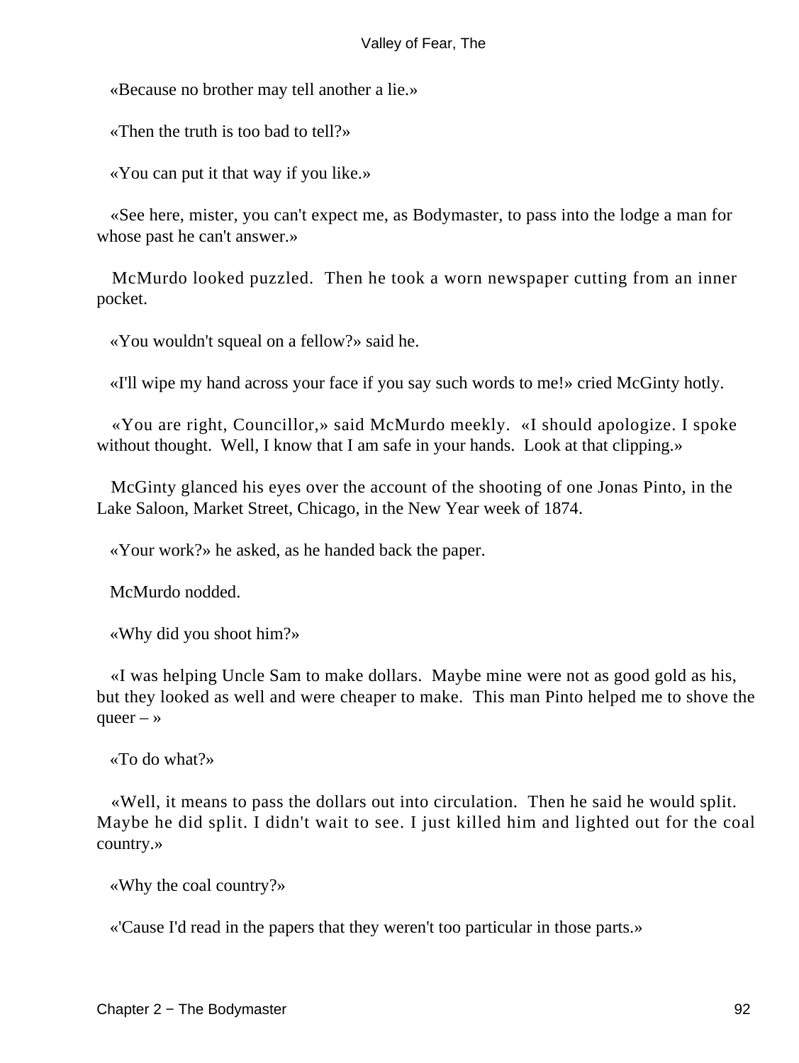«Because no brother may tell another a lie.»

«Then the truth is too bad to tell?»

«You can put it that way if you like.»

«See here, mister, you can't expect me, as Bodymaster, to pass into the lodge a man for whose past he can't answer.»

McMurdo looked puzzled. Then he took a worn newspaper cutting from an inner pocket.

«You wouldn't squeal on a fellow?» said he.

«I'll wipe my hand across your face if you say such words to me!» cried McGinty hotly.

«You are right, Councillor,» said McMurdo meekly. «I should apologize. I spoke without thought. Well, I know that I am safe in your hands. Look at that clipping.»

McGinty glanced his eyes over the account of the shooting of one Jonas Pinto, in the Lake Saloon, Market Street, Chicago, in the New Year week of 1874.

«Your work?» he asked, as he handed back the paper.

McMurdo nodded.

«Why did you shoot him?»

«I was helping Uncle Sam to make dollars. Maybe mine were not as good gold as his, but they looked as well and were cheaper to make. This man Pinto helped me to shove the queer – »

«To do what?»

«Well, it means to pass the dollars out into circulation. Then he said he would split. Maybe he did split. I didn't wait to see. I just killed him and lighted out for the coal country.»

«Why the coal country?»

«'Cause I'd read in the papers that they weren't too particular in those parts.»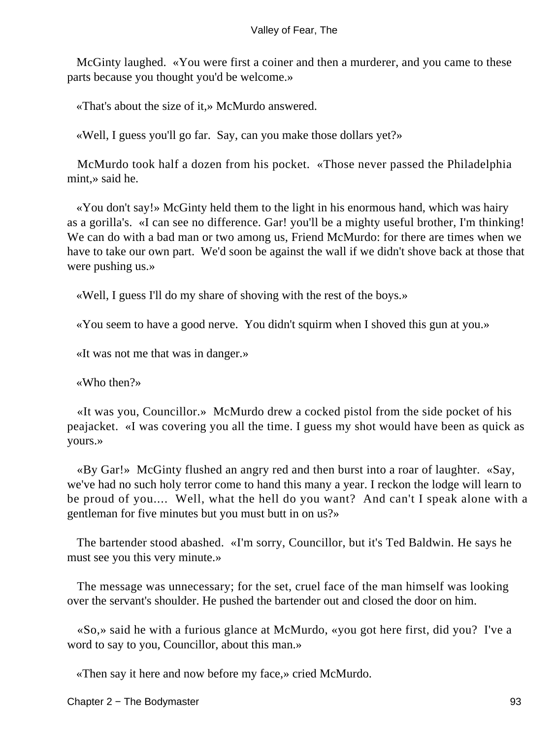McGinty laughed. «You were first a coiner and then a murderer, and you came to these parts because you thought you'd be welcome.»

«That's about the size of it,» McMurdo answered.

«Well, I guess you'll go far. Say, can you make those dollars yet?»

McMurdo took half a dozen from his pocket. «Those never passed the Philadelphia mint,» said he.

«You don't say!» McGinty held them to the light in his enormous hand, which was hairy as a gorilla's. «I can see no difference. Gar! you'll be a mighty useful brother, I'm thinking! We can do with a bad man or two among us, Friend McMurdo: for there are times when we have to take our own part. We'd soon be against the wall if we didn't shove back at those that were pushing us.»

«Well, I guess I'll do my share of shoving with the rest of the boys.»

«You seem to have a good nerve. You didn't squirm when I shoved this gun at you.»

«It was not me that was in danger.»

«Who then?»

«It was you, Councillor.» McMurdo drew a cocked pistol from the side pocket of his peajacket. «I was covering you all the time. I guess my shot would have been as quick as yours.»

«By Gar!» McGinty flushed an angry red and then burst into a roar of laughter. «Say, we've had no such holy terror come to hand this many a year. I reckon the lodge will learn to be proud of you.... Well, what the hell do you want? And can't I speak alone with a gentleman for five minutes but you must butt in on us?»

The bartender stood abashed. «I'm sorry, Councillor, but it's Ted Baldwin. He says he must see you this very minute.»

The message was unnecessary; for the set, cruel face of the man himself was looking over the servant's shoulder. He pushed the bartender out and closed the door on him.

«So,» said he with a furious glance at McMurdo, «you got here first, did you? I've a word to say to you, Councillor, about this man.»

«Then say it here and now before my face,» cried McMurdo.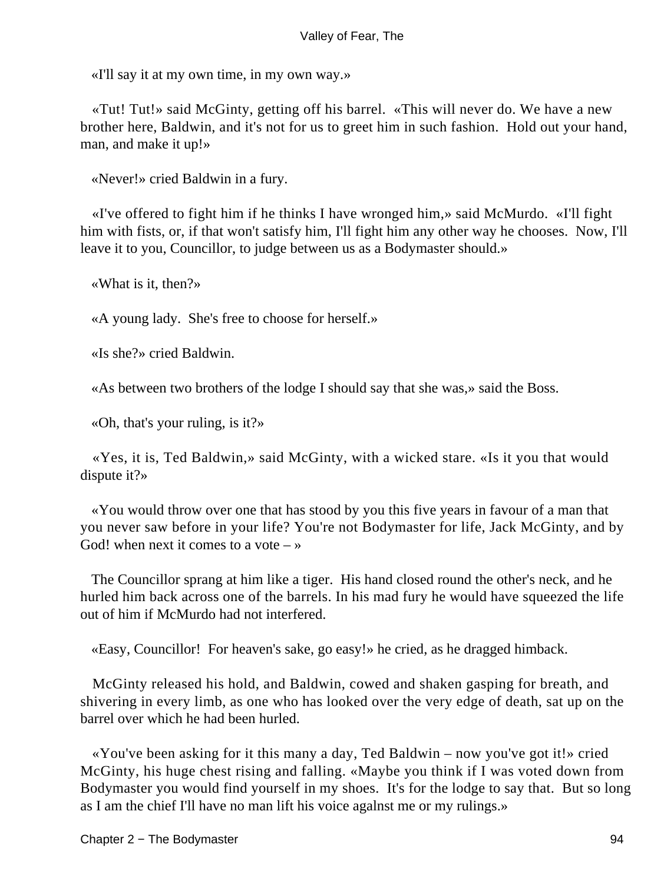«I'll say it at my own time, in my own way.»

«Tut! Tut!» said McGinty, getting off his barrel. «This will never do. We have a new brother here, Baldwin, and it's not for us to greet him in such fashion. Hold out your hand, man, and make it up!»

«Never!» cried Baldwin in a fury.

«I've offered to fight him if he thinks I have wronged him,» said McMurdo. «I'll fight him with fists, or, if that won't satisfy him, I'll fight him any other way he chooses. Now, I'll leave it to you, Councillor, to judge between us as a Bodymaster should.»

«What is it, then?»

«A young lady. She's free to choose for herself.»

«Is she?» cried Baldwin.

«As between two brothers of the lodge I should say that she was,» said the Boss.

«Oh, that's your ruling, is it?»

«Yes, it is, Ted Baldwin,» said McGinty, with a wicked stare. «Is it you that would dispute it?»

«You would throw over one that has stood by you this five years in favour of a man that you never saw before in your life? You're not Bodymaster for life, Jack McGinty, and by God! when next it comes to a vote – »

The Councillor sprang at him like a tiger. His hand closed round the other's neck, and he hurled him back across one of the barrels. In his mad fury he would have squeezed the life out of him if McMurdo had not interfered.

«Easy, Councillor! For heaven's sake, go easy!» he cried, as he dragged himback.

McGinty released his hold, and Baldwin, cowed and shaken gasping for breath, and shivering in every limb, as one who has looked over the very edge of death, sat up on the barrel over which he had been hurled.

«You've been asking for it this many a day, Ted Baldwin – now you've got it!» cried McGinty, his huge chest rising and falling. «Maybe you think if I was voted down from Bodymaster you would find yourself in my shoes. It's for the lodge to say that. But so long as I am the chief I'll have no man lift his voice agalnst me or my rulings.»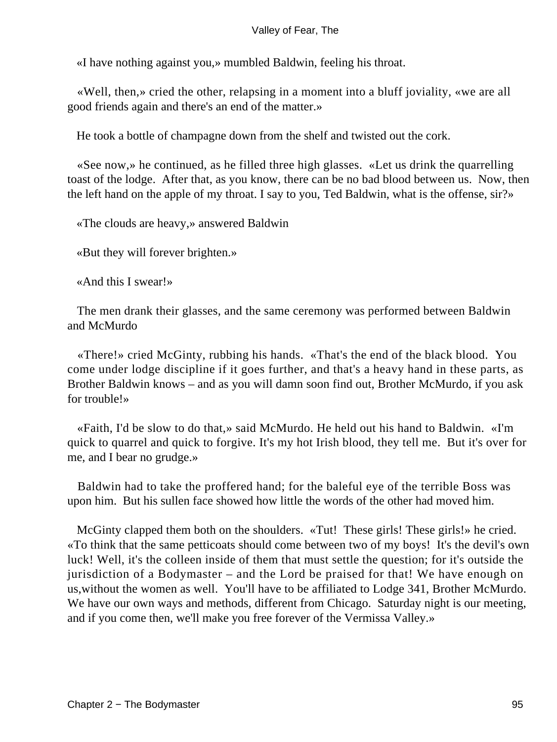«I have nothing against you,» mumbled Baldwin, feeling his throat.

«Well, then,» cried the other, relapsing in a moment into a bluff joviality, «we are all good friends again and there's an end of the matter.»

He took a bottle of champagne down from the shelf and twisted out the cork.

«See now,» he continued, as he filled three high glasses. «Let us drink the quarrelling toast of the lodge. After that, as you know, there can be no bad blood between us. Now, then the left hand on the apple of my throat. I say to you, Ted Baldwin, what is the offense, sir?»

«The clouds are heavy,» answered Baldwin

«But they will forever brighten.»

«And this I swear!»

The men drank their glasses, and the same ceremony was performed between Baldwin and McMurdo

«There!» cried McGinty, rubbing his hands. «That's the end of the black blood. You come under lodge discipline if it goes further, and that's a heavy hand in these parts, as Brother Baldwin knows – and as you will damn soon find out, Brother McMurdo, if you ask for trouble!»

«Faith, I'd be slow to do that,» said McMurdo. He held out his hand to Baldwin. «I'm quick to quarrel and quick to forgive. It's my hot Irish blood, they tell me. But it's over for me, and I bear no grudge.»

Baldwin had to take the proffered hand; for the baleful eye of the terrible Boss was upon him. But his sullen face showed how little the words of the other had moved him.

McGinty clapped them both on the shoulders. «Tut! These girls! These girls!» he cried. «To think that the same petticoats should come between two of my boys! It's the devil's own luck! Well, it's the colleen inside of them that must settle the question; for it's outside the jurisdiction of a Bodymaster – and the Lord be praised for that! We have enough on us,without the women as well. You'll have to be affiliated to Lodge 341, Brother McMurdo. We have our own ways and methods, different from Chicago. Saturday night is our meeting, and if you come then, we'll make you free forever of the Vermissa Valley.»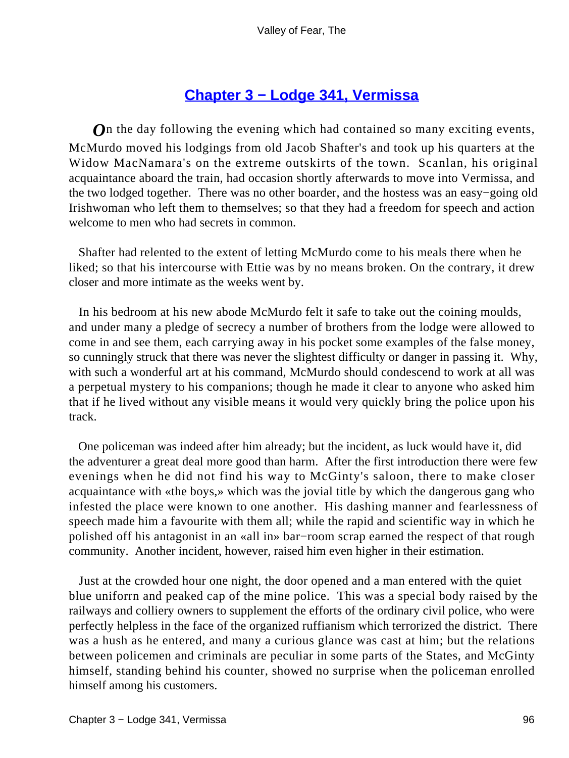## [Chapter 3 − Lodge 341, Vermissa]

*O*n the day following the evening which had contained so many exciting events, McMurdo moved his lodgings from old Jacob Shafter's and took up his quarters at the Widow MacNamara's on the extreme outskirts of the town. Scanlan, his original acquaintance aboard the train, had occasion shortly afterwards to move into Vermissa, and the two lodged together. There was no other boarder, and the hostess was an easy−going old Irishwoman who left them to themselves; so that they had a freedom for speech and action welcome to men who had secrets in common.

Shafter had relented to the extent of letting McMurdo come to his meals there when he liked; so that his intercourse with Ettie was by no means broken. On the contrary, it drew closer and more intimate as the weeks went by.

In his bedroom at his new abode McMurdo felt it safe to take out the coining moulds, and under many a pledge of secrecy a number of brothers from the lodge were allowed to come in and see them, each carrying away in his pocket some examples of the false money, so cunningly struck that there was never the slightest difficulty or danger in passing it. Why, with such a wonderful art at his command, McMurdo should condescend to work at all was a perpetual mystery to his companions; though he made it clear to anyone who asked him that if he lived without any visible means it would very quickly bring the police upon his track.

One policeman was indeed after him already; but the incident, as luck would have it, did the adventurer a great deal more good than harm. After the first introduction there were few evenings when he did not find his way to McGinty's saloon, there to make closer acquaintance with «the boys,» which was the jovial title by which the dangerous gang who infested the place were known to one another. His dashing manner and fearlessness of speech made him a favourite with them all; while the rapid and scientific way in which he polished off his antagonist in an «all in» bar−room scrap earned the respect of that rough community. Another incident, however, raised him even higher in their estimation.

Just at the crowded hour one night, the door opened and a man entered with the quiet blue uniforrn and peaked cap of the mine police. This was a special body raised by the railways and colliery owners to supplement the efforts of the ordinary civil police, who were perfectly helpless in the face of the organized ruffianism which terrorized the district. There was a hush as he entered, and many a curious glance was cast at him; but the relations between policemen and criminals are peculiar in some parts of the States, and McGinty himself, standing behind his counter, showed no surprise when the policeman enrolled himself among his customers.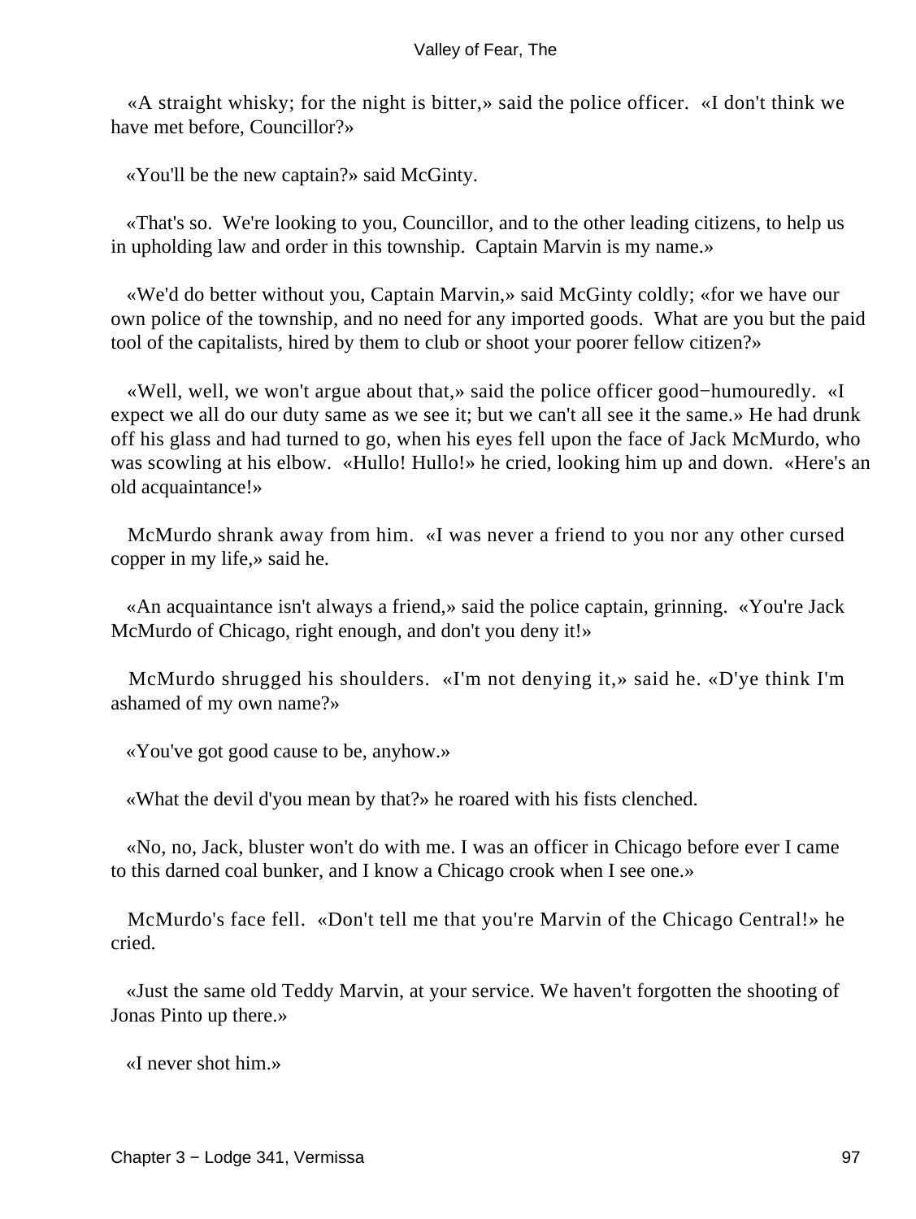«A straight whisky; for the night is bitter,» said the police officer. «I don't think we have met before, Councillor?»

«You'll be the new captain?» said McGinty.

«That's so. We're looking to you, Councillor, and to the other leading citizens, to help us in upholding law and order in this township. Captain Marvin is my name.»

«We'd do better without you, Captain Marvin,» said McGinty coldly; «for we have our own police of the township, and no need for any imported goods. What are you but the paid tool of the capitalists, hired by them to club or shoot your poorer fellow citizen?»

«Well, well, we won't argue about that,» said the police officer good−humouredly. «I expect we all do our duty same as we see it; but we can't all see it the same.» He had drunk off his glass and had turned to go, when his eyes fell upon the face of Jack McMurdo, who was scowling at his elbow. «Hullo! Hullo!» he cried, looking him up and down. «Here's an old acquaintance!»

McMurdo shrank away from him. «I was never a friend to you nor any other cursed copper in my life,» said he.

«An acquaintance isn't always a friend,» said the police captain, grinning. «You're Jack McMurdo of Chicago, right enough, and don't you deny it!»

McMurdo shrugged his shoulders. «I'm not denying it,» said he. «D'ye think I'm ashamed of my own name?»

«You've got good cause to be, anyhow.»

«What the devil d'you mean by that?» he roared with his fists clenched.

«No, no, Jack, bluster won't do with me. I was an officer in Chicago before ever I came to this darned coal bunker, and I know a Chicago crook when I see one.»

McMurdo's face fell. «Don't tell me that you're Marvin of the Chicago Central!» he cried.

«Just the same old Teddy Marvin, at your service. We haven't forgotten the shooting of Jonas Pinto up there.»

«I never shot him.»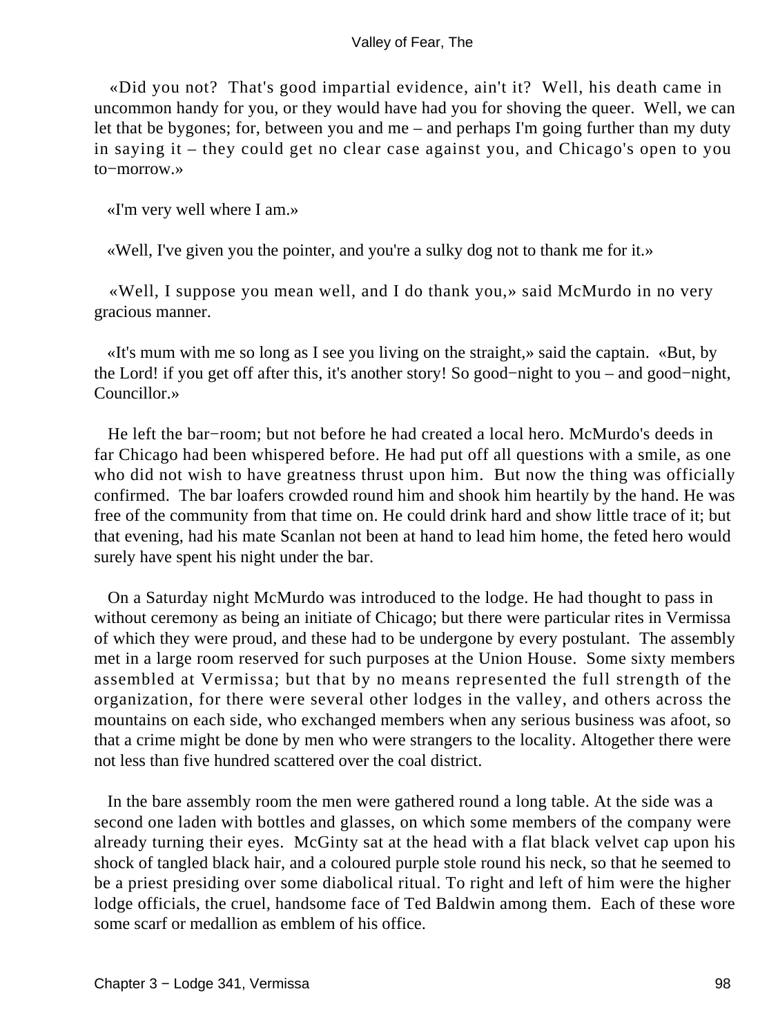«Did you not? That's good impartial evidence, ain't it? Well, his death came in uncommon handy for you, or they would have had you for shoving the queer. Well, we can let that be bygones; for, between you and me – and perhaps I'm going further than my duty in saying it – they could get no clear case against you, and Chicago's open to you to−morrow.»

«I'm very well where I am.»

«Well, I've given you the pointer, and you're a sulky dog not to thank me for it.»

«Well, I suppose you mean well, and I do thank you,» said McMurdo in no very gracious manner.

«It's mum with me so long as I see you living on the straight,» said the captain. «But, by the Lord! if you get off after this, it's another story! So good−night to you – and good−night, Councillor.»

He left the bar−room; but not before he had created a local hero. McMurdo's deeds in far Chicago had been whispered before. He had put off all questions with a smile, as one who did not wish to have greatness thrust upon him. But now the thing was officially confirmed. The bar loafers crowded round him and shook him heartily by the hand. He was free of the community from that time on. He could drink hard and show little trace of it; but that evening, had his mate Scanlan not been at hand to lead him home, the feted hero would surely have spent his night under the bar.

On a Saturday night McMurdo was introduced to the lodge. He had thought to pass in without ceremony as being an initiate of Chicago; but there were particular rites in Vermissa of which they were proud, and these had to be undergone by every postulant. The assembly met in a large room reserved for such purposes at the Union House. Some sixty members assembled at Vermissa; but that by no means represented the full strength of the organization, for there were several other lodges in the valley, and others across the mountains on each side, who exchanged members when any serious business was afoot, so that a crime might be done by men who were strangers to the locality. Altogether there were not less than five hundred scattered over the coal district.

In the bare assembly room the men were gathered round a long table. At the side was a second one laden with bottles and glasses, on which some members of the company were already turning their eyes. McGinty sat at the head with a flat black velvet cap upon his shock of tangled black hair, and a coloured purple stole round his neck, so that he seemed to be a priest presiding over some diabolical ritual. To right and left of him were the higher lodge officials, the cruel, handsome face of Ted Baldwin among them. Each of these wore some scarf or medallion as emblem of his office.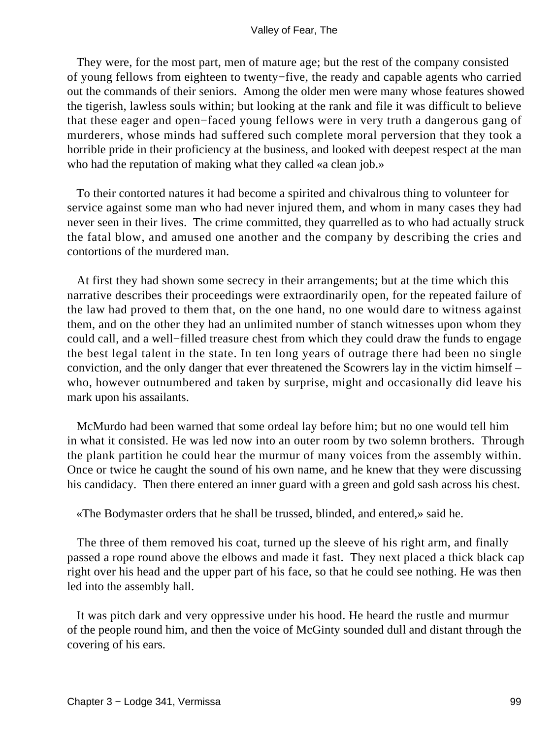They were, for the most part, men of mature age; but the rest of the company consisted of young fellows from eighteen to twenty−five, the ready and capable agents who carried out the commands of their seniors. Among the older men were many whose features showed the tigerish, lawless souls within; but looking at the rank and file it was difficult to believe that these eager and open−faced young fellows were in very truth a dangerous gang of murderers, whose minds had suffered such complete moral perversion that they took a horrible pride in their proficiency at the business, and looked with deepest respect at the man who had the reputation of making what they called «a clean job.»

To their contorted natures it had become a spirited and chivalrous thing to volunteer for service against some man who had never injured them, and whom in many cases they had never seen in their lives. The crime committed, they quarrelled as to who had actually struck the fatal blow, and amused one another and the company by describing the cries and contortions of the murdered man.

At first they had shown some secrecy in their arrangements; but at the time which this narrative describes their proceedings were extraordinarily open, for the repeated failure of the law had proved to them that, on the one hand, no one would dare to witness against them, and on the other they had an unlimited number of stanch witnesses upon whom they could call, and a well−filled treasure chest from which they could draw the funds to engage the best legal talent in the state. In ten long years of outrage there had been no single conviction, and the only danger that ever threatened the Scowrers lay in the victim himself – who, however outnumbered and taken by surprise, might and occasionally did leave his mark upon his assailants.

McMurdo had been warned that some ordeal lay before him; but no one would tell him in what it consisted. He was led now into an outer room by two solemn brothers. Through the plank partition he could hear the murmur of many voices from the assembly within. Once or twice he caught the sound of his own name, and he knew that they were discussing his candidacy. Then there entered an inner guard with a green and gold sash across his chest.

«The Bodymaster orders that he shall be trussed, blinded, and entered,» said he.

The three of them removed his coat, turned up the sleeve of his right arm, and finally passed a rope round above the elbows and made it fast. They next placed a thick black cap right over his head and the upper part of his face, so that he could see nothing. He was then led into the assembly hall.

It was pitch dark and very oppressive under his hood. He heard the rustle and murmur of the people round him, and then the voice of McGinty sounded dull and distant through the covering of his ears.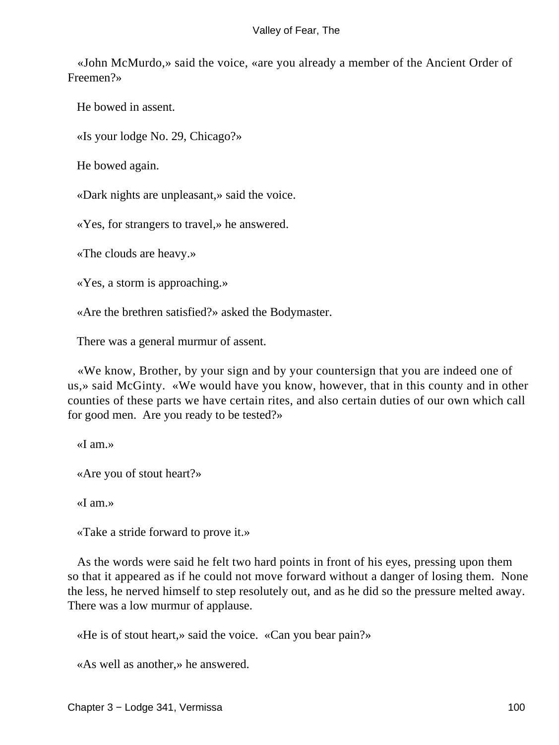«John McMurdo,» said the voice, «are you already a member of the Ancient Order of Freemen?»

He bowed in assent.

«Is your lodge No. 29, Chicago?»

He bowed again.

«Dark nights are unpleasant,» said the voice.

«Yes, for strangers to travel,» he answered.

«The clouds are heavy.»

«Yes, a storm is approaching.»

«Are the brethren satisfied?» asked the Bodymaster.

There was a general murmur of assent.

«We know, Brother, by your sign and by your countersign that you are indeed one of us,» said McGinty. «We would have you know, however, that in this county and in other counties of these parts we have certain rites, and also certain duties of our own which call for good men. Are you ready to be tested?»

«I am.»

«Are you of stout heart?»

«I am.»

«Take a stride forward to prove it.»

As the words were said he felt two hard points in front of his eyes, pressing upon them so that it appeared as if he could not move forward without a danger of losing them. None the less, he nerved himself to step resolutely out, and as he did so the pressure melted away. There was a low murmur of applause.

«He is of stout heart,» said the voice. «Can you bear pain?»

«As well as another,» he answered.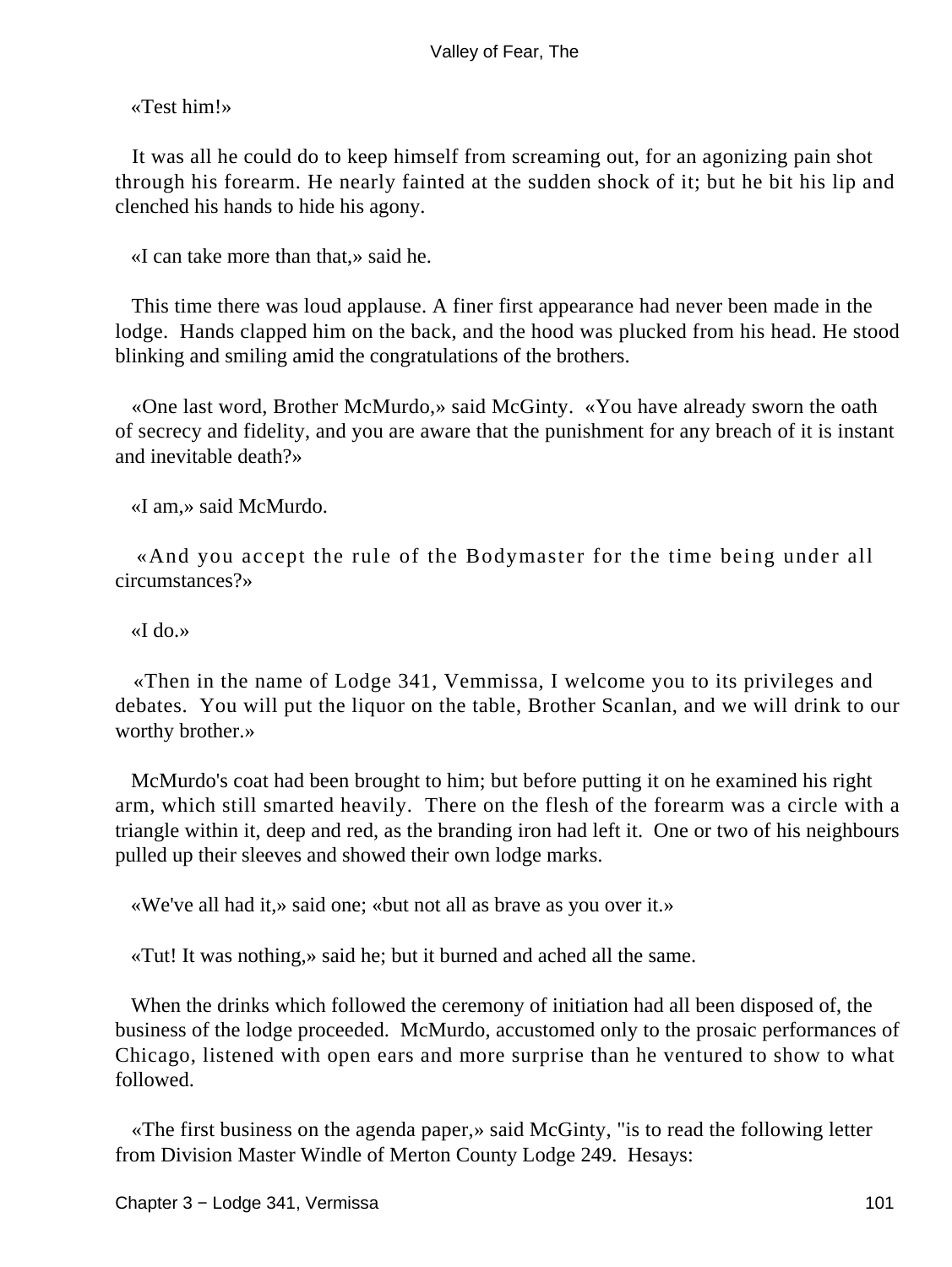«Test him!»

It was all he could do to keep himself from screaming out, for an agonizing pain shot through his forearm. He nearly fainted at the sudden shock of it; but he bit his lip and clenched his hands to hide his agony.

«I can take more than that,» said he.

This time there was loud applause. A finer first appearance had never been made in the lodge. Hands clapped him on the back, and the hood was plucked from his head. He stood blinking and smiling amid the congratulations of the brothers.

«One last word, Brother McMurdo,» said McGinty. «You have already sworn the oath of secrecy and fidelity, and you are aware that the punishment for any breach of it is instant and inevitable death?»

«I am,» said McMurdo.

«And you accept the rule of the Bodymaster for the time being under all circumstances?»

«I do.»

«Then in the name of Lodge 341, Vemmissa, I welcome you to its privileges and debates. You will put the liquor on the table, Brother Scanlan, and we will drink to our worthy brother.»

McMurdo's coat had been brought to him; but before putting it on he examined his right arm, which still smarted heavily. There on the flesh of the forearm was a circle with a triangle within it, deep and red, as the branding iron had left it. One or two of his neighbours pulled up their sleeves and showed their own lodge marks.

«We've all had it,» said one; «but not all as brave as you over it.»

«Tut! It was nothing,» said he; but it burned and ached all the same.

When the drinks which followed the ceremony of initiation had all been disposed of, the business of the lodge proceeded. McMurdo, accustomed only to the prosaic performances of Chicago, listened with open ears and more surprise than he ventured to show to what followed.

«The first business on the agenda paper,» said McGinty, "is to read the following letter from Division Master Windle of Merton County Lodge 249. Hesays: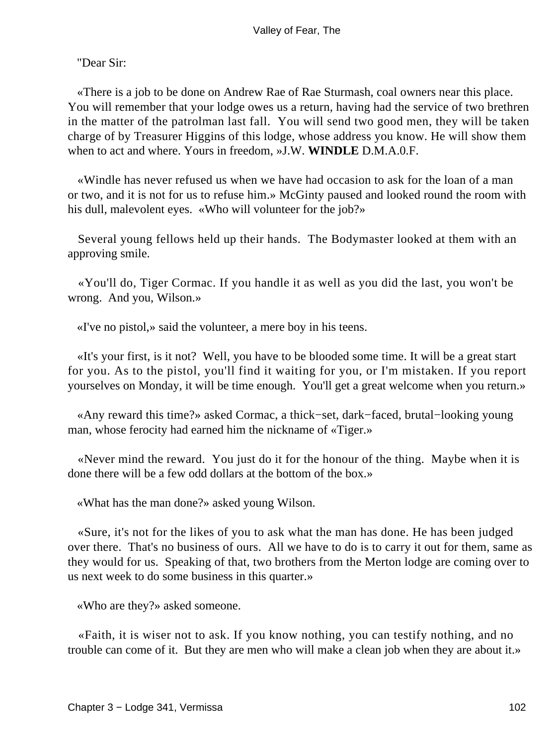"Dear Sir:

«There is a job to be done on Andrew Rae of Rae Sturmash, coal owners near this place. You will remember that your lodge owes us a return, having had the service of two brethren in the matter of the patrolman last fall. You will send two good men, they will be taken charge of by Treasurer Higgins of this lodge, whose address you know. He will show them when to act and where. Yours in freedom, »J.W. **WINDLE** D.M.A.0.F.

«Windle has never refused us when we have had occasion to ask for the loan of a man or two, and it is not for us to refuse him.» McGinty paused and looked round the room with his dull, malevolent eyes. «Who will volunteer for the job?»

Several young fellows held up their hands. The Bodymaster looked at them with an approving smile.

«You'll do, Tiger Cormac. If you handle it as well as you did the last, you won't be wrong. And you, Wilson.»

«I've no pistol,» said the volunteer, a mere boy in his teens.

«It's your first, is it not? Well, you have to be blooded some time. It will be a great start for you. As to the pistol, you'll find it waiting for you, or I'm mistaken. If you report yourselves on Monday, it will be time enough. You'll get a great welcome when you return.»

«Any reward this time?» asked Cormac, a thick−set, dark−faced, brutal−looking young man, whose ferocity had earned him the nickname of «Tiger.»

«Never mind the reward. You just do it for the honour of the thing. Maybe when it is done there will be a few odd dollars at the bottom of the box.»

«What has the man done?» asked young Wilson.

«Sure, it's not for the likes of you to ask what the man has done. He has been judged over there. That's no business of ours. All we have to do is to carry it out for them, same as they would for us. Speaking of that, two brothers from the Merton lodge are coming over to us next week to do some business in this quarter.»

«Who are they?» asked someone.

«Faith, it is wiser not to ask. If you know nothing, you can testify nothing, and no trouble can come of it. But they are men who will make a clean job when they are about it.»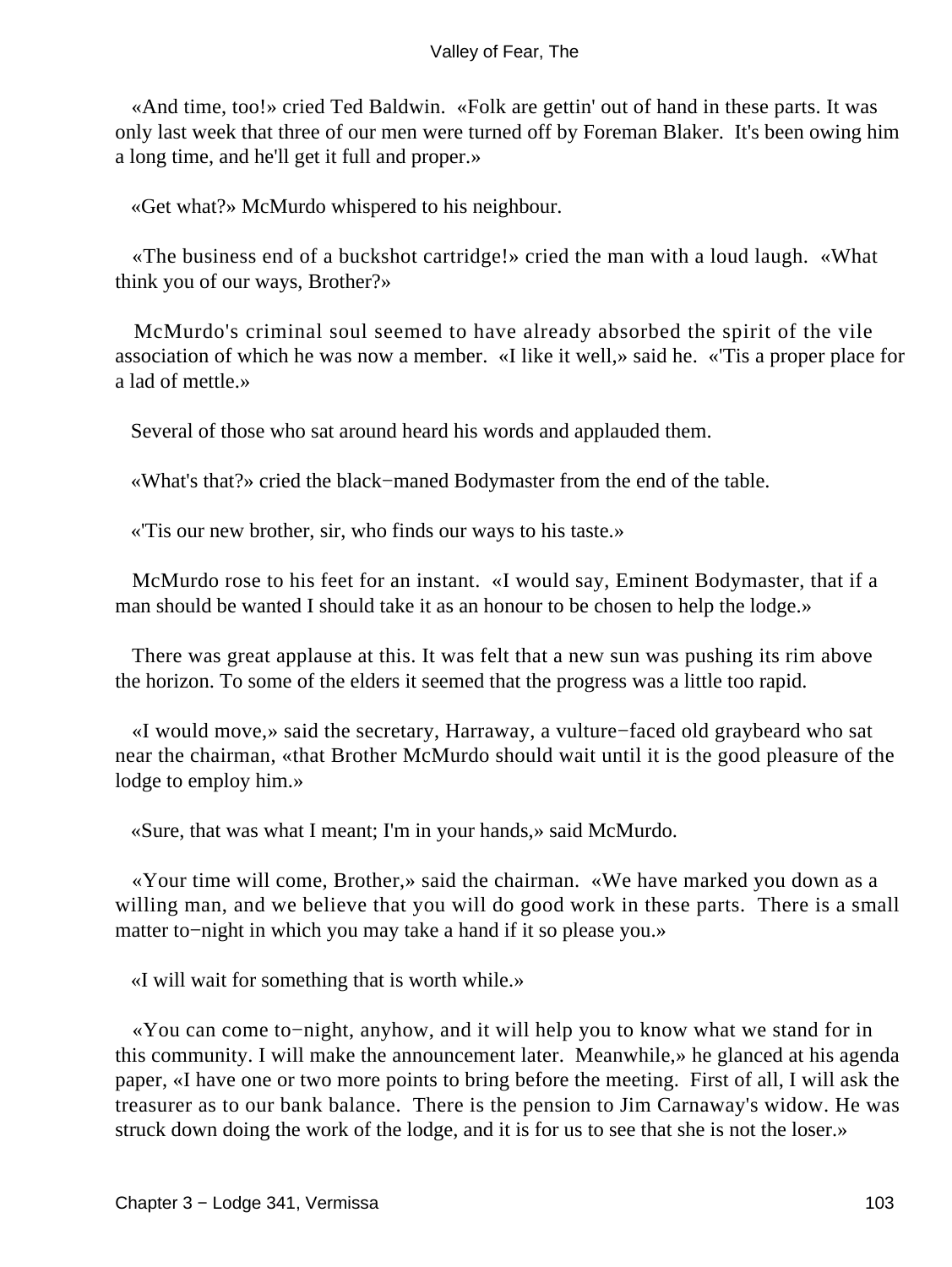«And time, too!» cried Ted Baldwin. «Folk are gettin' out of hand in these parts. It was only last week that three of our men were turned off by Foreman Blaker. It's been owing him a long time, and he'll get it full and proper.»

«Get what?» McMurdo whispered to his neighbour.

«The business end of a buckshot cartridge!» cried the man with a loud laugh. «What think you of our ways, Brother?»

McMurdo's criminal soul seemed to have already absorbed the spirit of the vile association of which he was now a member. «I like it well,» said he. «'Tis a proper place for a lad of mettle.»

Several of those who sat around heard his words and applauded them.

«What's that?» cried the black−maned Bodymaster from the end of the table.

«'Tis our new brother, sir, who finds our ways to his taste.»

McMurdo rose to his feet for an instant. «I would say, Eminent Bodymaster, that if a man should be wanted I should take it as an honour to be chosen to help the lodge.»

There was great applause at this. It was felt that a new sun was pushing its rim above the horizon. To some of the elders it seemed that the progress was a little too rapid.

«I would move,» said the secretary, Harraway, a vulture−faced old graybeard who sat near the chairman, «that Brother McMurdo should wait until it is the good pleasure of the lodge to employ him.»

«Sure, that was what I meant; I'm in your hands,» said McMurdo.

«Your time will come, Brother,» said the chairman. «We have marked you down as a willing man, and we believe that you will do good work in these parts. There is a small matter to−night in which you may take a hand if it so please you.»

«I will wait for something that is worth while.»

«You can come to−night, anyhow, and it will help you to know what we stand for in this community. I will make the announcement later. Meanwhile,» he glanced at his agenda paper, «I have one or two more points to bring before the meeting. First of all, I will ask the treasurer as to our bank balance. There is the pension to Jim Carnaway's widow. He was struck down doing the work of the lodge, and it is for us to see that she is not the loser.»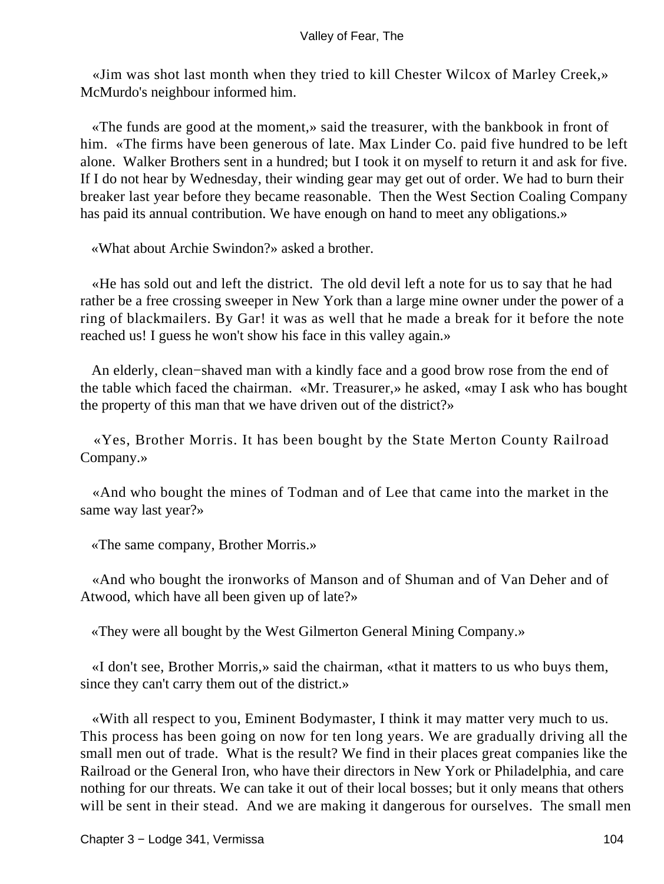«Jim was shot last month when they tried to kill Chester Wilcox of Marley Creek,» McMurdo's neighbour informed him.

«The funds are good at the moment,» said the treasurer, with the bankbook in front of him. «The firms have been generous of late. Max Linder Co. paid five hundred to be left alone. Walker Brothers sent in a hundred; but I took it on myself to return it and ask for five. If I do not hear by Wednesday, their winding gear may get out of order. We had to burn their breaker last year before they became reasonable. Then the West Section Coaling Company has paid its annual contribution. We have enough on hand to meet any obligations.»

«What about Archie Swindon?» asked a brother.

«He has sold out and left the district. The old devil left a note for us to say that he had rather be a free crossing sweeper in New York than a large mine owner under the power of a ring of blackmailers. By Gar! it was as well that he made a break for it before the note reached us! I guess he won't show his face in this valley again.»

An elderly, clean−shaved man with a kindly face and a good brow rose from the end of the table which faced the chairman. «Mr. Treasurer,» he asked, «may I ask who has bought the property of this man that we have driven out of the district?»

«Yes, Brother Morris. It has been bought by the State Merton County Railroad Company.»

«And who bought the mines of Todman and of Lee that came into the market in the same way last year?»

«The same company, Brother Morris.»

«And who bought the ironworks of Manson and of Shuman and of Van Deher and of Atwood, which have all been given up of late?»

«They were all bought by the West Gilmerton General Mining Company.»

«I don't see, Brother Morris,» said the chairman, «that it matters to us who buys them, since they can't carry them out of the district.»

«With all respect to you, Eminent Bodymaster, I think it may matter very much to us. This process has been going on now for ten long years. We are gradually driving all the small men out of trade. What is the result? We find in their places great companies like the Railroad or the General Iron, who have their directors in New York or Philadelphia, and care nothing for our threats. We can take it out of their local bosses; but it only means that others will be sent in their stead. And we are making it dangerous for ourselves. The small men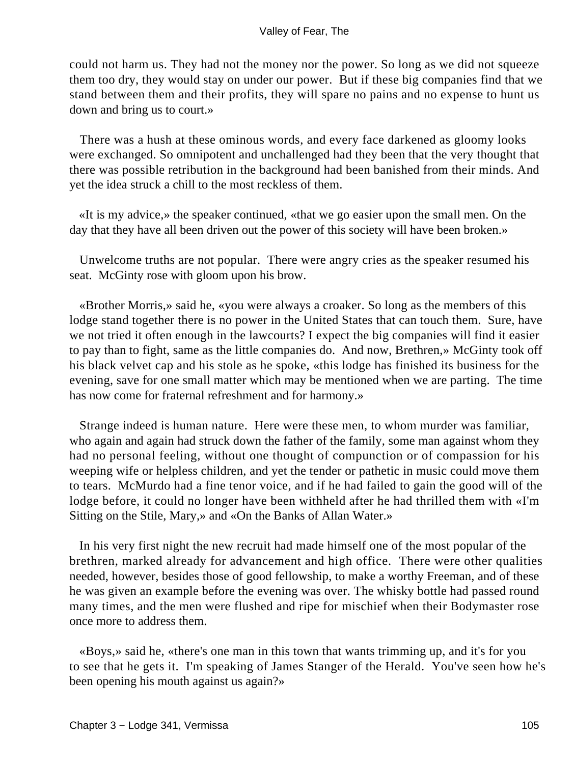could not harm us. They had not the money nor the power. So long as we did not squeeze them too dry, they would stay on under our power. But if these big companies find that we stand between them and their profits, they will spare no pains and no expense to hunt us down and bring us to court.»

There was a hush at these ominous words, and every face darkened as gloomy looks were exchanged. So omnipotent and unchallenged had they been that the very thought that there was possible retribution in the background had been banished from their minds. And yet the idea struck a chill to the most reckless of them.

«It is my advice,» the speaker continued, «that we go easier upon the small men. On the day that they have all been driven out the power of this society will have been broken.»

Unwelcome truths are not popular. There were angry cries as the speaker resumed his seat. McGinty rose with gloom upon his brow.

«Brother Morris,» said he, «you were always a croaker. So long as the members of this lodge stand together there is no power in the United States that can touch them. Sure, have we not tried it often enough in the lawcourts? I expect the big companies will find it easier to pay than to fight, same as the little companies do. And now, Brethren,» McGinty took off his black velvet cap and his stole as he spoke, «this lodge has finished its business for the evening, save for one small matter which may be mentioned when we are parting. The time has now come for fraternal refreshment and for harmony.»

Strange indeed is human nature. Here were these men, to whom murder was familiar, who again and again had struck down the father of the family, some man against whom they had no personal feeling, without one thought of compunction or of compassion for his weeping wife or helpless children, and yet the tender or pathetic in music could move them to tears. McMurdo had a fine tenor voice, and if he had failed to gain the good will of the lodge before, it could no longer have been withheld after he had thrilled them with «I'm Sitting on the Stile, Mary,» and «On the Banks of Allan Water.»

In his very first night the new recruit had made himself one of the most popular of the brethren, marked already for advancement and high office. There were other qualities needed, however, besides those of good fellowship, to make a worthy Freeman, and of these he was given an example before the evening was over. The whisky bottle had passed round many times, and the men were flushed and ripe for mischief when their Bodymaster rose once more to address them.

«Boys,» said he, «there's one man in this town that wants trimming up, and it's for you to see that he gets it. I'm speaking of James Stanger of the Herald. You've seen how he's been opening his mouth against us again?»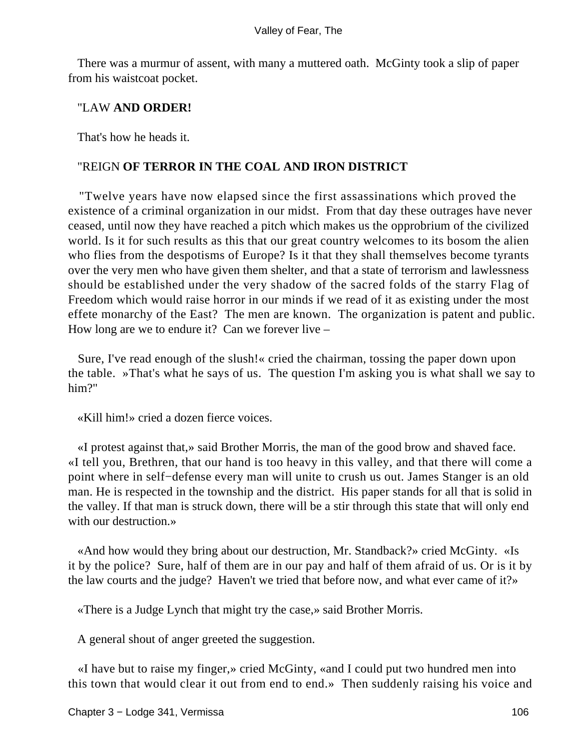There was a murmur of assent, with many a muttered oath. McGinty took a slip of paper from his waistcoat pocket.

"LAW **AND ORDER!**

That's how he heads it.

"REIGN **OF TERROR IN THE COAL AND IRON DISTRICT**

"Twelve years have now elapsed since the first assassinations which proved the existence of a criminal organization in our midst. From that day these outrages have never ceased, until now they have reached a pitch which makes us the opprobrium of the civilized world. Is it for such results as this that our great country welcomes to its bosom the alien who flies from the despotisms of Europe? Is it that they shall themselves become tyrants over the very men who have given them shelter, and that a state of terrorism and lawlessness should be established under the very shadow of the sacred folds of the starry Flag of Freedom which would raise horror in our minds if we read of it as existing under the most effete monarchy of the East? The men are known. The organization is patent and public. How long are we to endure it? Can we forever live –

Sure, I've read enough of the slush!« cried the chairman, tossing the paper down upon the table. »That's what he says of us. The question I'm asking you is what shall we say to him?"

«Kill him!» cried a dozen fierce voices.

«I protest against that,» said Brother Morris, the man of the good brow and shaved face. «I tell you, Brethren, that our hand is too heavy in this valley, and that there will come a point where in self−defense every man will unite to crush us out. James Stanger is an old man. He is respected in the township and the district. His paper stands for all that is solid in the valley. If that man is struck down, there will be a stir through this state that will only end with our destruction.»

«And how would they bring about our destruction, Mr. Standback?» cried McGinty. «Is it by the police? Sure, half of them are in our pay and half of them afraid of us. Or is it by the law courts and the judge? Haven't we tried that before now, and what ever came of it?»

«There is a Judge Lynch that might try the case,» said Brother Morris.

A general shout of anger greeted the suggestion.

«I have but to raise my finger,» cried McGinty, «and I could put two hundred men into this town that would clear it out from end to end.» Then suddenly raising his voice and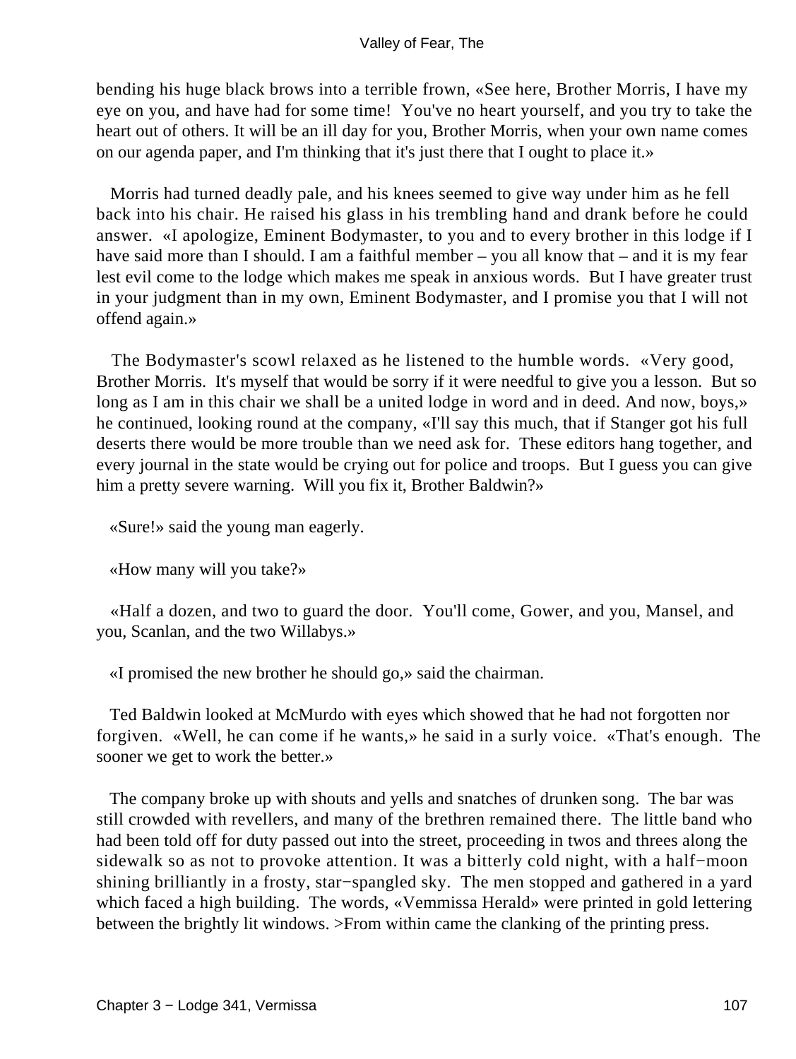bending his huge black brows into a terrible frown, «See here, Brother Morris, I have my eye on you, and have had for some time! You've no heart yourself, and you try to take the heart out of others. It will be an ill day for you, Brother Morris, when your own name comes on our agenda paper, and I'm thinking that it's just there that I ought to place it.»

Morris had turned deadly pale, and his knees seemed to give way under him as he fell back into his chair. He raised his glass in his trembling hand and drank before he could answer. «I apologize, Eminent Bodymaster, to you and to every brother in this lodge if I have said more than I should. I am a faithful member – you all know that – and it is my fear lest evil come to the lodge which makes me speak in anxious words. But I have greater trust in your judgment than in my own, Eminent Bodymaster, and I promise you that I will not offend again.»

The Bodymaster's scowl relaxed as he listened to the humble words. «Very good, Brother Morris. It's myself that would be sorry if it were needful to give you a lesson. But so long as I am in this chair we shall be a united lodge in word and in deed. And now, boys,» he continued, looking round at the company, «I'll say this much, that if Stanger got his full deserts there would be more trouble than we need ask for. These editors hang together, and every journal in the state would be crying out for police and troops. But I guess you can give him a pretty severe warning. Will you fix it, Brother Baldwin?»

«Sure!» said the young man eagerly.

«How many will you take?»

«Half a dozen, and two to guard the door. You'll come, Gower, and you, Mansel, and you, Scanlan, and the two Willabys.»

«I promised the new brother he should go,» said the chairman.

Ted Baldwin looked at McMurdo with eyes which showed that he had not forgotten nor forgiven. «Well, he can come if he wants,» he said in a surly voice. «That's enough. The sooner we get to work the better.»

The company broke up with shouts and yells and snatches of drunken song. The bar was still crowded with revellers, and many of the brethren remained there. The little band who had been told off for duty passed out into the street, proceeding in twos and threes along the sidewalk so as not to provoke attention. It was a bitterly cold night, with a half−moon shining brilliantly in a frosty, star−spangled sky. The men stopped and gathered in a yard which faced a high building. The words, «Vemmissa Herald» were printed in gold lettering between the brightly lit windows. >From within came the clanking of the printing press.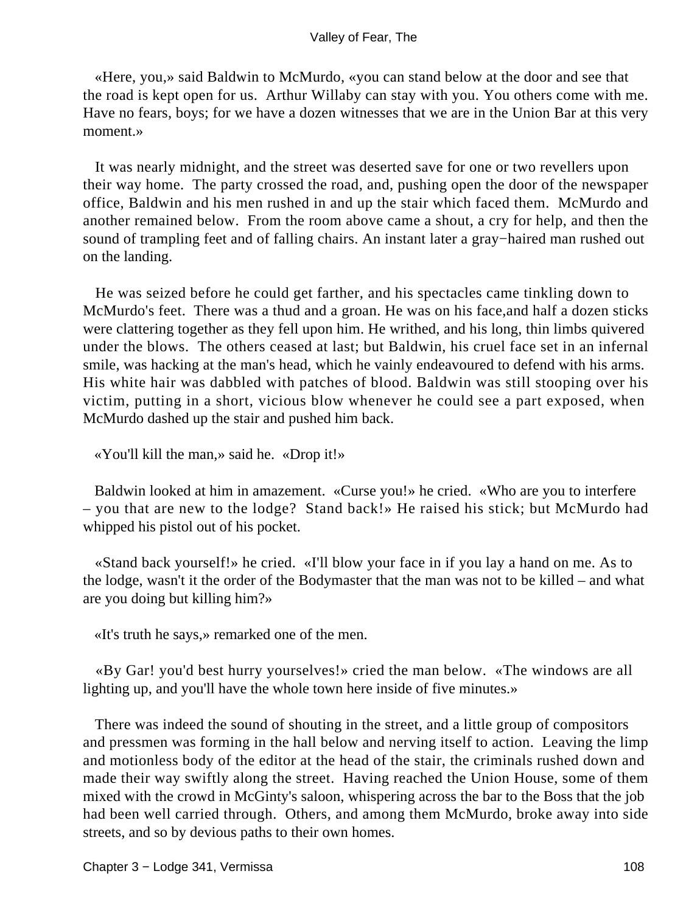«Here, you,» said Baldwin to McMurdo, «you can stand below at the door and see that the road is kept open for us. Arthur Willaby can stay with you. You others come with me. Have no fears, boys; for we have a dozen witnesses that we are in the Union Bar at this very moment.»

It was nearly midnight, and the street was deserted save for one or two revellers upon their way home. The party crossed the road, and, pushing open the door of the newspaper office, Baldwin and his men rushed in and up the stair which faced them. McMurdo and another remained below. From the room above came a shout, a cry for help, and then the sound of trampling feet and of falling chairs. An instant later a gray−haired man rushed out on the landing.

He was seized before he could get farther, and his spectacles came tinkling down to McMurdo's feet. There was a thud and a groan. He was on his face,and half a dozen sticks were clattering together as they fell upon him. He writhed, and his long, thin limbs quivered under the blows. The others ceased at last; but Baldwin, his cruel face set in an infernal smile, was hacking at the man's head, which he vainly endeavoured to defend with his arms. His white hair was dabbled with patches of blood. Baldwin was still stooping over his victim, putting in a short, vicious blow whenever he could see a part exposed, when McMurdo dashed up the stair and pushed him back.

«You'll kill the man,» said he. «Drop it!»

Baldwin looked at him in amazement. «Curse you!» he cried. «Who are you to interfere – you that are new to the lodge? Stand back!» He raised his stick; but McMurdo had whipped his pistol out of his pocket.

«Stand back yourself!» he cried. «I'll blow your face in if you lay a hand on me. As to the lodge, wasn't it the order of the Bodymaster that the man was not to be killed – and what are you doing but killing him?»

«It's truth he says,» remarked one of the men.

«By Gar! you'd best hurry yourselves!» cried the man below. «The windows are all lighting up, and you'll have the whole town here inside of five minutes.»

There was indeed the sound of shouting in the street, and a little group of compositors and pressmen was forming in the hall below and nerving itself to action. Leaving the limp and motionless body of the editor at the head of the stair, the criminals rushed down and made their way swiftly along the street. Having reached the Union House, some of them mixed with the crowd in McGinty's saloon, whispering across the bar to the Boss that the job had been well carried through. Others, and among them McMurdo, broke away into side streets, and so by devious paths to their own homes.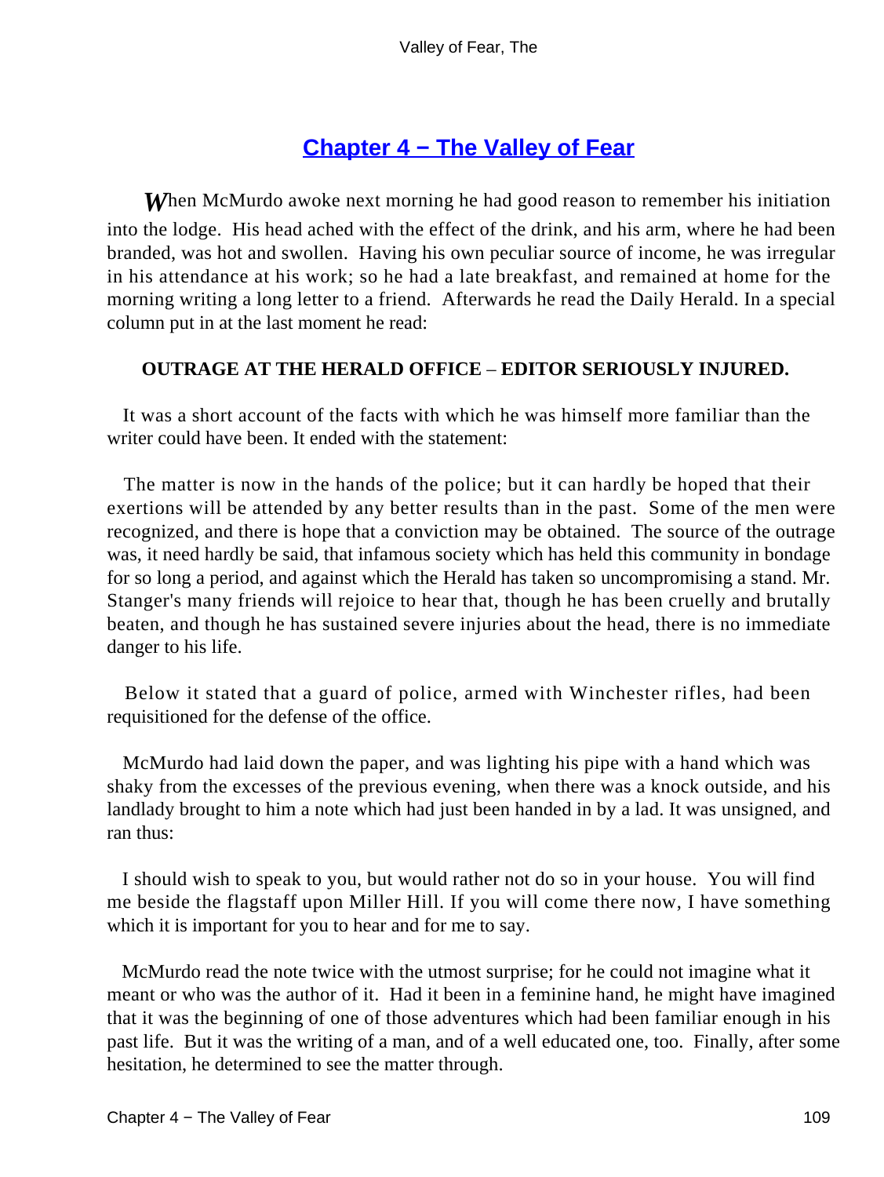## Chapter 4 − The Valley of Fear

When McMurdo awoke next morning he had good reason to remember his initiation into the lodge. His head ached with the effect of the drink, and his arm, where he had been branded, was hot and swollen. Having his own peculiar source of income, he was irregular in his attendance at his work; so he had a late breakfast, and remained at home for the morning writing a long letter to a friend. Afterwards he read the Daily Herald. In a special column put in at the last moment he read:

**OUTRAGE AT THE HERALD OFFICE – EDITOR SERIOUSLY INJURED.**

It was a short account of the facts with which he was himself more familiar than the writer could have been. It ended with the statement:

The matter is now in the hands of the police; but it can hardly be hoped that their exertions will be attended by any better results than in the past. Some of the men were recognized, and there is hope that a conviction may be obtained. The source of the outrage was, it need hardly be said, that infamous society which has held this community in bondage for so long a period, and against which the Herald has taken so uncompromising a stand. Mr. Stanger's many friends will rejoice to hear that, though he has been cruelly and brutally beaten, and though he has sustained severe injuries about the head, there is no immediate danger to his life.

Below it stated that a guard of police, armed with Winchester rifles, had been requisitioned for the defense of the office.

McMurdo had laid down the paper, and was lighting his pipe with a hand which was shaky from the excesses of the previous evening, when there was a knock outside, and his landlady brought to him a note which had just been handed in by a lad. It was unsigned, and ran thus:

I should wish to speak to you, but would rather not do so in your house. You will find me beside the flagstaff upon Miller Hill. If you will come there now, I have something which it is important for you to hear and for me to say.

McMurdo read the note twice with the utmost surprise; for he could not imagine what it meant or who was the author of it. Had it been in a feminine hand, he might have imagined that it was the beginning of one of those adventures which had been familiar enough in his past life. But it was the writing of a man, and of a well educated one, too. Finally, after some hesitation, he determined to see the matter through.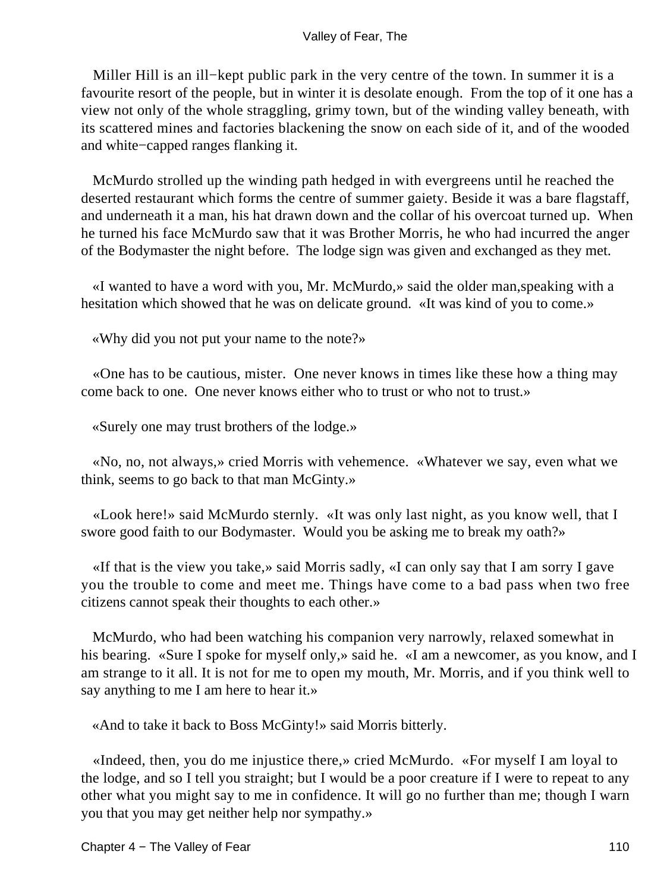Miller Hill is an ill−kept public park in the very centre of the town. In summer it is a favourite resort of the people, but in winter it is desolate enough. From the top of it one has a view not only of the whole straggling, grimy town, but of the winding valley beneath, with its scattered mines and factories blackening the snow on each side of it, and of the wooded and white−capped ranges flanking it.

McMurdo strolled up the winding path hedged in with evergreens until he reached the deserted restaurant which forms the centre of summer gaiety. Beside it was a bare flagstaff, and underneath it a man, his hat drawn down and the collar of his overcoat turned up. When he turned his face McMurdo saw that it was Brother Morris, he who had incurred the anger of the Bodymaster the night before. The lodge sign was given and exchanged as they met.

«I wanted to have a word with you, Mr. McMurdo,» said the older man,speaking with a hesitation which showed that he was on delicate ground. «It was kind of you to come.»

«Why did you not put your name to the note?»

«One has to be cautious, mister. One never knows in times like these how a thing may come back to one. One never knows either who to trust or who not to trust.»

«Surely one may trust brothers of the lodge.»

«No, no, not always,» cried Morris with vehemence. «Whatever we say, even what we think, seems to go back to that man McGinty.»

«Look here!» said McMurdo sternly. «It was only last night, as you know well, that I swore good faith to our Bodymaster. Would you be asking me to break my oath?»

«If that is the view you take,» said Morris sadly, «I can only say that I am sorry I gave you the trouble to come and meet me. Things have come to a bad pass when two free citizens cannot speak their thoughts to each other.»

McMurdo, who had been watching his companion very narrowly, relaxed somewhat in his bearing. «Sure I spoke for myself only,» said he. «I am a newcomer, as you know, and I am strange to it all. It is not for me to open my mouth, Mr. Morris, and if you think well to say anything to me I am here to hear it.»

«And to take it back to Boss McGinty!» said Morris bitterly.

«Indeed, then, you do me injustice there,» cried McMurdo. «For myself I am loyal to the lodge, and so I tell you straight; but I would be a poor creature if I were to repeat to any other what you might say to me in confidence. It will go no further than me; though I warn you that you may get neither help nor sympathy.»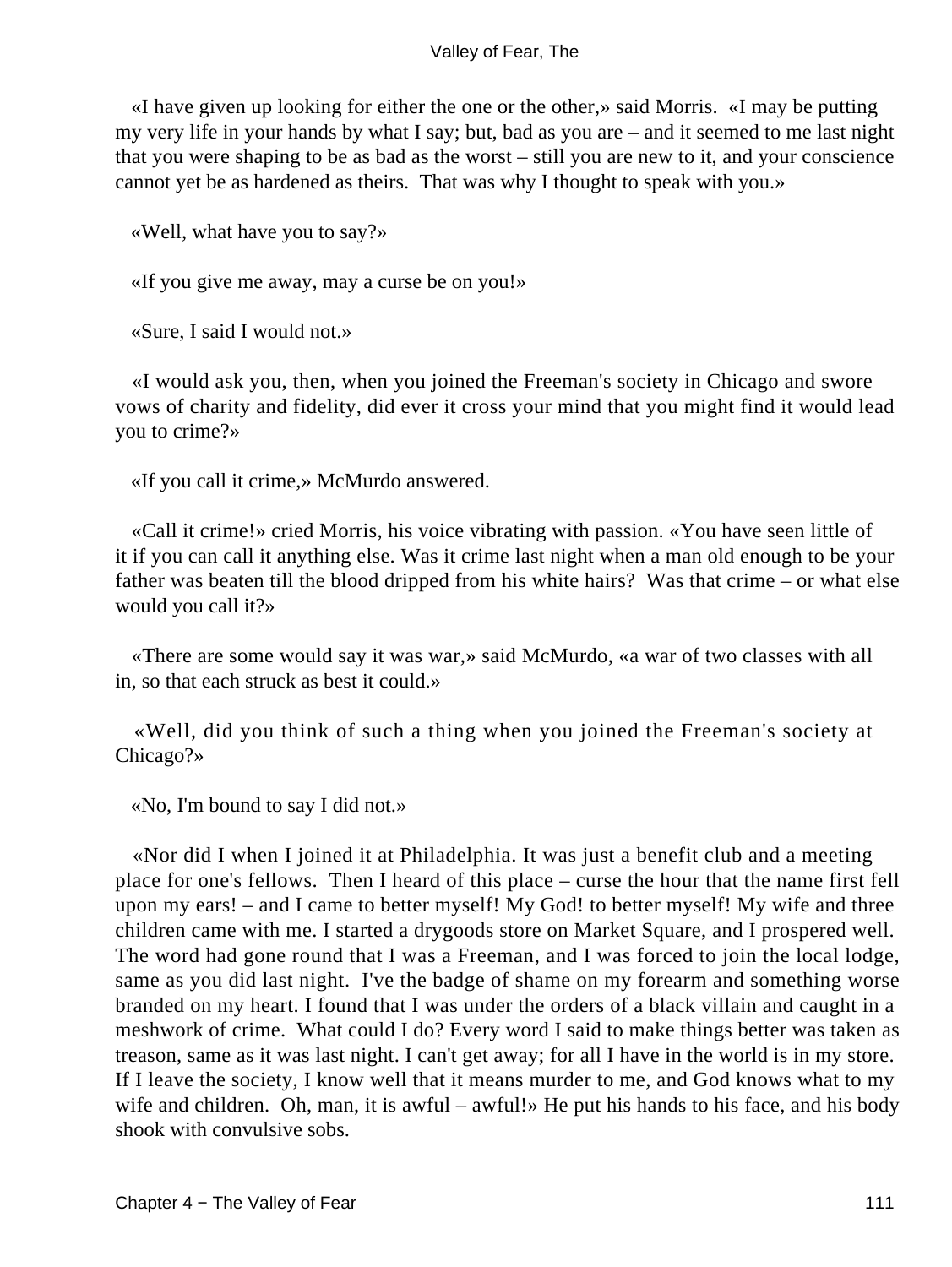«I have given up looking for either the one or the other,» said Morris. «I may be putting my very life in your hands by what I say; but, bad as you are – and it seemed to me last night that you were shaping to be as bad as the worst – still you are new to it, and your conscience cannot yet be as hardened as theirs. That was why I thought to speak with you.»

«Well, what have you to say?»

«If you give me away, may a curse be on you!»

«Sure, I said I would not.»

«I would ask you, then, when you joined the Freeman's society in Chicago and swore vows of charity and fidelity, did ever it cross your mind that you might find it would lead you to crime?»

«If you call it crime,» McMurdo answered.

«Call it crime!» cried Morris, his voice vibrating with passion. «You have seen little of it if you can call it anything else. Was it crime last night when a man old enough to be your father was beaten till the blood dripped from his white hairs? Was that crime – or what else would you call it?»

«There are some would say it was war,» said McMurdo, «a war of two classes with all in, so that each struck as best it could.»

«Well, did you think of such a thing when you joined the Freeman's society at Chicago?»

«No, I'm bound to say I did not.»

«Nor did I when I joined it at Philadelphia. It was just a benefit club and a meeting place for one's fellows. Then I heard of this place – curse the hour that the name first fell upon my ears! – and I came to better myself! My God! to better myself! My wife and three children came with me. I started a drygoods store on Market Square, and I prospered well. The word had gone round that I was a Freeman, and I was forced to join the local lodge, same as you did last night. I've the badge of shame on my forearm and something worse branded on my heart. I found that I was under the orders of a black villain and caught in a meshwork of crime. What could I do? Every word I said to make things better was taken as treason, same as it was last night. I can't get away; for all I have in the world is in my store. If I leave the society, I know well that it means murder to me, and God knows what to my wife and children. Oh, man, it is awful – awful!» He put his hands to his face, and his body shook with convulsive sobs.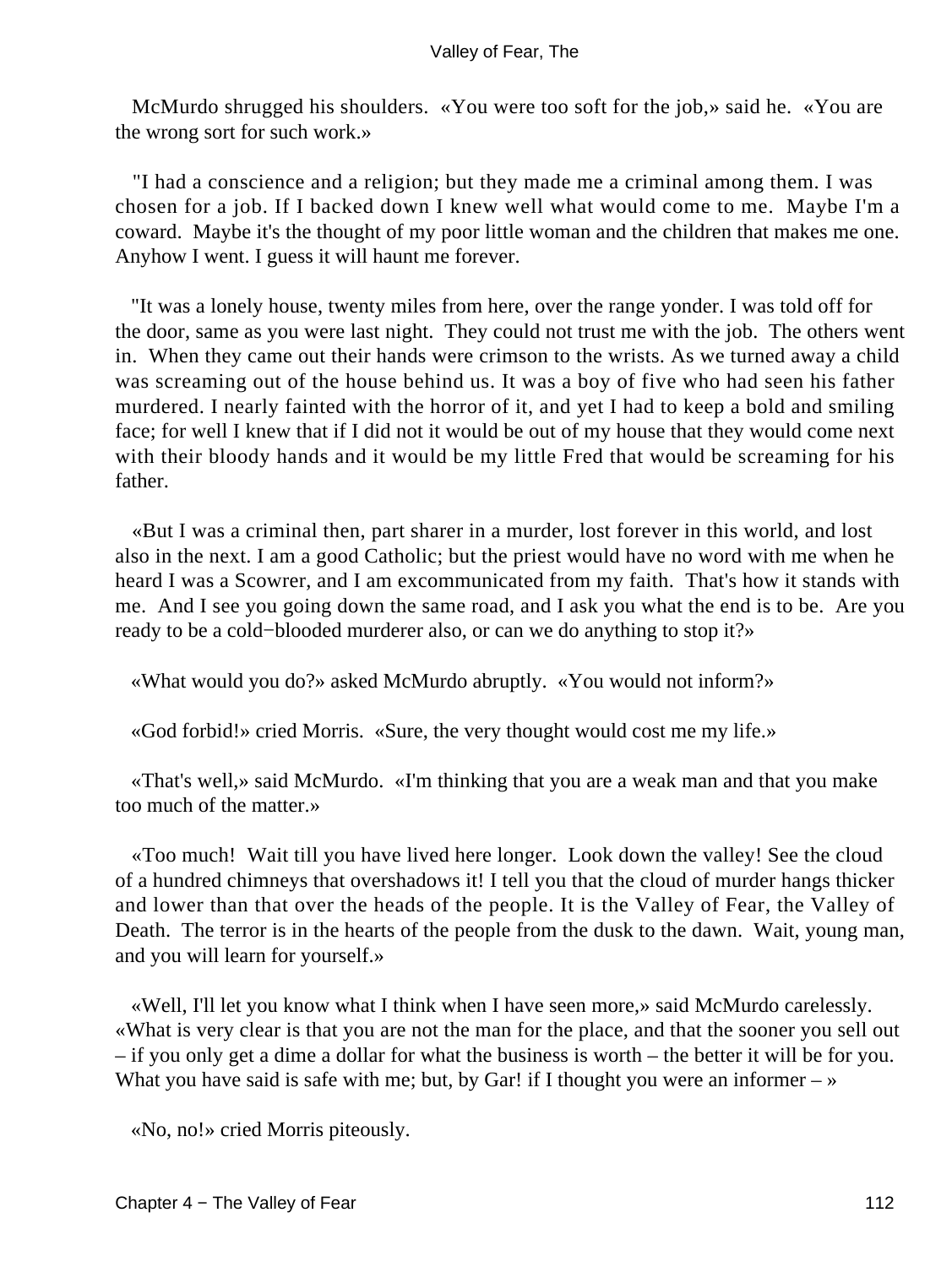McMurdo shrugged his shoulders. «You were too soft for the job,» said he. «You are the wrong sort for such work.»

"I had a conscience and a religion; but they made me a criminal among them. I was chosen for a job. If I backed down I knew well what would come to me. Maybe I'm a coward. Maybe it's the thought of my poor little woman and the children that makes me one. Anyhow I went. I guess it will haunt me forever.

"It was a lonely house, twenty miles from here, over the range yonder. I was told off for the door, same as you were last night. They could not trust me with the job. The others went in. When they came out their hands were crimson to the wrists. As we turned away a child was screaming out of the house behind us. It was a boy of five who had seen his father murdered. I nearly fainted with the horror of it, and yet I had to keep a bold and smiling face; for well I knew that if I did not it would be out of my house that they would come next with their bloody hands and it would be my little Fred that would be screaming for his father.

«But I was a criminal then, part sharer in a murder, lost forever in this world, and lost also in the next. I am a good Catholic; but the priest would have no word with me when he heard I was a Scowrer, and I am excommunicated from my faith. That's how it stands with me. And I see you going down the same road, and I ask you what the end is to be. Are you ready to be a cold−blooded murderer also, or can we do anything to stop it?»

«What would you do?» asked McMurdo abruptly. «You would not inform?»

«God forbid!» cried Morris. «Sure, the very thought would cost me my life.»

«That's well,» said McMurdo. «I'm thinking that you are a weak man and that you make too much of the matter.»

«Too much! Wait till you have lived here longer. Look down the valley! See the cloud of a hundred chimneys that overshadows it! I tell you that the cloud of murder hangs thicker and lower than that over the heads of the people. It is the Valley of Fear, the Valley of Death. The terror is in the hearts of the people from the dusk to the dawn. Wait, young man, and you will learn for yourself.»

«Well, I'll let you know what I think when I have seen more,» said McMurdo carelessly. «What is very clear is that you are not the man for the place, and that the sooner you sell out – if you only get a dime a dollar for what the business is worth – the better it will be for you. What you have said is safe with me; but, by Gar! if I thought you were an informer – »

«No, no!» cried Morris piteously.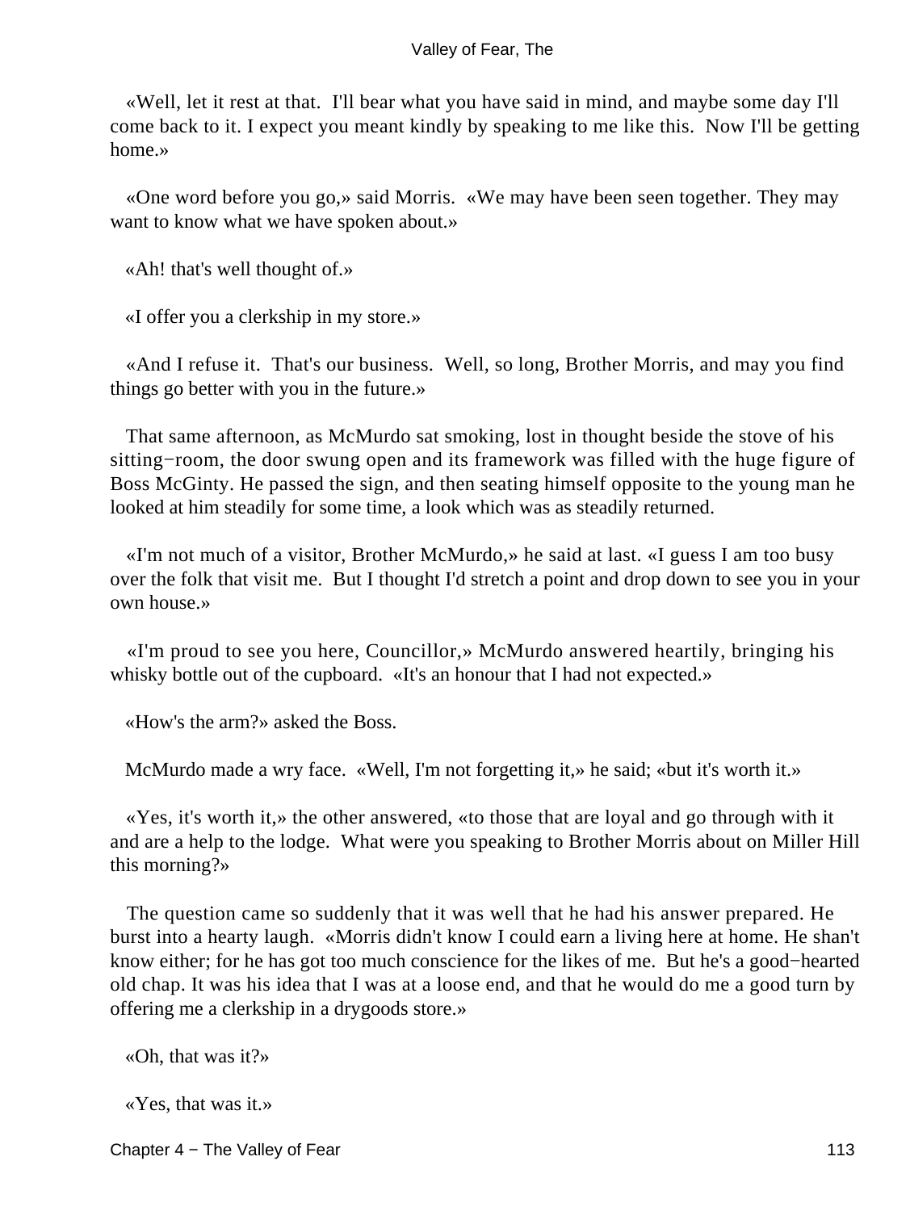«Well, let it rest at that. I'll bear what you have said in mind, and maybe some day I'll come back to it. I expect you meant kindly by speaking to me like this. Now I'll be getting home.»

«One word before you go,» said Morris. «We may have been seen together. They may want to know what we have spoken about.»

«Ah! that's well thought of.»

«I offer you a clerkship in my store.»

«And I refuse it. That's our business. Well, so long, Brother Morris, and may you find things go better with you in the future.»

That same afternoon, as McMurdo sat smoking, lost in thought beside the stove of his sitting−room, the door swung open and its framework was filled with the huge figure of Boss McGinty. He passed the sign, and then seating himself opposite to the young man he looked at him steadily for some time, a look which was as steadily returned.

«I'm not much of a visitor, Brother McMurdo,» he said at last. «I guess I am too busy over the folk that visit me. But I thought I'd stretch a point and drop down to see you in your own house.»

«I'm proud to see you here, Councillor,» McMurdo answered heartily, bringing his whisky bottle out of the cupboard. «It's an honour that I had not expected.»

«How's the arm?» asked the Boss.

McMurdo made a wry face. «Well, I'm not forgetting it,» he said; «but it's worth it.»

«Yes, it's worth it,» the other answered, «to those that are loyal and go through with it and are a help to the lodge. What were you speaking to Brother Morris about on Miller Hill this morning?»

The question came so suddenly that it was well that he had his answer prepared. He burst into a hearty laugh. «Morris didn't know I could earn a living here at home. He shan't know either; for he has got too much conscience for the likes of me. But he's a good−hearted old chap. It was his idea that I was at a loose end, and that he would do me a good turn by offering me a clerkship in a drygoods store.»

«Oh, that was it?»

«Yes, that was it.»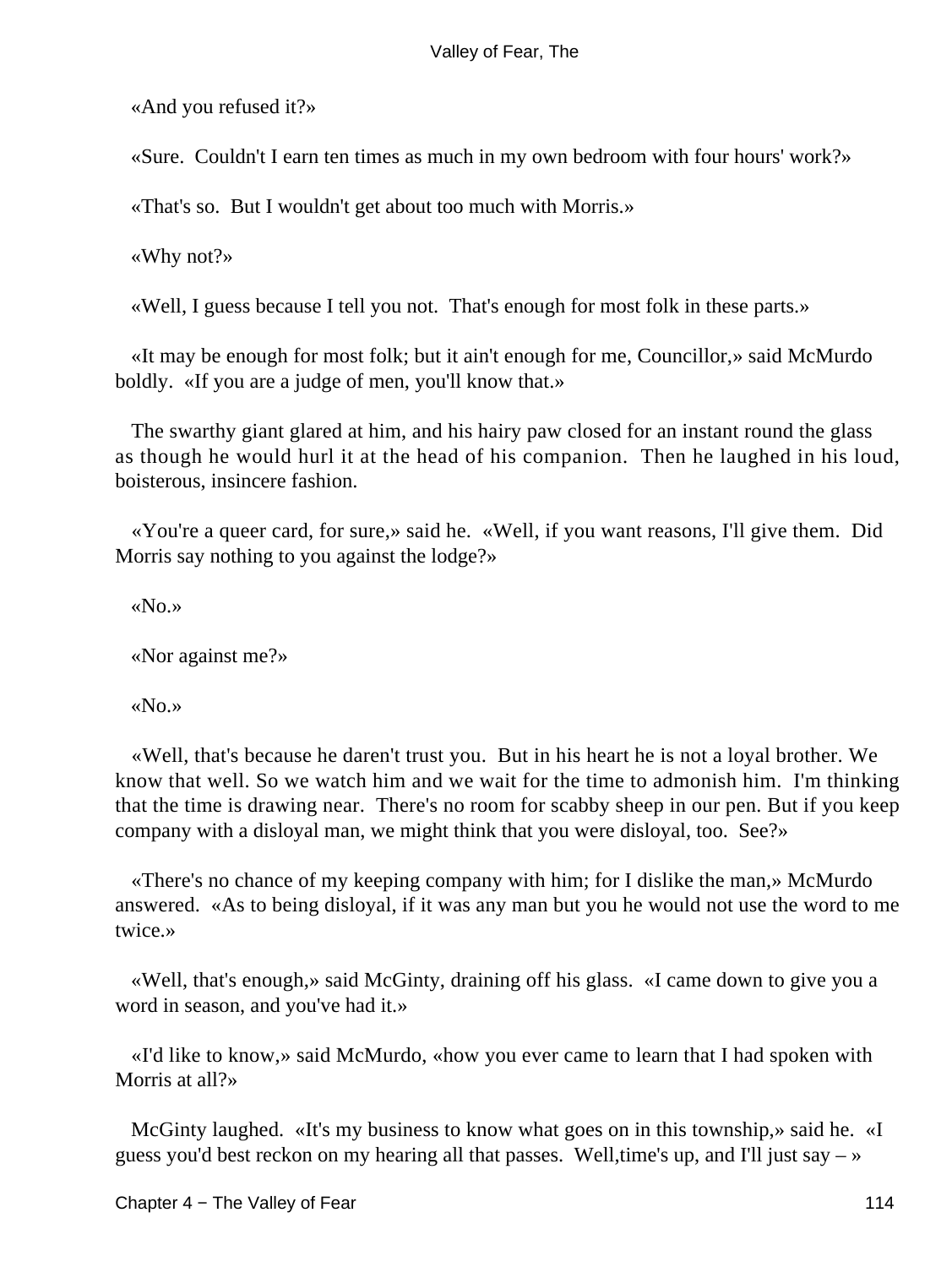«And you refused it?»

«Sure. Couldn't I earn ten times as much in my own bedroom with four hours' work?»

«That's so. But I wouldn't get about too much with Morris.»

«Why not?»

«Well, I guess because I tell you not. That's enough for most folk in these parts.»

«It may be enough for most folk; but it ain't enough for me, Councillor,» said McMurdo boldly. «If you are a judge of men, you'll know that.»

The swarthy giant glared at him, and his hairy paw closed for an instant round the glass as though he would hurl it at the head of his companion. Then he laughed in his loud, boisterous, insincere fashion.

«You're a queer card, for sure,» said he. «Well, if you want reasons, I'll give them. Did Morris say nothing to you against the lodge?»

«No.»

«Nor against me?»

«No.»

«Well, that's because he daren't trust you. But in his heart he is not a loyal brother. We know that well. So we watch him and we wait for the time to admonish him. I'm thinking that the time is drawing near. There's no room for scabby sheep in our pen. But if you keep company with a disloyal man, we might think that you were disloyal, too. See?»

«There's no chance of my keeping company with him; for I dislike the man,» McMurdo answered. «As to being disloyal, if it was any man but you he would not use the word to me twice.»

«Well, that's enough,» said McGinty, draining off his glass. «I came down to give you a word in season, and you've had it.»

«I'd like to know,» said McMurdo, «how you ever came to learn that I had spoken with Morris at all?»

McGinty laughed. «It's my business to know what goes on in this township,» said he. «I guess you'd best reckon on my hearing all that passes. Well,time's up, and I'll just say – »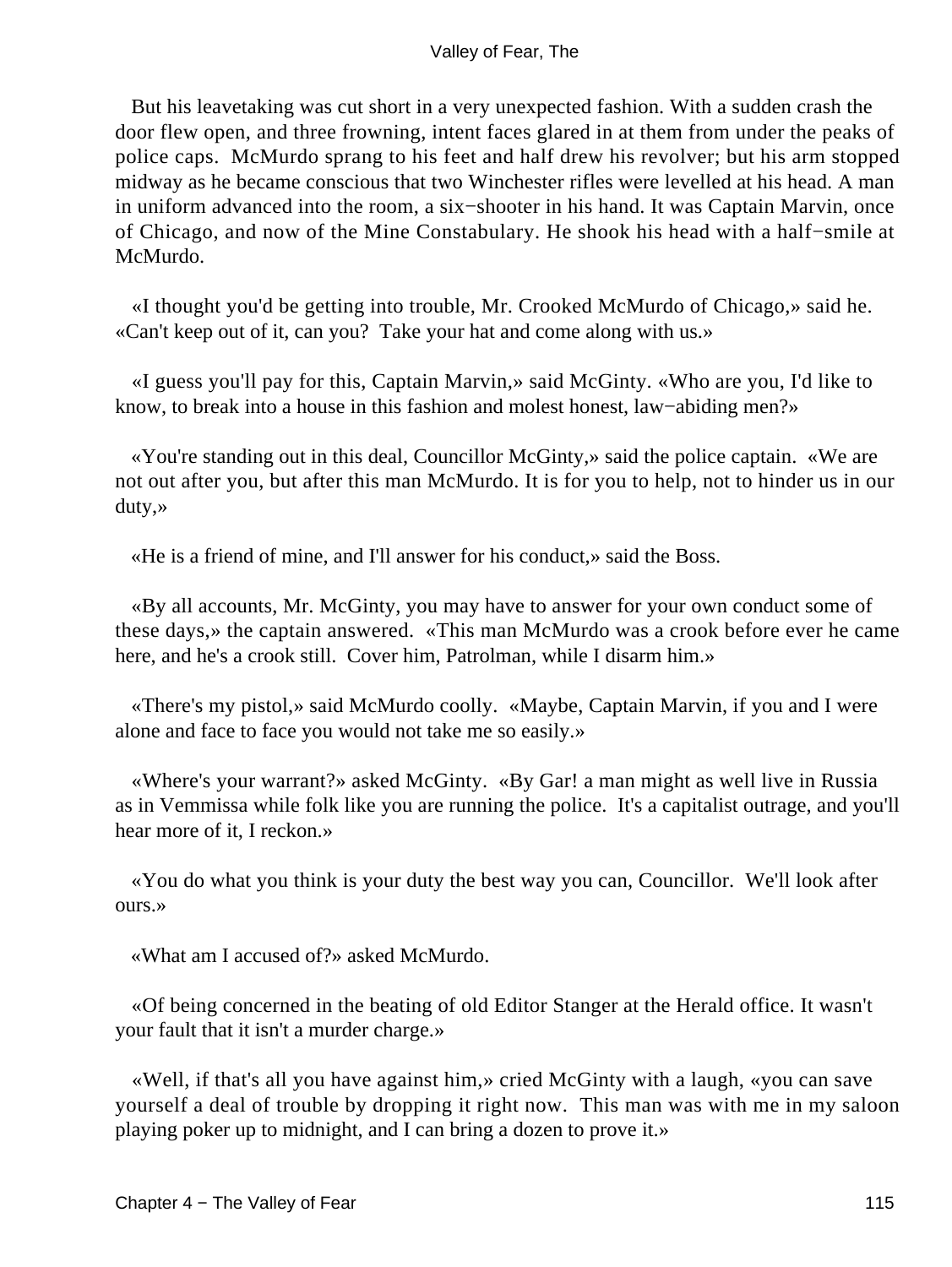But his leavetaking was cut short in a very unexpected fashion. With a sudden crash the door flew open, and three frowning, intent faces glared in at them from under the peaks of police caps. McMurdo sprang to his feet and half drew his revolver; but his arm stopped midway as he became conscious that two Winchester rifles were levelled at his head. A man in uniform advanced into the room, a six−shooter in his hand. It was Captain Marvin, once of Chicago, and now of the Mine Constabulary. He shook his head with a half−smile at McMurdo.

«I thought you'd be getting into trouble, Mr. Crooked McMurdo of Chicago,» said he. «Can't keep out of it, can you? Take your hat and come along with us.»

«I guess you'll pay for this, Captain Marvin,» said McGinty. «Who are you, I'd like to know, to break into a house in this fashion and molest honest, law−abiding men?»

«You're standing out in this deal, Councillor McGinty,» said the police captain. «We are not out after you, but after this man McMurdo. It is for you to help, not to hinder us in our duty,»

«He is a friend of mine, and I'll answer for his conduct,» said the Boss.

«By all accounts, Mr. McGinty, you may have to answer for your own conduct some of these days,» the captain answered. «This man McMurdo was a crook before ever he came here, and he's a crook still. Cover him, Patrolman, while I disarm him.»

«There's my pistol,» said McMurdo coolly. «Maybe, Captain Marvin, if you and I were alone and face to face you would not take me so easily.»

«Where's your warrant?» asked McGinty. «By Gar! a man might as well live in Russia as in Vemmissa while folk like you are running the police. It's a capitalist outrage, and you'll hear more of it, I reckon.»

«You do what you think is your duty the best way you can, Councillor. We'll look after ours.»

«What am I accused of?» asked McMurdo.

«Of being concerned in the beating of old Editor Stanger at the Herald office. It wasn't your fault that it isn't a murder charge.»

«Well, if that's all you have against him,» cried McGinty with a laugh, «you can save yourself a deal of trouble by dropping it right now. This man was with me in my saloon playing poker up to midnight, and I can bring a dozen to prove it.»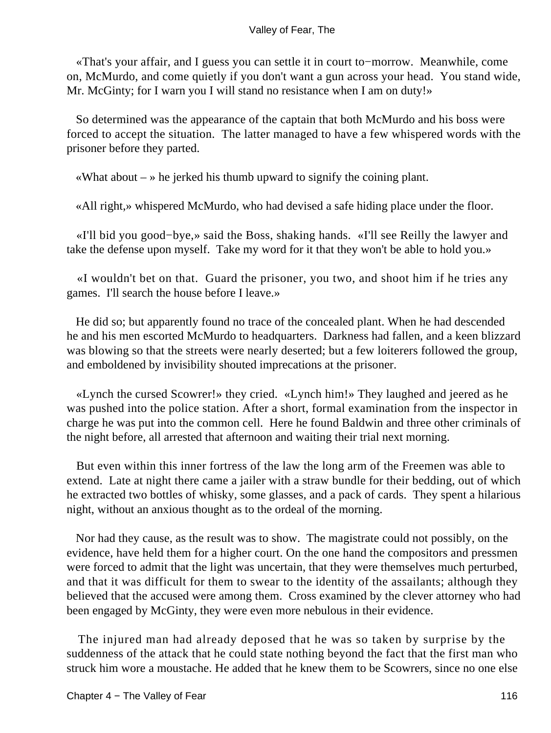«That's your affair, and I guess you can settle it in court to−morrow. Meanwhile, come on, McMurdo, and come quietly if you don't want a gun across your head. You stand wide, Mr. McGinty; for I warn you I will stand no resistance when I am on duty!»

So determined was the appearance of the captain that both McMurdo and his boss were forced to accept the situation. The latter managed to have a few whispered words with the prisoner before they parted.

«What about – » he jerked his thumb upward to signify the coining plant.

«All right,» whispered McMurdo, who had devised a safe hiding place under the floor.

«I'll bid you good−bye,» said the Boss, shaking hands. «I'll see Reilly the lawyer and take the defense upon myself. Take my word for it that they won't be able to hold you.»

«I wouldn't bet on that. Guard the prisoner, you two, and shoot him if he tries any games. I'll search the house before I leave.»

He did so; but apparently found no trace of the concealed plant. When he had descended he and his men escorted McMurdo to headquarters. Darkness had fallen, and a keen blizzard was blowing so that the streets were nearly deserted; but a few loiterers followed the group, and emboldened by invisibility shouted imprecations at the prisoner.

«Lynch the cursed Scowrer!» they cried. «Lynch him!» They laughed and jeered as he was pushed into the police station. After a short, formal examination from the inspector in charge he was put into the common cell. Here he found Baldwin and three other criminals of the night before, all arrested that afternoon and waiting their trial next morning.

But even within this inner fortress of the law the long arm of the Freemen was able to extend. Late at night there came a jailer with a straw bundle for their bedding, out of which he extracted two bottles of whisky, some glasses, and a pack of cards. They spent a hilarious night, without an anxious thought as to the ordeal of the morning.

Nor had they cause, as the result was to show. The magistrate could not possibly, on the evidence, have held them for a higher court. On the one hand the compositors and pressmen were forced to admit that the light was uncertain, that they were themselves much perturbed, and that it was difficult for them to swear to the identity of the assailants; although they believed that the accused were among them. Cross examined by the clever attorney who had been engaged by McGinty, they were even more nebulous in their evidence.

The injured man had already deposed that he was so taken by surprise by the suddenness of the attack that he could state nothing beyond the fact that the first man who struck him wore a moustache. He added that he knew them to be Scowrers, since no one else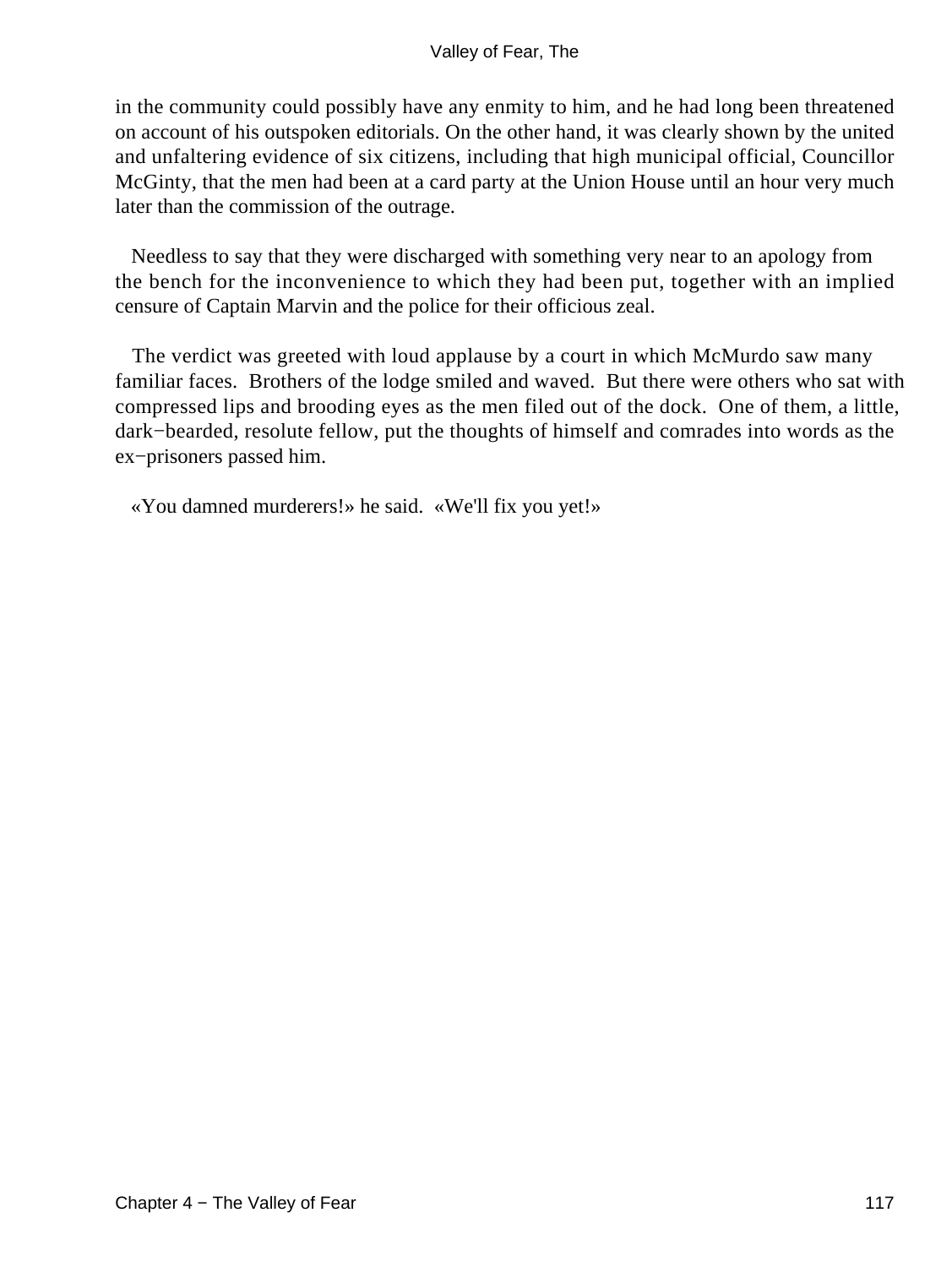in the community could possibly have any enmity to him, and he had long been threatened on account of his outspoken editorials. On the other hand, it was clearly shown by the united and unfaltering evidence of six citizens, including that high municipal official, Councillor McGinty, that the men had been at a card party at the Union House until an hour very much later than the commission of the outrage.

Needless to say that they were discharged with something very near to an apology from the bench for the inconvenience to which they had been put, together with an implied censure of Captain Marvin and the police for their officious zeal.

The verdict was greeted with loud applause by a court in which McMurdo saw many familiar faces. Brothers of the lodge smiled and waved. But there were others who sat with compressed lips and brooding eyes as the men filed out of the dock. One of them, a little, dark−bearded, resolute fellow, put the thoughts of himself and comrades into words as the ex−prisoners passed him.

«You damned murderers!» he said. «We'll fix you yet!»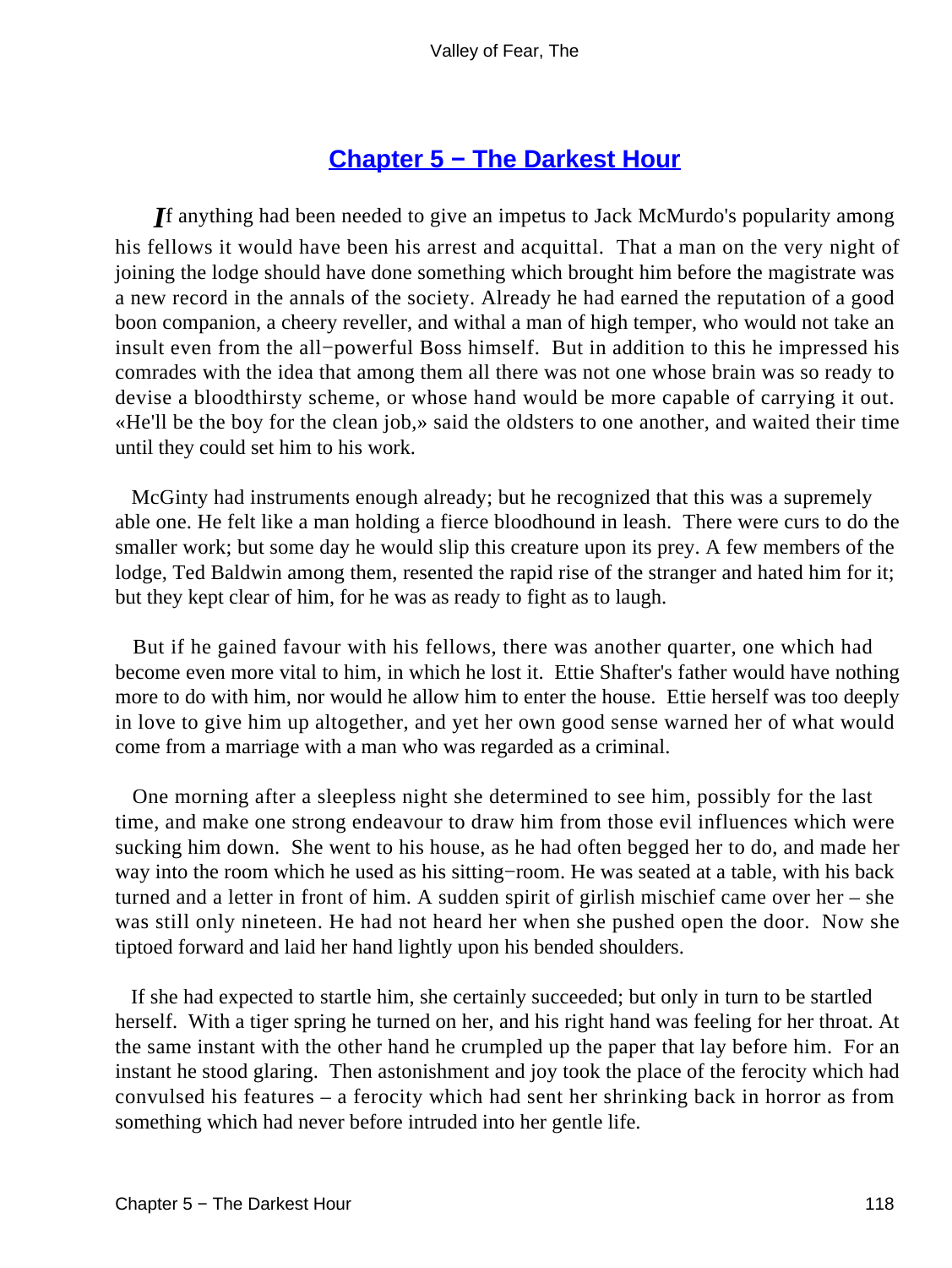## Chapter 5 − The Darkest Hour

*I*f anything had been needed to give an impetus to Jack McMurdo's popularity among his fellows it would have been his arrest and acquittal. That a man on the very night of joining the lodge should have done something which brought him before the magistrate was a new record in the annals of the society. Already he had earned the reputation of a good boon companion, a cheery reveller, and withal a man of high temper, who would not take an insult even from the all−powerful Boss himself. But in addition to this he impressed his comrades with the idea that among them all there was not one whose brain was so ready to devise a bloodthirsty scheme, or whose hand would be more capable of carrying it out. «He'll be the boy for the clean job,» said the oldsters to one another, and waited their time until they could set him to his work.

McGinty had instruments enough already; but he recognized that this was a supremely able one. He felt like a man holding a fierce bloodhound in leash. There were curs to do the smaller work; but some day he would slip this creature upon its prey. A few members of the lodge, Ted Baldwin among them, resented the rapid rise of the stranger and hated him for it; but they kept clear of him, for he was as ready to fight as to laugh.

But if he gained favour with his fellows, there was another quarter, one which had become even more vital to him, in which he lost it. Ettie Shafter's father would have nothing more to do with him, nor would he allow him to enter the house. Ettie herself was too deeply in love to give him up altogether, and yet her own good sense warned her of what would come from a marriage with a man who was regarded as a criminal.

One morning after a sleepless night she determined to see him, possibly for the last time, and make one strong endeavour to draw him from those evil influences which were sucking him down. She went to his house, as he had often begged her to do, and made her way into the room which he used as his sitting−room. He was seated at a table, with his back turned and a letter in front of him. A sudden spirit of girlish mischief came over her – she was still only nineteen. He had not heard her when she pushed open the door. Now she tiptoed forward and laid her hand lightly upon his bended shoulders.

If she had expected to startle him, she certainly succeeded; but only in turn to be startled herself. With a tiger spring he turned on her, and his right hand was feeling for her throat. At the same instant with the other hand he crumpled up the paper that lay before him. For an instant he stood glaring. Then astonishment and joy took the place of the ferocity which had convulsed his features – a ferocity which had sent her shrinking back in horror as from something which had never before intruded into her gentle life.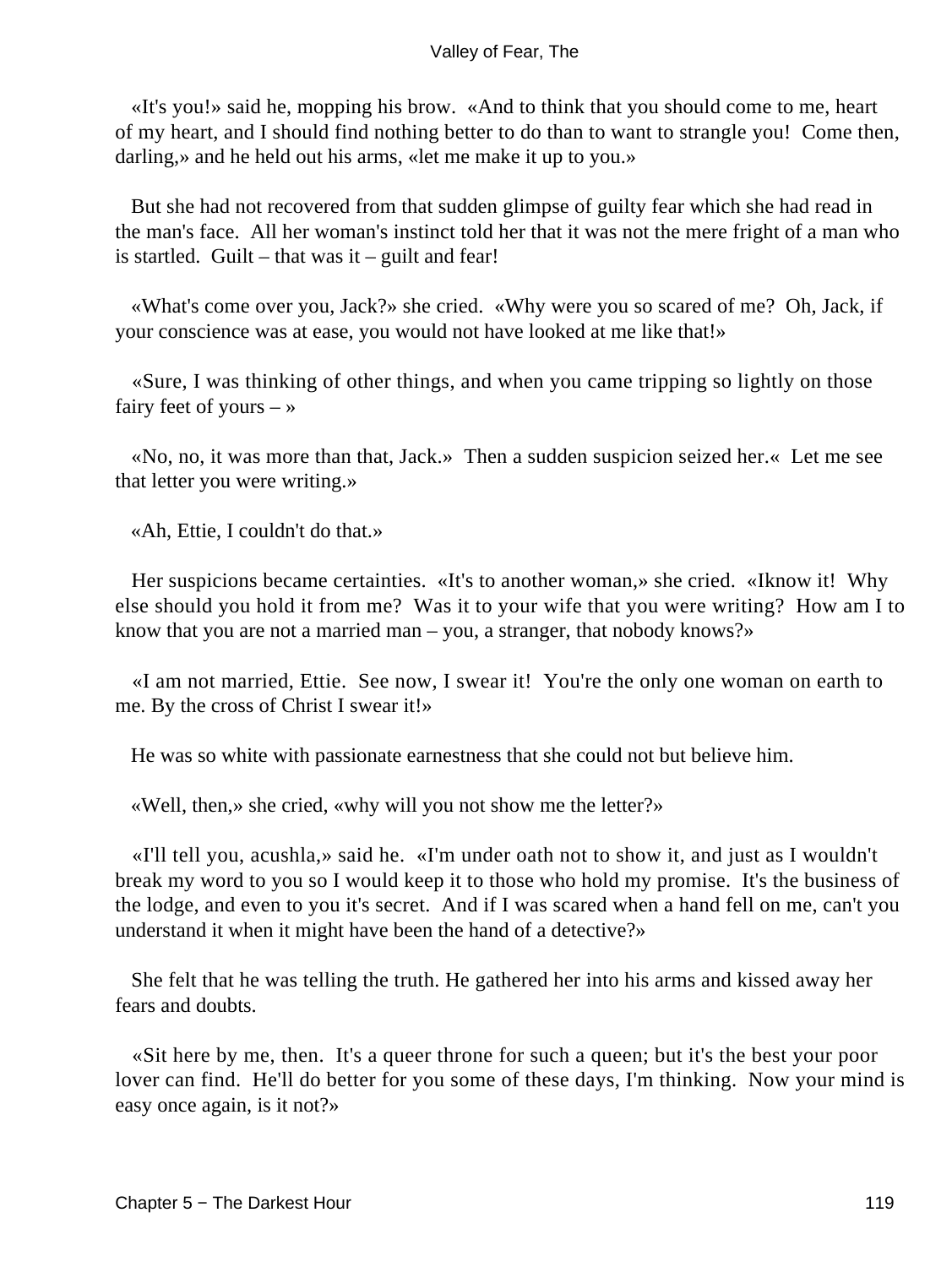«It's you!» said he, mopping his brow. «And to think that you should come to me, heart of my heart, and I should find nothing better to do than to want to strangle you! Come then, darling,» and he held out his arms, «let me make it up to you.»

But she had not recovered from that sudden glimpse of guilty fear which she had read in the man's face. All her woman's instinct told her that it was not the mere fright of a man who is startled. Guilt – that was it – guilt and fear!

«What's come over you, Jack?» she cried. «Why were you so scared of me? Oh, Jack, if your conscience was at ease, you would not have looked at me like that!»

«Sure, I was thinking of other things, and when you came tripping so lightly on those fairy feet of yours – »

«No, no, it was more than that, Jack.» Then a sudden suspicion seized her.« Let me see that letter you were writing.»

«Ah, Ettie, I couldn't do that.»

Her suspicions became certainties. «It's to another woman,» she cried. «Iknow it! Why else should you hold it from me? Was it to your wife that you were writing? How am I to know that you are not a married man – you, a stranger, that nobody knows?»

«I am not married, Ettie. See now, I swear it! You're the only one woman on earth to me. By the cross of Christ I swear it!»

He was so white with passionate earnestness that she could not but believe him.

«Well, then,» she cried, «why will you not show me the letter?»

«I'll tell you, acushla,» said he. «I'm under oath not to show it, and just as I wouldn't break my word to you so I would keep it to those who hold my promise. It's the business of the lodge, and even to you it's secret. And if I was scared when a hand fell on me, can't you understand it when it might have been the hand of a detective?»

She felt that he was telling the truth. He gathered her into his arms and kissed away her fears and doubts.

«Sit here by me, then. It's a queer throne for such a queen; but it's the best your poor lover can find. He'll do better for you some of these days, I'm thinking. Now your mind is easy once again, is it not?»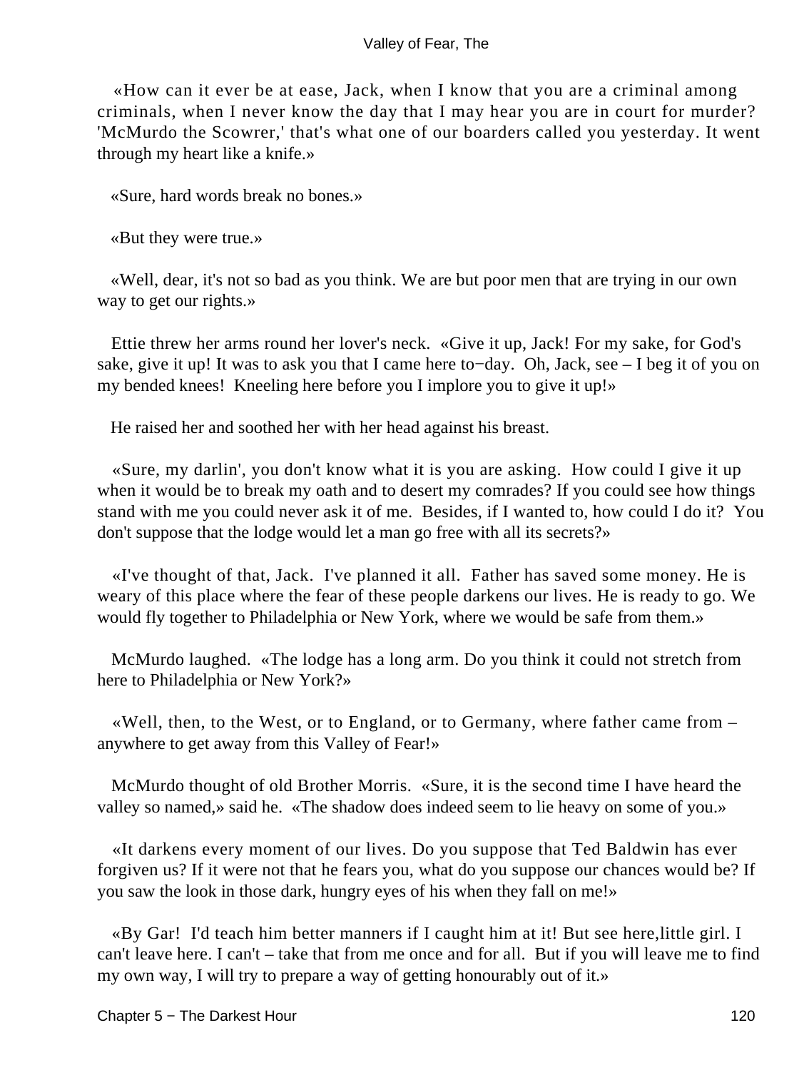«How can it ever be at ease, Jack, when I know that you are a criminal among criminals, when I never know the day that I may hear you are in court for murder? 'McMurdo the Scowrer,' that's what one of our boarders called you yesterday. It went through my heart like a knife.»

«Sure, hard words break no bones.»

«But they were true.»

«Well, dear, it's not so bad as you think. We are but poor men that are trying in our own way to get our rights.»

Ettie threw her arms round her lover's neck. «Give it up, Jack! For my sake, for God's sake, give it up! It was to ask you that I came here to−day. Oh, Jack, see – I beg it of you on my bended knees! Kneeling here before you I implore you to give it up!»

He raised her and soothed her with her head against his breast.

«Sure, my darlin', you don't know what it is you are asking. How could I give it up when it would be to break my oath and to desert my comrades? If you could see how things stand with me you could never ask it of me. Besides, if I wanted to, how could I do it? You don't suppose that the lodge would let a man go free with all its secrets?»

«I've thought of that, Jack. I've planned it all. Father has saved some money. He is weary of this place where the fear of these people darkens our lives. He is ready to go. We would fly together to Philadelphia or New York, where we would be safe from them.»

McMurdo laughed. «The lodge has a long arm. Do you think it could not stretch from here to Philadelphia or New York?»

«Well, then, to the West, or to England, or to Germany, where father came from – anywhere to get away from this Valley of Fear!»

McMurdo thought of old Brother Morris. «Sure, it is the second time I have heard the valley so named,» said he. «The shadow does indeed seem to lie heavy on some of you.»

«It darkens every moment of our lives. Do you suppose that Ted Baldwin has ever forgiven us? If it were not that he fears you, what do you suppose our chances would be? If you saw the look in those dark, hungry eyes of his when they fall on me!»

«By Gar! I'd teach him better manners if I caught him at it! But see here,little girl. I can't leave here. I can't – take that from me once and for all. But if you will leave me to find my own way, I will try to prepare a way of getting honourably out of it.»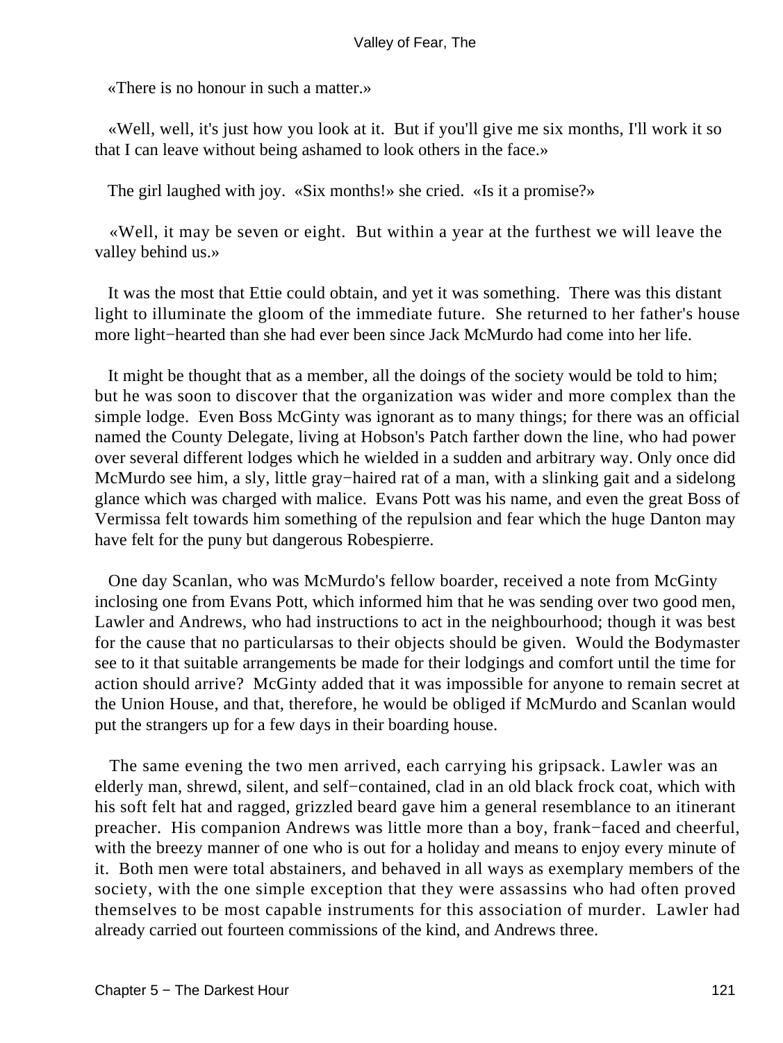«There is no honour in such a matter.»

«Well, well, it's just how you look at it. But if you'll give me six months, I'll work it so that I can leave without being ashamed to look others in the face.»

The girl laughed with joy. «Six months!» she cried. «Is it a promise?»

«Well, it may be seven or eight. But within a year at the furthest we will leave the valley behind us.»

It was the most that Ettie could obtain, and yet it was something. There was this distant light to illuminate the gloom of the immediate future. She returned to her father's house more light−hearted than she had ever been since Jack McMurdo had come into her life.

It might be thought that as a member, all the doings of the society would be told to him; but he was soon to discover that the organization was wider and more complex than the simple lodge. Even Boss McGinty was ignorant as to many things; for there was an official named the County Delegate, living at Hobson's Patch farther down the line, who had power over several different lodges which he wielded in a sudden and arbitrary way. Only once did McMurdo see him, a sly, little gray−haired rat of a man, with a slinking gait and a sidelong glance which was charged with malice. Evans Pott was his name, and even the great Boss of Vermissa felt towards him something of the repulsion and fear which the huge Danton may have felt for the puny but dangerous Robespierre.

One day Scanlan, who was McMurdo's fellow boarder, received a note from McGinty inclosing one from Evans Pott, which informed him that he was sending over two good men, Lawler and Andrews, who had instructions to act in the neighbourhood; though it was best for the cause that no particularsas to their objects should be given. Would the Bodymaster see to it that suitable arrangements be made for their lodgings and comfort until the time for action should arrive? McGinty added that it was impossible for anyone to remain secret at the Union House, and that, therefore, he would be obliged if McMurdo and Scanlan would put the strangers up for a few days in their boarding house.

The same evening the two men arrived, each carrying his gripsack. Lawler was an elderly man, shrewd, silent, and self−contained, clad in an old black frock coat, which with his soft felt hat and ragged, grizzled beard gave him a general resemblance to an itinerant preacher. His companion Andrews was little more than a boy, frank−faced and cheerful, with the breezy manner of one who is out for a holiday and means to enjoy every minute of it. Both men were total abstainers, and behaved in all ways as exemplary members of the society, with the one simple exception that they were assassins who had often proved themselves to be most capable instruments for this association of murder. Lawler had already carried out fourteen commissions of the kind, and Andrews three.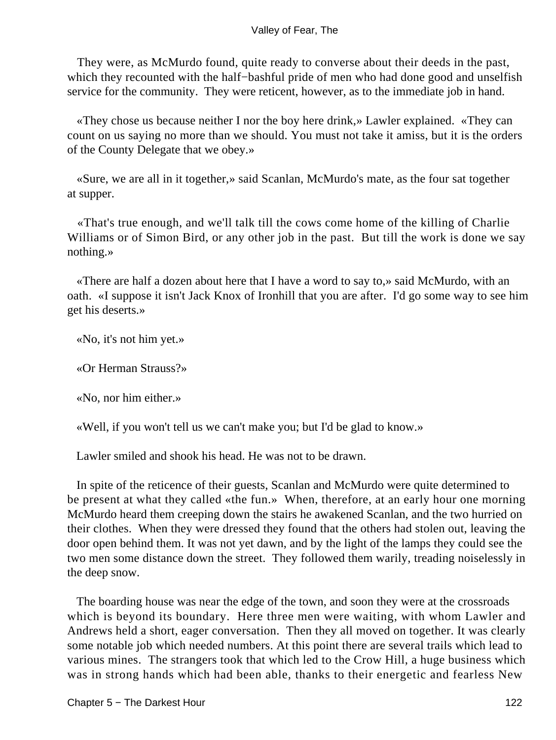They were, as McMurdo found, quite ready to converse about their deeds in the past, which they recounted with the half−bashful pride of men who had done good and unselfish service for the community. They were reticent, however, as to the immediate job in hand.

«They chose us because neither I nor the boy here drink,» Lawler explained. «They can count on us saying no more than we should. You must not take it amiss, but it is the orders of the County Delegate that we obey.»

«Sure, we are all in it together,» said Scanlan, McMurdo's mate, as the four sat together at supper.

«That's true enough, and we'll talk till the cows come home of the killing of Charlie Williams or of Simon Bird, or any other job in the past. But till the work is done we say nothing.»

«There are half a dozen about here that I have a word to say to,» said McMurdo, with an oath. «I suppose it isn't Jack Knox of Ironhill that you are after. I'd go some way to see him get his deserts.»

«No, it's not him yet.»

«Or Herman Strauss?»

«No, nor him either.»

«Well, if you won't tell us we can't make you; but I'd be glad to know.»

Lawler smiled and shook his head. He was not to be drawn.

In spite of the reticence of their guests, Scanlan and McMurdo were quite determined to be present at what they called «the fun.» When, therefore, at an early hour one morning McMurdo heard them creeping down the stairs he awakened Scanlan, and the two hurried on their clothes. When they were dressed they found that the others had stolen out, leaving the door open behind them. It was not yet dawn, and by the light of the lamps they could see the two men some distance down the street. They followed them warily, treading noiselessly in the deep snow.

The boarding house was near the edge of the town, and soon they were at the crossroads which is beyond its boundary. Here three men were waiting, with whom Lawler and Andrews held a short, eager conversation. Then they all moved on together. It was clearly some notable job which needed numbers. At this point there are several trails which lead to various mines. The strangers took that which led to the Crow Hill, a huge business which was in strong hands which had been able, thanks to their energetic and fearless New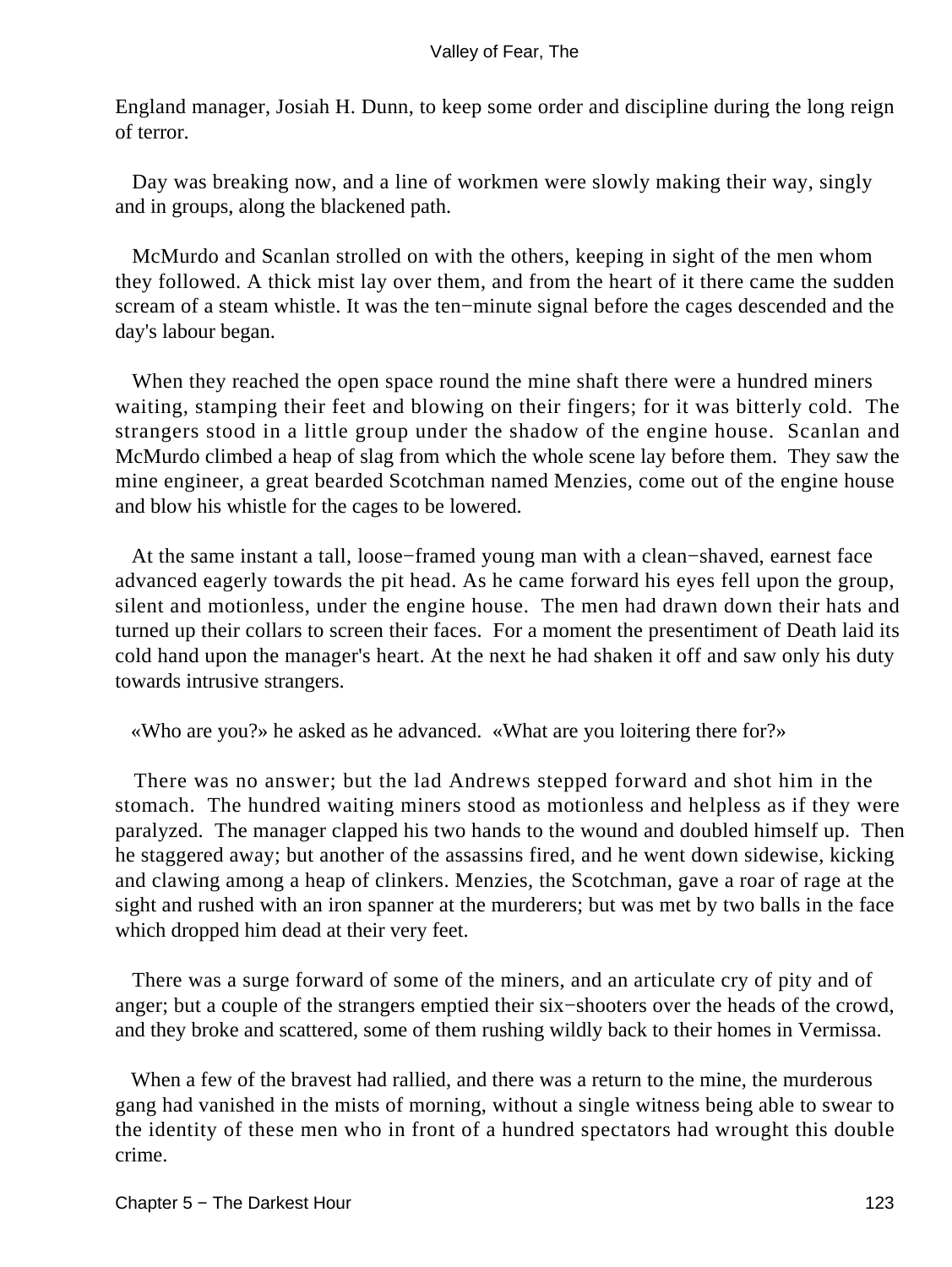England manager, Josiah H. Dunn, to keep some order and discipline during the long reign of terror.

Day was breaking now, and a line of workmen were slowly making their way, singly and in groups, along the blackened path.

McMurdo and Scanlan strolled on with the others, keeping in sight of the men whom they followed. A thick mist lay over them, and from the heart of it there came the sudden scream of a steam whistle. It was the ten−minute signal before the cages descended and the day's labour began.

When they reached the open space round the mine shaft there were a hundred miners waiting, stamping their feet and blowing on their fingers; for it was bitterly cold. The strangers stood in a little group under the shadow of the engine house. Scanlan and McMurdo climbed a heap of slag from which the whole scene lay before them. They saw the mine engineer, a great bearded Scotchman named Menzies, come out of the engine house and blow his whistle for the cages to be lowered.

At the same instant a tall, loose−framed young man with a clean−shaved, earnest face advanced eagerly towards the pit head. As he came forward his eyes fell upon the group, silent and motionless, under the engine house. The men had drawn down their hats and turned up their collars to screen their faces. For a moment the presentiment of Death laid its cold hand upon the manager's heart. At the next he had shaken it off and saw only his duty towards intrusive strangers.

«Who are you?» he asked as he advanced. «What are you loitering there for?»

There was no answer; but the lad Andrews stepped forward and shot him in the stomach. The hundred waiting miners stood as motionless and helpless as if they were paralyzed. The manager clapped his two hands to the wound and doubled himself up. Then he staggered away; but another of the assassins fired, and he went down sidewise, kicking and clawing among a heap of clinkers. Menzies, the Scotchman, gave a roar of rage at the sight and rushed with an iron spanner at the murderers; but was met by two balls in the face which dropped him dead at their very feet.

There was a surge forward of some of the miners, and an articulate cry of pity and of anger; but a couple of the strangers emptied their six−shooters over the heads of the crowd, and they broke and scattered, some of them rushing wildly back to their homes in Vermissa.

When a few of the bravest had rallied, and there was a return to the mine, the murderous gang had vanished in the mists of morning, without a single witness being able to swear to the identity of these men who in front of a hundred spectators had wrought this double crime.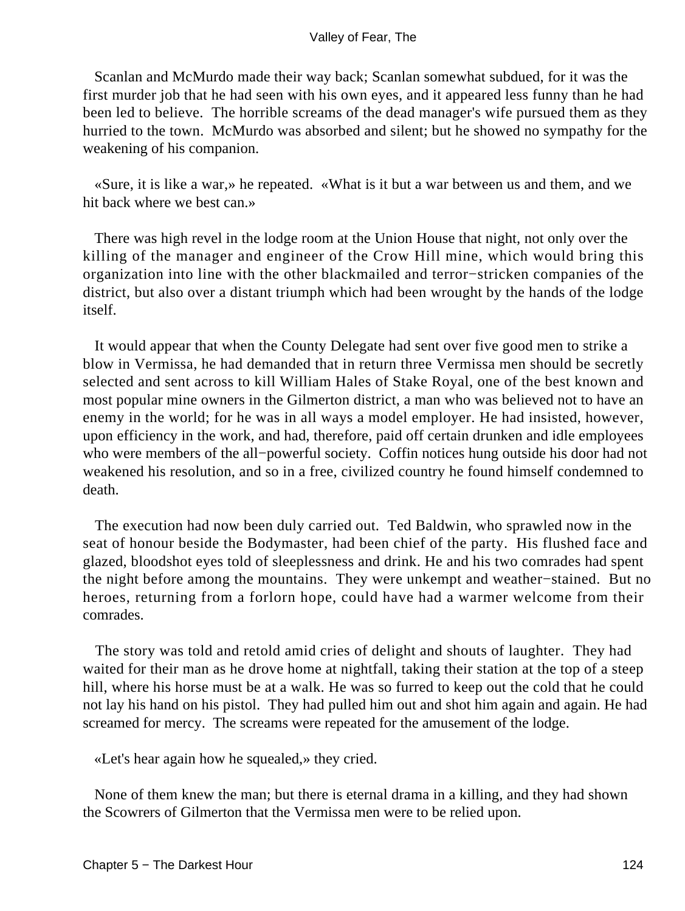Scanlan and McMurdo made their way back; Scanlan somewhat subdued, for it was the first murder job that he had seen with his own eyes, and it appeared less funny than he had been led to believe. The horrible screams of the dead manager's wife pursued them as they hurried to the town. McMurdo was absorbed and silent; but he showed no sympathy for the weakening of his companion.

«Sure, it is like a war,» he repeated. «What is it but a war between us and them, and we hit back where we best can.»

There was high revel in the lodge room at the Union House that night, not only over the killing of the manager and engineer of the Crow Hill mine, which would bring this organization into line with the other blackmailed and terror−stricken companies of the district, but also over a distant triumph which had been wrought by the hands of the lodge itself.

It would appear that when the County Delegate had sent over five good men to strike a blow in Vermissa, he had demanded that in return three Vermissa men should be secretly selected and sent across to kill William Hales of Stake Royal, one of the best known and most popular mine owners in the Gilmerton district, a man who was believed not to have an enemy in the world; for he was in all ways a model employer. He had insisted, however, upon efficiency in the work, and had, therefore, paid off certain drunken and idle employees who were members of the all−powerful society. Coffin notices hung outside his door had not weakened his resolution, and so in a free, civilized country he found himself condemned to death.

The execution had now been duly carried out. Ted Baldwin, who sprawled now in the seat of honour beside the Bodymaster, had been chief of the party. His flushed face and glazed, bloodshot eyes told of sleeplessness and drink. He and his two comrades had spent the night before among the mountains. They were unkempt and weather−stained. But no heroes, returning from a forlorn hope, could have had a warmer welcome from their comrades.

The story was told and retold amid cries of delight and shouts of laughter. They had waited for their man as he drove home at nightfall, taking their station at the top of a steep hill, where his horse must be at a walk. He was so furred to keep out the cold that he could not lay his hand on his pistol. They had pulled him out and shot him again and again. He had screamed for mercy. The screams were repeated for the amusement of the lodge.

«Let's hear again how he squealed,» they cried.

None of them knew the man; but there is eternal drama in a killing, and they had shown the Scowrers of Gilmerton that the Vermissa men were to be relied upon.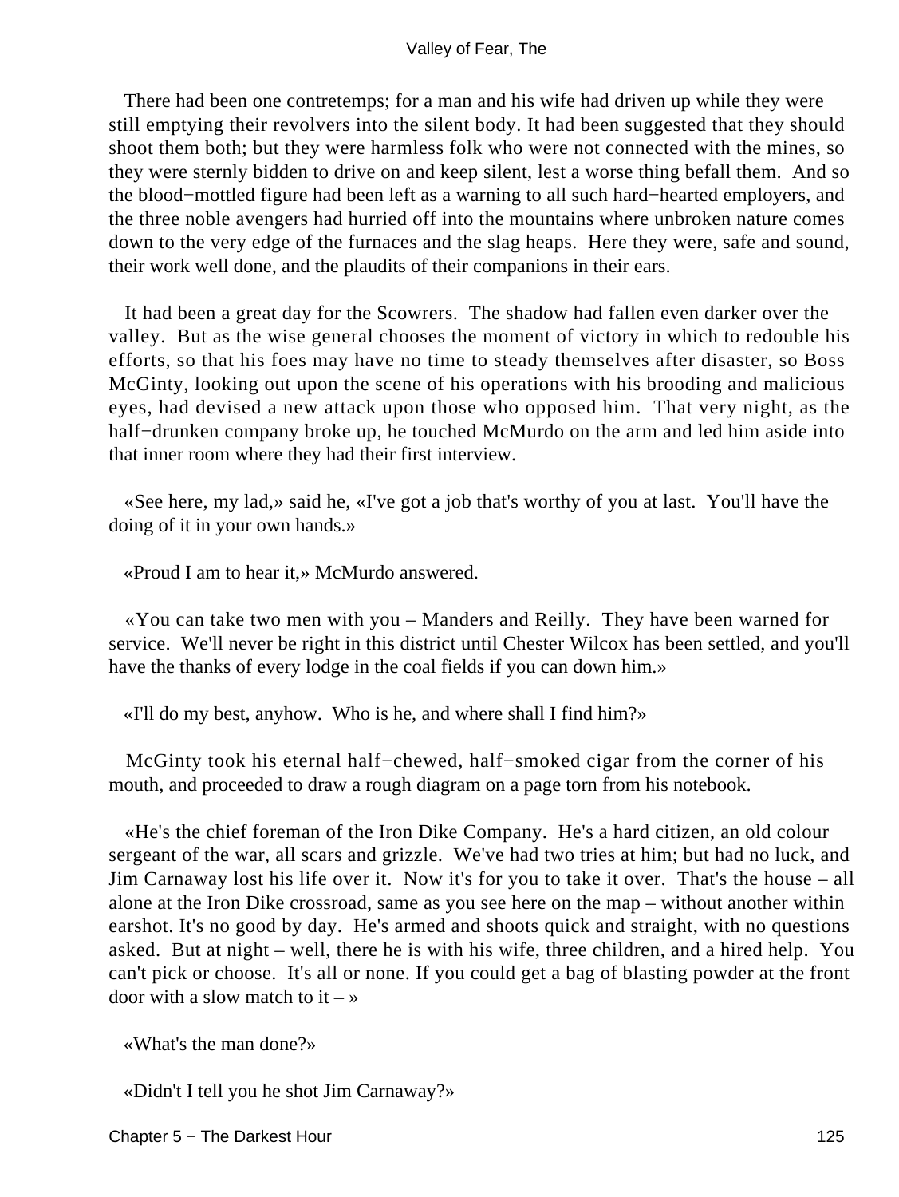There had been one contretemps; for a man and his wife had driven up while they were still emptying their revolvers into the silent body. It had been suggested that they should shoot them both; but they were harmless folk who were not connected with the mines, so they were sternly bidden to drive on and keep silent, lest a worse thing befall them. And so the blood−mottled figure had been left as a warning to all such hard−hearted employers, and the three noble avengers had hurried off into the mountains where unbroken nature comes down to the very edge of the furnaces and the slag heaps. Here they were, safe and sound, their work well done, and the plaudits of their companions in their ears.

It had been a great day for the Scowrers. The shadow had fallen even darker over the valley. But as the wise general chooses the moment of victory in which to redouble his efforts, so that his foes may have no time to steady themselves after disaster, so Boss McGinty, looking out upon the scene of his operations with his brooding and malicious eyes, had devised a new attack upon those who opposed him. That very night, as the half−drunken company broke up, he touched McMurdo on the arm and led him aside into that inner room where they had their first interview.

«See here, my lad,» said he, «I've got a job that's worthy of you at last. You'll have the doing of it in your own hands.»

«Proud I am to hear it,» McMurdo answered.

«You can take two men with you – Manders and Reilly. They have been warned for service. We'll never be right in this district until Chester Wilcox has been settled, and you'll have the thanks of every lodge in the coal fields if you can down him.»

«I'll do my best, anyhow. Who is he, and where shall I find him?»

McGinty took his eternal half−chewed, half−smoked cigar from the corner of his mouth, and proceeded to draw a rough diagram on a page torn from his notebook.

«He's the chief foreman of the Iron Dike Company. He's a hard citizen, an old colour sergeant of the war, all scars and grizzle. We've had two tries at him; but had no luck, and Jim Carnaway lost his life over it. Now it's for you to take it over. That's the house – all alone at the Iron Dike crossroad, same as you see here on the map – without another within earshot. It's no good by day. He's armed and shoots quick and straight, with no questions asked. But at night – well, there he is with his wife, three children, and a hired help. You can't pick or choose. It's all or none. If you could get a bag of blasting powder at the front door with a slow match to it – »

«What's the man done?»

«Didn't I tell you he shot Jim Carnaway?»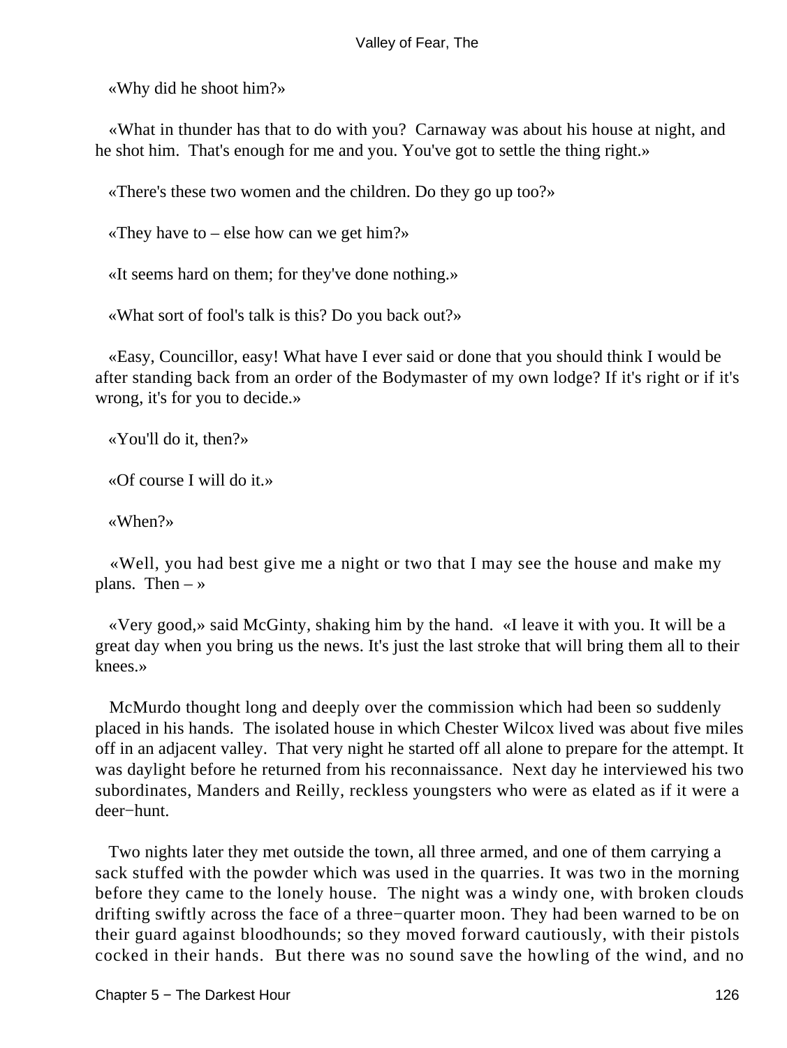«Why did he shoot him?»

«What in thunder has that to do with you? Carnaway was about his house at night, and he shot him. That's enough for me and you. You've got to settle the thing right.»

«There's these two women and the children. Do they go up too?»

«They have to – else how can we get him?»

«It seems hard on them; for they've done nothing.»

«What sort of fool's talk is this? Do you back out?»

«Easy, Councillor, easy! What have I ever said or done that you should think I would be after standing back from an order of the Bodymaster of my own lodge? If it's right or if it's wrong, it's for you to decide.»

«You'll do it, then?»

«Of course I will do it.»

«When?»

«Well, you had best give me a night or two that I may see the house and make my plans. Then – »

«Very good,» said McGinty, shaking him by the hand. «I leave it with you. It will be a great day when you bring us the news. It's just the last stroke that will bring them all to their knees.»

McMurdo thought long and deeply over the commission which had been so suddenly placed in his hands. The isolated house in which Chester Wilcox lived was about five miles off in an adjacent valley. That very night he started off all alone to prepare for the attempt. It was daylight before he returned from his reconnaissance. Next day he interviewed his two subordinates, Manders and Reilly, reckless youngsters who were as elated as if it were a deer−hunt.

Two nights later they met outside the town, all three armed, and one of them carrying a sack stuffed with the powder which was used in the quarries. It was two in the morning before they came to the lonely house. The night was a windy one, with broken clouds drifting swiftly across the face of a three−quarter moon. They had been warned to be on their guard against bloodhounds; so they moved forward cautiously, with their pistols cocked in their hands. But there was no sound save the howling of the wind, and no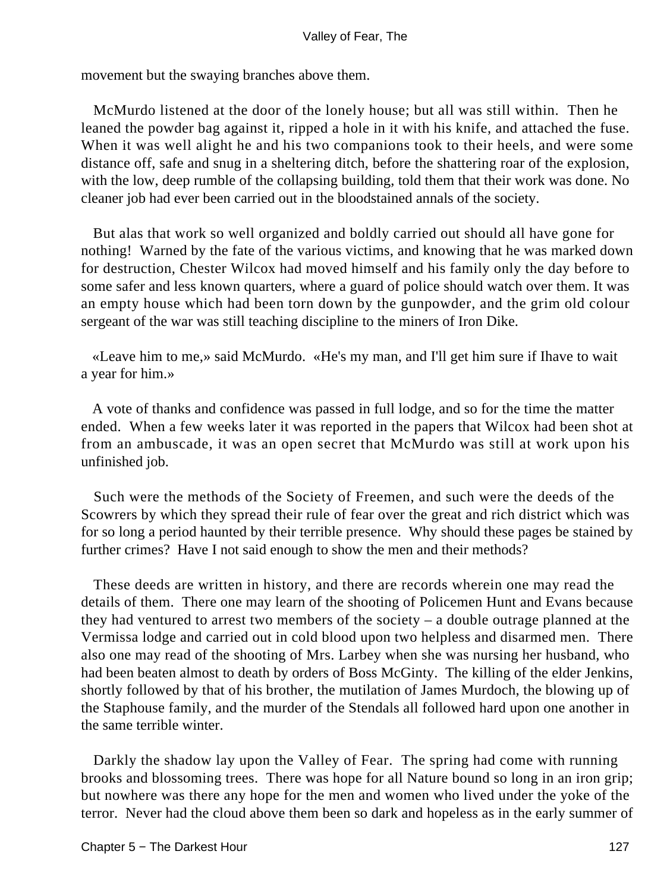movement but the swaying branches above them.

McMurdo listened at the door of the lonely house; but all was still within. Then he leaned the powder bag against it, ripped a hole in it with his knife, and attached the fuse. When it was well alight he and his two companions took to their heels, and were some distance off, safe and snug in a sheltering ditch, before the shattering roar of the explosion, with the low, deep rumble of the collapsing building, told them that their work was done. No cleaner job had ever been carried out in the bloodstained annals of the society.

But alas that work so well organized and boldly carried out should all have gone for nothing! Warned by the fate of the various victims, and knowing that he was marked down for destruction, Chester Wilcox had moved himself and his family only the day before to some safer and less known quarters, where a guard of police should watch over them. It was an empty house which had been torn down by the gunpowder, and the grim old colour sergeant of the war was still teaching discipline to the miners of Iron Dike.

«Leave him to me,» said McMurdo. «He's my man, and I'll get him sure if Ihave to wait a year for him.»

A vote of thanks and confidence was passed in full lodge, and so for the time the matter ended. When a few weeks later it was reported in the papers that Wilcox had been shot at from an ambuscade, it was an open secret that McMurdo was still at work upon his unfinished job.

Such were the methods of the Society of Freemen, and such were the deeds of the Scowrers by which they spread their rule of fear over the great and rich district which was for so long a period haunted by their terrible presence. Why should these pages be stained by further crimes? Have I not said enough to show the men and their methods?

These deeds are written in history, and there are records wherein one may read the details of them. There one may learn of the shooting of Policemen Hunt and Evans because they had ventured to arrest two members of the society – a double outrage planned at the Vermissa lodge and carried out in cold blood upon two helpless and disarmed men. There also one may read of the shooting of Mrs. Larbey when she was nursing her husband, who had been beaten almost to death by orders of Boss McGinty. The killing of the elder Jenkins, shortly followed by that of his brother, the mutilation of James Murdoch, the blowing up of the Staphouse family, and the murder of the Stendals all followed hard upon one another in the same terrible winter.

Darkly the shadow lay upon the Valley of Fear. The spring had come with running brooks and blossoming trees. There was hope for all Nature bound so long in an iron grip; but nowhere was there any hope for the men and women who lived under the yoke of the terror. Never had the cloud above them been so dark and hopeless as in the early summer of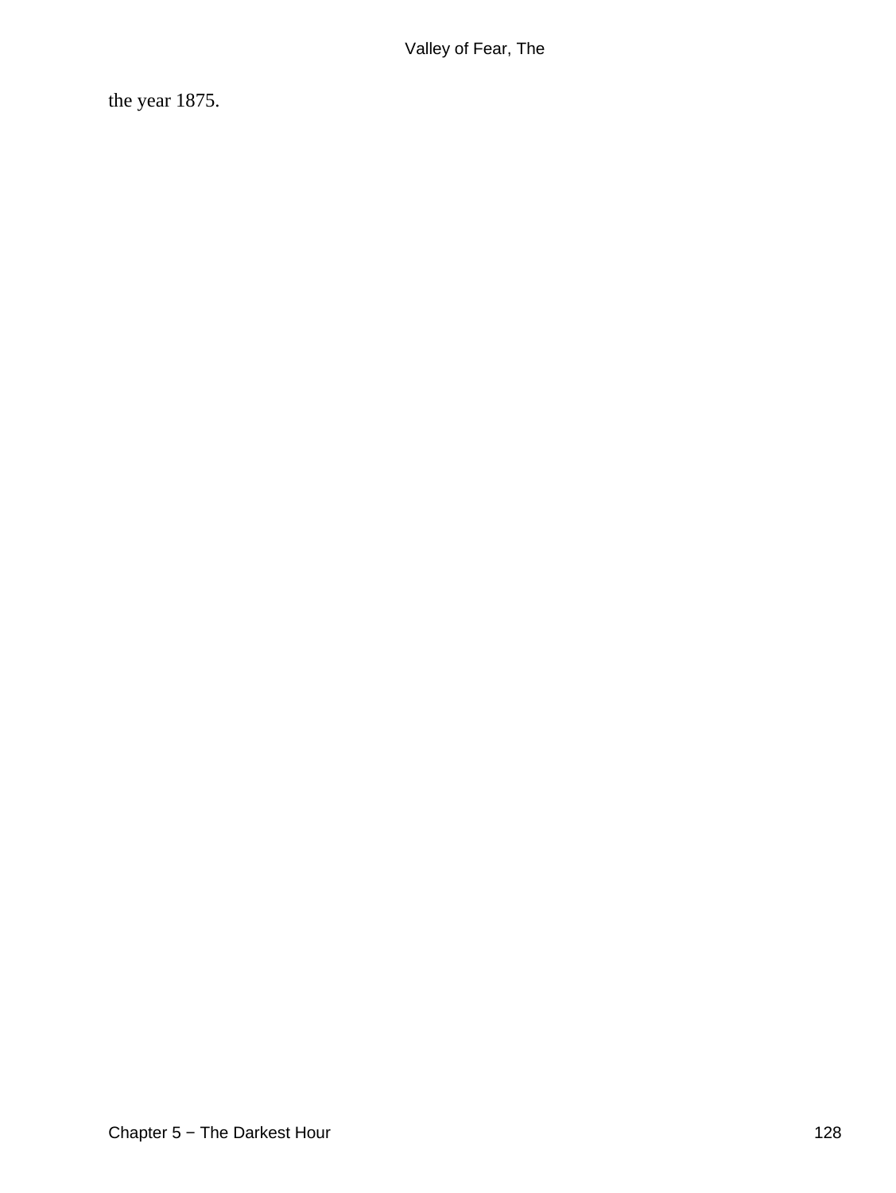the year 1875.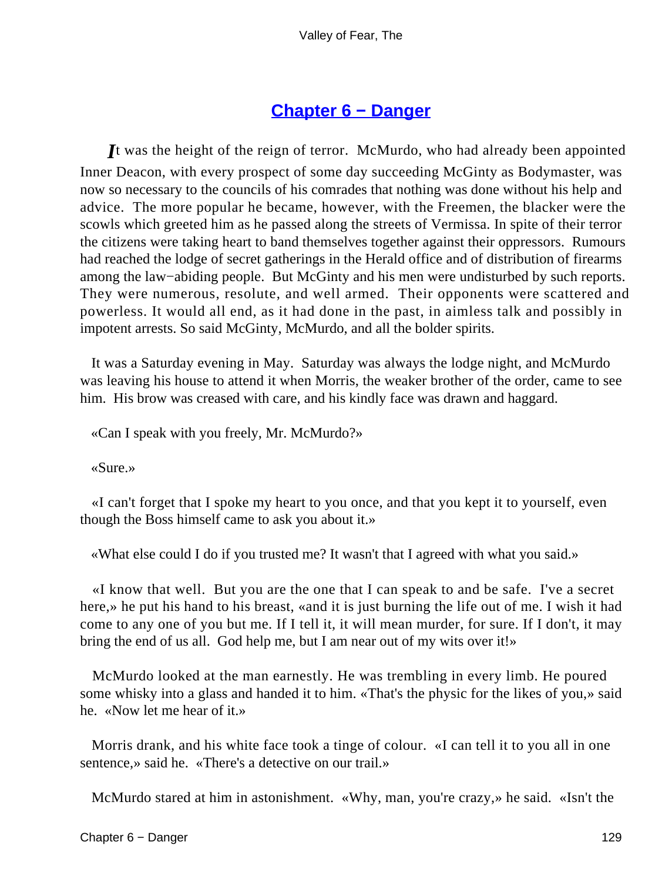## Chapter 6 − Danger

*I*t was the height of the reign of terror. McMurdo, who had already been appointed Inner Deacon, with every prospect of some day succeeding McGinty as Bodymaster, was now so necessary to the councils of his comrades that nothing was done without his help and advice. The more popular he became, however, with the Freemen, the blacker were the scowls which greeted him as he passed along the streets of Vermissa. In spite of their terror the citizens were taking heart to band themselves together against their oppressors. Rumours had reached the lodge of secret gatherings in the Herald office and of distribution of firearms among the law−abiding people. But McGinty and his men were undisturbed by such reports. They were numerous, resolute, and well armed. Their opponents were scattered and powerless. It would all end, as it had done in the past, in aimless talk and possibly in impotent arrests. So said McGinty, McMurdo, and all the bolder spirits.

It was a Saturday evening in May. Saturday was always the lodge night, and McMurdo was leaving his house to attend it when Morris, the weaker brother of the order, came to see him. His brow was creased with care, and his kindly face was drawn and haggard.

«Can I speak with you freely, Mr. McMurdo?»

«Sure.»

«I can't forget that I spoke my heart to you once, and that you kept it to yourself, even though the Boss himself came to ask you about it.»

«What else could I do if you trusted me? It wasn't that I agreed with what you said.»

«I know that well. But you are the one that I can speak to and be safe. I've a secret here,» he put his hand to his breast, «and it is just burning the life out of me. I wish it had come to any one of you but me. If I tell it, it will mean murder, for sure. If I don't, it may bring the end of us all. God help me, but I am near out of my wits over it!»

McMurdo looked at the man earnestly. He was trembling in every limb. He poured some whisky into a glass and handed it to him. «That's the physic for the likes of you,» said he. «Now let me hear of it.»

Morris drank, and his white face took a tinge of colour. «I can tell it to you all in one sentence,» said he. «There's a detective on our trail.»

McMurdo stared at him in astonishment. «Why, man, you're crazy,» he said. «Isn't the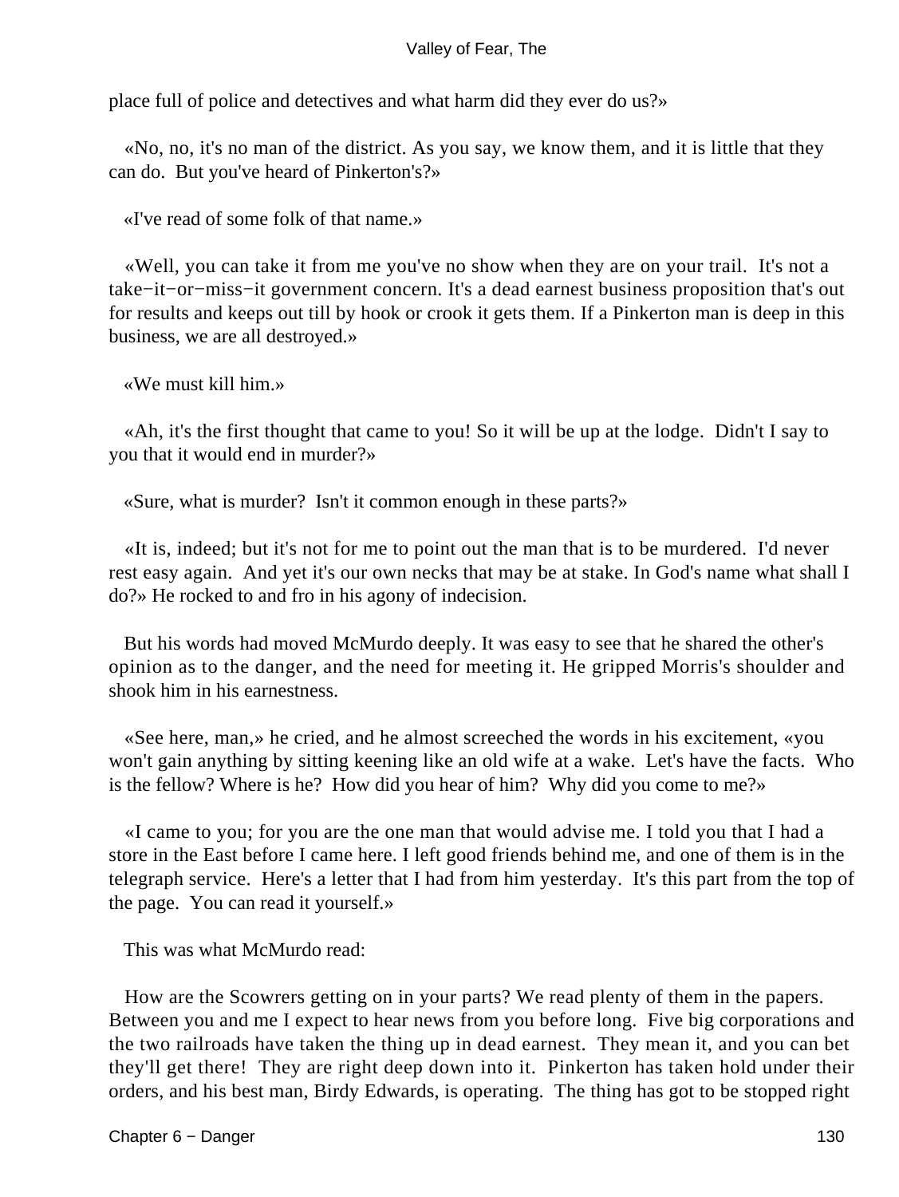place full of police and detectives and what harm did they ever do us?»

«No, no, it's no man of the district. As you say, we know them, and it is little that they can do. But you've heard of Pinkerton's?»

«I've read of some folk of that name.»

«Well, you can take it from me you've no show when they are on your trail. It's not a take−it−or−miss−it government concern. It's a dead earnest business proposition that's out for results and keeps out till by hook or crook it gets them. If a Pinkerton man is deep in this business, we are all destroyed.»

«We must kill him.»

«Ah, it's the first thought that came to you! So it will be up at the lodge. Didn't I say to you that it would end in murder?»

«Sure, what is murder? Isn't it common enough in these parts?»

«It is, indeed; but it's not for me to point out the man that is to be murdered. I'd never rest easy again. And yet it's our own necks that may be at stake. In God's name what shall I do?» He rocked to and fro in his agony of indecision.

But his words had moved McMurdo deeply. It was easy to see that he shared the other's opinion as to the danger, and the need for meeting it. He gripped Morris's shoulder and shook him in his earnestness.

«See here, man,» he cried, and he almost screeched the words in his excitement, «you won't gain anything by sitting keening like an old wife at a wake. Let's have the facts. Who is the fellow? Where is he? How did you hear of him? Why did you come to me?»

«I came to you; for you are the one man that would advise me. I told you that I had a store in the East before I came here. I left good friends behind me, and one of them is in the telegraph service. Here's a letter that I had from him yesterday. It's this part from the top of the page. You can read it yourself.»

This was what McMurdo read:

How are the Scowrers getting on in your parts? We read plenty of them in the papers. Between you and me I expect to hear news from you before long. Five big corporations and the two railroads have taken the thing up in dead earnest. They mean it, and you can bet they'll get there! They are right deep down into it. Pinkerton has taken hold under their orders, and his best man, Birdy Edwards, is operating. The thing has got to be stopped right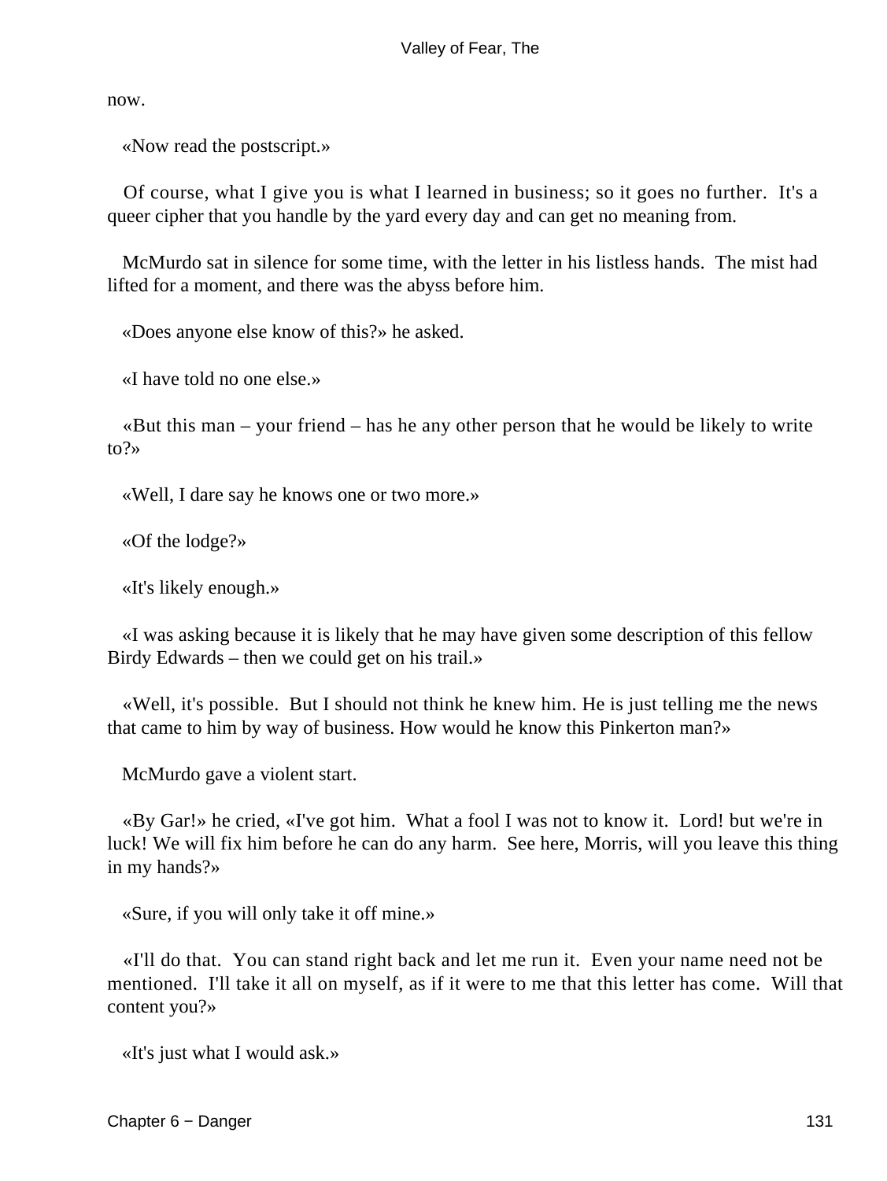now.

«Now read the postscript.»

Of course, what I give you is what I learned in business; so it goes no further. It's a queer cipher that you handle by the yard every day and can get no meaning from.

McMurdo sat in silence for some time, with the letter in his listless hands. The mist had lifted for a moment, and there was the abyss before him.

«Does anyone else know of this?» he asked.

«I have told no one else.»

«But this man – your friend – has he any other person that he would be likely to write to?»

«Well, I dare say he knows one or two more.»

«Of the lodge?»

«It's likely enough.»

«I was asking because it is likely that he may have given some description of this fellow Birdy Edwards – then we could get on his trail.»

«Well, it's possible. But I should not think he knew him. He is just telling me the news that came to him by way of business. How would he know this Pinkerton man?»

McMurdo gave a violent start.

«By Gar!» he cried, «I've got him. What a fool I was not to know it. Lord! but we're in luck! We will fix him before he can do any harm. See here, Morris, will you leave this thing in my hands?»

«Sure, if you will only take it off mine.»

«I'll do that. You can stand right back and let me run it. Even your name need not be mentioned. I'll take it all on myself, as if it were to me that this letter has come. Will that content you?»

«It's just what I would ask.»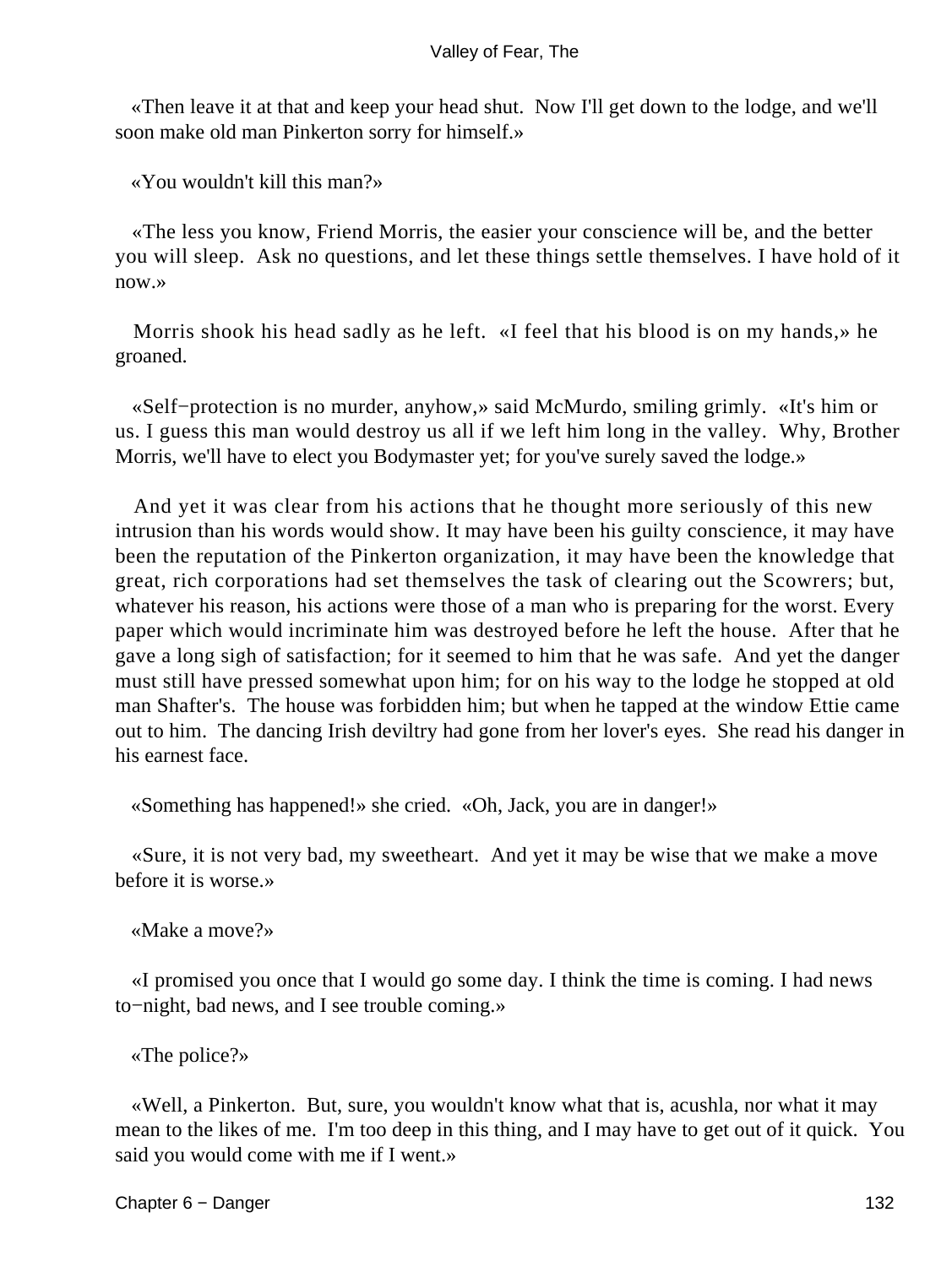«Then leave it at that and keep your head shut. Now I'll get down to the lodge, and we'll soon make old man Pinkerton sorry for himself.»

«You wouldn't kill this man?»

«The less you know, Friend Morris, the easier your conscience will be, and the better you will sleep. Ask no questions, and let these things settle themselves. I have hold of it now.»

Morris shook his head sadly as he left. «I feel that his blood is on my hands,» he groaned.

«Self−protection is no murder, anyhow,» said McMurdo, smiling grimly. «It's him or us. I guess this man would destroy us all if we left him long in the valley. Why, Brother Morris, we'll have to elect you Bodymaster yet; for you've surely saved the lodge.»

And yet it was clear from his actions that he thought more seriously of this new intrusion than his words would show. It may have been his guilty conscience, it may have been the reputation of the Pinkerton organization, it may have been the knowledge that great, rich corporations had set themselves the task of clearing out the Scowrers; but, whatever his reason, his actions were those of a man who is preparing for the worst. Every paper which would incriminate him was destroyed before he left the house. After that he gave a long sigh of satisfaction; for it seemed to him that he was safe. And yet the danger must still have pressed somewhat upon him; for on his way to the lodge he stopped at old man Shafter's. The house was forbidden him; but when he tapped at the window Ettie came out to him. The dancing Irish deviltry had gone from her lover's eyes. She read his danger in his earnest face.

«Something has happened!» she cried. «Oh, Jack, you are in danger!»

«Sure, it is not very bad, my sweetheart. And yet it may be wise that we make a move before it is worse.»

«Make a move?»

«I promised you once that I would go some day. I think the time is coming. I had news to−night, bad news, and I see trouble coming.»

«The police?»

«Well, a Pinkerton. But, sure, you wouldn't know what that is, acushla, nor what it may mean to the likes of me. I'm too deep in this thing, and I may have to get out of it quick. You said you would come with me if I went.»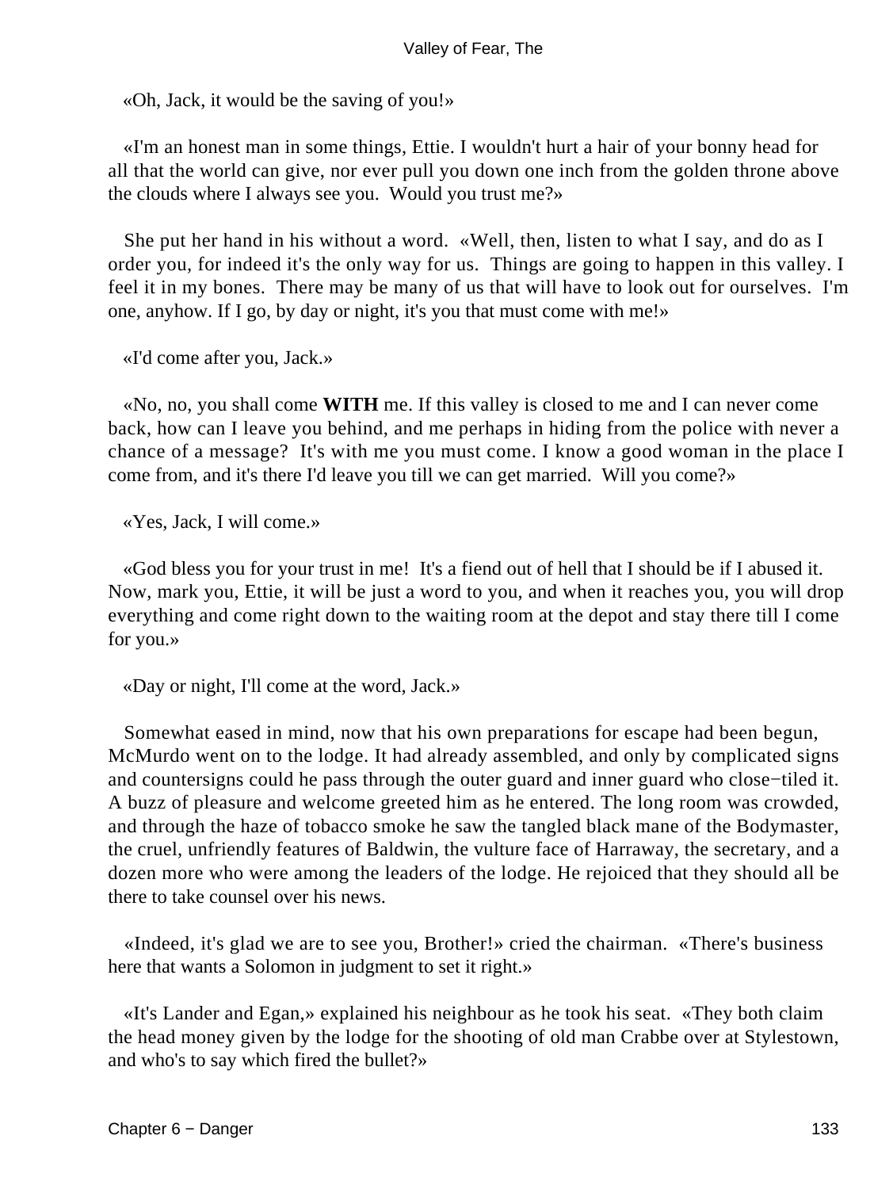«Oh, Jack, it would be the saving of you!»

«I'm an honest man in some things, Ettie. I wouldn't hurt a hair of your bonny head for all that the world can give, nor ever pull you down one inch from the golden throne above the clouds where I always see you. Would you trust me?»

She put her hand in his without a word. «Well, then, listen to what I say, and do as I order you, for indeed it's the only way for us. Things are going to happen in this valley. I feel it in my bones. There may be many of us that will have to look out for ourselves. I'm one, anyhow. If I go, by day or night, it's you that must come with me!»

«I'd come after you, Jack.»

«No, no, you shall come **WITH** me. If this valley is closed to me and I can never come back, how can I leave you behind, and me perhaps in hiding from the police with never a chance of a message? It's with me you must come. I know a good woman in the place I come from, and it's there I'd leave you till we can get married. Will you come?»

«Yes, Jack, I will come.»

«God bless you for your trust in me! It's a fiend out of hell that I should be if I abused it. Now, mark you, Ettie, it will be just a word to you, and when it reaches you, you will drop everything and come right down to the waiting room at the depot and stay there till I come for you.»

«Day or night, I'll come at the word, Jack.»

Somewhat eased in mind, now that his own preparations for escape had been begun, McMurdo went on to the lodge. It had already assembled, and only by complicated signs and countersigns could he pass through the outer guard and inner guard who close−tiled it. A buzz of pleasure and welcome greeted him as he entered. The long room was crowded, and through the haze of tobacco smoke he saw the tangled black mane of the Bodymaster, the cruel, unfriendly features of Baldwin, the vulture face of Harraway, the secretary, and a dozen more who were among the leaders of the lodge. He rejoiced that they should all be there to take counsel over his news.

«Indeed, it's glad we are to see you, Brother!» cried the chairman. «There's business here that wants a Solomon in judgment to set it right.»

«It's Lander and Egan,» explained his neighbour as he took his seat. «They both claim the head money given by the lodge for the shooting of old man Crabbe over at Stylestown, and who's to say which fired the bullet?»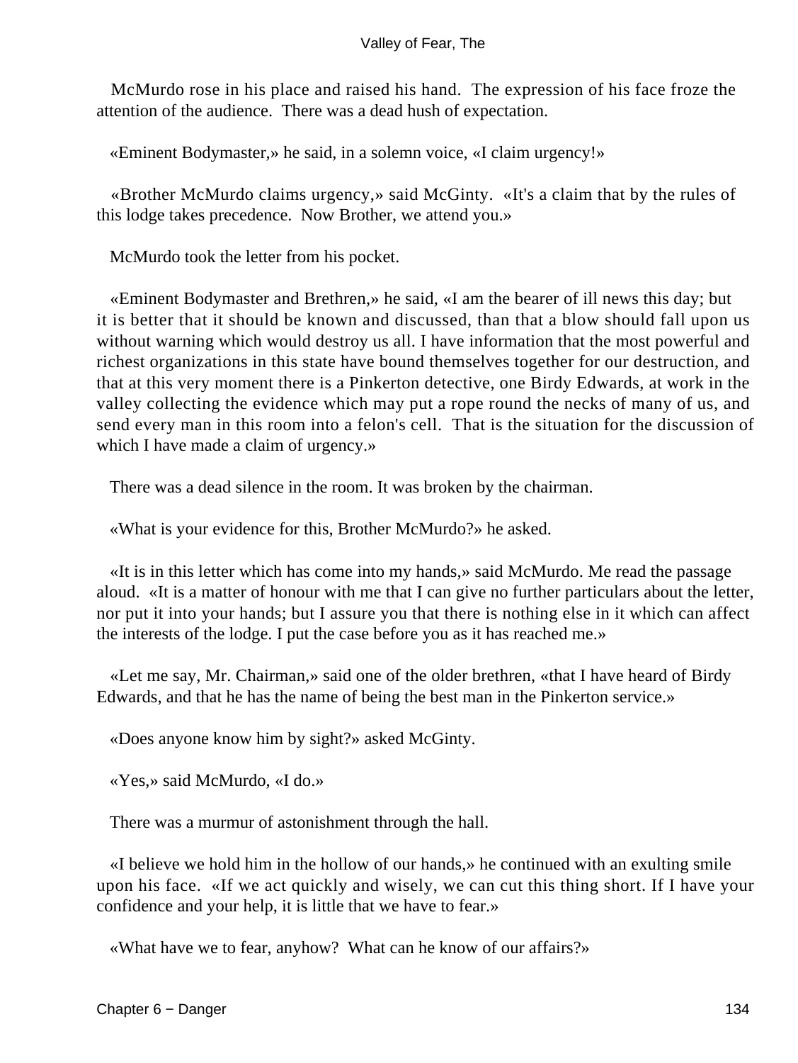McMurdo rose in his place and raised his hand. The expression of his face froze the attention of the audience. There was a dead hush of expectation.

«Eminent Bodymaster,» he said, in a solemn voice, «I claim urgency!»

«Brother McMurdo claims urgency,» said McGinty. «It's a claim that by the rules of this lodge takes precedence. Now Brother, we attend you.»

McMurdo took the letter from his pocket.

«Eminent Bodymaster and Brethren,» he said, «I am the bearer of ill news this day; but it is better that it should be known and discussed, than that a blow should fall upon us without warning which would destroy us all. I have information that the most powerful and richest organizations in this state have bound themselves together for our destruction, and that at this very moment there is a Pinkerton detective, one Birdy Edwards, at work in the valley collecting the evidence which may put a rope round the necks of many of us, and send every man in this room into a felon's cell. That is the situation for the discussion of which I have made a claim of urgency.»

There was a dead silence in the room. It was broken by the chairman.

«What is your evidence for this, Brother McMurdo?» he asked.

«It is in this letter which has come into my hands,» said McMurdo. Me read the passage aloud. «It is a matter of honour with me that I can give no further particulars about the letter, nor put it into your hands; but I assure you that there is nothing else in it which can affect the interests of the lodge. I put the case before you as it has reached me.»

«Let me say, Mr. Chairman,» said one of the older brethren, «that I have heard of Birdy Edwards, and that he has the name of being the best man in the Pinkerton service.»

«Does anyone know him by sight?» asked McGinty.

«Yes,» said McMurdo, «I do.»

There was a murmur of astonishment through the hall.

«I believe we hold him in the hollow of our hands,» he continued with an exulting smile upon his face. «If we act quickly and wisely, we can cut this thing short. If I have your confidence and your help, it is little that we have to fear.»

«What have we to fear, anyhow? What can he know of our affairs?»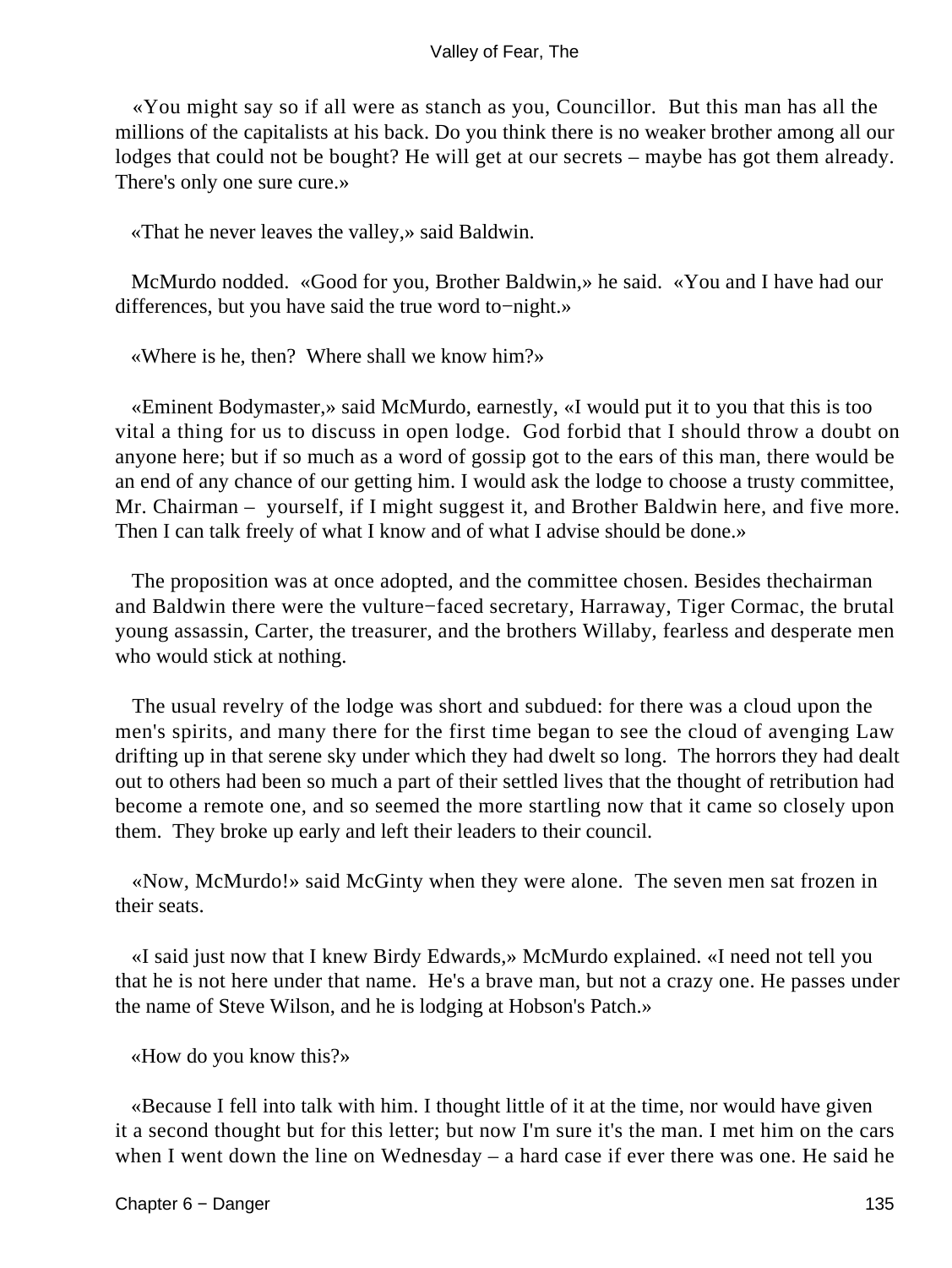«You might say so if all were as stanch as you, Councillor. But this man has all the millions of the capitalists at his back. Do you think there is no weaker brother among all our lodges that could not be bought? He will get at our secrets – maybe has got them already. There's only one sure cure.»

«That he never leaves the valley,» said Baldwin.

McMurdo nodded. «Good for you, Brother Baldwin,» he said. «You and I have had our differences, but you have said the true word to−night.»

«Where is he, then? Where shall we know him?»

«Eminent Bodymaster,» said McMurdo, earnestly, «I would put it to you that this is too vital a thing for us to discuss in open lodge. God forbid that I should throw a doubt on anyone here; but if so much as a word of gossip got to the ears of this man, there would be an end of any chance of our getting him. I would ask the lodge to choose a trusty committee, Mr. Chairman – yourself, if I might suggest it, and Brother Baldwin here, and five more. Then I can talk freely of what I know and of what I advise should be done.»

The proposition was at once adopted, and the committee chosen. Besides thechairman and Baldwin there were the vulture−faced secretary, Harraway, Tiger Cormac, the brutal young assassin, Carter, the treasurer, and the brothers Willaby, fearless and desperate men who would stick at nothing.

The usual revelry of the lodge was short and subdued: for there was a cloud upon the men's spirits, and many there for the first time began to see the cloud of avenging Law drifting up in that serene sky under which they had dwelt so long. The horrors they had dealt out to others had been so much a part of their settled lives that the thought of retribution had become a remote one, and so seemed the more startling now that it came so closely upon them. They broke up early and left their leaders to their council.

«Now, McMurdo!» said McGinty when they were alone. The seven men sat frozen in their seats.

«I said just now that I knew Birdy Edwards,» McMurdo explained. «I need not tell you that he is not here under that name. He's a brave man, but not a crazy one. He passes under the name of Steve Wilson, and he is lodging at Hobson's Patch.»

«How do you know this?»

«Because I fell into talk with him. I thought little of it at the time, nor would have given it a second thought but for this letter; but now I'm sure it's the man. I met him on the cars when I went down the line on Wednesday – a hard case if ever there was one. He said he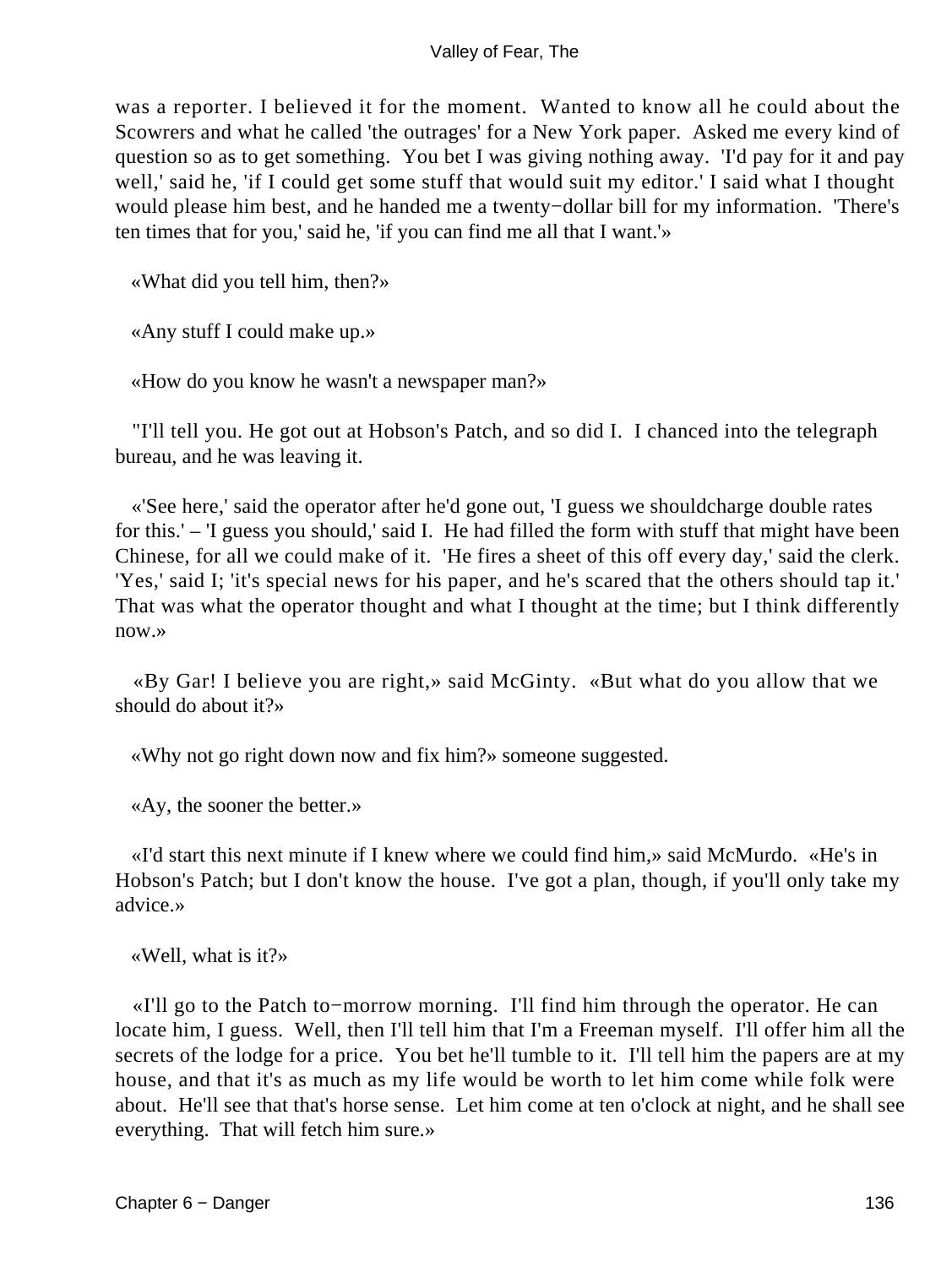was a reporter. I believed it for the moment. Wanted to know all he could about the Scowrers and what he called 'the outrages' for a New York paper. Asked me every kind of question so as to get something. You bet I was giving nothing away. 'I'd pay for it and pay well,' said he, 'if I could get some stuff that would suit my editor.' I said what I thought would please him best, and he handed me a twenty−dollar bill for my information. 'There's ten times that for you,' said he, 'if you can find me all that I want.'»

«What did you tell him, then?»

«Any stuff I could make up.»

«How do you know he wasn't a newspaper man?»

"I'll tell you. He got out at Hobson's Patch, and so did I. I chanced into the telegraph bureau, and he was leaving it.

«'See here,' said the operator after he'd gone out, 'I guess we shouldcharge double rates for this.' – 'I guess you should,' said I. He had filled the form with stuff that might have been Chinese, for all we could make of it. 'He fires a sheet of this off every day,' said the clerk. 'Yes,' said I; 'it's special news for his paper, and he's scared that the others should tap it.' That was what the operator thought and what I thought at the time; but I think differently now.»

«By Gar! I believe you are right,» said McGinty. «But what do you allow that we should do about it?»

«Why not go right down now and fix him?» someone suggested.

«Ay, the sooner the better.»

«I'd start this next minute if I knew where we could find him,» said McMurdo. «He's in Hobson's Patch; but I don't know the house. I've got a plan, though, if you'll only take my advice.»

«Well, what is it?»

«I'll go to the Patch to−morrow morning. I'll find him through the operator. He can locate him, I guess. Well, then I'll tell him that I'm a Freeman myself. I'll offer him all the secrets of the lodge for a price. You bet he'll tumble to it. I'll tell him the papers are at my house, and that it's as much as my life would be worth to let him come while folk were about. He'll see that that's horse sense. Let him come at ten o'clock at night, and he shall see everything. That will fetch him sure.»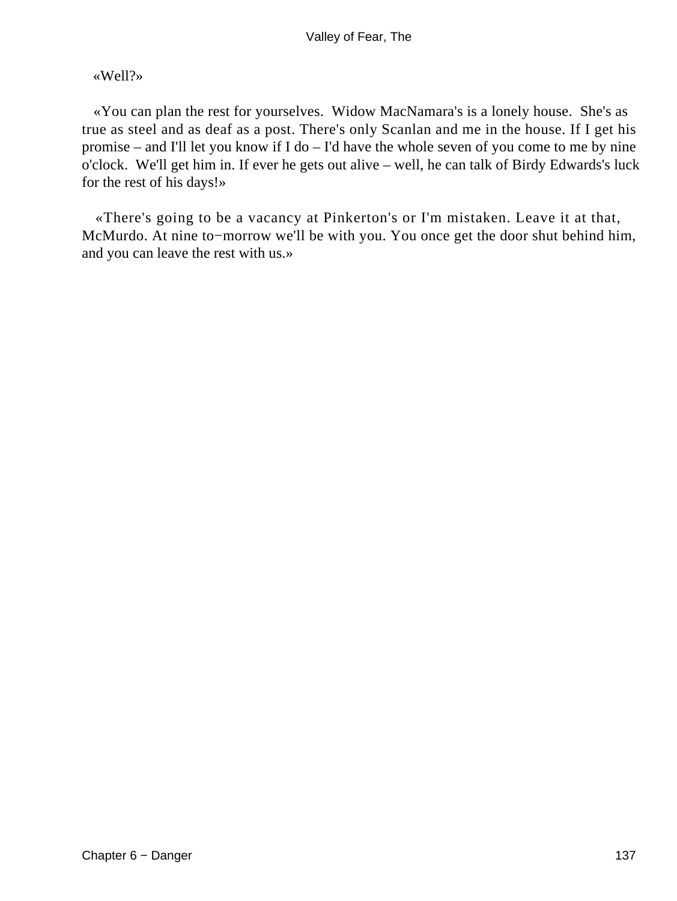«Well?»

«You can plan the rest for yourselves. Widow MacNamara's is a lonely house. She's as true as steel and as deaf as a post. There's only Scanlan and me in the house. If I get his promise – and I'll let you know if I do – I'd have the whole seven of you come to me by nine o'clock. We'll get him in. If ever he gets out alive – well, he can talk of Birdy Edwards's luck for the rest of his days!»

«There's going to be a vacancy at Pinkerton's or I'm mistaken. Leave it at that, McMurdo. At nine to−morrow we'll be with you. You once get the door shut behind him, and you can leave the rest with us.»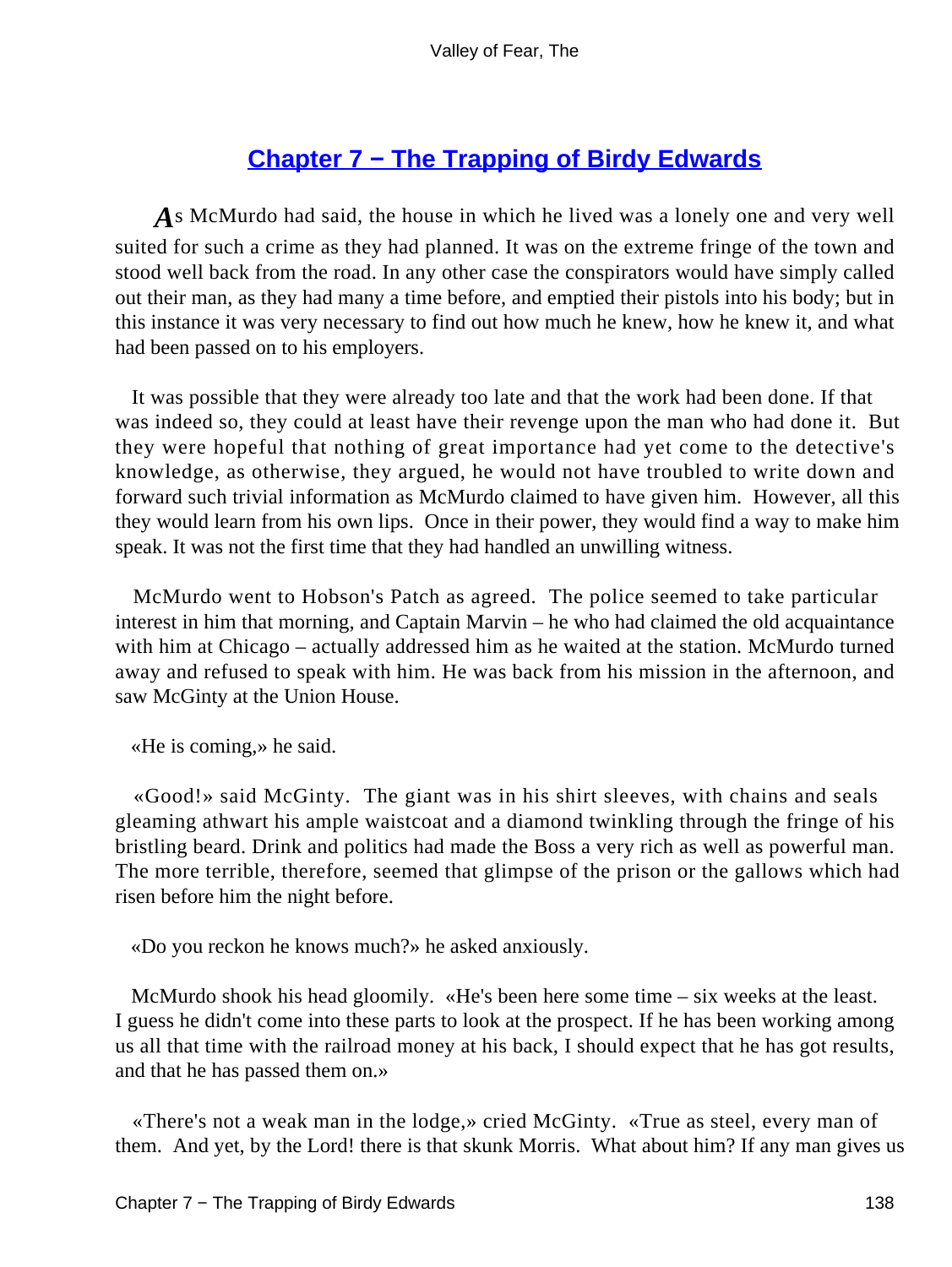## Chapter 7 − The Trapping of Birdy Edwards

As McMurdo had said, the house in which he lived was a lonely one and very well suited for such a crime as they had planned. It was on the extreme fringe of the town and stood well back from the road. In any other case the conspirators would have simply called out their man, as they had many a time before, and emptied their pistols into his body; but in this instance it was very necessary to find out how much he knew, how he knew it, and what had been passed on to his employers.

It was possible that they were already too late and that the work had been done. If that was indeed so, they could at least have their revenge upon the man who had done it. But they were hopeful that nothing of great importance had yet come to the detective's knowledge, as otherwise, they argued, he would not have troubled to write down and forward such trivial information as McMurdo claimed to have given him. However, all this they would learn from his own lips. Once in their power, they would find a way to make him speak. It was not the first time that they had handled an unwilling witness.

McMurdo went to Hobson's Patch as agreed. The police seemed to take particular interest in him that morning, and Captain Marvin – he who had claimed the old acquaintance with him at Chicago – actually addressed him as he waited at the station. McMurdo turned away and refused to speak with him. He was back from his mission in the afternoon, and saw McGinty at the Union House.

«He is coming,» he said.

«Good!» said McGinty. The giant was in his shirt sleeves, with chains and seals gleaming athwart his ample waistcoat and a diamond twinkling through the fringe of his bristling beard. Drink and politics had made the Boss a very rich as well as powerful man. The more terrible, therefore, seemed that glimpse of the prison or the gallows which had risen before him the night before.

«Do you reckon he knows much?» he asked anxiously.

McMurdo shook his head gloomily. «He's been here some time – six weeks at the least. I guess he didn't come into these parts to look at the prospect. If he has been working among us all that time with the railroad money at his back, I should expect that he has got results, and that he has passed them on.»

«There's not a weak man in the lodge,» cried McGinty. «True as steel, every man of them. And yet, by the Lord! there is that skunk Morris. What about him? If any man gives us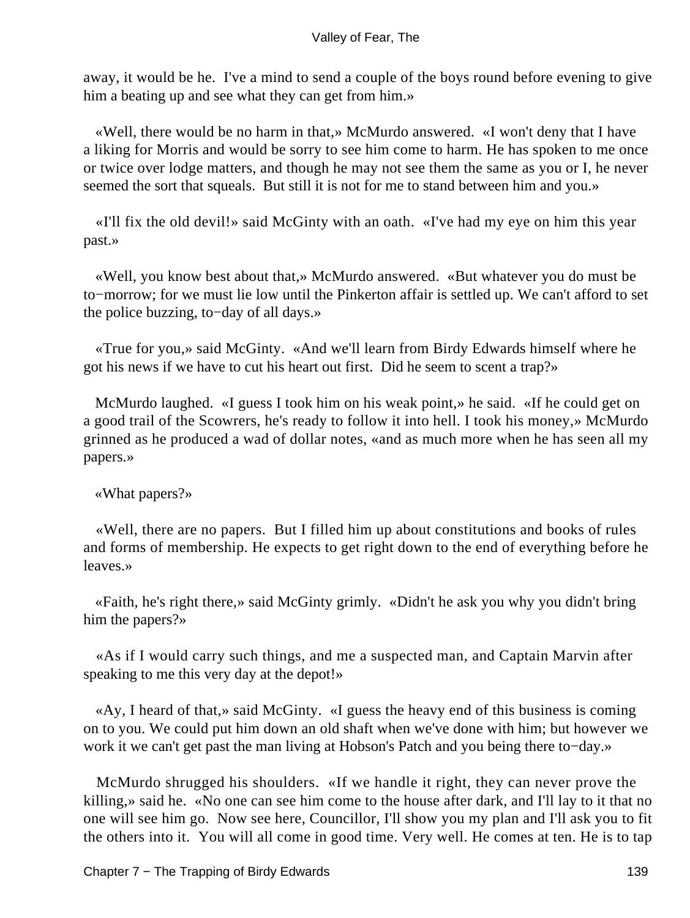away, it would be he. I've a mind to send a couple of the boys round before evening to give him a beating up and see what they can get from him.»

«Well, there would be no harm in that,» McMurdo answered. «I won't deny that I have a liking for Morris and would be sorry to see him come to harm. He has spoken to me once or twice over lodge matters, and though he may not see them the same as you or I, he never seemed the sort that squeals. But still it is not for me to stand between him and you.»

«I'll fix the old devil!» said McGinty with an oath. «I've had my eye on him this year past.»

«Well, you know best about that,» McMurdo answered. «But whatever you do must be to−morrow; for we must lie low until the Pinkerton affair is settled up. We can't afford to set the police buzzing, to−day of all days.»

«True for you,» said McGinty. «And we'll learn from Birdy Edwards himself where he got his news if we have to cut his heart out first. Did he seem to scent a trap?»

McMurdo laughed. «I guess I took him on his weak point,» he said. «If he could get on a good trail of the Scowrers, he's ready to follow it into hell. I took his money,» McMurdo grinned as he produced a wad of dollar notes, «and as much more when he has seen all my papers.»

«What papers?»

«Well, there are no papers. But I filled him up about constitutions and books of rules and forms of membership. He expects to get right down to the end of everything before he leaves.»

«Faith, he's right there,» said McGinty grimly. «Didn't he ask you why you didn't bring him the papers?»

«As if I would carry such things, and me a suspected man, and Captain Marvin after speaking to me this very day at the depot!»

«Ay, I heard of that,» said McGinty. «I guess the heavy end of this business is coming on to you. We could put him down an old shaft when we've done with him; but however we work it we can't get past the man living at Hobson's Patch and you being there to−day.»

McMurdo shrugged his shoulders. «If we handle it right, they can never prove the killing,» said he. «No one can see him come to the house after dark, and I'll lay to it that no one will see him go. Now see here, Councillor, I'll show you my plan and I'll ask you to fit the others into it. You will all come in good time. Very well. He comes at ten. He is to tap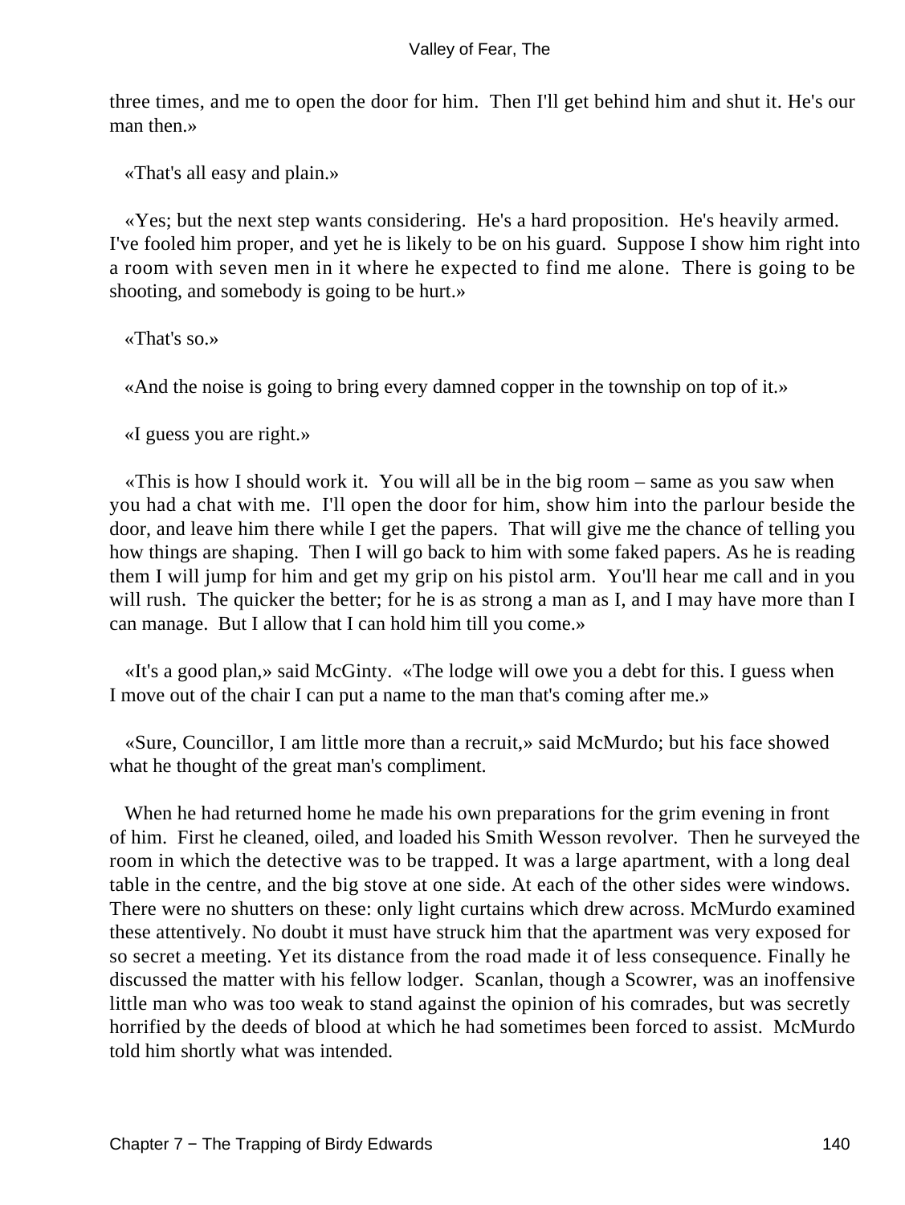three times, and me to open the door for him. Then I'll get behind him and shut it. He's our man then.»

«That's all easy and plain.»

«Yes; but the next step wants considering. He's a hard proposition. He's heavily armed. I've fooled him proper, and yet he is likely to be on his guard. Suppose I show him right into a room with seven men in it where he expected to find me alone. There is going to be shooting, and somebody is going to be hurt.»

«That's so.»

«And the noise is going to bring every damned copper in the township on top of it.»

«I guess you are right.»

«This is how I should work it. You will all be in the big room – same as you saw when you had a chat with me. I'll open the door for him, show him into the parlour beside the door, and leave him there while I get the papers. That will give me the chance of telling you how things are shaping. Then I will go back to him with some faked papers. As he is reading them I will jump for him and get my grip on his pistol arm. You'll hear me call and in you will rush. The quicker the better; for he is as strong a man as I, and I may have more than I can manage. But I allow that I can hold him till you come.»

«It's a good plan,» said McGinty. «The lodge will owe you a debt for this. I guess when I move out of the chair I can put a name to the man that's coming after me.»

«Sure, Councillor, I am little more than a recruit,» said McMurdo; but his face showed what he thought of the great man's compliment.

When he had returned home he made his own preparations for the grim evening in front of him. First he cleaned, oiled, and loaded his Smith Wesson revolver. Then he surveyed the room in which the detective was to be trapped. It was a large apartment, with a long deal table in the centre, and the big stove at one side. At each of the other sides were windows. There were no shutters on these: only light curtains which drew across. McMurdo examined these attentively. No doubt it must have struck him that the apartment was very exposed for so secret a meeting. Yet its distance from the road made it of less consequence. Finally he discussed the matter with his fellow lodger. Scanlan, though a Scowrer, was an inoffensive little man who was too weak to stand against the opinion of his comrades, but was secretly horrified by the deeds of blood at which he had sometimes been forced to assist. McMurdo told him shortly what was intended.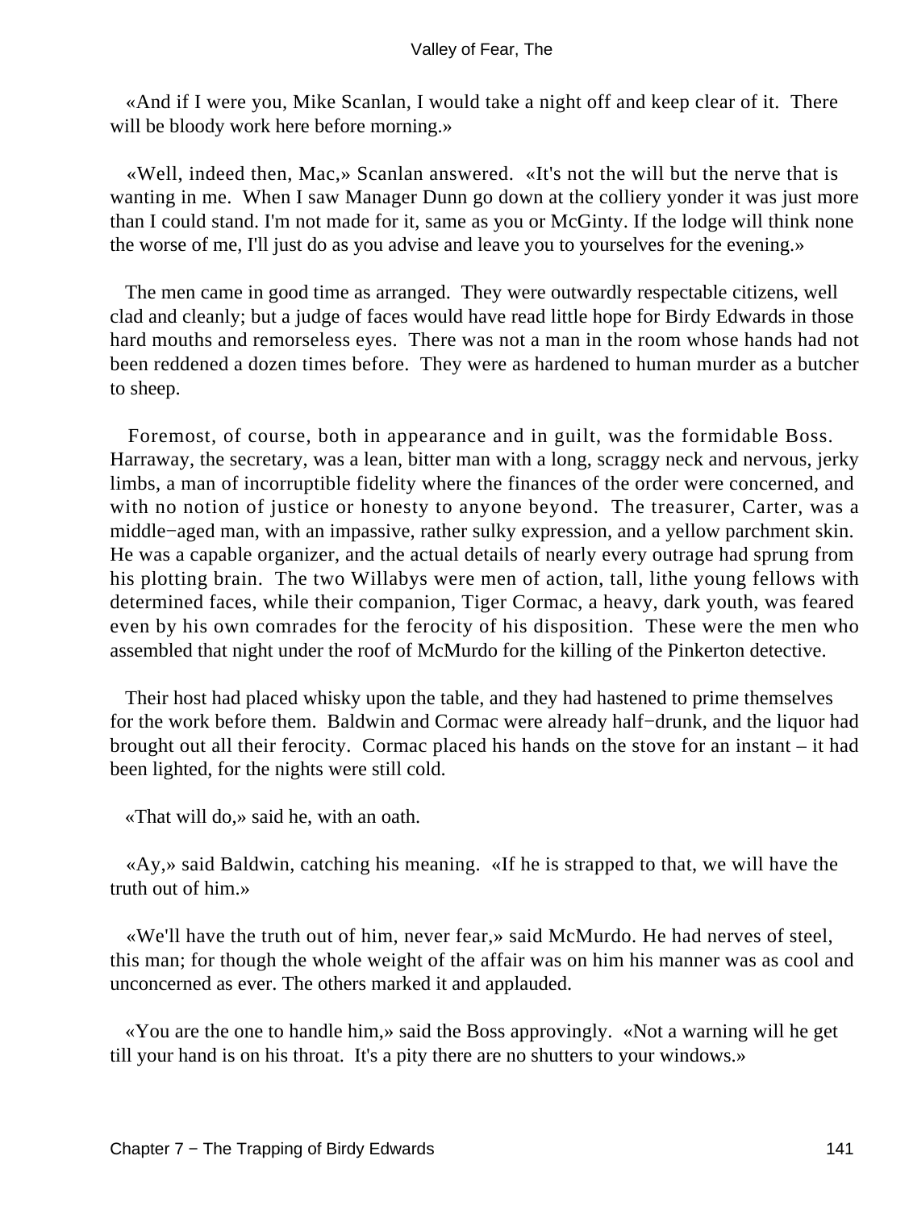«And if I were you, Mike Scanlan, I would take a night off and keep clear of it. There will be bloody work here before morning.»

«Well, indeed then, Mac,» Scanlan answered. «It's not the will but the nerve that is wanting in me. When I saw Manager Dunn go down at the colliery yonder it was just more than I could stand. I'm not made for it, same as you or McGinty. If the lodge will think none the worse of me, I'll just do as you advise and leave you to yourselves for the evening.»

The men came in good time as arranged. They were outwardly respectable citizens, well clad and cleanly; but a judge of faces would have read little hope for Birdy Edwards in those hard mouths and remorseless eyes. There was not a man in the room whose hands had not been reddened a dozen times before. They were as hardened to human murder as a butcher to sheep.

Foremost, of course, both in appearance and in guilt, was the formidable Boss. Harraway, the secretary, was a lean, bitter man with a long, scraggy neck and nervous, jerky limbs, a man of incorruptible fidelity where the finances of the order were concerned, and with no notion of justice or honesty to anyone beyond. The treasurer, Carter, was a middle−aged man, with an impassive, rather sulky expression, and a yellow parchment skin. He was a capable organizer, and the actual details of nearly every outrage had sprung from his plotting brain. The two Willabys were men of action, tall, lithe young fellows with determined faces, while their companion, Tiger Cormac, a heavy, dark youth, was feared even by his own comrades for the ferocity of his disposition. These were the men who assembled that night under the roof of McMurdo for the killing of the Pinkerton detective.

Their host had placed whisky upon the table, and they had hastened to prime themselves for the work before them. Baldwin and Cormac were already half−drunk, and the liquor had brought out all their ferocity. Cormac placed his hands on the stove for an instant – it had been lighted, for the nights were still cold.

«That will do,» said he, with an oath.

«Ay,» said Baldwin, catching his meaning. «If he is strapped to that, we will have the truth out of him.»

«We'll have the truth out of him, never fear,» said McMurdo. He had nerves of steel, this man; for though the whole weight of the affair was on him his manner was as cool and unconcerned as ever. The others marked it and applauded.

«You are the one to handle him,» said the Boss approvingly. «Not a warning will he get till your hand is on his throat. It's a pity there are no shutters to your windows.»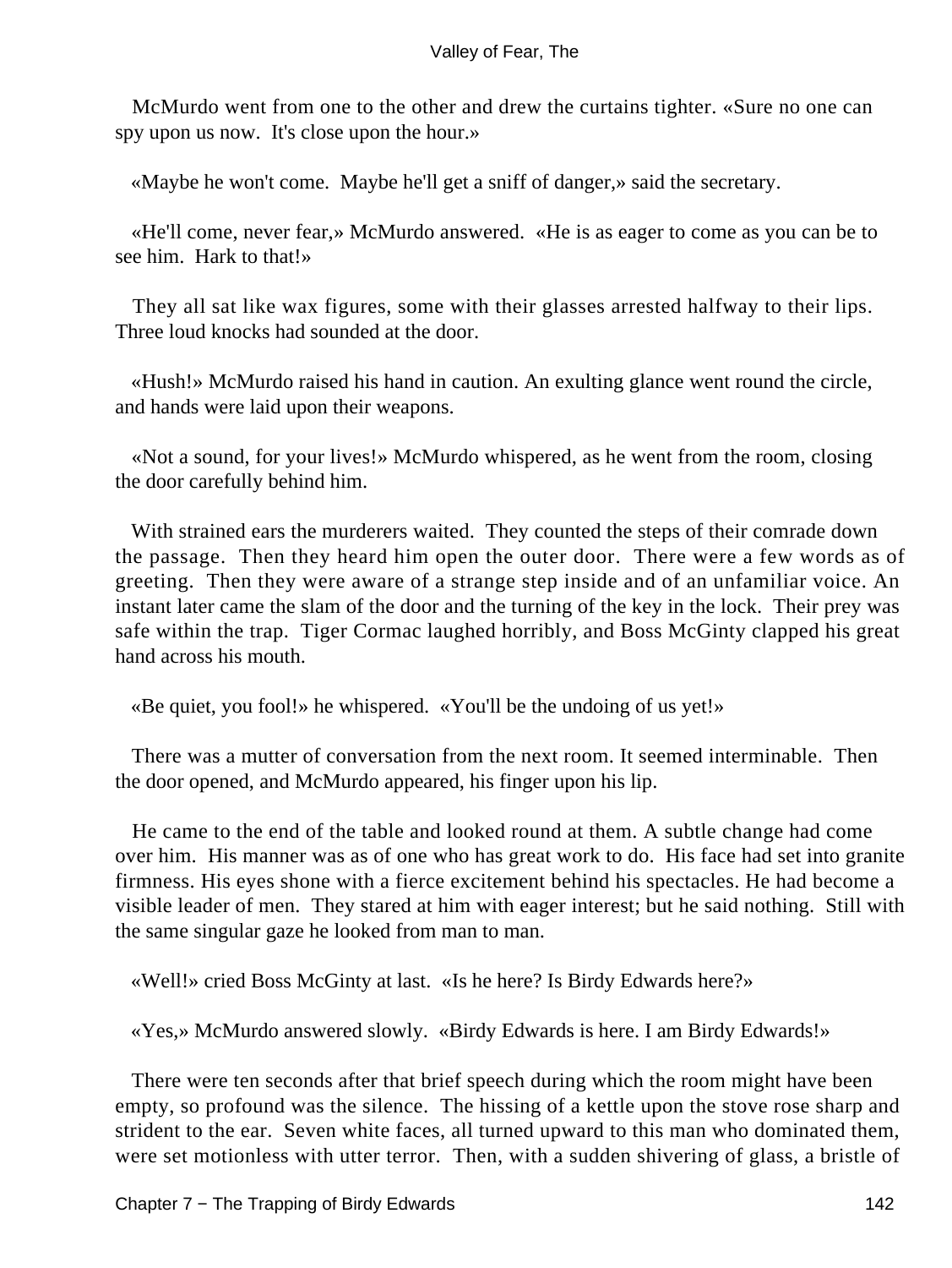McMurdo went from one to the other and drew the curtains tighter. «Sure no one can spy upon us now. It's close upon the hour.»

«Maybe he won't come. Maybe he'll get a sniff of danger,» said the secretary.

«He'll come, never fear,» McMurdo answered. «He is as eager to come as you can be to see him. Hark to that!»

They all sat like wax figures, some with their glasses arrested halfway to their lips. Three loud knocks had sounded at the door.

«Hush!» McMurdo raised his hand in caution. An exulting glance went round the circle, and hands were laid upon their weapons.

«Not a sound, for your lives!» McMurdo whispered, as he went from the room, closing the door carefully behind him.

With strained ears the murderers waited. They counted the steps of their comrade down the passage. Then they heard him open the outer door. There were a few words as of greeting. Then they were aware of a strange step inside and of an unfamiliar voice. An instant later came the slam of the door and the turning of the key in the lock. Their prey was safe within the trap. Tiger Cormac laughed horribly, and Boss McGinty clapped his great hand across his mouth.

«Be quiet, you fool!» he whispered. «You'll be the undoing of us yet!»

There was a mutter of conversation from the next room. It seemed interminable. Then the door opened, and McMurdo appeared, his finger upon his lip.

He came to the end of the table and looked round at them. A subtle change had come over him. His manner was as of one who has great work to do. His face had set into granite firmness. His eyes shone with a fierce excitement behind his spectacles. He had become a visible leader of men. They stared at him with eager interest; but he said nothing. Still with the same singular gaze he looked from man to man.

«Well!» cried Boss McGinty at last. «Is he here? Is Birdy Edwards here?»

«Yes,» McMurdo answered slowly. «Birdy Edwards is here. I am Birdy Edwards!»

There were ten seconds after that brief speech during which the room might have been empty, so profound was the silence. The hissing of a kettle upon the stove rose sharp and strident to the ear. Seven white faces, all turned upward to this man who dominated them, were set motionless with utter terror. Then, with a sudden shivering of glass, a bristle of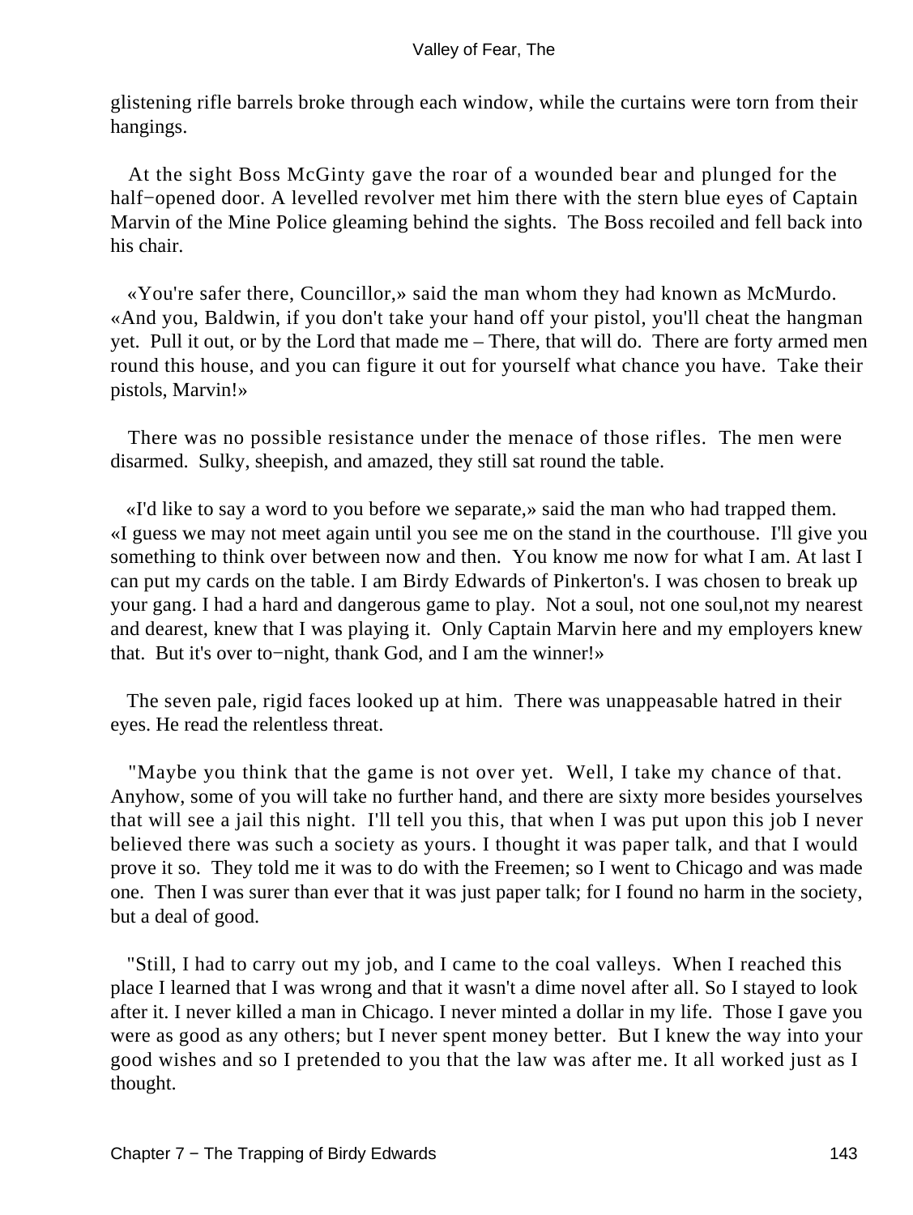glistening rifle barrels broke through each window, while the curtains were torn from their hangings.

At the sight Boss McGinty gave the roar of a wounded bear and plunged for the half−opened door. A levelled revolver met him there with the stern blue eyes of Captain Marvin of the Mine Police gleaming behind the sights. The Boss recoiled and fell back into his chair.

«You're safer there, Councillor,» said the man whom they had known as McMurdo. «And you, Baldwin, if you don't take your hand off your pistol, you'll cheat the hangman yet. Pull it out, or by the Lord that made me – There, that will do. There are forty armed men round this house, and you can figure it out for yourself what chance you have. Take their pistols, Marvin!»

There was no possible resistance under the menace of those rifles. The men were disarmed. Sulky, sheepish, and amazed, they still sat round the table.

«I'd like to say a word to you before we separate,» said the man who had trapped them. «I guess we may not meet again until you see me on the stand in the courthouse. I'll give you something to think over between now and then. You know me now for what I am. At last I can put my cards on the table. I am Birdy Edwards of Pinkerton's. I was chosen to break up your gang. I had a hard and dangerous game to play. Not a soul, not one soul,not my nearest and dearest, knew that I was playing it. Only Captain Marvin here and my employers knew that. But it's over to−night, thank God, and I am the winner!»

The seven pale, rigid faces looked up at him. There was unappeasable hatred in their eyes. He read the relentless threat.

"Maybe you think that the game is not over yet. Well, I take my chance of that. Anyhow, some of you will take no further hand, and there are sixty more besides yourselves that will see a jail this night. I'll tell you this, that when I was put upon this job I never believed there was such a society as yours. I thought it was paper talk, and that I would prove it so. They told me it was to do with the Freemen; so I went to Chicago and was made one. Then I was surer than ever that it was just paper talk; for I found no harm in the society, but a deal of good.

"Still, I had to carry out my job, and I came to the coal valleys. When I reached this place I learned that I was wrong and that it wasn't a dime novel after all. So I stayed to look after it. I never killed a man in Chicago. I never minted a dollar in my life. Those I gave you were as good as any others; but I never spent money better. But I knew the way into your good wishes and so I pretended to you that the law was after me. It all worked just as I thought.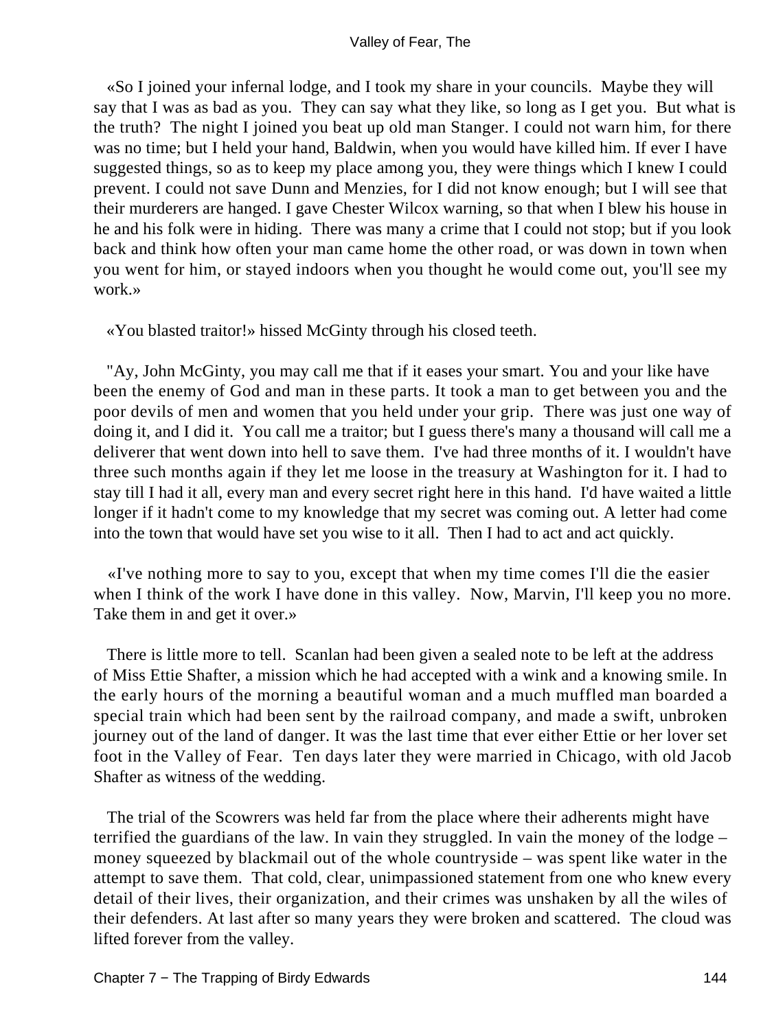«So I joined your infernal lodge, and I took my share in your councils. Maybe they will say that I was as bad as you. They can say what they like, so long as I get you. But what is the truth? The night I joined you beat up old man Stanger. I could not warn him, for there was no time; but I held your hand, Baldwin, when you would have killed him. If ever I have suggested things, so as to keep my place among you, they were things which I knew I could prevent. I could not save Dunn and Menzies, for I did not know enough; but I will see that their murderers are hanged. I gave Chester Wilcox warning, so that when I blew his house in he and his folk were in hiding. There was many a crime that I could not stop; but if you look back and think how often your man came home the other road, or was down in town when you went for him, or stayed indoors when you thought he would come out, you'll see my work.»

«You blasted traitor!» hissed McGinty through his closed teeth.

"Ay, John McGinty, you may call me that if it eases your smart. You and your like have been the enemy of God and man in these parts. It took a man to get between you and the poor devils of men and women that you held under your grip. There was just one way of doing it, and I did it. You call me a traitor; but I guess there's many a thousand will call me a deliverer that went down into hell to save them. I've had three months of it. I wouldn't have three such months again if they let me loose in the treasury at Washington for it. I had to stay till I had it all, every man and every secret right here in this hand. I'd have waited a little longer if it hadn't come to my knowledge that my secret was coming out. A letter had come into the town that would have set you wise to it all. Then I had to act and act quickly.

«I've nothing more to say to you, except that when my time comes I'll die the easier when I think of the work I have done in this valley. Now, Marvin, I'll keep you no more. Take them in and get it over.»

There is little more to tell. Scanlan had been given a sealed note to be left at the address of Miss Ettie Shafter, a mission which he had accepted with a wink and a knowing smile. In the early hours of the morning a beautiful woman and a much muffled man boarded a special train which had been sent by the railroad company, and made a swift, unbroken journey out of the land of danger. It was the last time that ever either Ettie or her lover set foot in the Valley of Fear. Ten days later they were married in Chicago, with old Jacob Shafter as witness of the wedding.

The trial of the Scowrers was held far from the place where their adherents might have terrified the guardians of the law. In vain they struggled. In vain the money of the lodge – money squeezed by blackmail out of the whole countryside – was spent like water in the attempt to save them. That cold, clear, unimpassioned statement from one who knew every detail of their lives, their organization, and their crimes was unshaken by all the wiles of their defenders. At last after so many years they were broken and scattered. The cloud was lifted forever from the valley.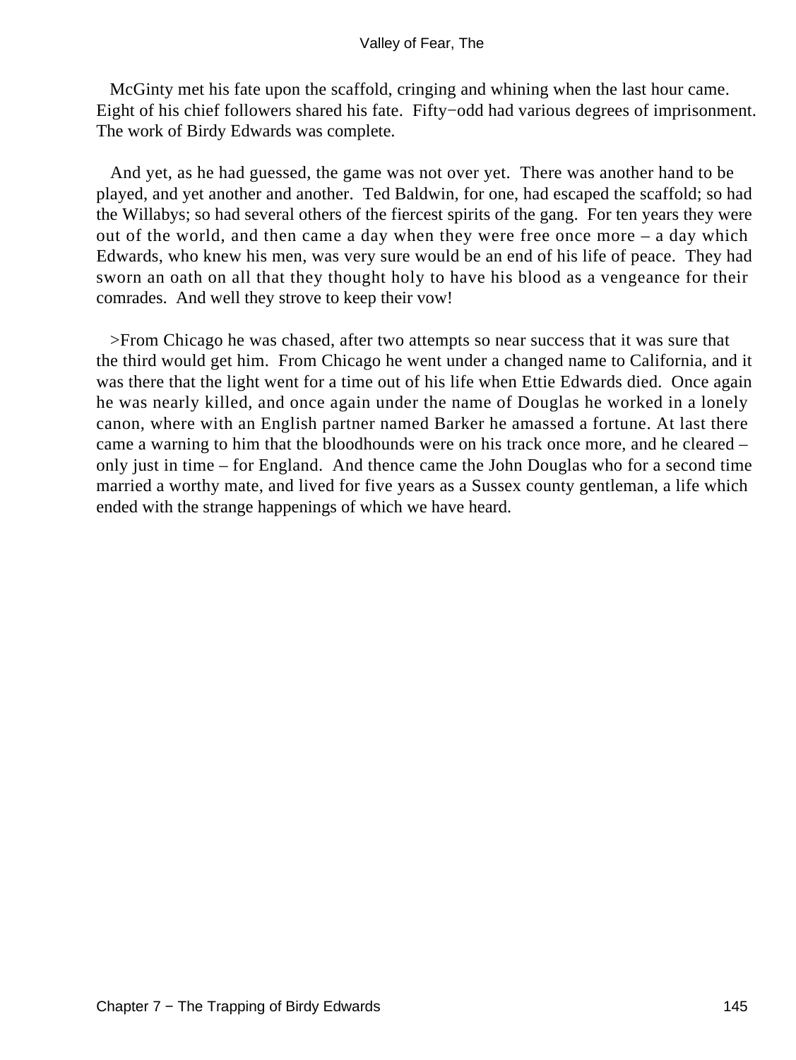McGinty met his fate upon the scaffold, cringing and whining when the last hour came. Eight of his chief followers shared his fate. Fifty−odd had various degrees of imprisonment. The work of Birdy Edwards was complete.

And yet, as he had guessed, the game was not over yet. There was another hand to be played, and yet another and another. Ted Baldwin, for one, had escaped the scaffold; so had the Willabys; so had several others of the fiercest spirits of the gang. For ten years they were out of the world, and then came a day when they were free once more – a day which Edwards, who knew his men, was very sure would be an end of his life of peace. They had sworn an oath on all that they thought holy to have his blood as a vengeance for their comrades. And well they strove to keep their vow!

>From Chicago he was chased, after two attempts so near success that it was sure that the third would get him. From Chicago he went under a changed name to California, and it was there that the light went for a time out of his life when Ettie Edwards died. Once again he was nearly killed, and once again under the name of Douglas he worked in a lonely canon, where with an English partner named Barker he amassed a fortune. At last there came a warning to him that the bloodhounds were on his track once more, and he cleared – only just in time – for England. And thence came the John Douglas who for a second time married a worthy mate, and lived for five years as a Sussex county gentleman, a life which ended with the strange happenings of which we have heard.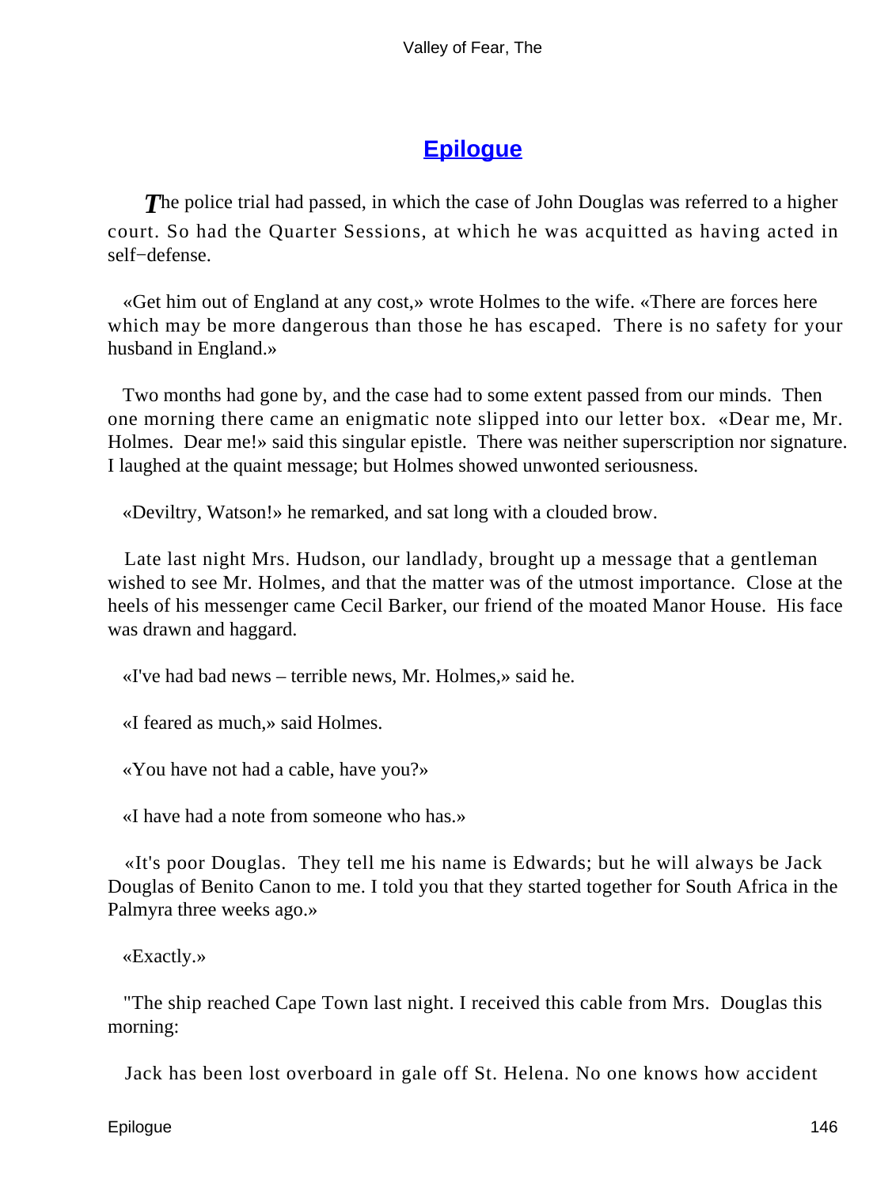## Epilogue

*T*he police trial had passed, in which the case of John Douglas was referred to a higher court. So had the Quarter Sessions, at which he was acquitted as having acted in self−defense.

«Get him out of England at any cost,» wrote Holmes to the wife. «There are forces here which may be more dangerous than those he has escaped. There is no safety for your husband in England.»

Two months had gone by, and the case had to some extent passed from our minds. Then one morning there came an enigmatic note slipped into our letter box. «Dear me, Mr. Holmes. Dear me!» said this singular epistle. There was neither superscription nor signature. I laughed at the quaint message; but Holmes showed unwonted seriousness.

«Deviltry, Watson!» he remarked, and sat long with a clouded brow.

Late last night Mrs. Hudson, our landlady, brought up a message that a gentleman wished to see Mr. Holmes, and that the matter was of the utmost importance. Close at the heels of his messenger came Cecil Barker, our friend of the moated Manor House. His face was drawn and haggard.

«I've had bad news – terrible news, Mr. Holmes,» said he.

«I feared as much,» said Holmes.

«You have not had a cable, have you?»

«I have had a note from someone who has.»

«It's poor Douglas. They tell me his name is Edwards; but he will always be Jack Douglas of Benito Canon to me. I told you that they started together for South Africa in the Palmyra three weeks ago.»

«Exactly.»

"The ship reached Cape Town last night. I received this cable from Mrs. Douglas this morning:

Jack has been lost overboard in gale off St. Helena. No one knows how accident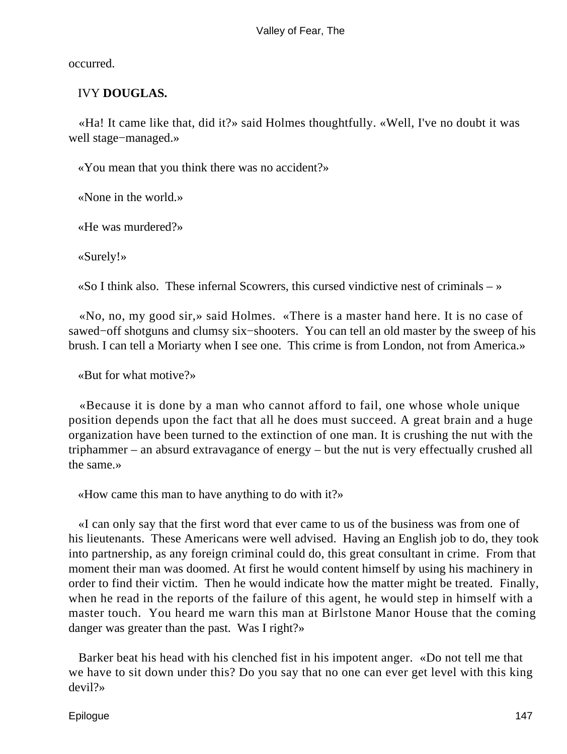occurred.

IVY **DOUGLAS.**

«Ha! It came like that, did it?» said Holmes thoughtfully. «Well, I've no doubt it was well stage−managed.»

«You mean that you think there was no accident?»

«None in the world.»

«He was murdered?»

«Surely!»

«So I think also. These infernal Scowrers, this cursed vindictive nest of criminals – »

«No, no, my good sir,» said Holmes. «There is a master hand here. It is no case of sawed−off shotguns and clumsy six−shooters. You can tell an old master by the sweep of his brush. I can tell a Moriarty when I see one. This crime is from London, not from America.»

«But for what motive?»

«Because it is done by a man who cannot afford to fail, one whose whole unique position depends upon the fact that all he does must succeed. A great brain and a huge organization have been turned to the extinction of one man. It is crushing the nut with the triphammer – an absurd extravagance of energy – but the nut is very effectually crushed all the same.»

«How came this man to have anything to do with it?»

«I can only say that the first word that ever came to us of the business was from one of his lieutenants. These Americans were well advised. Having an English job to do, they took into partnership, as any foreign criminal could do, this great consultant in crime. From that moment their man was doomed. At first he would content himself by using his machinery in order to find their victim. Then he would indicate how the matter might be treated. Finally, when he read in the reports of the failure of this agent, he would step in himself with a master touch. You heard me warn this man at Birlstone Manor House that the coming danger was greater than the past. Was I right?»

Barker beat his head with his clenched fist in his impotent anger. «Do not tell me that we have to sit down under this? Do you say that no one can ever get level with this king devil?»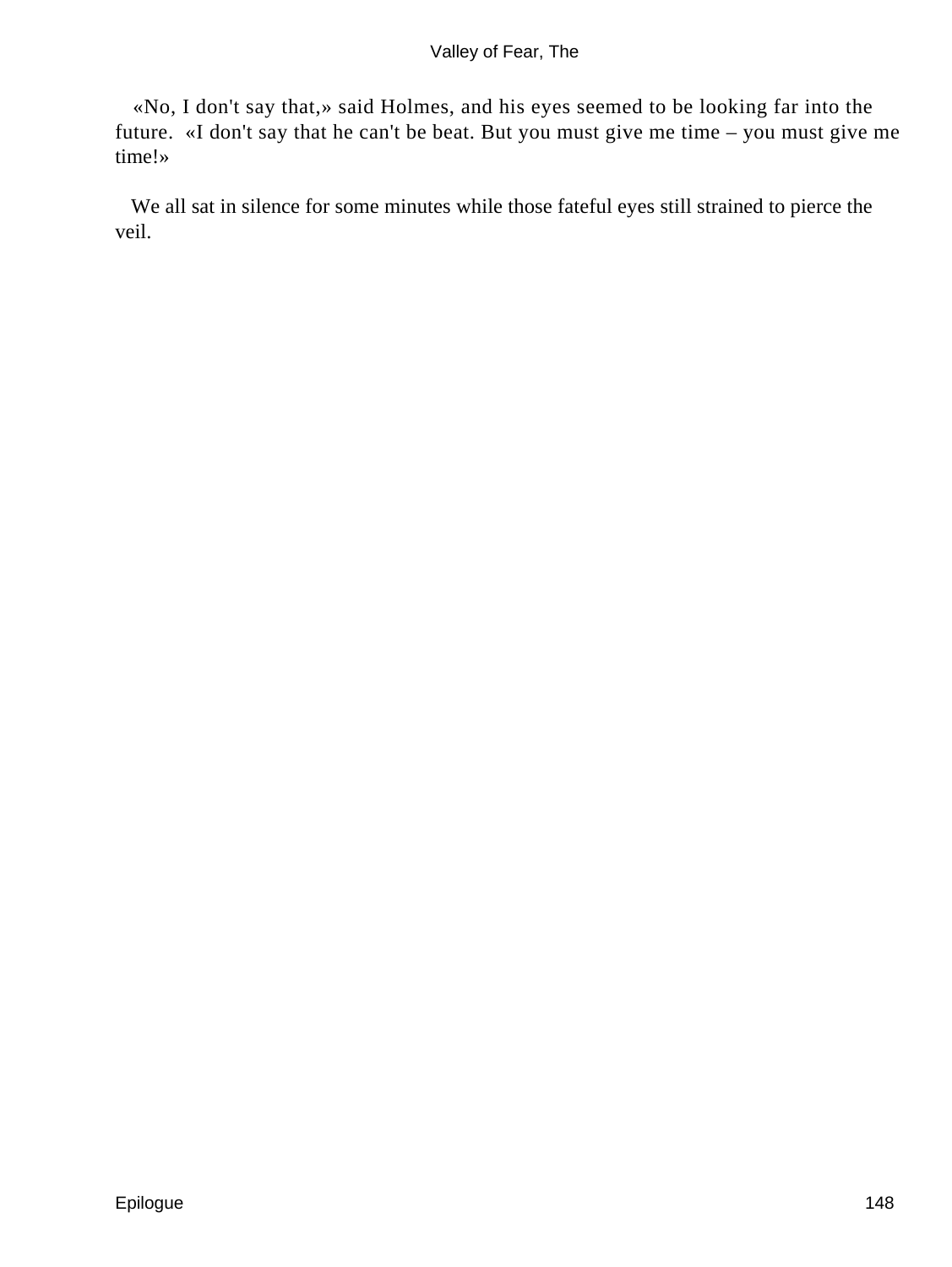«No, I don't say that,» said Holmes, and his eyes seemed to be looking far into the future. «I don't say that he can't be beat. But you must give me time – you must give me time!»

We all sat in silence for some minutes while those fateful eyes still strained to pierce the veil.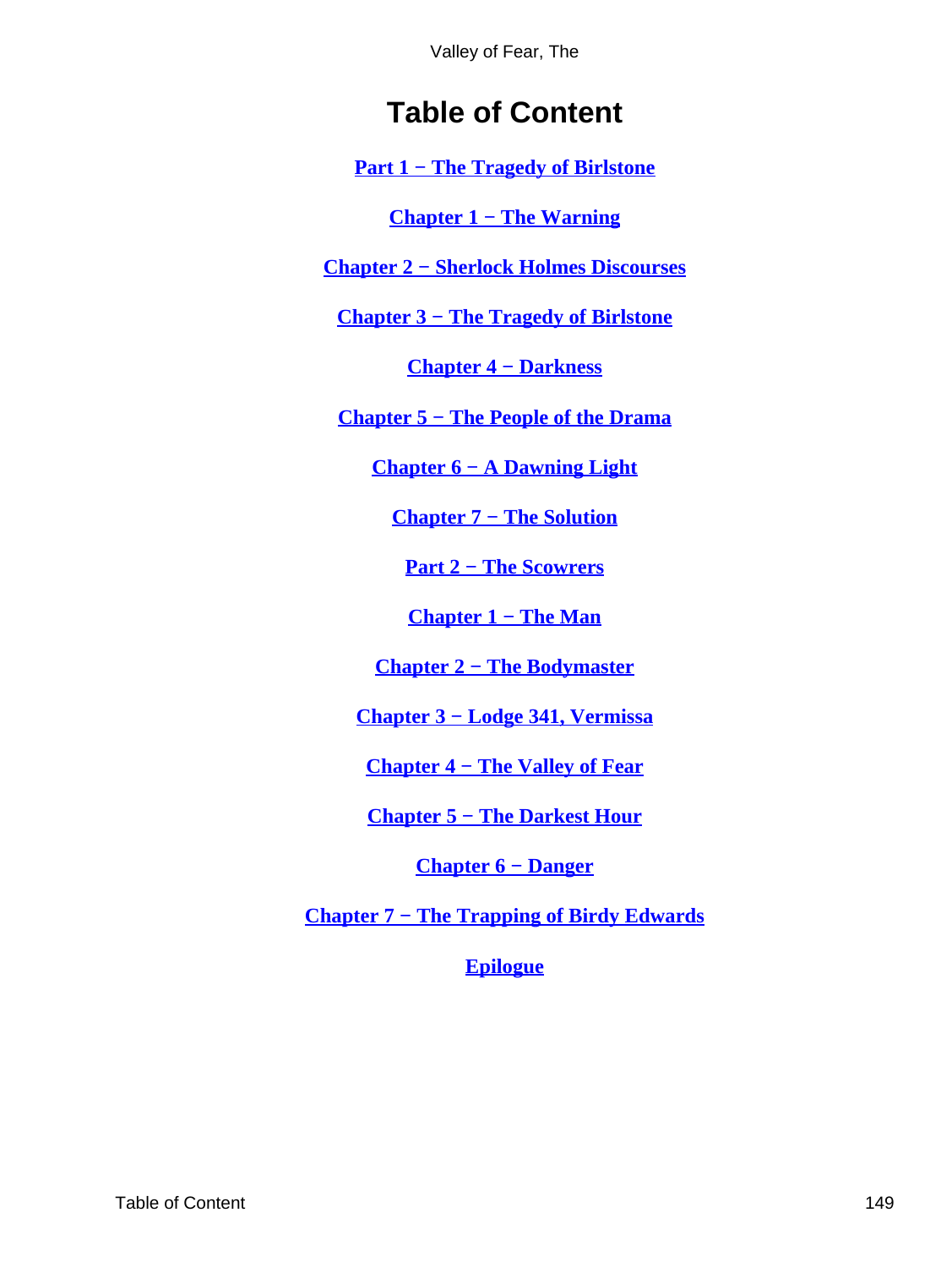# Table of Content

**Part 1 − The Tragedy of Birlstone**

**Chapter 1 − The Warning**

**Chapter 2 − Sherlock Holmes Discourses**

**Chapter 3 − The Tragedy of Birlstone**

**Chapter 4 − Darkness**

**Chapter 5 − The People of the Drama**

**Chapter 6 − A Dawning Light**

**Chapter 7 − The Solution**

**Part 2 − The Scowrers**

**Chapter 1 − The Man**

**Chapter 2 − The Bodymaster**

**Chapter 3 − Lodge 341, Vermissa**

**Chapter 4 − The Valley of Fear**

**Chapter 5 − The Darkest Hour**

**Chapter 6 − Danger**

**Chapter 7 − The Trapping of Birdy Edwards**

**Epilogue**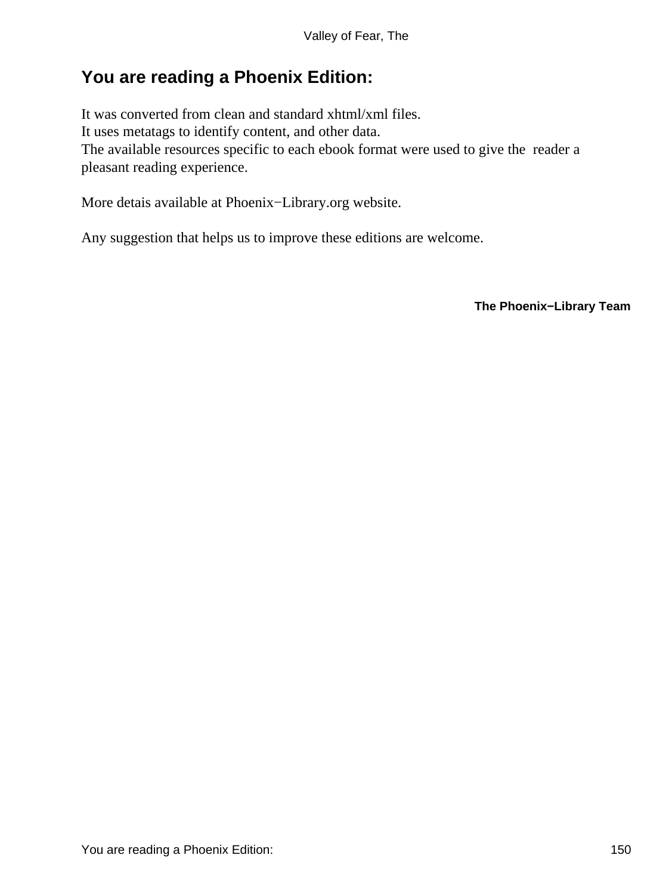## You are reading a Phoenix Edition:

It was converted from clean and standard xhtml/xml files.
It uses metatags to identify content, and other data.
The available resources specific to each ebook format were used to give the reader a pleasant reading experience.

More detais available at Phoenix−Library.org website.

Any suggestion that helps us to improve these editions are welcome.

**The Phoenix−Library Team**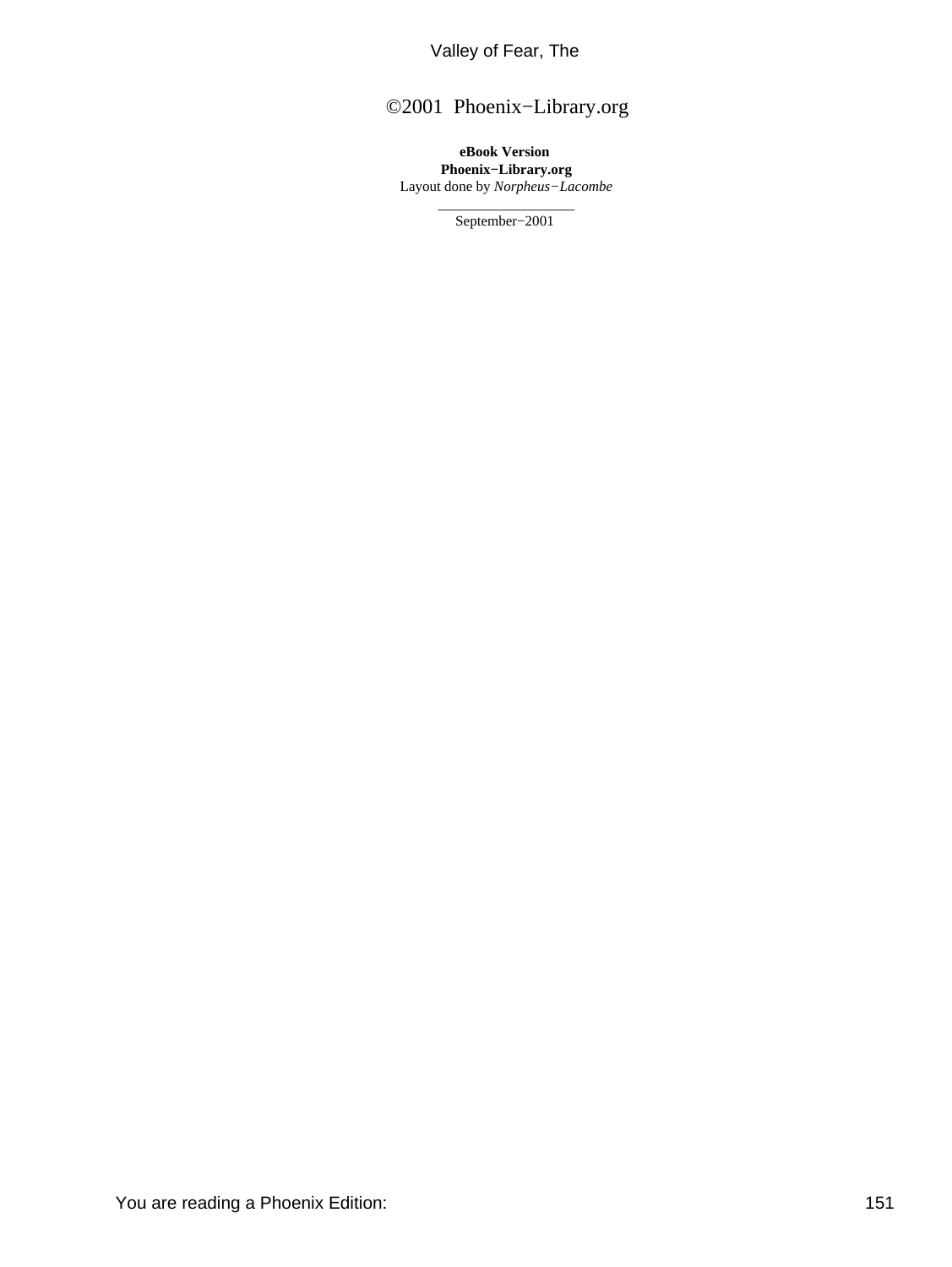©2001 Phoenix−Library.org

**eBook Version**
**Phoenix−Library.org**
Layout done by *Norpheus−Lacombe*

\_\_\_\_\_\_\_\_\_\_\_\_\_\_\_\_\_\_\_\_

September−2001